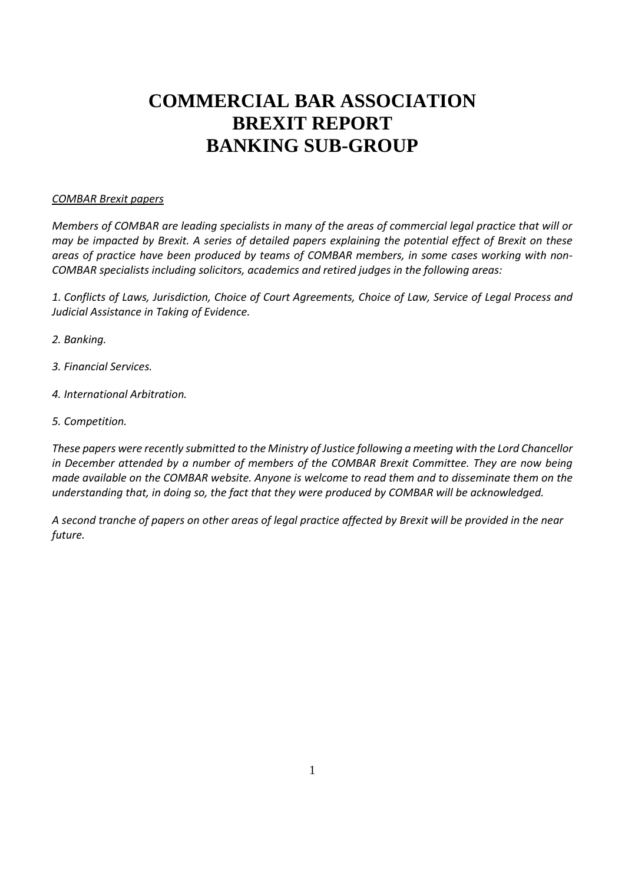# COMMERCIAL BAR ASSOCIATION BREXIT REPORT BANKING SUB-GROUP

*<u>COMBAR Brexit papers</u>*

*Members of COMBAR are leading specialists in many of the areas of commercial legal practice that will or may be impacted by Brexit. A series of detailed papers explaining the potential effect of Brexit on these areas of practice have been produced by teams of COMBAR members, in some cases working with non-COMBAR specialists including solicitors, academics and retired judges in the following areas:*

*1. Conflicts of Laws, Jurisdiction, Choice of Court Agreements, Choice of Law, Service of Legal Process and Judicial Assistance in Taking of Evidence.*

*2. Banking.*

*3. Financial Services.*

*4. International Arbitration.*

*5. Competition.*

*These papers were recently submitted to the Ministry of Justice following a meeting with the Lord Chancellor in December attended by a number of members of the COMBAR Brexit Committee. They are now being made available on the COMBAR website. Anyone is welcome to read them and to disseminate them on the understanding that, in doing so, the fact that they were produced by COMBAR will be acknowledged.*

*A second tranche of papers on other areas of legal practice affected by Brexit will be provided in the near future.*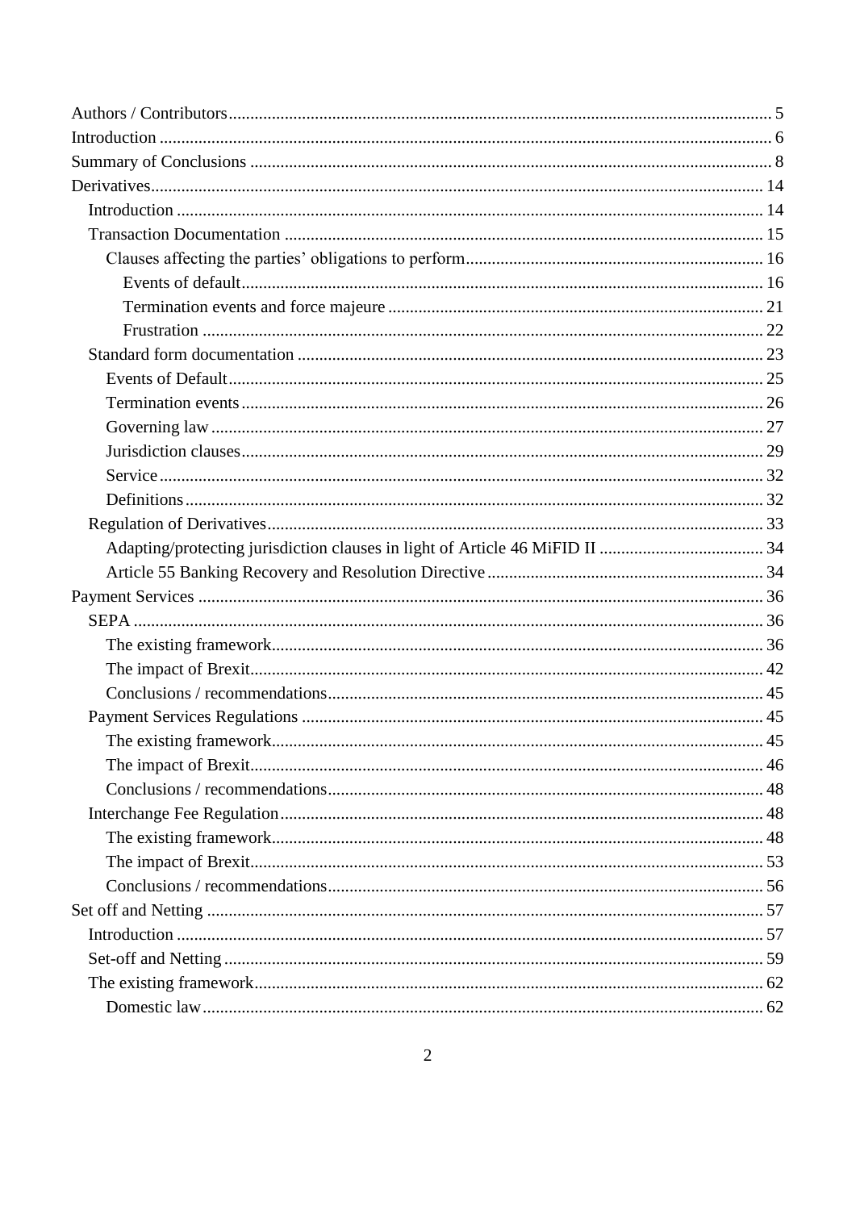- Authors / Contributors ............ 5
- Introduction ............ 6
- Summary of Conclusions ............ 8
- Derivatives ............ 14
  - Introduction ............ 14
  - Transaction Documentation ............ 15
    - Clauses affecting the parties' obligations to perform ............ 16
      - Events of default ............ 16
      - Termination events and force majeure ............ 21
      - Frustration ............ 22
  - Standard form documentation ............ 23
    - Events of Default ............ 25
    - Termination events ............ 26
    - Governing law ............ 27
    - Jurisdiction clauses ............ 29
    - Service ............ 32
    - Definitions ............ 32
  - Regulation of Derivatives ............ 33
    - Adapting/protecting jurisdiction clauses in light of Article 46 MiFID II ............ 34
    - Article 55 Banking Recovery and Resolution Directive ............ 34
- Payment Services ............ 36
  - SEPA ............ 36
    - The existing framework ............ 36
    - The impact of Brexit ............ 42
    - Conclusions / recommendations ............ 45
  - Payment Services Regulations ............ 45
    - The existing framework ............ 45
    - The impact of Brexit ............ 46
    - Conclusions / recommendations ............ 48
  - Interchange Fee Regulation ............ 48
    - The existing framework ............ 48
    - The impact of Brexit ............ 53
    - Conclusions / recommendations ............ 56
- Set off and Netting ............ 57
  - Introduction ............ 57
  - Set-off and Netting ............ 59
  - The existing framework ............ 62
    - Domestic law ............ 62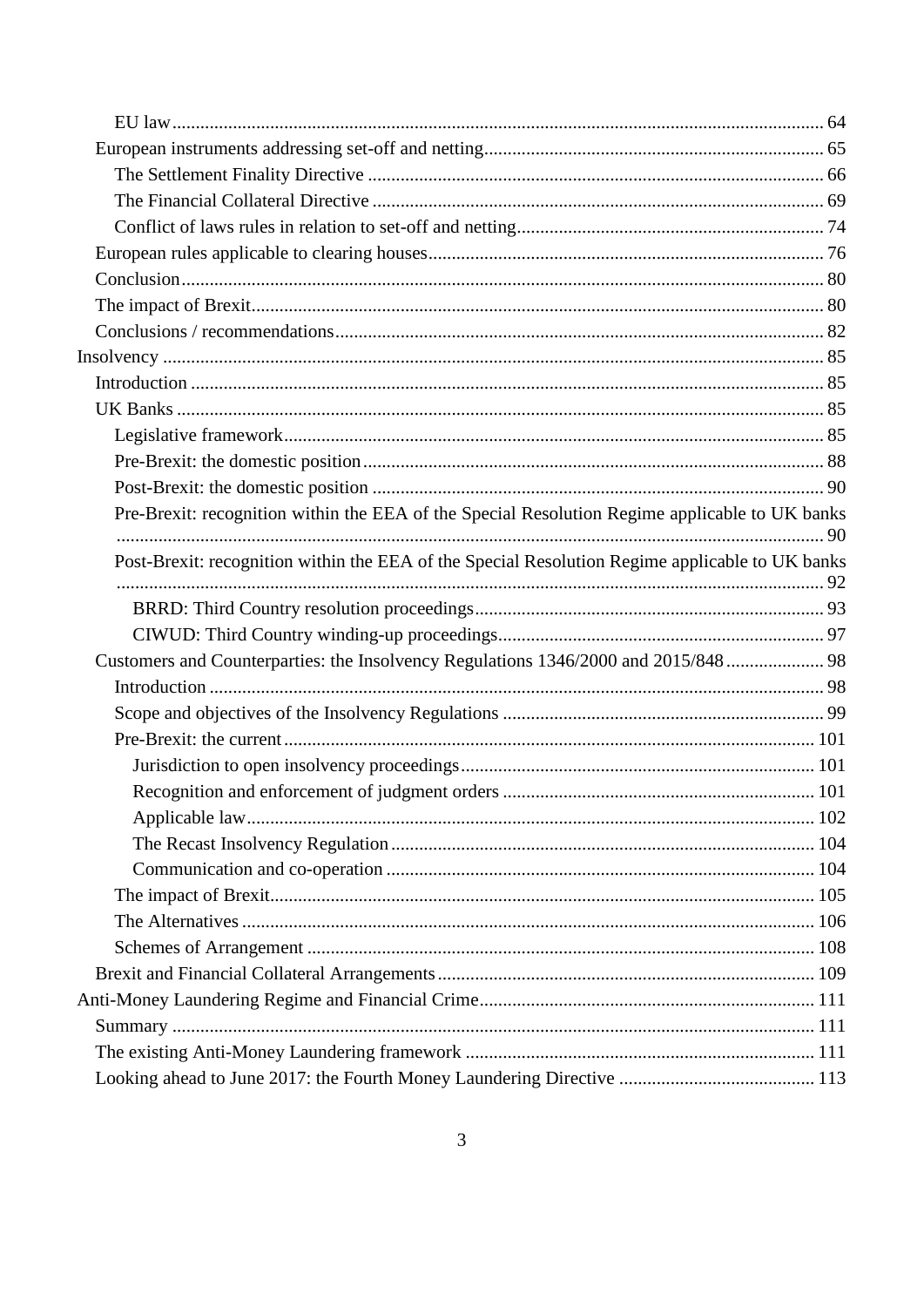- EU law ... 64
- European instruments addressing set-off and netting ... 65
  - The Settlement Finality Directive ... 66
  - The Financial Collateral Directive ... 69
  - Conflict of laws rules in relation to set-off and netting ... 74
- European rules applicable to clearing houses ... 76
- Conclusion ... 80
- The impact of Brexit ... 80
- Conclusions / recommendations ... 82

Insolvency ... 85

- Introduction ... 85
- UK Banks ... 85
  - Legislative framework ... 85
  - Pre-Brexit: the domestic position ... 88
  - Post-Brexit: the domestic position ... 90
  - Pre-Brexit: recognition within the EEA of the Special Resolution Regime applicable to UK banks ... 90
  - Post-Brexit: recognition within the EEA of the Special Resolution Regime applicable to UK banks ... 92
    - BRRD: Third Country resolution proceedings ... 93
    - CIWUD: Third Country winding-up proceedings ... 97
- Customers and Counterparties: the Insolvency Regulations 1346/2000 and 2015/848 ... 98
  - Introduction ... 98
  - Scope and objectives of the Insolvency Regulations ... 99
  - Pre-Brexit: the current ... 101
    - Jurisdiction to open insolvency proceedings ... 101
    - Recognition and enforcement of judgment orders ... 101
    - Applicable law ... 102
    - The Recast Insolvency Regulation ... 104
    - Communication and co-operation ... 104
  - The impact of Brexit ... 105
  - The Alternatives ... 106
  - Schemes of Arrangement ... 108
- Brexit and Financial Collateral Arrangements ... 109

Anti-Money Laundering Regime and Financial Crime ... 111

- Summary ... 111
- The existing Anti-Money Laundering framework ... 111
- Looking ahead to June 2017: the Fourth Money Laundering Directive ... 113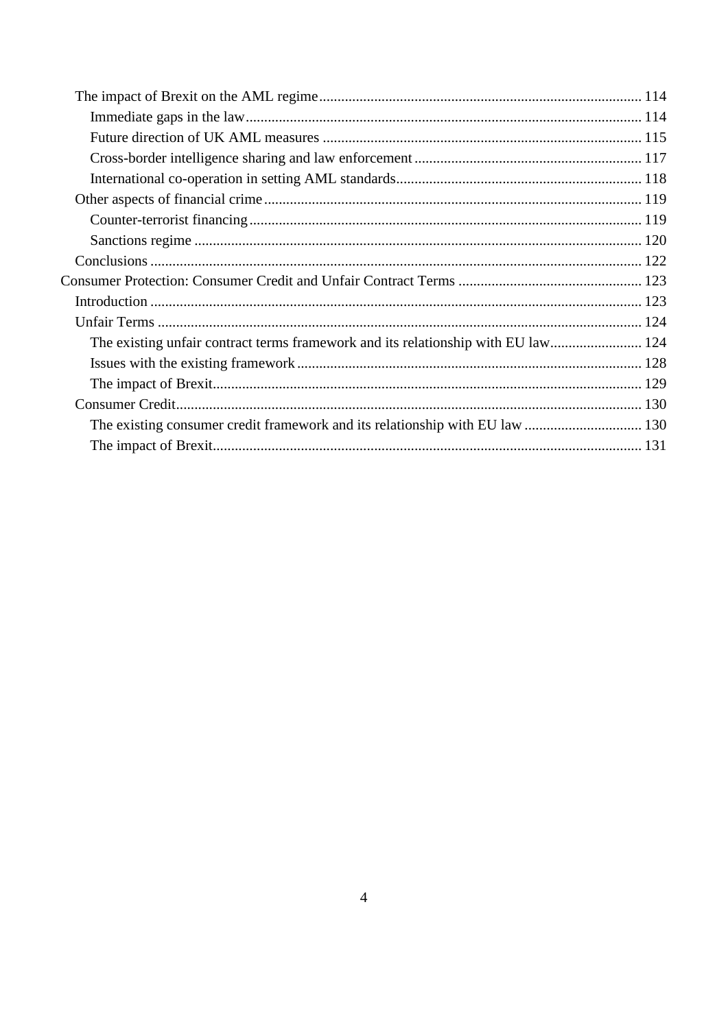- The impact of Brexit on the AML regime ........ 114
  - Immediate gaps in the law ........ 114
  - Future direction of UK AML measures ........ 115
  - Cross-border intelligence sharing and law enforcement ........ 117
  - International co-operation in setting AML standards ........ 118
- Other aspects of financial crime ........ 119
  - Counter-terrorist financing ........ 119
  - Sanctions regime ........ 120
- Conclusions ........ 122

Consumer Protection: Consumer Credit and Unfair Contract Terms ........ 123

- Introduction ........ 123
- Unfair Terms ........ 124
  - The existing unfair contract terms framework and its relationship with EU law ........ 124
  - Issues with the existing framework ........ 128
  - The impact of Brexit ........ 129
- Consumer Credit ........ 130
  - The existing consumer credit framework and its relationship with EU law ........ 130
  - The impact of Brexit ........ 131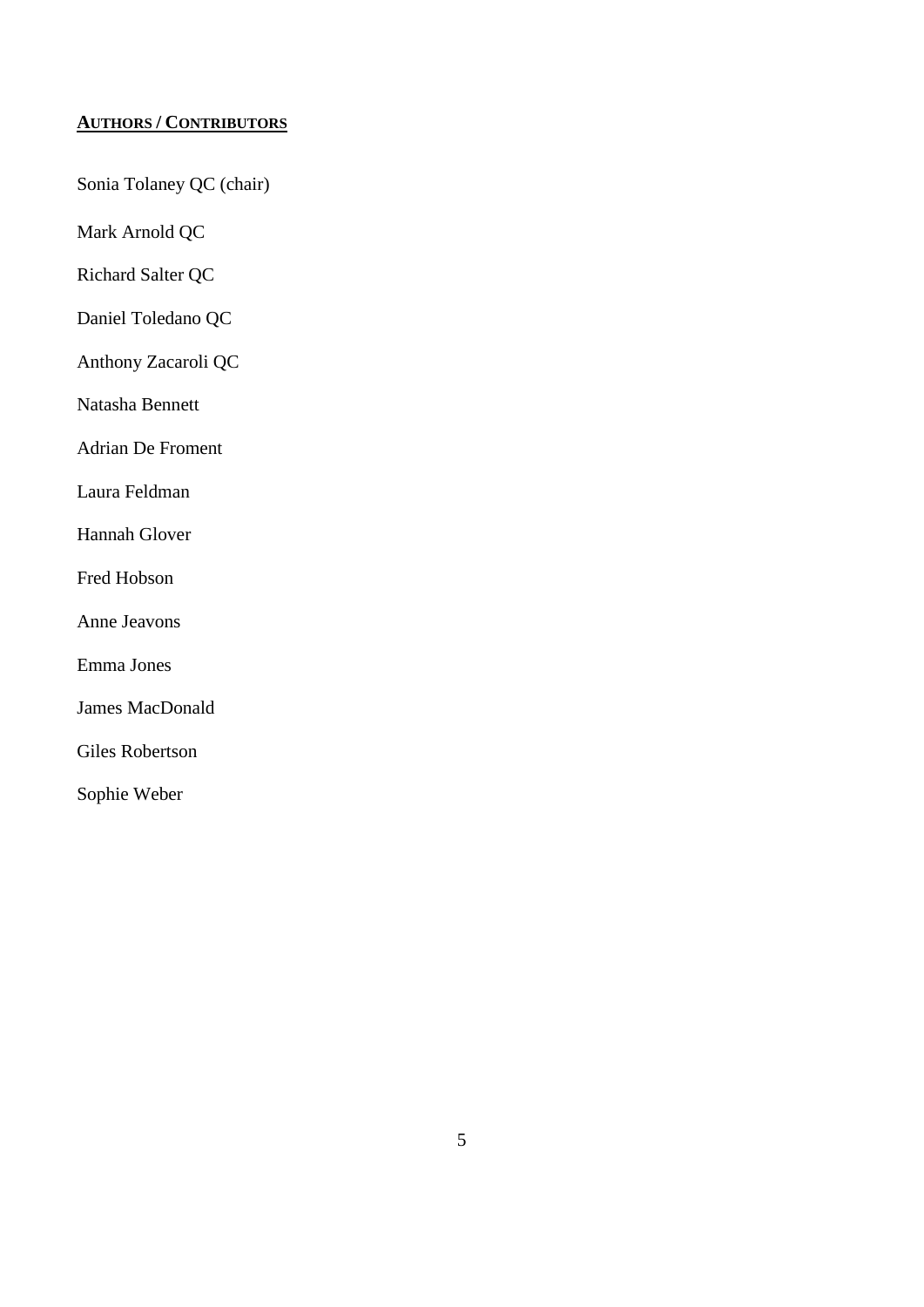## AUTHORS / CONTRIBUTORS

Sonia Tolaney QC (chair)

Mark Arnold QC

Richard Salter QC

Daniel Toledano QC

Anthony Zacaroli QC

Natasha Bennett

Adrian De Froment

Laura Feldman

Hannah Glover

Fred Hobson

Anne Jeavons

Emma Jones

James MacDonald

Giles Robertson

Sophie Weber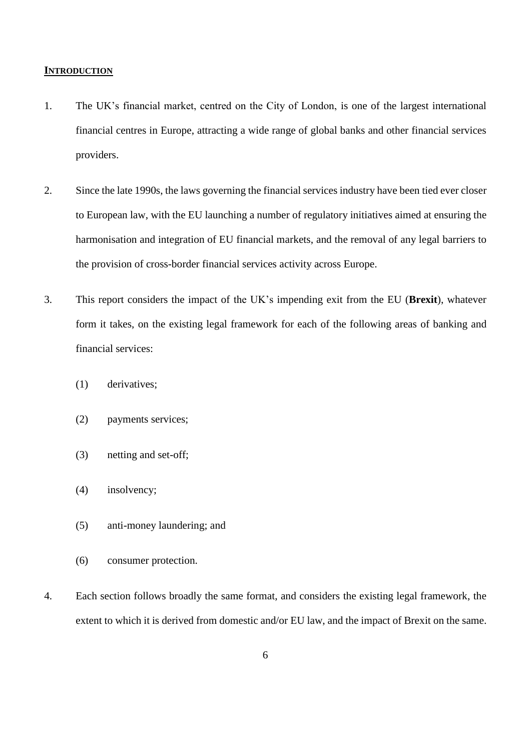## **INTRODUCTION**

1. The UK's financial market, centred on the City of London, is one of the largest international financial centres in Europe, attracting a wide range of global banks and other financial services providers.

2. Since the late 1990s, the laws governing the financial services industry have been tied ever closer to European law, with the EU launching a number of regulatory initiatives aimed at ensuring the harmonisation and integration of EU financial markets, and the removal of any legal barriers to the provision of cross-border financial services activity across Europe.

3. This report considers the impact of the UK's impending exit from the EU (**Brexit**), whatever form it takes, on the existing legal framework for each of the following areas of banking and financial services:

   (1) derivatives;

   (2) payments services;

   (3) netting and set-off;

   (4) insolvency;

   (5) anti-money laundering; and

   (6) consumer protection.

4. Each section follows broadly the same format, and considers the existing legal framework, the extent to which it is derived from domestic and/or EU law, and the impact of Brexit on the same.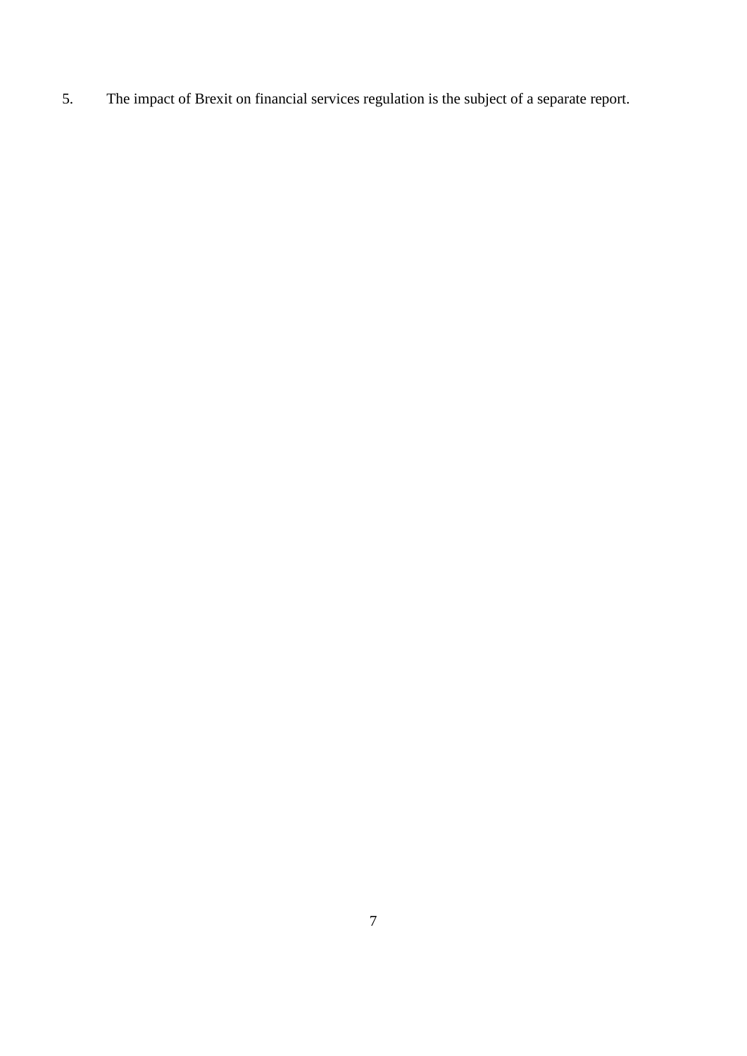5. The impact of Brexit on financial services regulation is the subject of a separate report.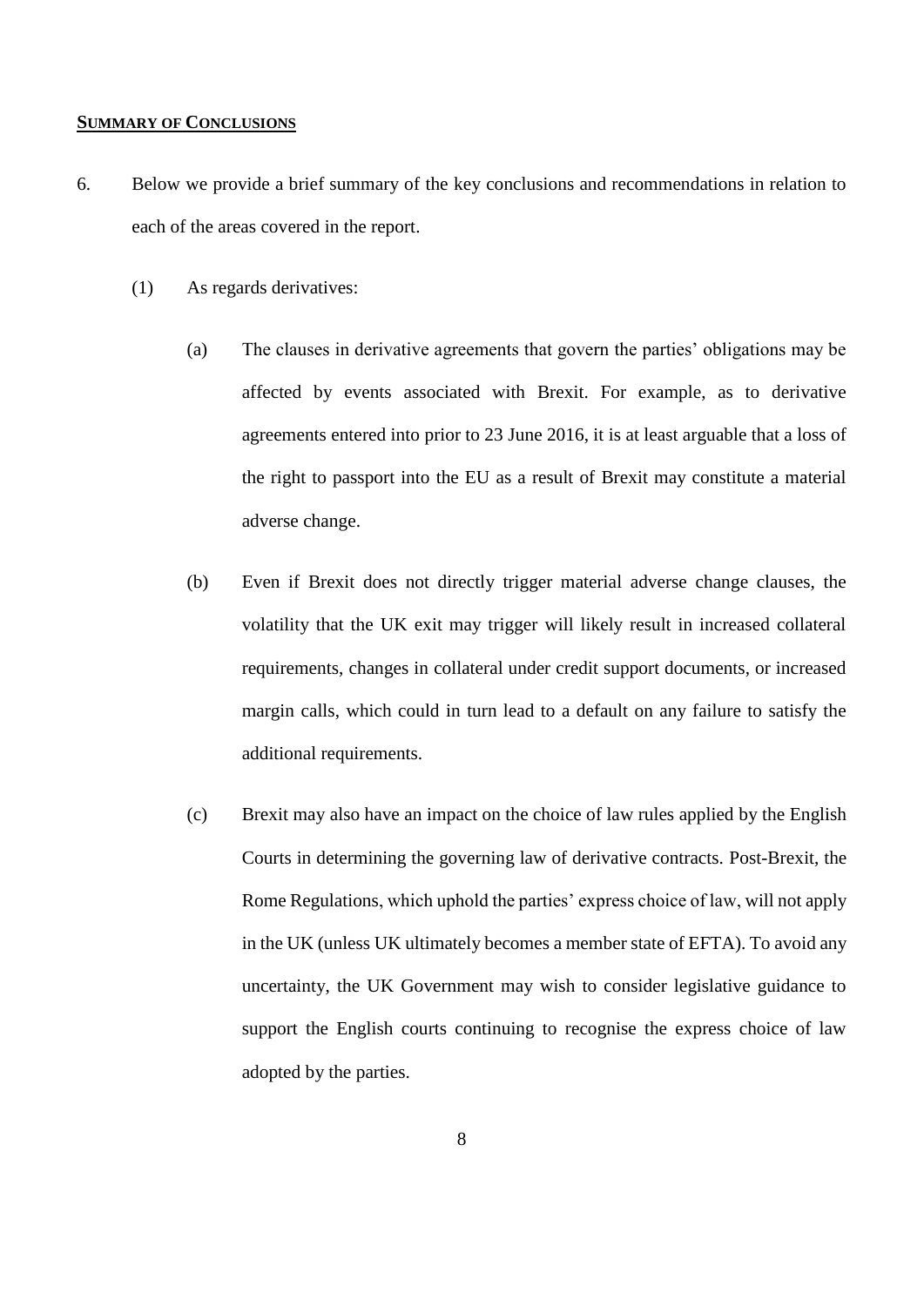## SUMMARY OF CONCLUSIONS

6. Below we provide a brief summary of the key conclusions and recommendations in relation to each of the areas covered in the report.

   (1) As regards derivatives:

      (a) The clauses in derivative agreements that govern the parties' obligations may be affected by events associated with Brexit. For example, as to derivative agreements entered into prior to 23 June 2016, it is at least arguable that a loss of the right to passport into the EU as a result of Brexit may constitute a material adverse change.

      (b) Even if Brexit does not directly trigger material adverse change clauses, the volatility that the UK exit may trigger will likely result in increased collateral requirements, changes in collateral under credit support documents, or increased margin calls, which could in turn lead to a default on any failure to satisfy the additional requirements.

      (c) Brexit may also have an impact on the choice of law rules applied by the English Courts in determining the governing law of derivative contracts. Post-Brexit, the Rome Regulations, which uphold the parties' express choice of law, will not apply in the UK (unless UK ultimately becomes a member state of EFTA). To avoid any uncertainty, the UK Government may wish to consider legislative guidance to support the English courts continuing to recognise the express choice of law adopted by the parties.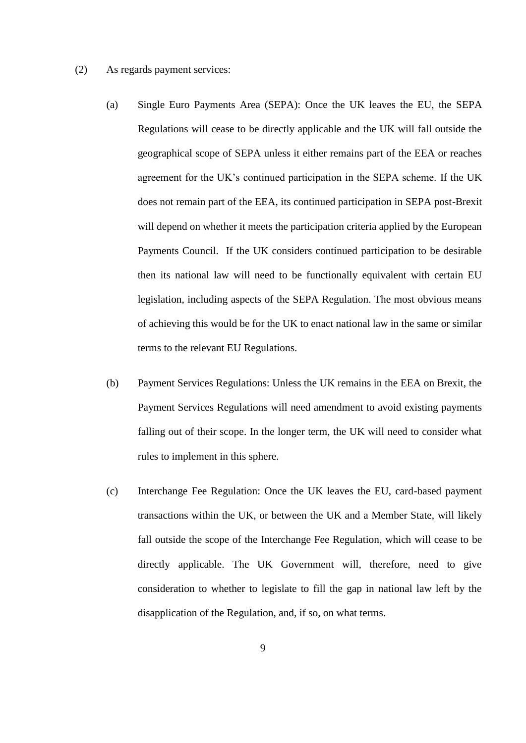(2) As regards payment services:

(a) Single Euro Payments Area (SEPA): Once the UK leaves the EU, the SEPA Regulations will cease to be directly applicable and the UK will fall outside the geographical scope of SEPA unless it either remains part of the EEA or reaches agreement for the UK's continued participation in the SEPA scheme. If the UK does not remain part of the EEA, its continued participation in SEPA post-Brexit will depend on whether it meets the participation criteria applied by the European Payments Council. If the UK considers continued participation to be desirable then its national law will need to be functionally equivalent with certain EU legislation, including aspects of the SEPA Regulation. The most obvious means of achieving this would be for the UK to enact national law in the same or similar terms to the relevant EU Regulations.

(b) Payment Services Regulations: Unless the UK remains in the EEA on Brexit, the Payment Services Regulations will need amendment to avoid existing payments falling out of their scope. In the longer term, the UK will need to consider what rules to implement in this sphere.

(c) Interchange Fee Regulation: Once the UK leaves the EU, card-based payment transactions within the UK, or between the UK and a Member State, will likely fall outside the scope of the Interchange Fee Regulation, which will cease to be directly applicable. The UK Government will, therefore, need to give consideration to whether to legislate to fill the gap in national law left by the disapplication of the Regulation, and, if so, on what terms.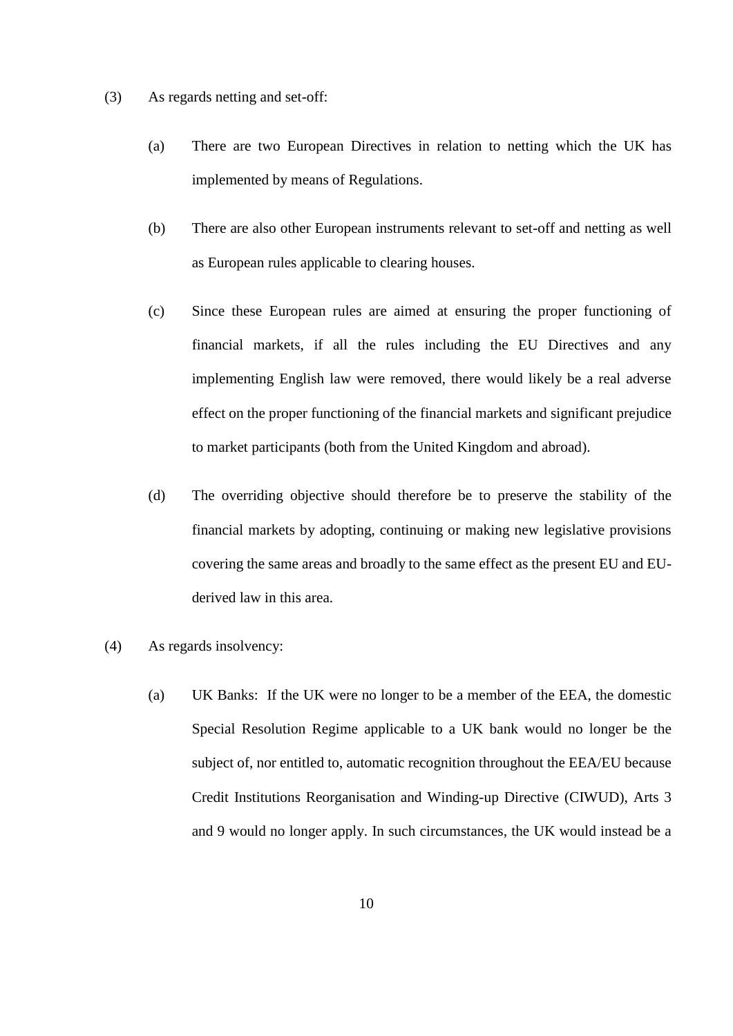(3) As regards netting and set-off:

(a) There are two European Directives in relation to netting which the UK has implemented by means of Regulations.

(b) There are also other European instruments relevant to set-off and netting as well as European rules applicable to clearing houses.

(c) Since these European rules are aimed at ensuring the proper functioning of financial markets, if all the rules including the EU Directives and any implementing English law were removed, there would likely be a real adverse effect on the proper functioning of the financial markets and significant prejudice to market participants (both from the United Kingdom and abroad).

(d) The overriding objective should therefore be to preserve the stability of the financial markets by adopting, continuing or making new legislative provisions covering the same areas and broadly to the same effect as the present EU and EU-derived law in this area.

(4) As regards insolvency:

(a) UK Banks: If the UK were no longer to be a member of the EEA, the domestic Special Resolution Regime applicable to a UK bank would no longer be the subject of, nor entitled to, automatic recognition throughout the EEA/EU because Credit Institutions Reorganisation and Winding-up Directive (CIWUD), Arts 3 and 9 would no longer apply. In such circumstances, the UK would instead be a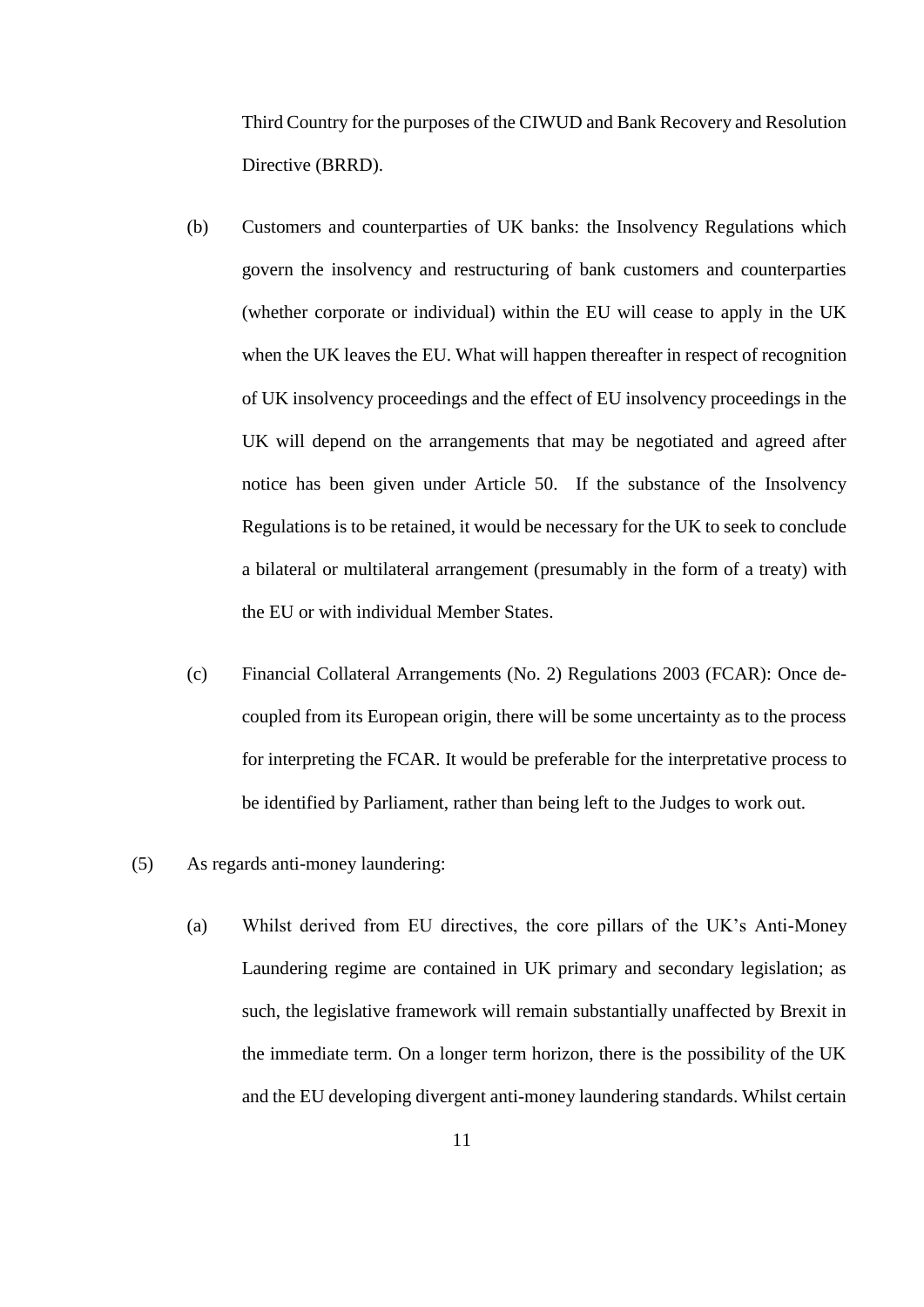Third Country for the purposes of the CIWUD and Bank Recovery and Resolution Directive (BRRD).

(b) Customers and counterparties of UK banks: the Insolvency Regulations which govern the insolvency and restructuring of bank customers and counterparties (whether corporate or individual) within the EU will cease to apply in the UK when the UK leaves the EU. What will happen thereafter in respect of recognition of UK insolvency proceedings and the effect of EU insolvency proceedings in the UK will depend on the arrangements that may be negotiated and agreed after notice has been given under Article 50. If the substance of the Insolvency Regulations is to be retained, it would be necessary for the UK to seek to conclude a bilateral or multilateral arrangement (presumably in the form of a treaty) with the EU or with individual Member States.

(c) Financial Collateral Arrangements (No. 2) Regulations 2003 (FCAR): Once de-coupled from its European origin, there will be some uncertainty as to the process for interpreting the FCAR. It would be preferable for the interpretative process to be identified by Parliament, rather than being left to the Judges to work out.

(5) As regards anti-money laundering:

(a) Whilst derived from EU directives, the core pillars of the UK's Anti-Money Laundering regime are contained in UK primary and secondary legislation; as such, the legislative framework will remain substantially unaffected by Brexit in the immediate term. On a longer term horizon, there is the possibility of the UK and the EU developing divergent anti-money laundering standards. Whilst certain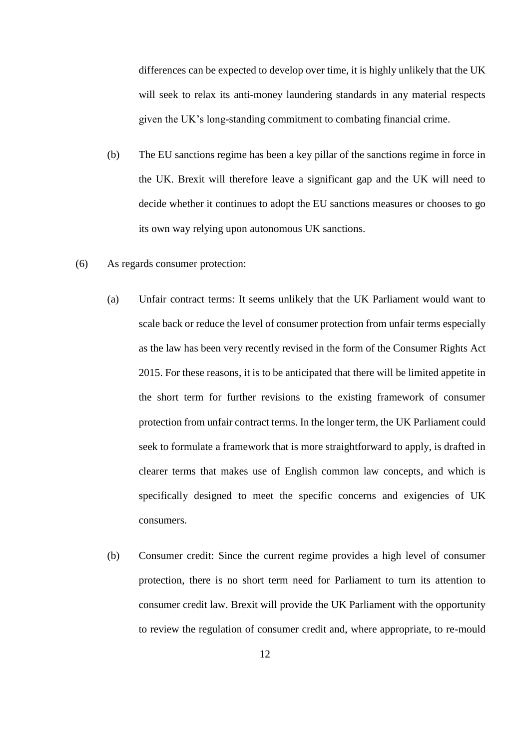differences can be expected to develop over time, it is highly unlikely that the UK will seek to relax its anti-money laundering standards in any material respects given the UK's long-standing commitment to combating financial crime.

(b) The EU sanctions regime has been a key pillar of the sanctions regime in force in the UK. Brexit will therefore leave a significant gap and the UK will need to decide whether it continues to adopt the EU sanctions measures or chooses to go its own way relying upon autonomous UK sanctions.

(6) As regards consumer protection:

(a) Unfair contract terms: It seems unlikely that the UK Parliament would want to scale back or reduce the level of consumer protection from unfair terms especially as the law has been very recently revised in the form of the Consumer Rights Act 2015. For these reasons, it is to be anticipated that there will be limited appetite in the short term for further revisions to the existing framework of consumer protection from unfair contract terms. In the longer term, the UK Parliament could seek to formulate a framework that is more straightforward to apply, is drafted in clearer terms that makes use of English common law concepts, and which is specifically designed to meet the specific concerns and exigencies of UK consumers.

(b) Consumer credit: Since the current regime provides a high level of consumer protection, there is no short term need for Parliament to turn its attention to consumer credit law. Brexit will provide the UK Parliament with the opportunity to review the regulation of consumer credit and, where appropriate, to re-mould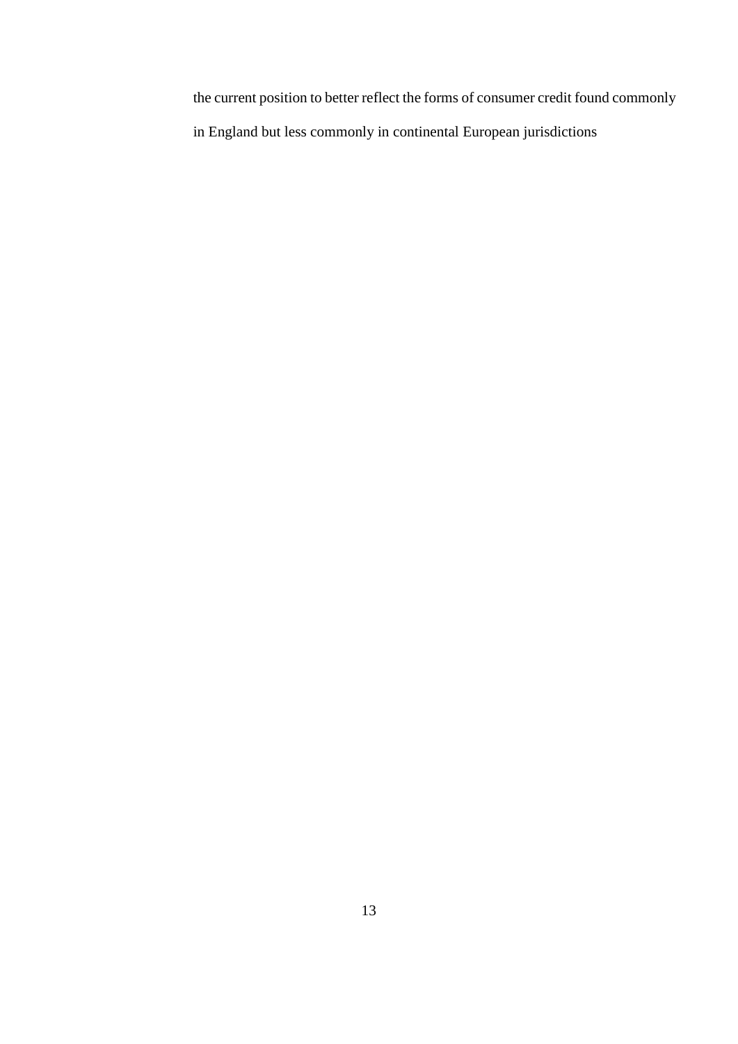the current position to better reflect the forms of consumer credit found commonly in England but less commonly in continental European jurisdictions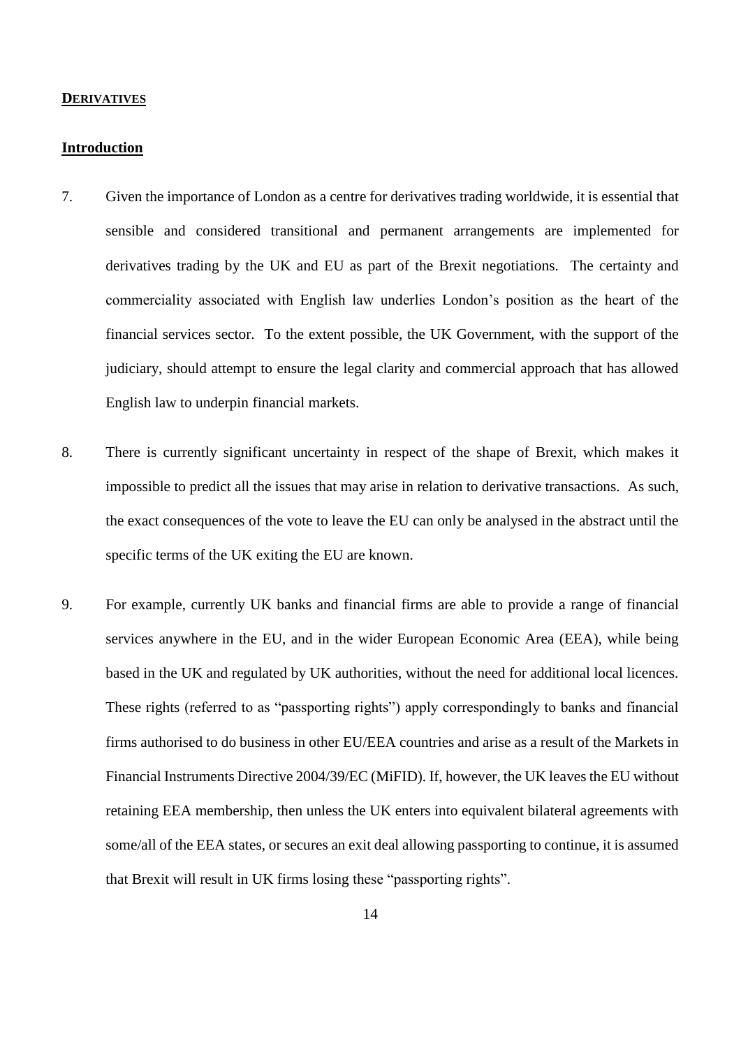## **DERIVATIVES**

### **Introduction**

7. Given the importance of London as a centre for derivatives trading worldwide, it is essential that sensible and considered transitional and permanent arrangements are implemented for derivatives trading by the UK and EU as part of the Brexit negotiations. The certainty and commerciality associated with English law underlies London's position as the heart of the financial services sector. To the extent possible, the UK Government, with the support of the judiciary, should attempt to ensure the legal clarity and commercial approach that has allowed English law to underpin financial markets.

8. There is currently significant uncertainty in respect of the shape of Brexit, which makes it impossible to predict all the issues that may arise in relation to derivative transactions. As such, the exact consequences of the vote to leave the EU can only be analysed in the abstract until the specific terms of the UK exiting the EU are known.

9. For example, currently UK banks and financial firms are able to provide a range of financial services anywhere in the EU, and in the wider European Economic Area (EEA), while being based in the UK and regulated by UK authorities, without the need for additional local licences. These rights (referred to as "passporting rights") apply correspondingly to banks and financial firms authorised to do business in other EU/EEA countries and arise as a result of the Markets in Financial Instruments Directive 2004/39/EC (MiFID). If, however, the UK leaves the EU without retaining EEA membership, then unless the UK enters into equivalent bilateral agreements with some/all of the EEA states, or secures an exit deal allowing passporting to continue, it is assumed that Brexit will result in UK firms losing these "passporting rights".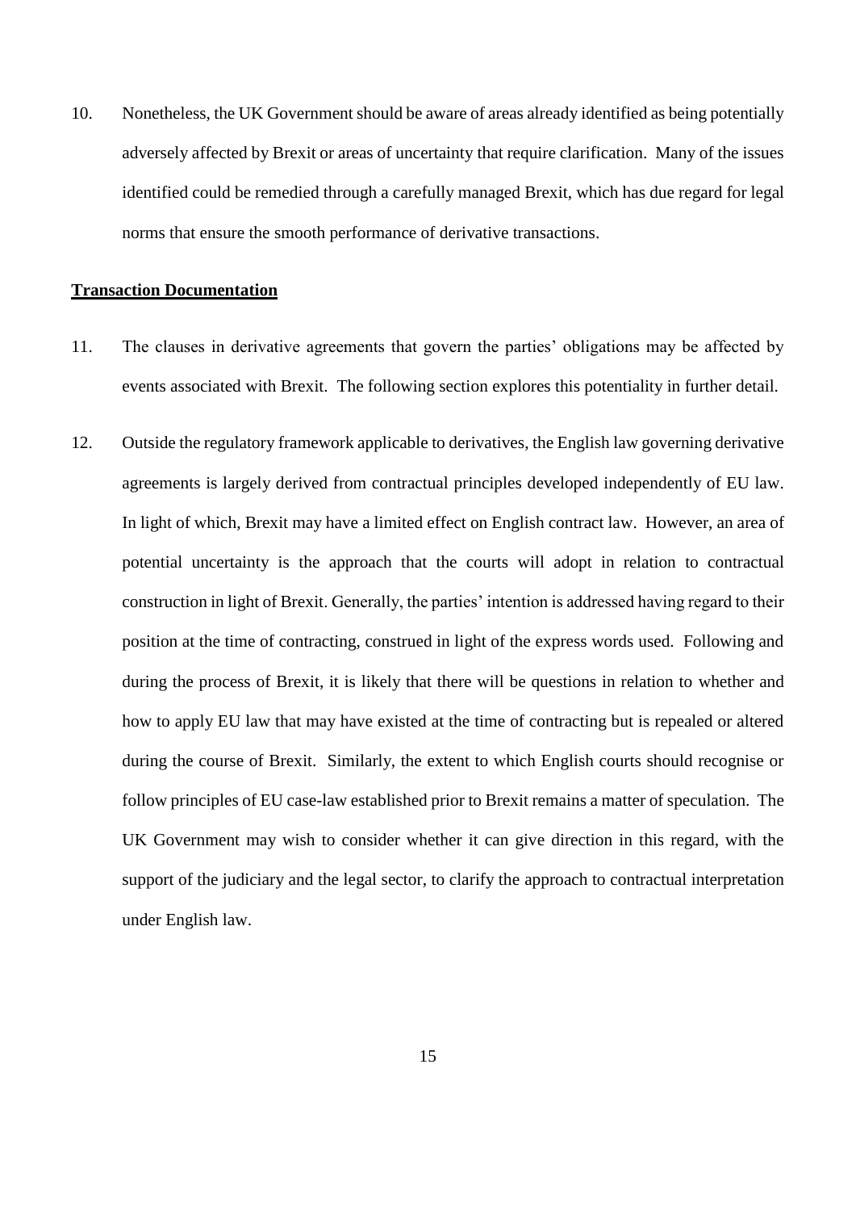10. Nonetheless, the UK Government should be aware of areas already identified as being potentially adversely affected by Brexit or areas of uncertainty that require clarification. Many of the issues identified could be remedied through a carefully managed Brexit, which has due regard for legal norms that ensure the smooth performance of derivative transactions.

**Transaction Documentation**

11. The clauses in derivative agreements that govern the parties' obligations may be affected by events associated with Brexit. The following section explores this potentiality in further detail.

12. Outside the regulatory framework applicable to derivatives, the English law governing derivative agreements is largely derived from contractual principles developed independently of EU law. In light of which, Brexit may have a limited effect on English contract law. However, an area of potential uncertainty is the approach that the courts will adopt in relation to contractual construction in light of Brexit. Generally, the parties' intention is addressed having regard to their position at the time of contracting, construed in light of the express words used. Following and during the process of Brexit, it is likely that there will be questions in relation to whether and how to apply EU law that may have existed at the time of contracting but is repealed or altered during the course of Brexit. Similarly, the extent to which English courts should recognise or follow principles of EU case-law established prior to Brexit remains a matter of speculation. The UK Government may wish to consider whether it can give direction in this regard, with the support of the judiciary and the legal sector, to clarify the approach to contractual interpretation under English law.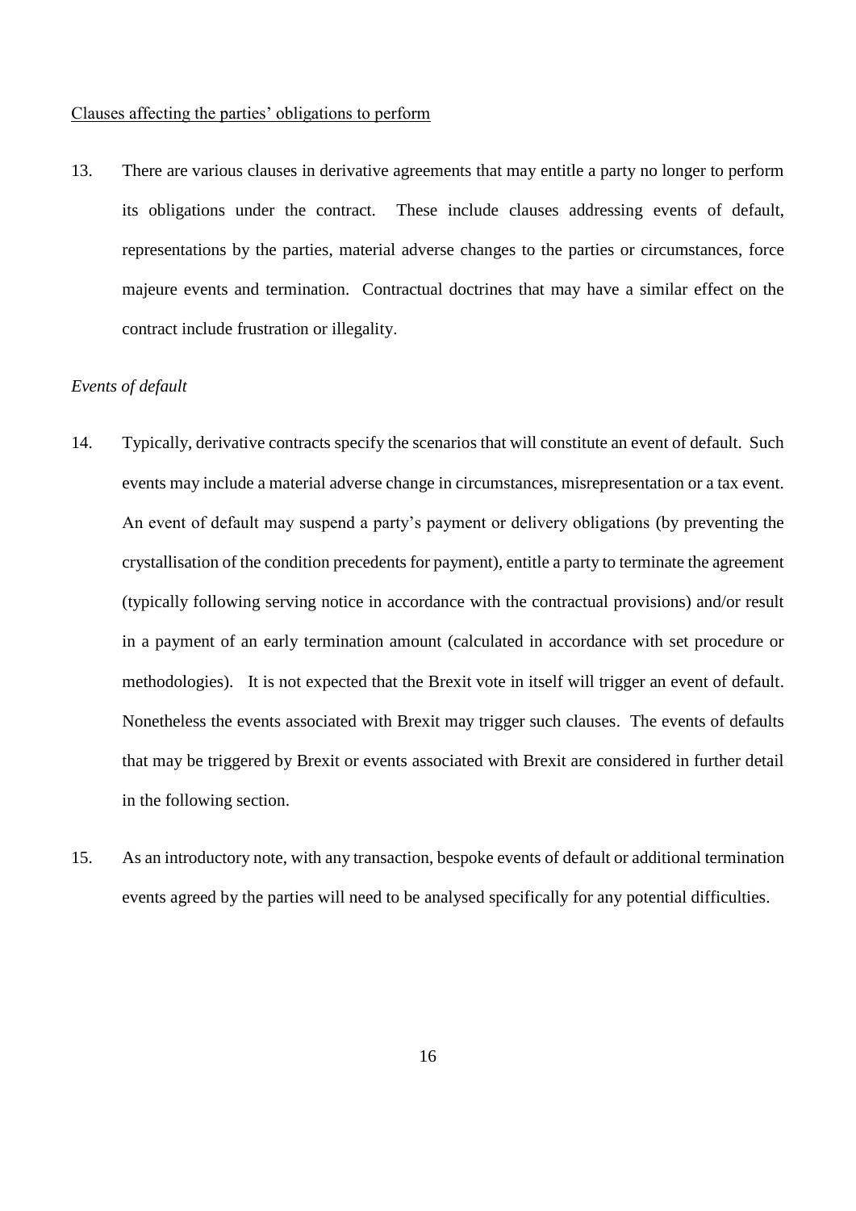<u>Clauses affecting the parties' obligations to perform</u>

13. There are various clauses in derivative agreements that may entitle a party no longer to perform its obligations under the contract. These include clauses addressing events of default, representations by the parties, material adverse changes to the parties or circumstances, force majeure events and termination. Contractual doctrines that may have a similar effect on the contract include frustration or illegality.

*Events of default*

14. Typically, derivative contracts specify the scenarios that will constitute an event of default. Such events may include a material adverse change in circumstances, misrepresentation or a tax event. An event of default may suspend a party's payment or delivery obligations (by preventing the crystallisation of the condition precedents for payment), entitle a party to terminate the agreement (typically following serving notice in accordance with the contractual provisions) and/or result in a payment of an early termination amount (calculated in accordance with set procedure or methodologies). It is not expected that the Brexit vote in itself will trigger an event of default. Nonetheless the events associated with Brexit may trigger such clauses. The events of defaults that may be triggered by Brexit or events associated with Brexit are considered in further detail in the following section.

15. As an introductory note, with any transaction, bespoke events of default or additional termination events agreed by the parties will need to be analysed specifically for any potential difficulties.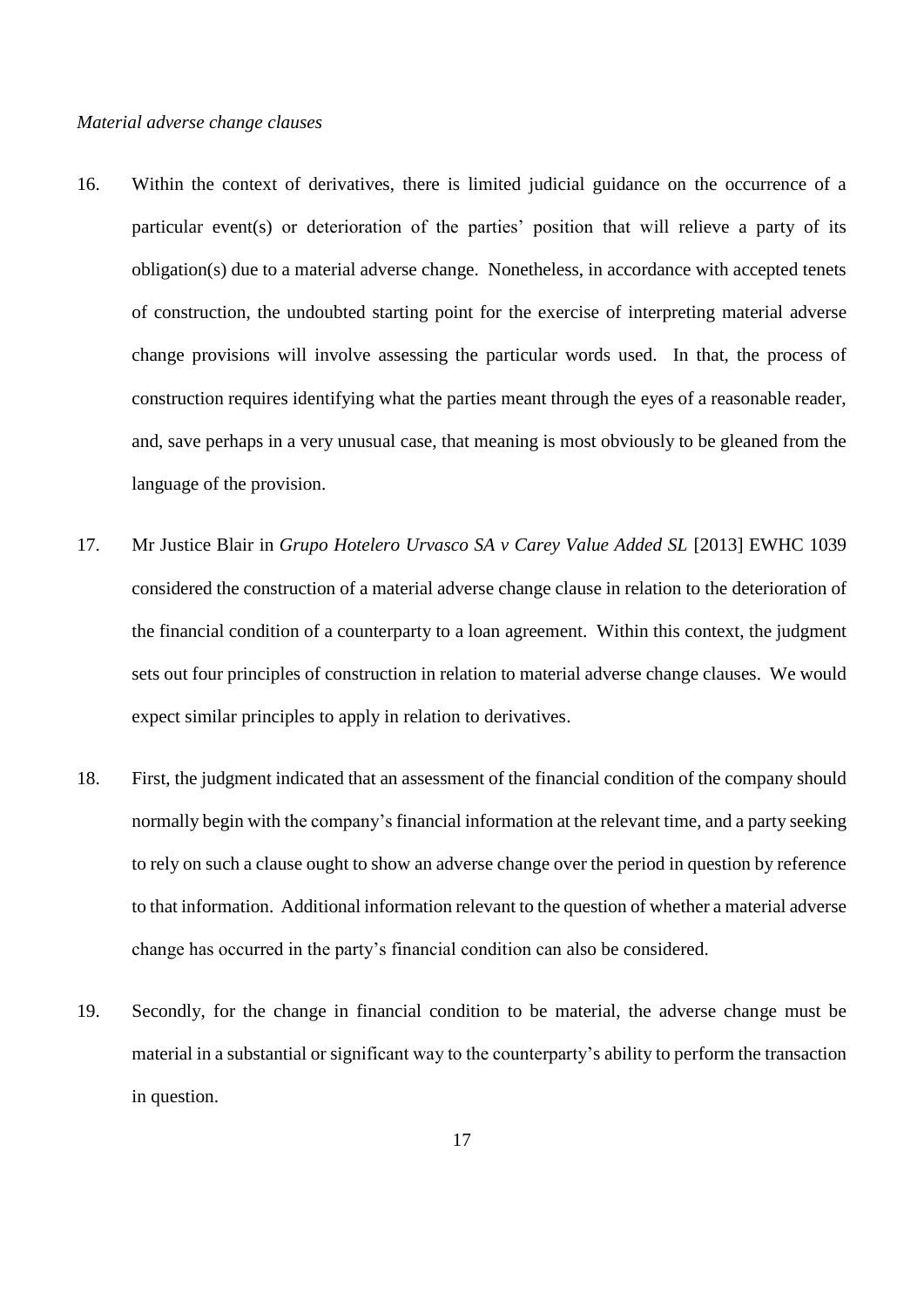*Material adverse change clauses*

16. Within the context of derivatives, there is limited judicial guidance on the occurrence of a particular event(s) or deterioration of the parties' position that will relieve a party of its obligation(s) due to a material adverse change. Nonetheless, in accordance with accepted tenets of construction, the undoubted starting point for the exercise of interpreting material adverse change provisions will involve assessing the particular words used. In that, the process of construction requires identifying what the parties meant through the eyes of a reasonable reader, and, save perhaps in a very unusual case, that meaning is most obviously to be gleaned from the language of the provision.

17. Mr Justice Blair in *Grupo Hotelero Urvasco SA v Carey Value Added SL* [2013] EWHC 1039 considered the construction of a material adverse change clause in relation to the deterioration of the financial condition of a counterparty to a loan agreement. Within this context, the judgment sets out four principles of construction in relation to material adverse change clauses. We would expect similar principles to apply in relation to derivatives.

18. First, the judgment indicated that an assessment of the financial condition of the company should normally begin with the company's financial information at the relevant time, and a party seeking to rely on such a clause ought to show an adverse change over the period in question by reference to that information. Additional information relevant to the question of whether a material adverse change has occurred in the party's financial condition can also be considered.

19. Secondly, for the change in financial condition to be material, the adverse change must be material in a substantial or significant way to the counterparty's ability to perform the transaction in question.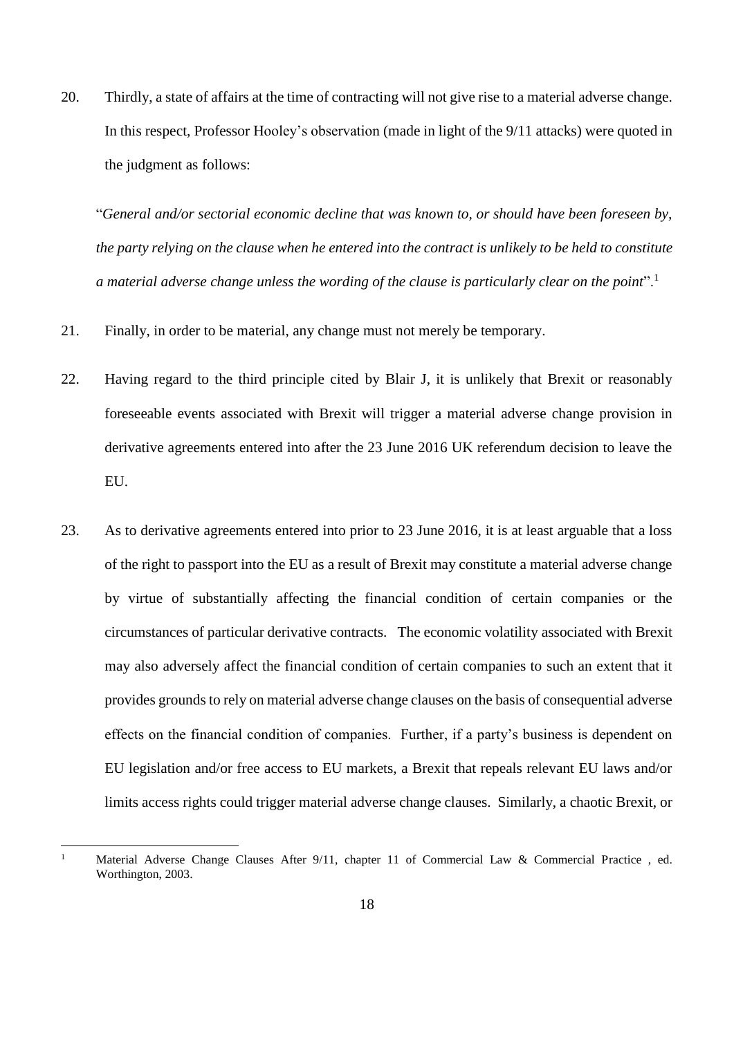20. Thirdly, a state of affairs at the time of contracting will not give rise to a material adverse change. In this respect, Professor Hooley's observation (made in light of the 9/11 attacks) were quoted in the judgment as follows:

"*General and/or sectorial economic decline that was known to, or should have been foreseen by, the party relying on the clause when he entered into the contract is unlikely to be held to constitute a material adverse change unless the wording of the clause is particularly clear on the point*".[1]

21. Finally, in order to be material, any change must not merely be temporary.

22. Having regard to the third principle cited by Blair J, it is unlikely that Brexit or reasonably foreseeable events associated with Brexit will trigger a material adverse change provision in derivative agreements entered into after the 23 June 2016 UK referendum decision to leave the EU.

23. As to derivative agreements entered into prior to 23 June 2016, it is at least arguable that a loss of the right to passport into the EU as a result of Brexit may constitute a material adverse change by virtue of substantially affecting the financial condition of certain companies or the circumstances of particular derivative contracts. The economic volatility associated with Brexit may also adversely affect the financial condition of certain companies to such an extent that it provides grounds to rely on material adverse change clauses on the basis of consequential adverse effects on the financial condition of companies. Further, if a party's business is dependent on EU legislation and/or free access to EU markets, a Brexit that repeals relevant EU laws and/or limits access rights could trigger material adverse change clauses. Similarly, a chaotic Brexit, or

---

[1] Material Adverse Change Clauses After 9/11, chapter 11 of Commercial Law & Commercial Practice , ed. Worthington, 2003.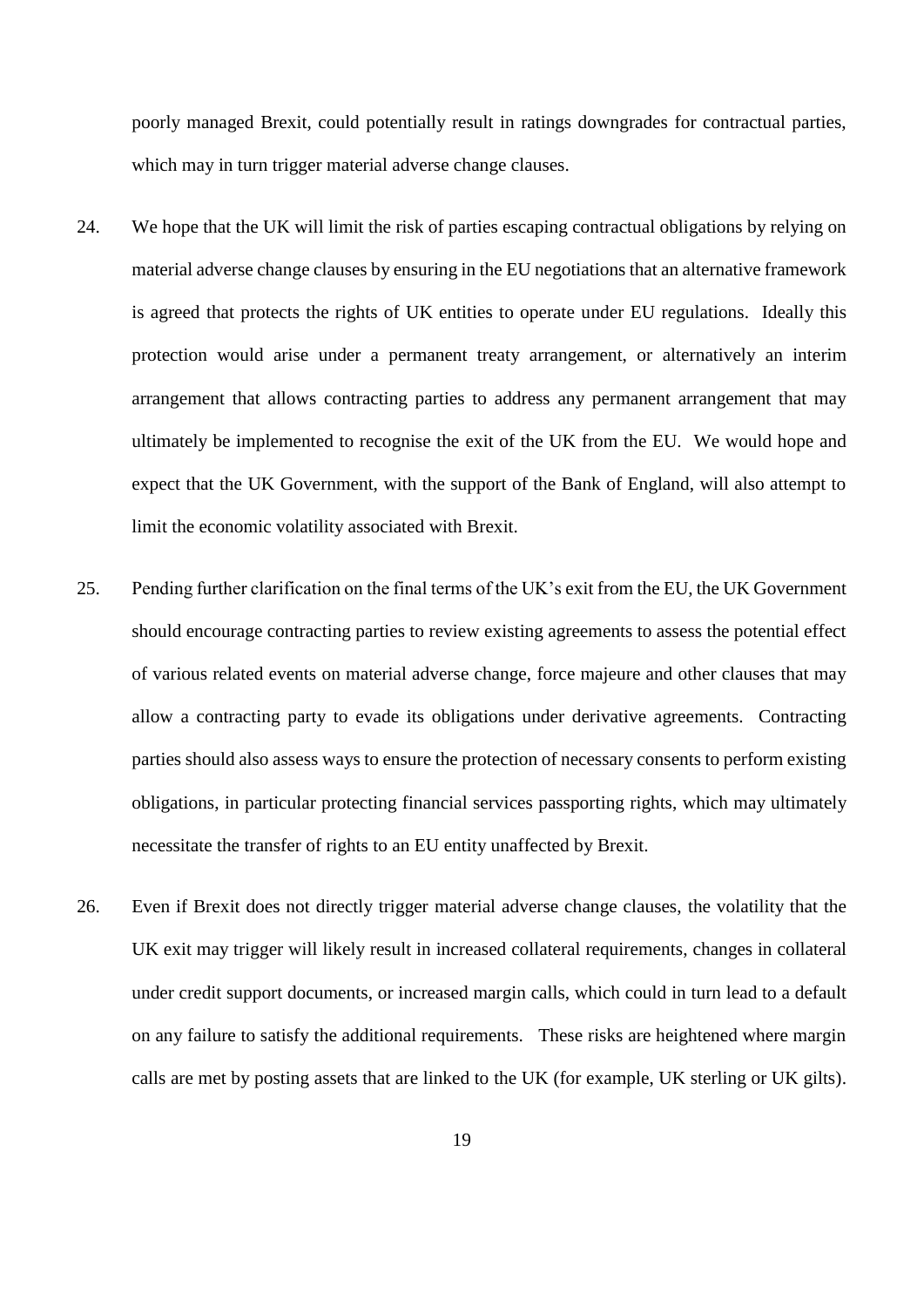poorly managed Brexit, could potentially result in ratings downgrades for contractual parties, which may in turn trigger material adverse change clauses.

24. We hope that the UK will limit the risk of parties escaping contractual obligations by relying on material adverse change clauses by ensuring in the EU negotiations that an alternative framework is agreed that protects the rights of UK entities to operate under EU regulations. Ideally this protection would arise under a permanent treaty arrangement, or alternatively an interim arrangement that allows contracting parties to address any permanent arrangement that may ultimately be implemented to recognise the exit of the UK from the EU. We would hope and expect that the UK Government, with the support of the Bank of England, will also attempt to limit the economic volatility associated with Brexit.

25. Pending further clarification on the final terms of the UK's exit from the EU, the UK Government should encourage contracting parties to review existing agreements to assess the potential effect of various related events on material adverse change, force majeure and other clauses that may allow a contracting party to evade its obligations under derivative agreements. Contracting parties should also assess ways to ensure the protection of necessary consents to perform existing obligations, in particular protecting financial services passporting rights, which may ultimately necessitate the transfer of rights to an EU entity unaffected by Brexit.

26. Even if Brexit does not directly trigger material adverse change clauses, the volatility that the UK exit may trigger will likely result in increased collateral requirements, changes in collateral under credit support documents, or increased margin calls, which could in turn lead to a default on any failure to satisfy the additional requirements. These risks are heightened where margin calls are met by posting assets that are linked to the UK (for example, UK sterling or UK gilts).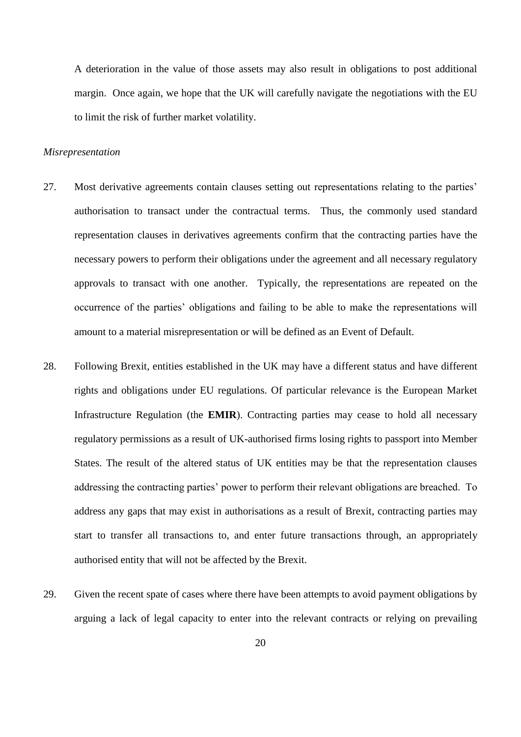A deterioration in the value of those assets may also result in obligations to post additional margin. Once again, we hope that the UK will carefully navigate the negotiations with the EU to limit the risk of further market volatility.

*Misrepresentation*

27. Most derivative agreements contain clauses setting out representations relating to the parties' authorisation to transact under the contractual terms. Thus, the commonly used standard representation clauses in derivatives agreements confirm that the contracting parties have the necessary powers to perform their obligations under the agreement and all necessary regulatory approvals to transact with one another. Typically, the representations are repeated on the occurrence of the parties' obligations and failing to be able to make the representations will amount to a material misrepresentation or will be defined as an Event of Default.

28. Following Brexit, entities established in the UK may have a different status and have different rights and obligations under EU regulations. Of particular relevance is the European Market Infrastructure Regulation (the **EMIR**). Contracting parties may cease to hold all necessary regulatory permissions as a result of UK-authorised firms losing rights to passport into Member States. The result of the altered status of UK entities may be that the representation clauses addressing the contracting parties' power to perform their relevant obligations are breached. To address any gaps that may exist in authorisations as a result of Brexit, contracting parties may start to transfer all transactions to, and enter future transactions through, an appropriately authorised entity that will not be affected by the Brexit.

29. Given the recent spate of cases where there have been attempts to avoid payment obligations by arguing a lack of legal capacity to enter into the relevant contracts or relying on prevailing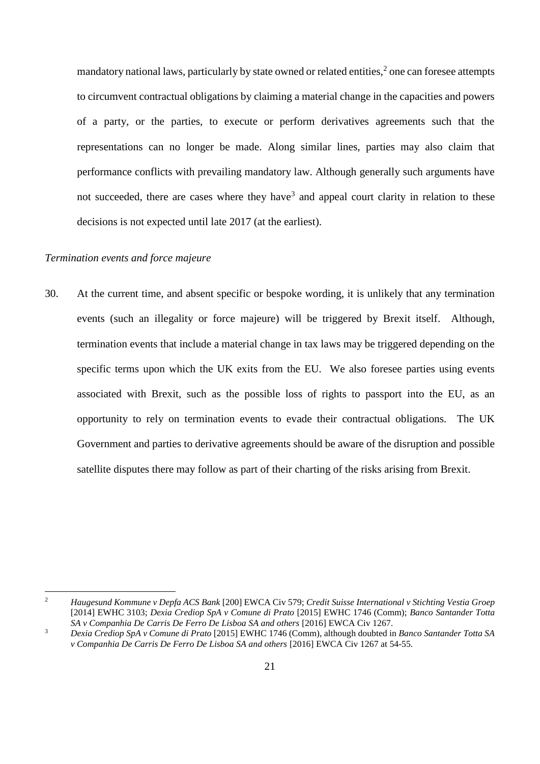mandatory national laws, particularly by state owned or related entities,[2] one can foresee attempts to circumvent contractual obligations by claiming a material change in the capacities and powers of a party, or the parties, to execute or perform derivatives agreements such that the representations can no longer be made. Along similar lines, parties may also claim that performance conflicts with prevailing mandatory law. Although generally such arguments have not succeeded, there are cases where they have[3] and appeal court clarity in relation to these decisions is not expected until late 2017 (at the earliest).

*Termination events and force majeure*

30. At the current time, and absent specific or bespoke wording, it is unlikely that any termination events (such an illegality or force majeure) will be triggered by Brexit itself. Although, termination events that include a material change in tax laws may be triggered depending on the specific terms upon which the UK exits from the EU. We also foresee parties using events associated with Brexit, such as the possible loss of rights to passport into the EU, as an opportunity to rely on termination events to evade their contractual obligations. The UK Government and parties to derivative agreements should be aware of the disruption and possible satellite disputes there may follow as part of their charting of the risks arising from Brexit.

---

[2] *Haugesund Kommune v Depfa ACS Bank* [200] EWCA Civ 579; *Credit Suisse International v Stichting Vestia Groep* [2014] EWHC 3103; *Dexia Crediop SpA v Comune di Prato* [2015] EWHC 1746 (Comm); *Banco Santander Totta SA v Companhia De Carris De Ferro De Lisboa SA and others* [2016] EWCA Civ 1267.

[3] *Dexia Crediop SpA v Comune di Prato* [2015] EWHC 1746 (Comm), although doubted in *Banco Santander Totta SA v Companhia De Carris De Ferro De Lisboa SA and others* [2016] EWCA Civ 1267 at 54-55.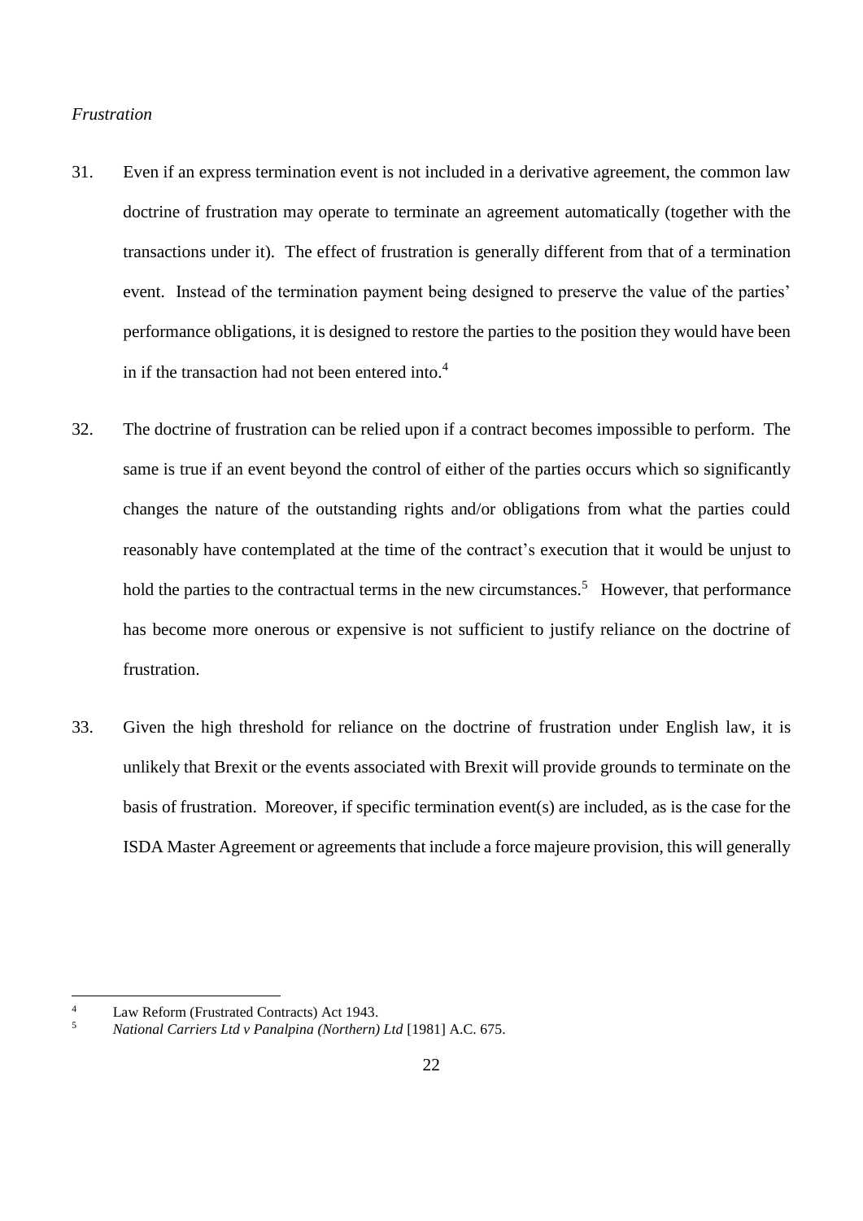*Frustration*

31. Even if an express termination event is not included in a derivative agreement, the common law doctrine of frustration may operate to terminate an agreement automatically (together with the transactions under it). The effect of frustration is generally different from that of a termination event. Instead of the termination payment being designed to preserve the value of the parties' performance obligations, it is designed to restore the parties to the position they would have been in if the transaction had not been entered into.[4]

32. The doctrine of frustration can be relied upon if a contract becomes impossible to perform. The same is true if an event beyond the control of either of the parties occurs which so significantly changes the nature of the outstanding rights and/or obligations from what the parties could reasonably have contemplated at the time of the contract's execution that it would be unjust to hold the parties to the contractual terms in the new circumstances.[5] However, that performance has become more onerous or expensive is not sufficient to justify reliance on the doctrine of frustration.

33. Given the high threshold for reliance on the doctrine of frustration under English law, it is unlikely that Brexit or the events associated with Brexit will provide grounds to terminate on the basis of frustration. Moreover, if specific termination event(s) are included, as is the case for the ISDA Master Agreement or agreements that include a force majeure provision, this will generally

---

[4] Law Reform (Frustrated Contracts) Act 1943.

[5] *National Carriers Ltd v Panalpina (Northern) Ltd* [1981] A.C. 675.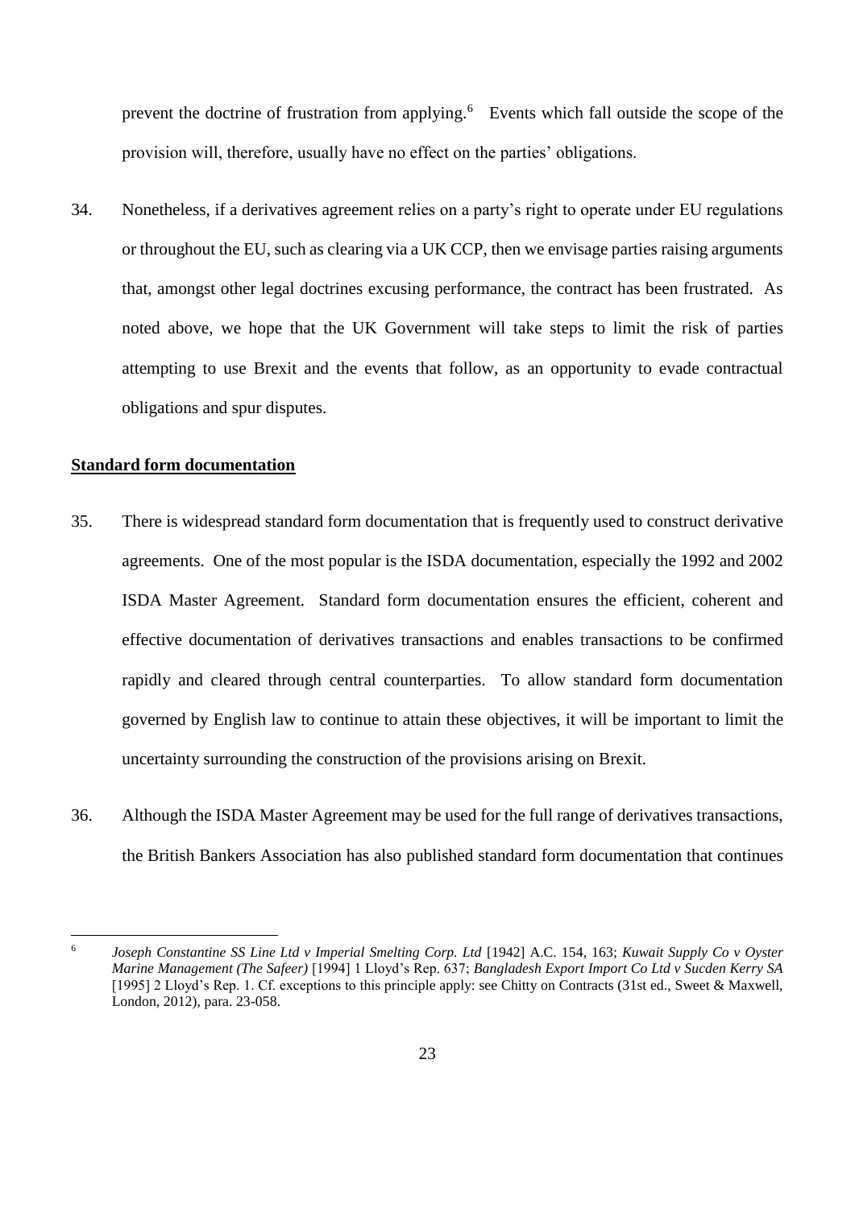prevent the doctrine of frustration from applying.[6] Events which fall outside the scope of the provision will, therefore, usually have no effect on the parties' obligations.

34. Nonetheless, if a derivatives agreement relies on a party's right to operate under EU regulations or throughout the EU, such as clearing via a UK CCP, then we envisage parties raising arguments that, amongst other legal doctrines excusing performance, the contract has been frustrated. As noted above, we hope that the UK Government will take steps to limit the risk of parties attempting to use Brexit and the events that follow, as an opportunity to evade contractual obligations and spur disputes.

**Standard form documentation**

35. There is widespread standard form documentation that is frequently used to construct derivative agreements. One of the most popular is the ISDA documentation, especially the 1992 and 2002 ISDA Master Agreement. Standard form documentation ensures the efficient, coherent and effective documentation of derivatives transactions and enables transactions to be confirmed rapidly and cleared through central counterparties. To allow standard form documentation governed by English law to continue to attain these objectives, it will be important to limit the uncertainty surrounding the construction of the provisions arising on Brexit.

36. Although the ISDA Master Agreement may be used for the full range of derivatives transactions, the British Bankers Association has also published standard form documentation that continues

---

[6] *Joseph Constantine SS Line Ltd v Imperial Smelting Corp. Ltd* [1942] A.C. 154, 163; *Kuwait Supply Co v Oyster Marine Management (The Safeer)* [1994] 1 Lloyd's Rep. 637; *Bangladesh Export Import Co Ltd v Sucden Kerry SA* [1995] 2 Lloyd's Rep. 1. Cf. exceptions to this principle apply: see Chitty on Contracts (31st ed., Sweet & Maxwell, London, 2012), para. 23-058.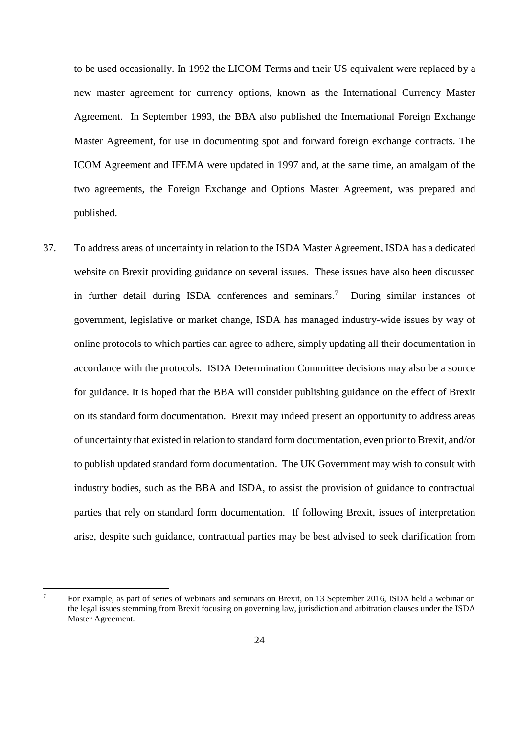to be used occasionally. In 1992 the LICOM Terms and their US equivalent were replaced by a new master agreement for currency options, known as the International Currency Master Agreement. In September 1993, the BBA also published the International Foreign Exchange Master Agreement, for use in documenting spot and forward foreign exchange contracts. The ICOM Agreement and IFEMA were updated in 1997 and, at the same time, an amalgam of the two agreements, the Foreign Exchange and Options Master Agreement, was prepared and published.

37. To address areas of uncertainty in relation to the ISDA Master Agreement, ISDA has a dedicated website on Brexit providing guidance on several issues. These issues have also been discussed in further detail during ISDA conferences and seminars.[7] During similar instances of government, legislative or market change, ISDA has managed industry-wide issues by way of online protocols to which parties can agree to adhere, simply updating all their documentation in accordance with the protocols. ISDA Determination Committee decisions may also be a source for guidance. It is hoped that the BBA will consider publishing guidance on the effect of Brexit on its standard form documentation. Brexit may indeed present an opportunity to address areas of uncertainty that existed in relation to standard form documentation, even prior to Brexit, and/or to publish updated standard form documentation. The UK Government may wish to consult with industry bodies, such as the BBA and ISDA, to assist the provision of guidance to contractual parties that rely on standard form documentation. If following Brexit, issues of interpretation arise, despite such guidance, contractual parties may be best advised to seek clarification from

[7] For example, as part of series of webinars and seminars on Brexit, on 13 September 2016, ISDA held a webinar on the legal issues stemming from Brexit focusing on governing law, jurisdiction and arbitration clauses under the ISDA Master Agreement.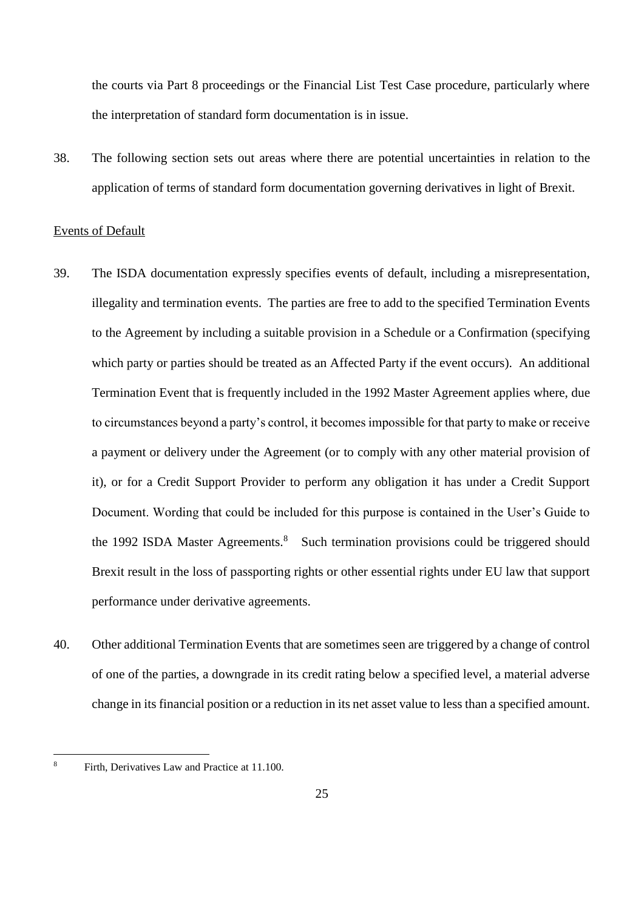the courts via Part 8 proceedings or the Financial List Test Case procedure, particularly where the interpretation of standard form documentation is in issue.

38. The following section sets out areas where there are potential uncertainties in relation to the application of terms of standard form documentation governing derivatives in light of Brexit.

Events of Default

39. The ISDA documentation expressly specifies events of default, including a misrepresentation, illegality and termination events. The parties are free to add to the specified Termination Events to the Agreement by including a suitable provision in a Schedule or a Confirmation (specifying which party or parties should be treated as an Affected Party if the event occurs). An additional Termination Event that is frequently included in the 1992 Master Agreement applies where, due to circumstances beyond a party's control, it becomes impossible for that party to make or receive a payment or delivery under the Agreement (or to comply with any other material provision of it), or for a Credit Support Provider to perform any obligation it has under a Credit Support Document. Wording that could be included for this purpose is contained in the User's Guide to the 1992 ISDA Master Agreements.[8] Such termination provisions could be triggered should Brexit result in the loss of passporting rights or other essential rights under EU law that support performance under derivative agreements.

40. Other additional Termination Events that are sometimes seen are triggered by a change of control of one of the parties, a downgrade in its credit rating below a specified level, a material adverse change in its financial position or a reduction in its net asset value to less than a specified amount.

[8] Firth, Derivatives Law and Practice at 11.100.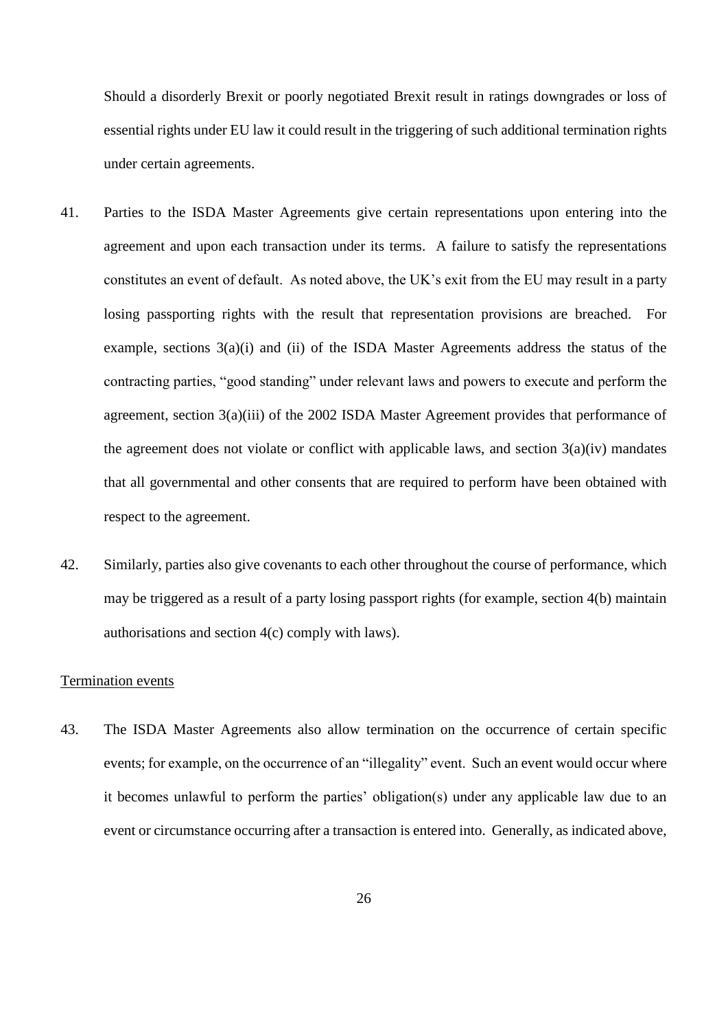Should a disorderly Brexit or poorly negotiated Brexit result in ratings downgrades or loss of essential rights under EU law it could result in the triggering of such additional termination rights under certain agreements.

41. Parties to the ISDA Master Agreements give certain representations upon entering into the agreement and upon each transaction under its terms. A failure to satisfy the representations constitutes an event of default. As noted above, the UK's exit from the EU may result in a party losing passporting rights with the result that representation provisions are breached. For example, sections 3(a)(i) and (ii) of the ISDA Master Agreements address the status of the contracting parties, "good standing" under relevant laws and powers to execute and perform the agreement, section 3(a)(iii) of the 2002 ISDA Master Agreement provides that performance of the agreement does not violate or conflict with applicable laws, and section 3(a)(iv) mandates that all governmental and other consents that are required to perform have been obtained with respect to the agreement.

42. Similarly, parties also give covenants to each other throughout the course of performance, which may be triggered as a result of a party losing passport rights (for example, section 4(b) maintain authorisations and section 4(c) comply with laws).

<u>Termination events</u>

43. The ISDA Master Agreements also allow termination on the occurrence of certain specific events; for example, on the occurrence of an "illegality" event. Such an event would occur where it becomes unlawful to perform the parties' obligation(s) under any applicable law due to an event or circumstance occurring after a transaction is entered into. Generally, as indicated above,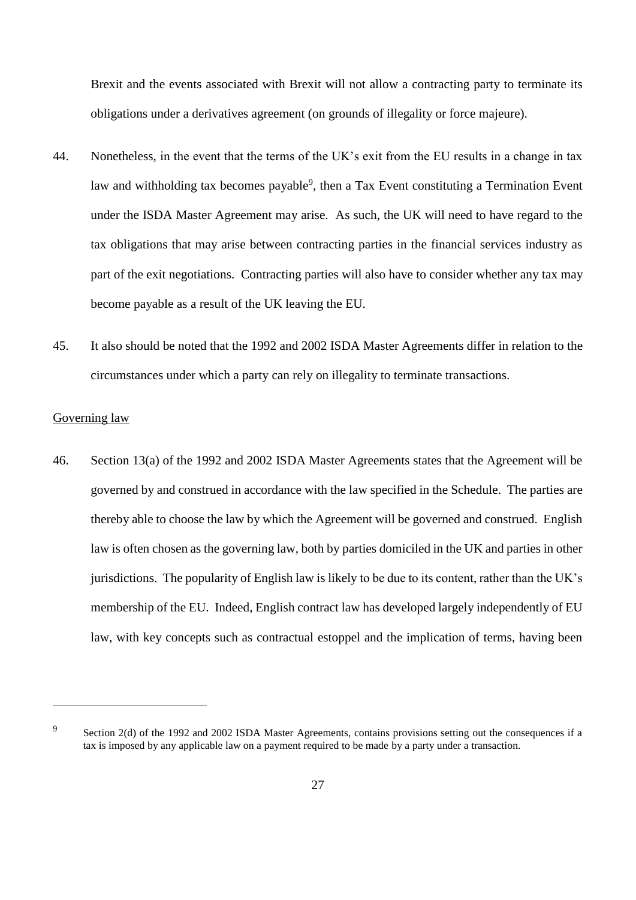Brexit and the events associated with Brexit will not allow a contracting party to terminate its obligations under a derivatives agreement (on grounds of illegality or force majeure).

44. Nonetheless, in the event that the terms of the UK's exit from the EU results in a change in tax law and withholding tax becomes payable[9], then a Tax Event constituting a Termination Event under the ISDA Master Agreement may arise. As such, the UK will need to have regard to the tax obligations that may arise between contracting parties in the financial services industry as part of the exit negotiations. Contracting parties will also have to consider whether any tax may become payable as a result of the UK leaving the EU.

45. It also should be noted that the 1992 and 2002 ISDA Master Agreements differ in relation to the circumstances under which a party can rely on illegality to terminate transactions.

<u>Governing law</u>

46. Section 13(a) of the 1992 and 2002 ISDA Master Agreements states that the Agreement will be governed by and construed in accordance with the law specified in the Schedule. The parties are thereby able to choose the law by which the Agreement will be governed and construed. English law is often chosen as the governing law, both by parties domiciled in the UK and parties in other jurisdictions. The popularity of English law is likely to be due to its content, rather than the UK's membership of the EU. Indeed, English contract law has developed largely independently of EU law, with key concepts such as contractual estoppel and the implication of terms, having been

---

[9] Section 2(d) of the 1992 and 2002 ISDA Master Agreements, contains provisions setting out the consequences if a tax is imposed by any applicable law on a payment required to be made by a party under a transaction.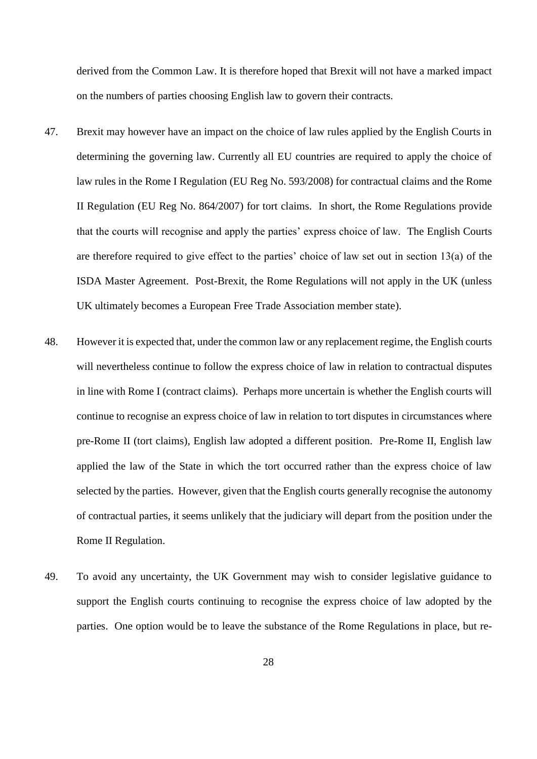derived from the Common Law. It is therefore hoped that Brexit will not have a marked impact on the numbers of parties choosing English law to govern their contracts.

47. Brexit may however have an impact on the choice of law rules applied by the English Courts in determining the governing law. Currently all EU countries are required to apply the choice of law rules in the Rome I Regulation (EU Reg No. 593/2008) for contractual claims and the Rome II Regulation (EU Reg No. 864/2007) for tort claims. In short, the Rome Regulations provide that the courts will recognise and apply the parties' express choice of law. The English Courts are therefore required to give effect to the parties' choice of law set out in section 13(a) of the ISDA Master Agreement. Post-Brexit, the Rome Regulations will not apply in the UK (unless UK ultimately becomes a European Free Trade Association member state).

48. However it is expected that, under the common law or any replacement regime, the English courts will nevertheless continue to follow the express choice of law in relation to contractual disputes in line with Rome I (contract claims). Perhaps more uncertain is whether the English courts will continue to recognise an express choice of law in relation to tort disputes in circumstances where pre-Rome II (tort claims), English law adopted a different position. Pre-Rome II, English law applied the law of the State in which the tort occurred rather than the express choice of law selected by the parties. However, given that the English courts generally recognise the autonomy of contractual parties, it seems unlikely that the judiciary will depart from the position under the Rome II Regulation.

49. To avoid any uncertainty, the UK Government may wish to consider legislative guidance to support the English courts continuing to recognise the express choice of law adopted by the parties. One option would be to leave the substance of the Rome Regulations in place, but re-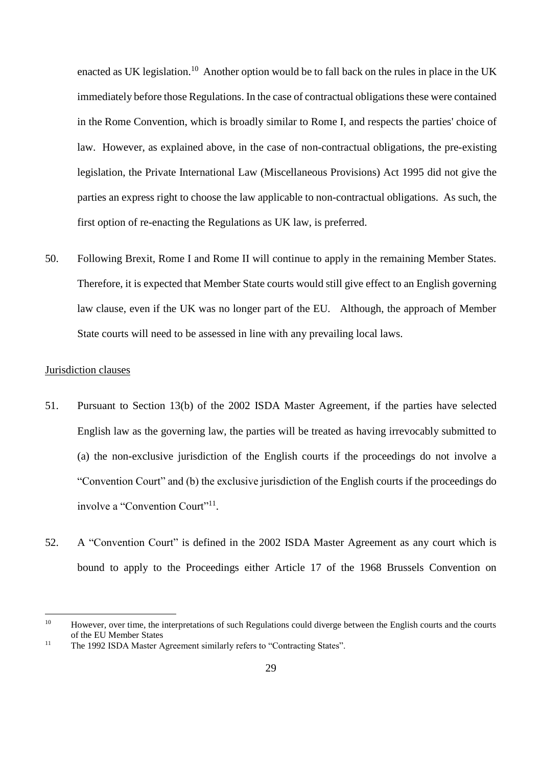enacted as UK legislation.[10] Another option would be to fall back on the rules in place in the UK immediately before those Regulations. In the case of contractual obligations these were contained in the Rome Convention, which is broadly similar to Rome I, and respects the parties' choice of law. However, as explained above, in the case of non-contractual obligations, the pre-existing legislation, the Private International Law (Miscellaneous Provisions) Act 1995 did not give the parties an express right to choose the law applicable to non-contractual obligations. As such, the first option of re-enacting the Regulations as UK law, is preferred.

50. Following Brexit, Rome I and Rome II will continue to apply in the remaining Member States. Therefore, it is expected that Member State courts would still give effect to an English governing law clause, even if the UK was no longer part of the EU. Although, the approach of Member State courts will need to be assessed in line with any prevailing local laws.

Jurisdiction clauses

51. Pursuant to Section 13(b) of the 2002 ISDA Master Agreement, if the parties have selected English law as the governing law, the parties will be treated as having irrevocably submitted to (a) the non-exclusive jurisdiction of the English courts if the proceedings do not involve a "Convention Court" and (b) the exclusive jurisdiction of the English courts if the proceedings do involve a "Convention Court"[11].

52. A "Convention Court" is defined in the 2002 ISDA Master Agreement as any court which is bound to apply to the Proceedings either Article 17 of the 1968 Brussels Convention on

[10] However, over time, the interpretations of such Regulations could diverge between the English courts and the courts of the EU Member States

[11] The 1992 ISDA Master Agreement similarly refers to "Contracting States".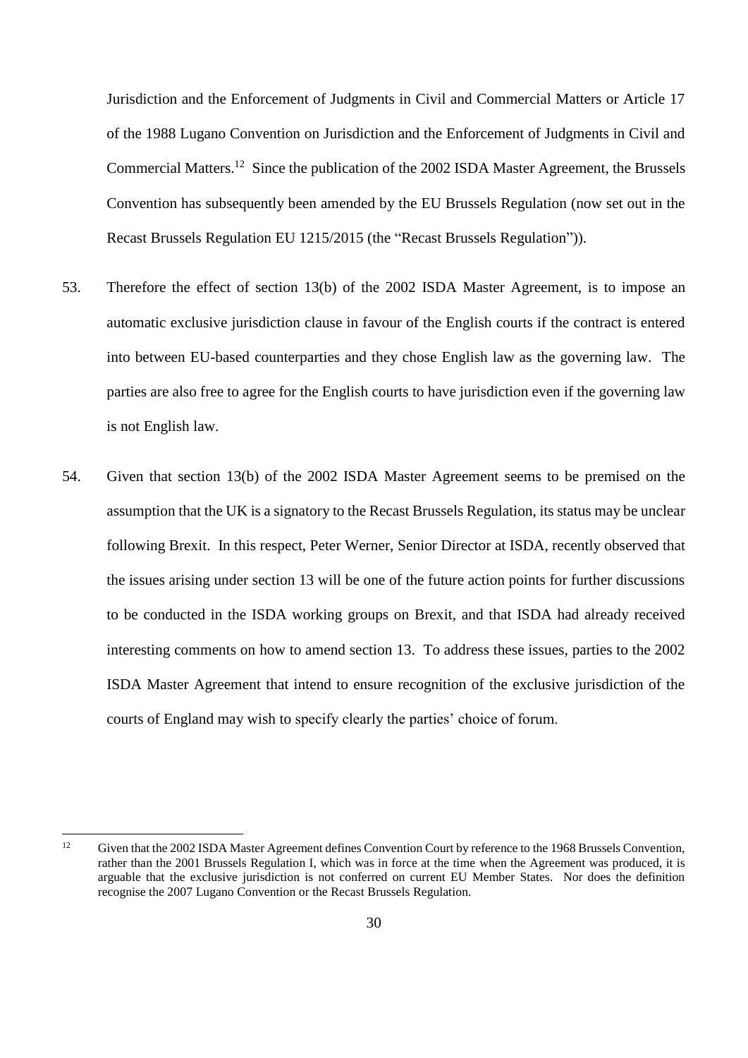Jurisdiction and the Enforcement of Judgments in Civil and Commercial Matters or Article 17 of the 1988 Lugano Convention on Jurisdiction and the Enforcement of Judgments in Civil and Commercial Matters.[12] Since the publication of the 2002 ISDA Master Agreement, the Brussels Convention has subsequently been amended by the EU Brussels Regulation (now set out in the Recast Brussels Regulation EU 1215/2015 (the "Recast Brussels Regulation")).

53. Therefore the effect of section 13(b) of the 2002 ISDA Master Agreement, is to impose an automatic exclusive jurisdiction clause in favour of the English courts if the contract is entered into between EU-based counterparties and they chose English law as the governing law. The parties are also free to agree for the English courts to have jurisdiction even if the governing law is not English law.

54. Given that section 13(b) of the 2002 ISDA Master Agreement seems to be premised on the assumption that the UK is a signatory to the Recast Brussels Regulation, its status may be unclear following Brexit. In this respect, Peter Werner, Senior Director at ISDA, recently observed that the issues arising under section 13 will be one of the future action points for further discussions to be conducted in the ISDA working groups on Brexit, and that ISDA had already received interesting comments on how to amend section 13. To address these issues, parties to the 2002 ISDA Master Agreement that intend to ensure recognition of the exclusive jurisdiction of the courts of England may wish to specify clearly the parties' choice of forum.

---

[12] Given that the 2002 ISDA Master Agreement defines Convention Court by reference to the 1968 Brussels Convention, rather than the 2001 Brussels Regulation I, which was in force at the time when the Agreement was produced, it is arguable that the exclusive jurisdiction is not conferred on current EU Member States. Nor does the definition recognise the 2007 Lugano Convention or the Recast Brussels Regulation.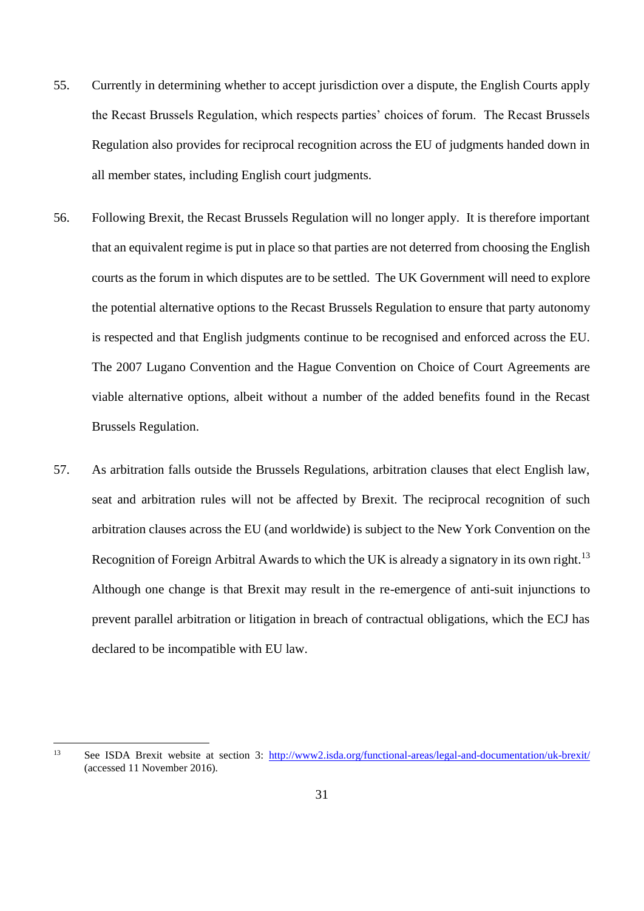55. Currently in determining whether to accept jurisdiction over a dispute, the English Courts apply the Recast Brussels Regulation, which respects parties' choices of forum. The Recast Brussels Regulation also provides for reciprocal recognition across the EU of judgments handed down in all member states, including English court judgments.

56. Following Brexit, the Recast Brussels Regulation will no longer apply. It is therefore important that an equivalent regime is put in place so that parties are not deterred from choosing the English courts as the forum in which disputes are to be settled. The UK Government will need to explore the potential alternative options to the Recast Brussels Regulation to ensure that party autonomy is respected and that English judgments continue to be recognised and enforced across the EU. The 2007 Lugano Convention and the Hague Convention on Choice of Court Agreements are viable alternative options, albeit without a number of the added benefits found in the Recast Brussels Regulation.

57. As arbitration falls outside the Brussels Regulations, arbitration clauses that elect English law, seat and arbitration rules will not be affected by Brexit. The reciprocal recognition of such arbitration clauses across the EU (and worldwide) is subject to the New York Convention on the Recognition of Foreign Arbitral Awards to which the UK is already a signatory in its own right.[13] Although one change is that Brexit may result in the re-emergence of anti-suit injunctions to prevent parallel arbitration or litigation in breach of contractual obligations, which the ECJ has declared to be incompatible with EU law.

---

[13] See ISDA Brexit website at section 3: http://www2.isda.org/functional-areas/legal-and-documentation/uk-brexit/ (accessed 11 November 2016).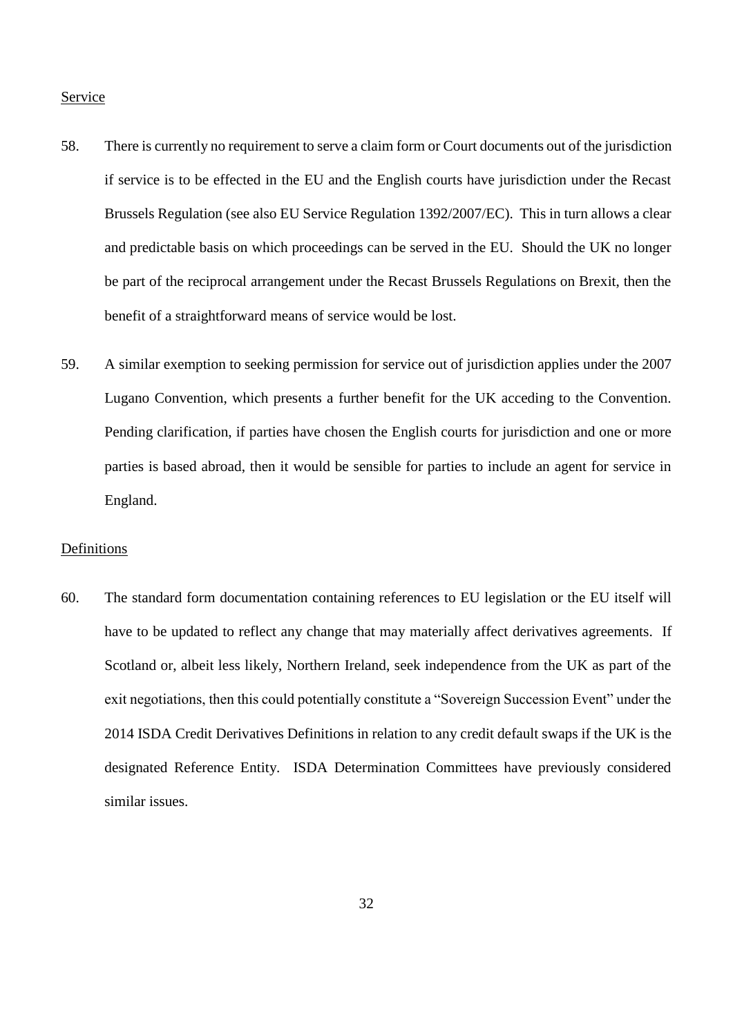<u>Service</u>

58. There is currently no requirement to serve a claim form or Court documents out of the jurisdiction if service is to be effected in the EU and the English courts have jurisdiction under the Recast Brussels Regulation (see also EU Service Regulation 1392/2007/EC). This in turn allows a clear and predictable basis on which proceedings can be served in the EU. Should the UK no longer be part of the reciprocal arrangement under the Recast Brussels Regulations on Brexit, then the benefit of a straightforward means of service would be lost.

59. A similar exemption to seeking permission for service out of jurisdiction applies under the 2007 Lugano Convention, which presents a further benefit for the UK acceding to the Convention. Pending clarification, if parties have chosen the English courts for jurisdiction and one or more parties is based abroad, then it would be sensible for parties to include an agent for service in England.

<u>Definitions</u>

60. The standard form documentation containing references to EU legislation or the EU itself will have to be updated to reflect any change that may materially affect derivatives agreements. If Scotland or, albeit less likely, Northern Ireland, seek independence from the UK as part of the exit negotiations, then this could potentially constitute a "Sovereign Succession Event" under the 2014 ISDA Credit Derivatives Definitions in relation to any credit default swaps if the UK is the designated Reference Entity. ISDA Determination Committees have previously considered similar issues.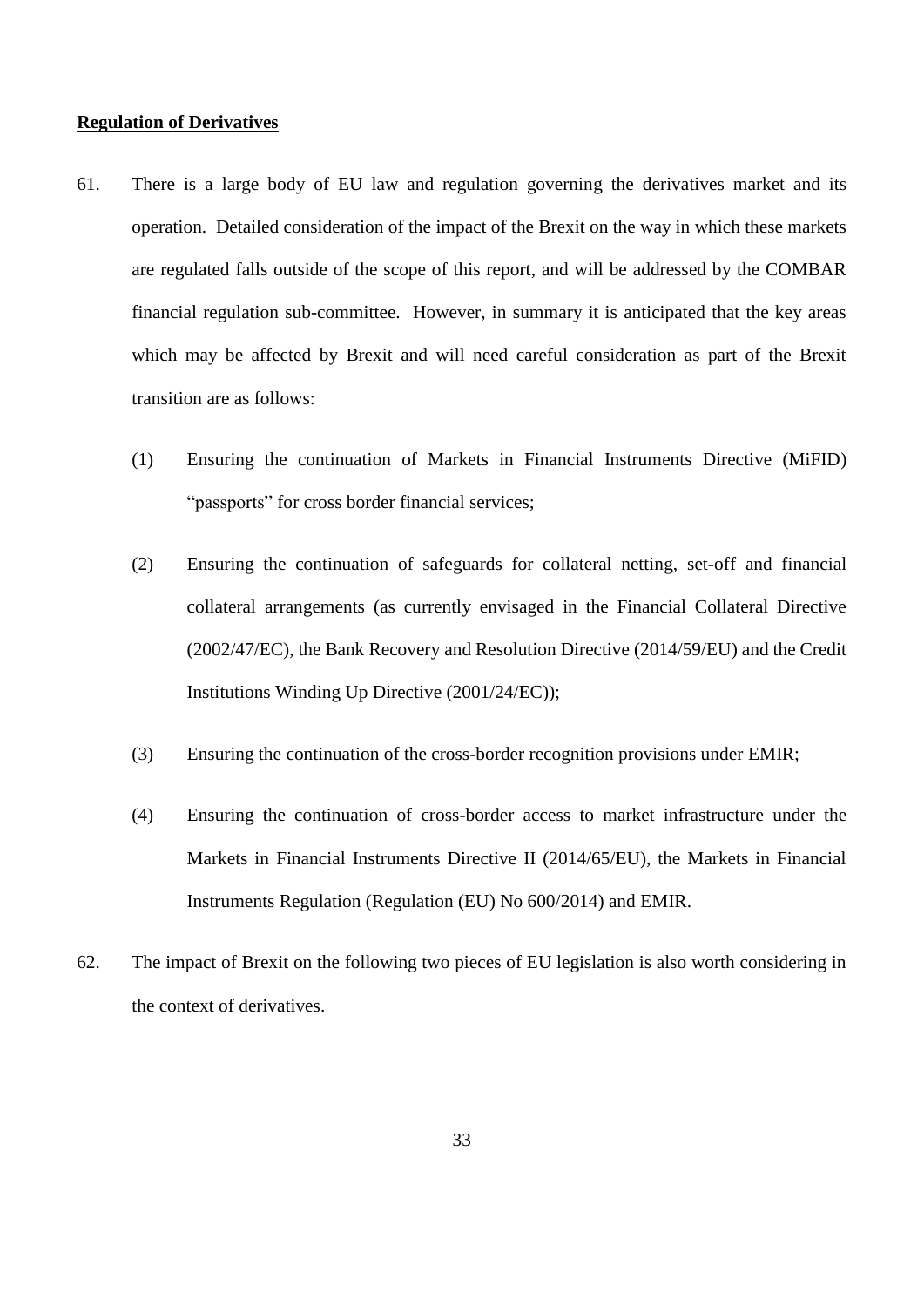**Regulation of Derivatives**

61. There is a large body of EU law and regulation governing the derivatives market and its operation. Detailed consideration of the impact of the Brexit on the way in which these markets are regulated falls outside of the scope of this report, and will be addressed by the COMBAR financial regulation sub-committee. However, in summary it is anticipated that the key areas which may be affected by Brexit and will need careful consideration as part of the Brexit transition are as follows:

    (1) Ensuring the continuation of Markets in Financial Instruments Directive (MiFID) "passports" for cross border financial services;

    (2) Ensuring the continuation of safeguards for collateral netting, set-off and financial collateral arrangements (as currently envisaged in the Financial Collateral Directive (2002/47/EC), the Bank Recovery and Resolution Directive (2014/59/EU) and the Credit Institutions Winding Up Directive (2001/24/EC));

    (3) Ensuring the continuation of the cross-border recognition provisions under EMIR;

    (4) Ensuring the continuation of cross-border access to market infrastructure under the Markets in Financial Instruments Directive II (2014/65/EU), the Markets in Financial Instruments Regulation (Regulation (EU) No 600/2014) and EMIR.

62. The impact of Brexit on the following two pieces of EU legislation is also worth considering in the context of derivatives.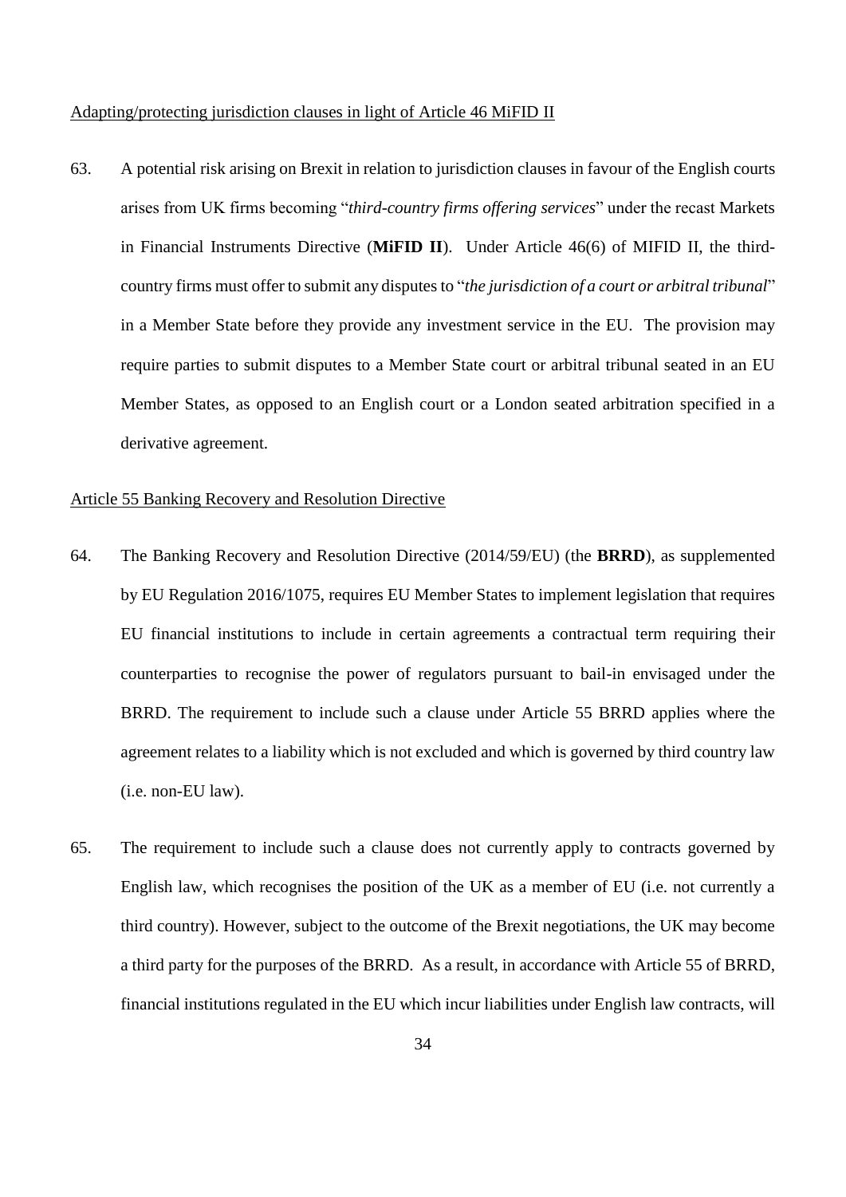Adapting/protecting jurisdiction clauses in light of Article 46 MiFID II

63. A potential risk arising on Brexit in relation to jurisdiction clauses in favour of the English courts arises from UK firms becoming "*third-country firms offering services*" under the recast Markets in Financial Instruments Directive (**MiFID II**). Under Article 46(6) of MIFID II, the third-country firms must offer to submit any disputes to "*the jurisdiction of a court or arbitral tribunal*" in a Member State before they provide any investment service in the EU. The provision may require parties to submit disputes to a Member State court or arbitral tribunal seated in an EU Member States, as opposed to an English court or a London seated arbitration specified in a derivative agreement.

Article 55 Banking Recovery and Resolution Directive

64. The Banking Recovery and Resolution Directive (2014/59/EU) (the **BRRD**), as supplemented by EU Regulation 2016/1075, requires EU Member States to implement legislation that requires EU financial institutions to include in certain agreements a contractual term requiring their counterparties to recognise the power of regulators pursuant to bail-in envisaged under the BRRD. The requirement to include such a clause under Article 55 BRRD applies where the agreement relates to a liability which is not excluded and which is governed by third country law (i.e. non-EU law).

65. The requirement to include such a clause does not currently apply to contracts governed by English law, which recognises the position of the UK as a member of EU (i.e. not currently a third country). However, subject to the outcome of the Brexit negotiations, the UK may become a third party for the purposes of the BRRD. As a result, in accordance with Article 55 of BRRD, financial institutions regulated in the EU which incur liabilities under English law contracts, will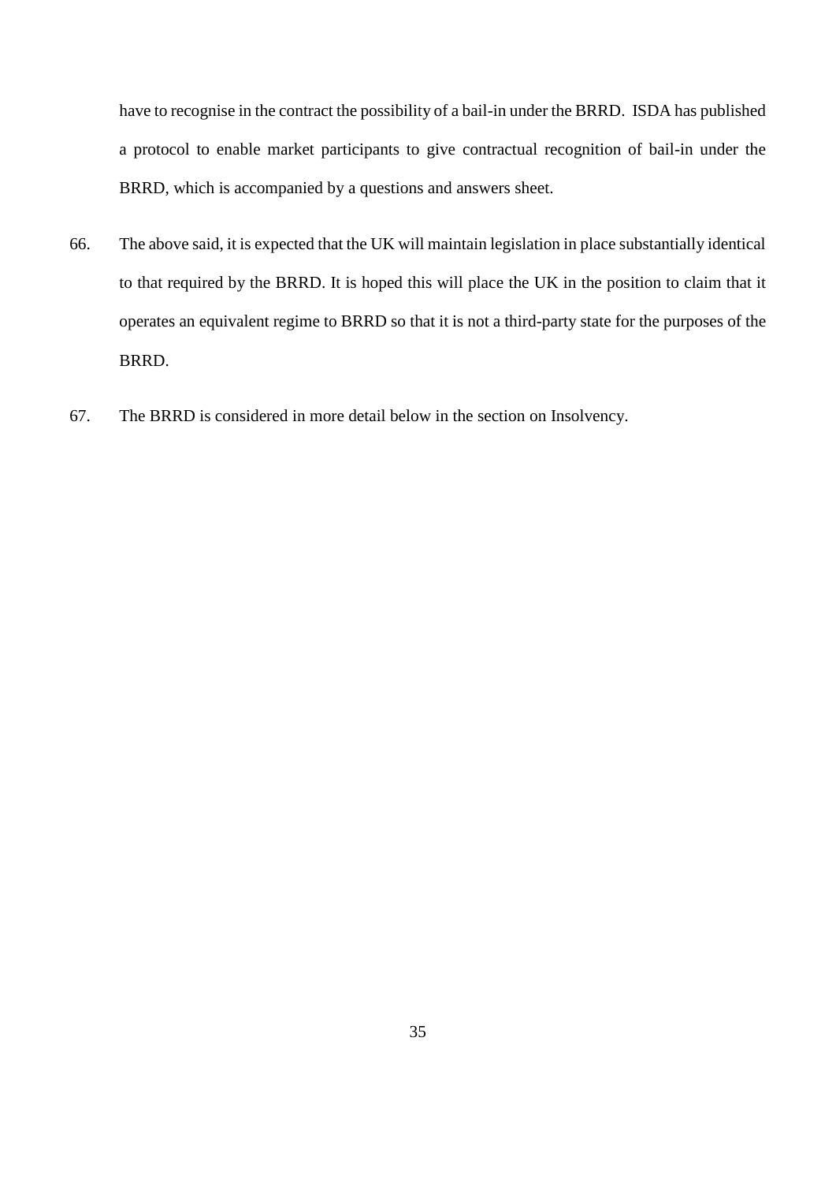have to recognise in the contract the possibility of a bail-in under the BRRD. ISDA has published a protocol to enable market participants to give contractual recognition of bail-in under the BRRD, which is accompanied by a questions and answers sheet.

66. The above said, it is expected that the UK will maintain legislation in place substantially identical to that required by the BRRD. It is hoped this will place the UK in the position to claim that it operates an equivalent regime to BRRD so that it is not a third-party state for the purposes of the BRRD.

67. The BRRD is considered in more detail below in the section on Insolvency.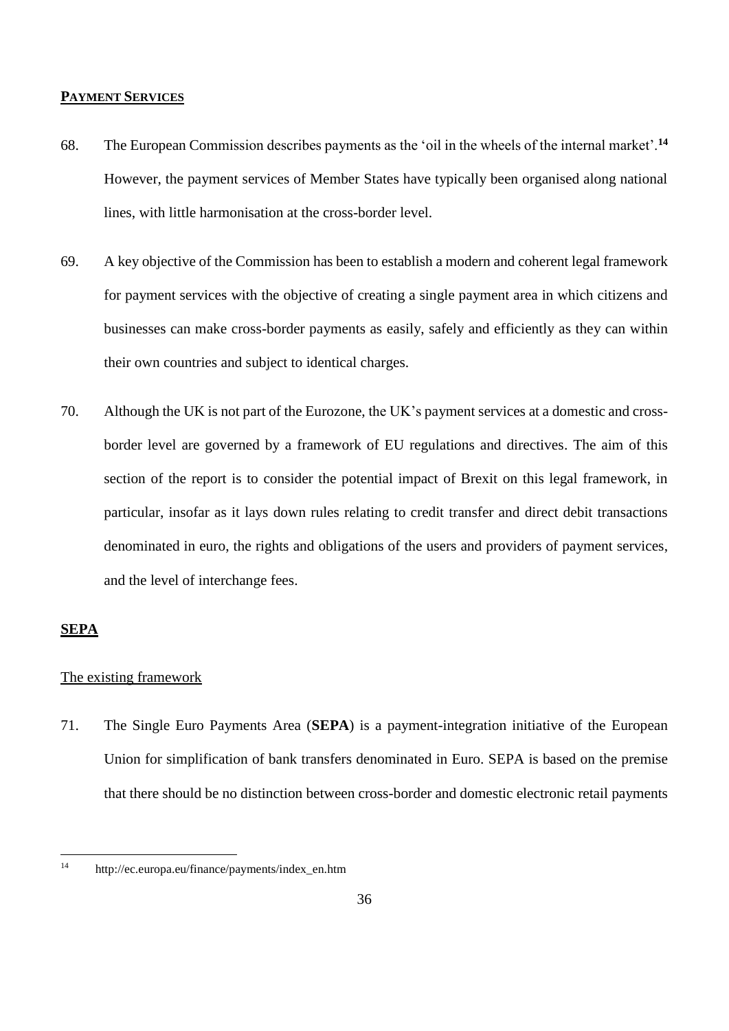## PAYMENT SERVICES

68. The European Commission describes payments as the 'oil in the wheels of the internal market'.[14] However, the payment services of Member States have typically been organised along national lines, with little harmonisation at the cross-border level.

69. A key objective of the Commission has been to establish a modern and coherent legal framework for payment services with the objective of creating a single payment area in which citizens and businesses can make cross-border payments as easily, safely and efficiently as they can within their own countries and subject to identical charges.

70. Although the UK is not part of the Eurozone, the UK's payment services at a domestic and cross-border level are governed by a framework of EU regulations and directives. The aim of this section of the report is to consider the potential impact of Brexit on this legal framework, in particular, insofar as it lays down rules relating to credit transfer and direct debit transactions denominated in euro, the rights and obligations of the users and providers of payment services, and the level of interchange fees.

## SEPA

### The existing framework

71. The Single Euro Payments Area (**SEPA**) is a payment-integration initiative of the European Union for simplification of bank transfers denominated in Euro. SEPA is based on the premise that there should be no distinction between cross-border and domestic electronic retail payments

---

[14] http://ec.europa.eu/finance/payments/index_en.htm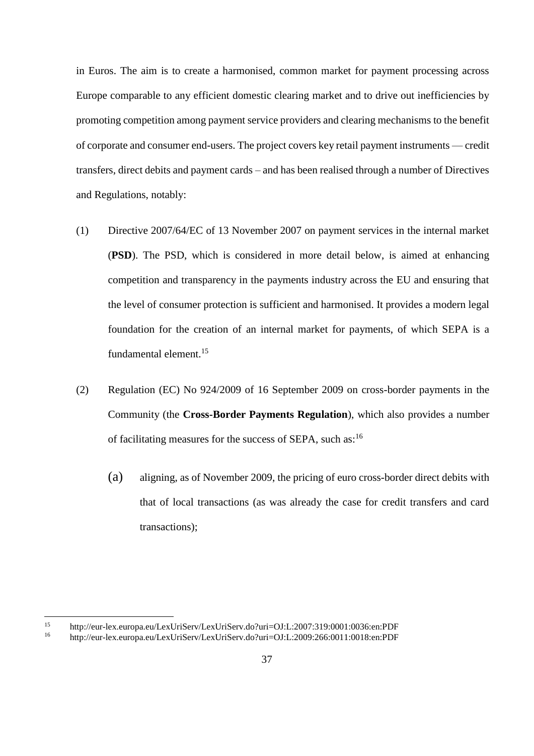in Euros. The aim is to create a harmonised, common market for payment processing across Europe comparable to any efficient domestic clearing market and to drive out inefficiencies by promoting competition among payment service providers and clearing mechanisms to the benefit of corporate and consumer end-users. The project covers key retail payment instruments — credit transfers, direct debits and payment cards – and has been realised through a number of Directives and Regulations, notably:

(1) Directive 2007/64/EC of 13 November 2007 on payment services in the internal market (**PSD**). The PSD, which is considered in more detail below, is aimed at enhancing competition and transparency in the payments industry across the EU and ensuring that the level of consumer protection is sufficient and harmonised. It provides a modern legal foundation for the creation of an internal market for payments, of which SEPA is a fundamental element.[15]

(2) Regulation (EC) No 924/2009 of 16 September 2009 on cross-border payments in the Community (the **Cross-Border Payments Regulation**), which also provides a number of facilitating measures for the success of SEPA, such as:[16]

  (a) aligning, as of November 2009, the pricing of euro cross-border direct debits with that of local transactions (as was already the case for credit transfers and card transactions);

---

[15] http://eur-lex.europa.eu/LexUriServ/LexUriServ.do?uri=OJ:L:2007:319:0001:0036:en:PDF

[16] http://eur-lex.europa.eu/LexUriServ/LexUriServ.do?uri=OJ:L:2009:266:0011:0018:en:PDF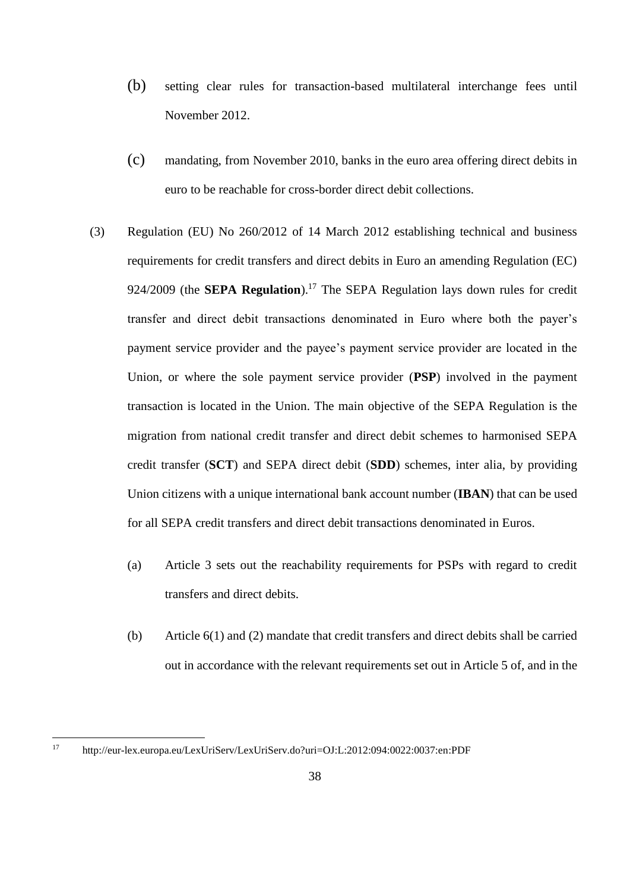(b) setting clear rules for transaction-based multilateral interchange fees until November 2012.

(c) mandating, from November 2010, banks in the euro area offering direct debits in euro to be reachable for cross-border direct debit collections.

(3) Regulation (EU) No 260/2012 of 14 March 2012 establishing technical and business requirements for credit transfers and direct debits in Euro an amending Regulation (EC) 924/2009 (the **SEPA Regulation**).[17] The SEPA Regulation lays down rules for credit transfer and direct debit transactions denominated in Euro where both the payer's payment service provider and the payee's payment service provider are located in the Union, or where the sole payment service provider (**PSP**) involved in the payment transaction is located in the Union. The main objective of the SEPA Regulation is the migration from national credit transfer and direct debit schemes to harmonised SEPA credit transfer (**SCT**) and SEPA direct debit (**SDD**) schemes, inter alia, by providing Union citizens with a unique international bank account number (**IBAN**) that can be used for all SEPA credit transfers and direct debit transactions denominated in Euros.

(a) Article 3 sets out the reachability requirements for PSPs with regard to credit transfers and direct debits.

(b) Article 6(1) and (2) mandate that credit transfers and direct debits shall be carried out in accordance with the relevant requirements set out in Article 5 of, and in the

---

[17] http://eur-lex.europa.eu/LexUriServ/LexUriServ.do?uri=OJ:L:2012:094:0022:0037:en:PDF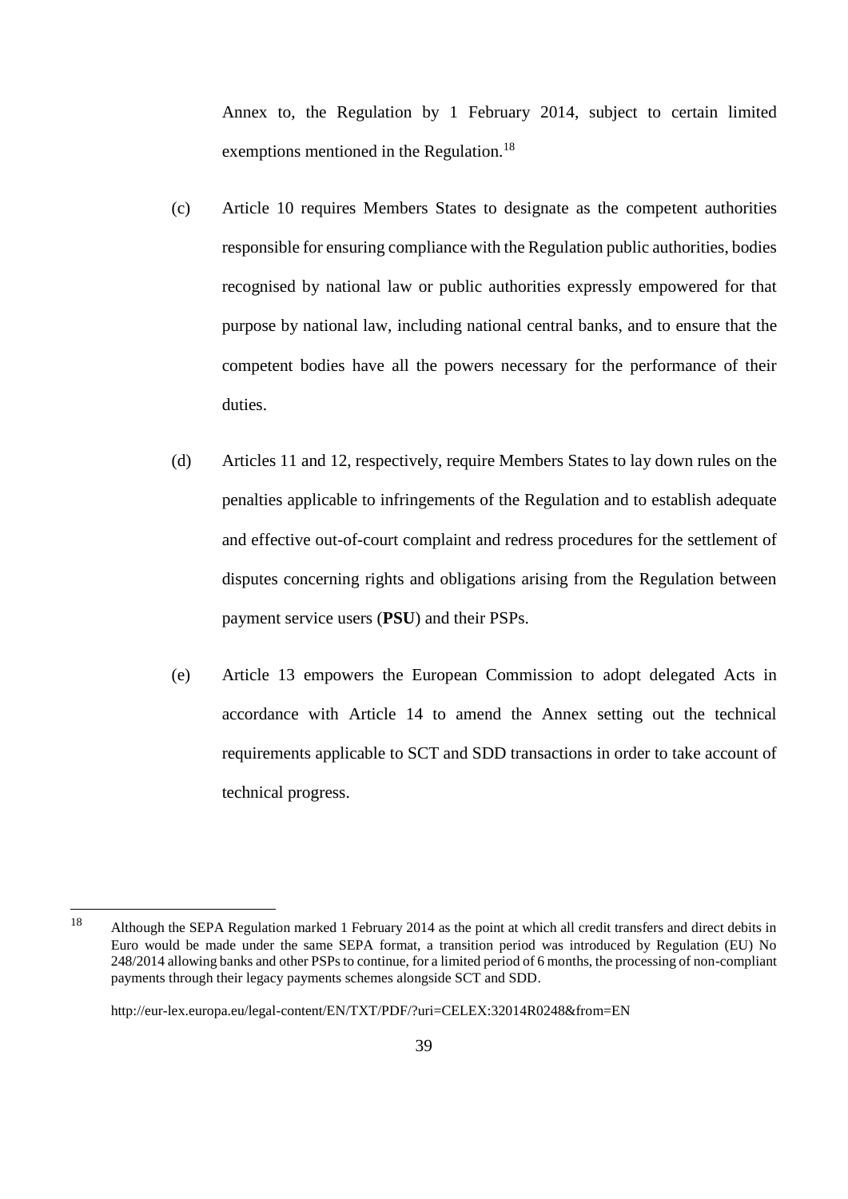Annex to, the Regulation by 1 February 2014, subject to certain limited exemptions mentioned in the Regulation.[18]

(c) Article 10 requires Members States to designate as the competent authorities responsible for ensuring compliance with the Regulation public authorities, bodies recognised by national law or public authorities expressly empowered for that purpose by national law, including national central banks, and to ensure that the competent bodies have all the powers necessary for the performance of their duties.

(d) Articles 11 and 12, respectively, require Members States to lay down rules on the penalties applicable to infringements of the Regulation and to establish adequate and effective out-of-court complaint and redress procedures for the settlement of disputes concerning rights and obligations arising from the Regulation between payment service users (**PSU**) and their PSPs.

(e) Article 13 empowers the European Commission to adopt delegated Acts in accordance with Article 14 to amend the Annex setting out the technical requirements applicable to SCT and SDD transactions in order to take account of technical progress.

---

[18] Although the SEPA Regulation marked 1 February 2014 as the point at which all credit transfers and direct debits in Euro would be made under the same SEPA format, a transition period was introduced by Regulation (EU) No 248/2014 allowing banks and other PSPs to continue, for a limited period of 6 months, the processing of non-compliant payments through their legacy payments schemes alongside SCT and SDD.

http://eur-lex.europa.eu/legal-content/EN/TXT/PDF/?uri=CELEX:32014R0248&from=EN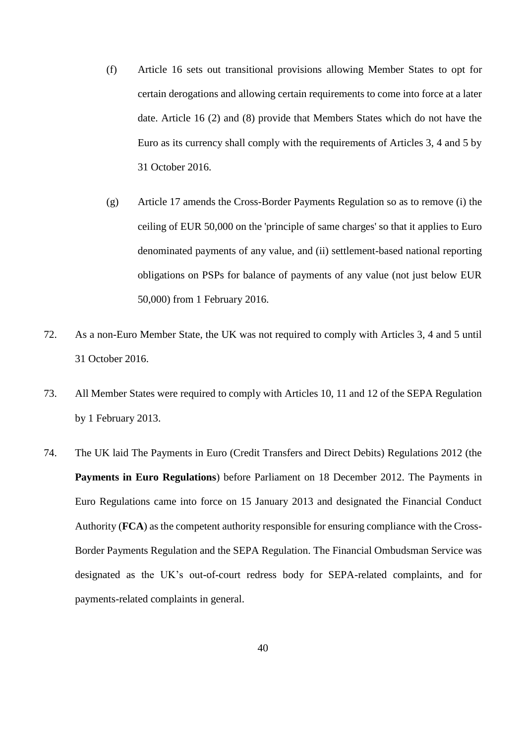(f) Article 16 sets out transitional provisions allowing Member States to opt for certain derogations and allowing certain requirements to come into force at a later date. Article 16 (2) and (8) provide that Members States which do not have the Euro as its currency shall comply with the requirements of Articles 3, 4 and 5 by 31 October 2016.

(g) Article 17 amends the Cross-Border Payments Regulation so as to remove (i) the ceiling of EUR 50,000 on the 'principle of same charges' so that it applies to Euro denominated payments of any value, and (ii) settlement-based national reporting obligations on PSPs for balance of payments of any value (not just below EUR 50,000) from 1 February 2016.

72. As a non-Euro Member State, the UK was not required to comply with Articles 3, 4 and 5 until 31 October 2016.

73. All Member States were required to comply with Articles 10, 11 and 12 of the SEPA Regulation by 1 February 2013.

74. The UK laid The Payments in Euro (Credit Transfers and Direct Debits) Regulations 2012 (the **Payments in Euro Regulations**) before Parliament on 18 December 2012. The Payments in Euro Regulations came into force on 15 January 2013 and designated the Financial Conduct Authority (**FCA**) as the competent authority responsible for ensuring compliance with the Cross-Border Payments Regulation and the SEPA Regulation. The Financial Ombudsman Service was designated as the UK's out-of-court redress body for SEPA-related complaints, and for payments-related complaints in general.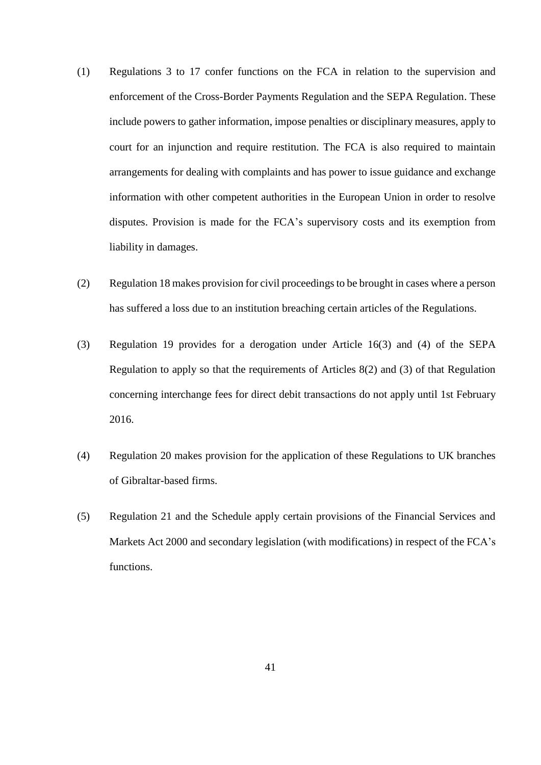(1) Regulations 3 to 17 confer functions on the FCA in relation to the supervision and enforcement of the Cross-Border Payments Regulation and the SEPA Regulation. These include powers to gather information, impose penalties or disciplinary measures, apply to court for an injunction and require restitution. The FCA is also required to maintain arrangements for dealing with complaints and has power to issue guidance and exchange information with other competent authorities in the European Union in order to resolve disputes. Provision is made for the FCA's supervisory costs and its exemption from liability in damages.

(2) Regulation 18 makes provision for civil proceedings to be brought in cases where a person has suffered a loss due to an institution breaching certain articles of the Regulations.

(3) Regulation 19 provides for a derogation under Article 16(3) and (4) of the SEPA Regulation to apply so that the requirements of Articles 8(2) and (3) of that Regulation concerning interchange fees for direct debit transactions do not apply until 1st February 2016.

(4) Regulation 20 makes provision for the application of these Regulations to UK branches of Gibraltar-based firms.

(5) Regulation 21 and the Schedule apply certain provisions of the Financial Services and Markets Act 2000 and secondary legislation (with modifications) in respect of the FCA's functions.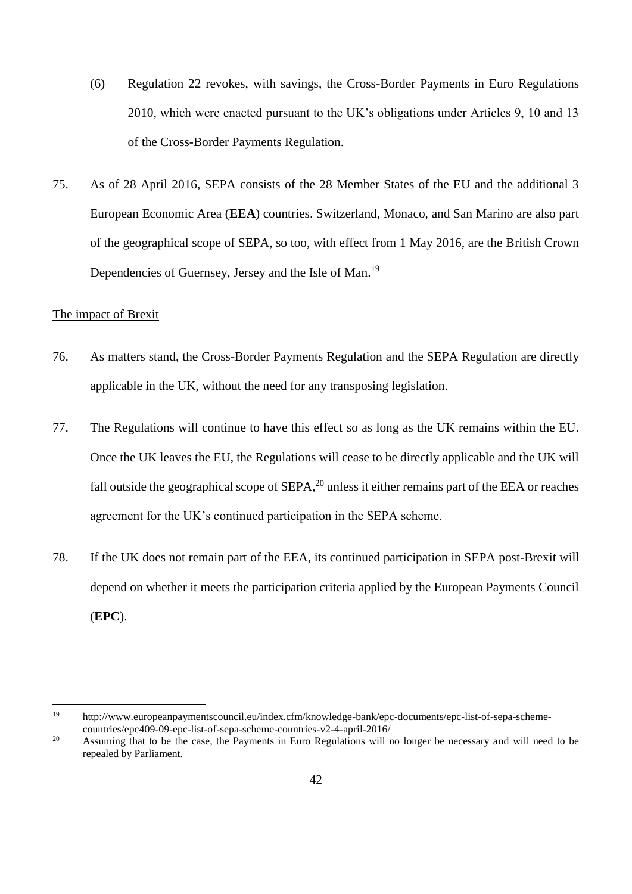(6) Regulation 22 revokes, with savings, the Cross-Border Payments in Euro Regulations 2010, which were enacted pursuant to the UK's obligations under Articles 9, 10 and 13 of the Cross-Border Payments Regulation.

75. As of 28 April 2016, SEPA consists of the 28 Member States of the EU and the additional 3 European Economic Area (**EEA**) countries. Switzerland, Monaco, and San Marino are also part of the geographical scope of SEPA, so too, with effect from 1 May 2016, are the British Crown Dependencies of Guernsey, Jersey and the Isle of Man.[19]

<u>The impact of Brexit</u>

76. As matters stand, the Cross-Border Payments Regulation and the SEPA Regulation are directly applicable in the UK, without the need for any transposing legislation.

77. The Regulations will continue to have this effect so as long as the UK remains within the EU. Once the UK leaves the EU, the Regulations will cease to be directly applicable and the UK will fall outside the geographical scope of SEPA,[20] unless it either remains part of the EEA or reaches agreement for the UK's continued participation in the SEPA scheme.

78. If the UK does not remain part of the EEA, its continued participation in SEPA post-Brexit will depend on whether it meets the participation criteria applied by the European Payments Council (**EPC**).

---

[19] http://www.europeanpaymentscouncil.eu/index.cfm/knowledge-bank/epc-documents/epc-list-of-sepa-scheme-countries/epc409-09-epc-list-of-sepa-scheme-countries-v2-4-april-2016/

[20] Assuming that to be the case, the Payments in Euro Regulations will no longer be necessary and will need to be repealed by Parliament.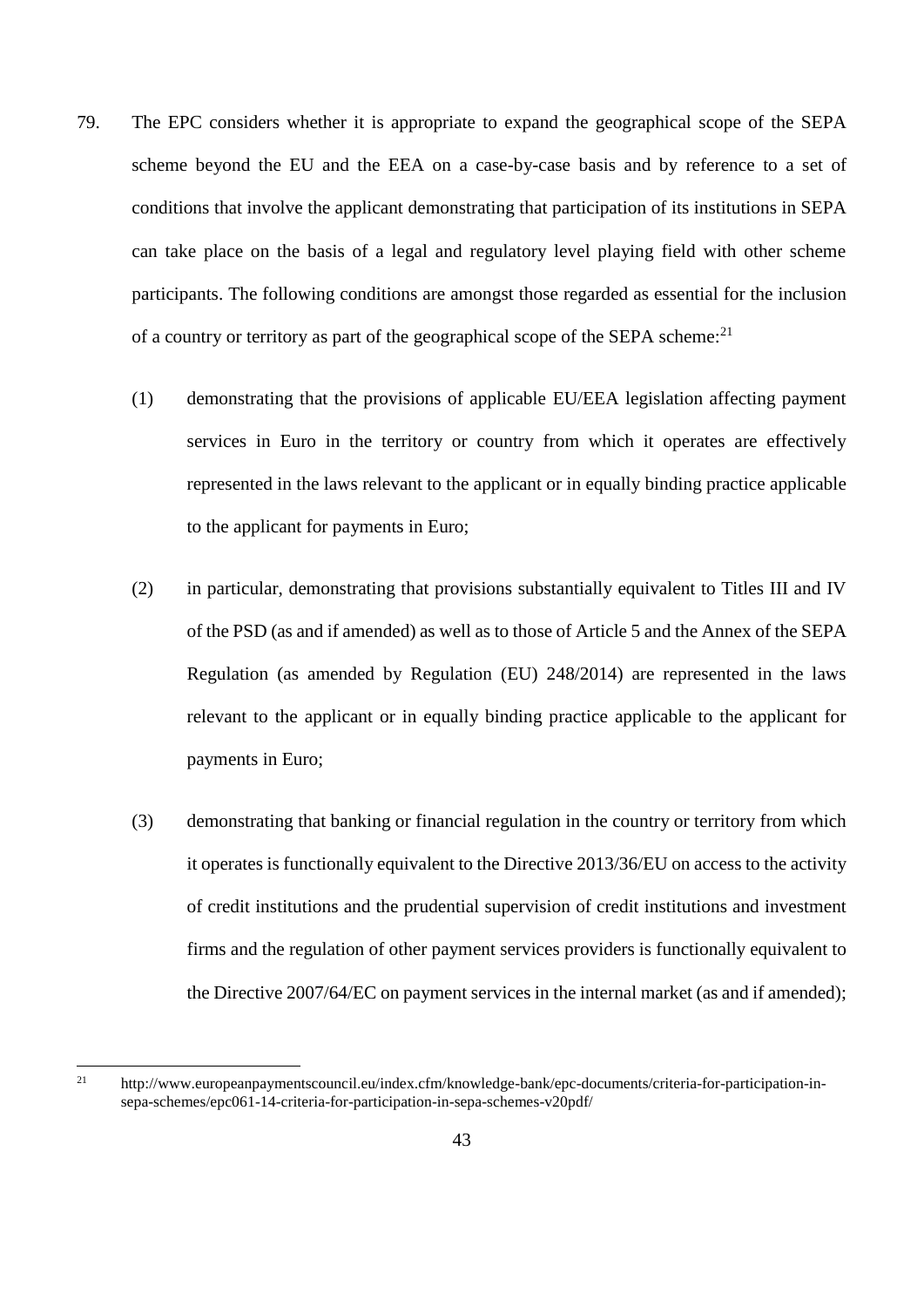79. The EPC considers whether it is appropriate to expand the geographical scope of the SEPA scheme beyond the EU and the EEA on a case-by-case basis and by reference to a set of conditions that involve the applicant demonstrating that participation of its institutions in SEPA can take place on the basis of a legal and regulatory level playing field with other scheme participants. The following conditions are amongst those regarded as essential for the inclusion of a country or territory as part of the geographical scope of the SEPA scheme:[21]

    (1) demonstrating that the provisions of applicable EU/EEA legislation affecting payment services in Euro in the territory or country from which it operates are effectively represented in the laws relevant to the applicant or in equally binding practice applicable to the applicant for payments in Euro;

    (2) in particular, demonstrating that provisions substantially equivalent to Titles III and IV of the PSD (as and if amended) as well as to those of Article 5 and the Annex of the SEPA Regulation (as amended by Regulation (EU) 248/2014) are represented in the laws relevant to the applicant or in equally binding practice applicable to the applicant for payments in Euro;

    (3) demonstrating that banking or financial regulation in the country or territory from which it operates is functionally equivalent to the Directive 2013/36/EU on access to the activity of credit institutions and the prudential supervision of credit institutions and investment firms and the regulation of other payment services providers is functionally equivalent to the Directive 2007/64/EC on payment services in the internal market (as and if amended);

---

[21] http://www.europeanpaymentscouncil.eu/index.cfm/knowledge-bank/epc-documents/criteria-for-participation-in-sepa-schemes/epc061-14-criteria-for-participation-in-sepa-schemes-v20pdf/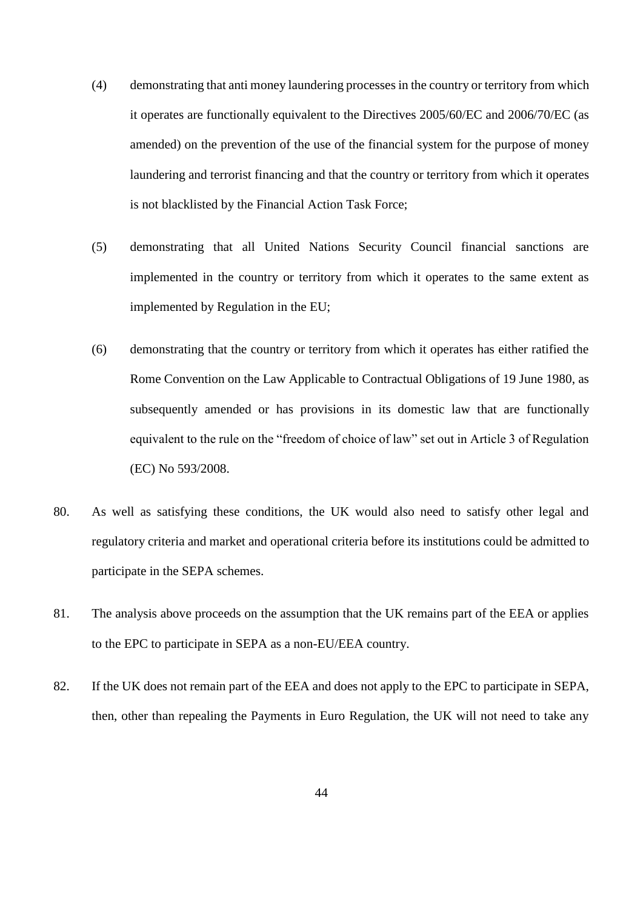(4) demonstrating that anti money laundering processes in the country or territory from which it operates are functionally equivalent to the Directives 2005/60/EC and 2006/70/EC (as amended) on the prevention of the use of the financial system for the purpose of money laundering and terrorist financing and that the country or territory from which it operates is not blacklisted by the Financial Action Task Force;

(5) demonstrating that all United Nations Security Council financial sanctions are implemented in the country or territory from which it operates to the same extent as implemented by Regulation in the EU;

(6) demonstrating that the country or territory from which it operates has either ratified the Rome Convention on the Law Applicable to Contractual Obligations of 19 June 1980, as subsequently amended or has provisions in its domestic law that are functionally equivalent to the rule on the "freedom of choice of law" set out in Article 3 of Regulation (EC) No 593/2008.

80. As well as satisfying these conditions, the UK would also need to satisfy other legal and regulatory criteria and market and operational criteria before its institutions could be admitted to participate in the SEPA schemes.

81. The analysis above proceeds on the assumption that the UK remains part of the EEA or applies to the EPC to participate in SEPA as a non-EU/EEA country.

82. If the UK does not remain part of the EEA and does not apply to the EPC to participate in SEPA, then, other than repealing the Payments in Euro Regulation, the UK will not need to take any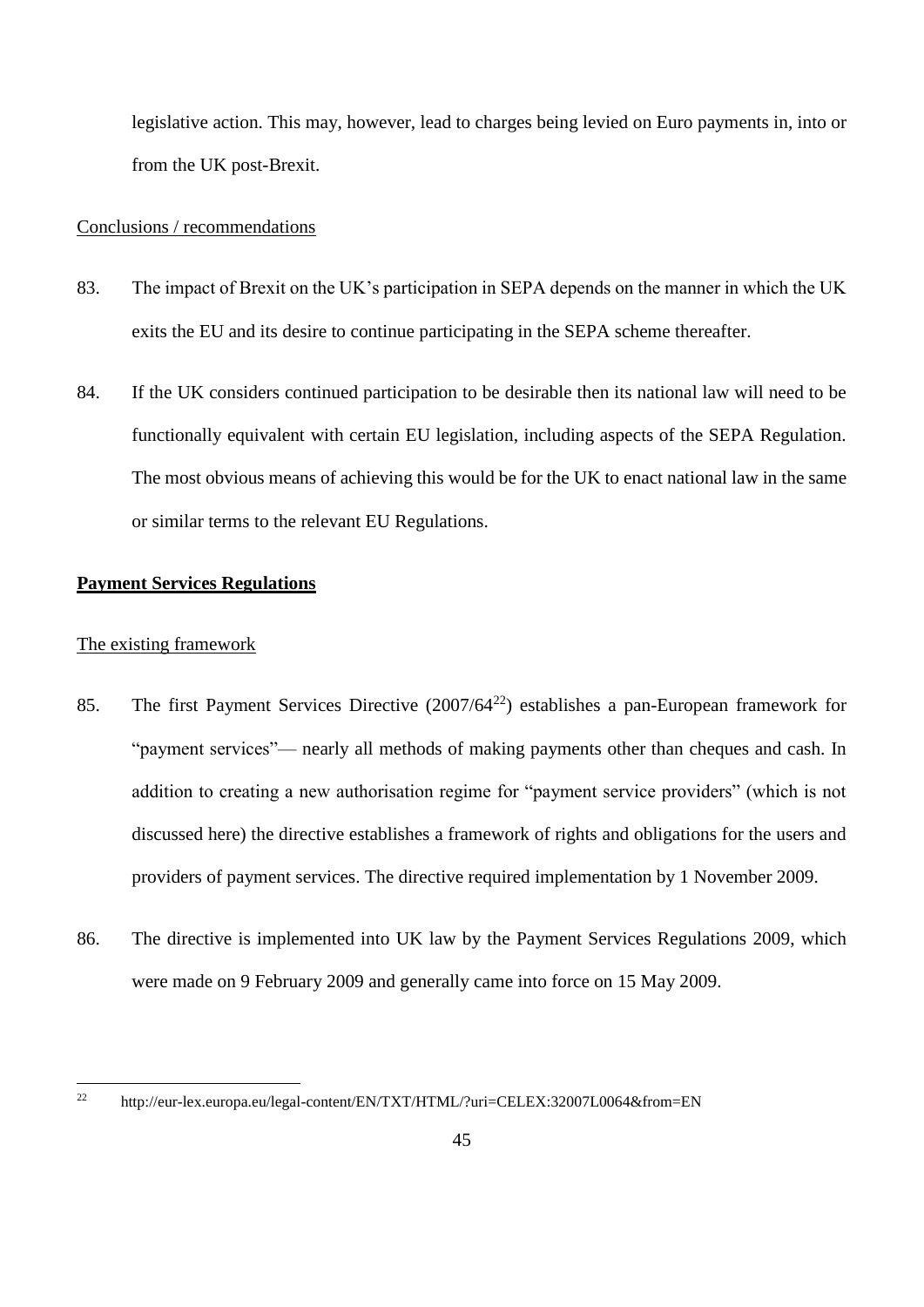legislative action. This may, however, lead to charges being levied on Euro payments in, into or from the UK post-Brexit.

Conclusions / recommendations

83. The impact of Brexit on the UK's participation in SEPA depends on the manner in which the UK exits the EU and its desire to continue participating in the SEPA scheme thereafter.

84. If the UK considers continued participation to be desirable then its national law will need to be functionally equivalent with certain EU legislation, including aspects of the SEPA Regulation. The most obvious means of achieving this would be for the UK to enact national law in the same or similar terms to the relevant EU Regulations.

**Payment Services Regulations**

The existing framework

85. The first Payment Services Directive (2007/64[22]) establishes a pan-European framework for "payment services"— nearly all methods of making payments other than cheques and cash. In addition to creating a new authorisation regime for "payment service providers" (which is not discussed here) the directive establishes a framework of rights and obligations for the users and providers of payment services. The directive required implementation by 1 November 2009.

86. The directive is implemented into UK law by the Payment Services Regulations 2009, which were made on 9 February 2009 and generally came into force on 15 May 2009.

[22] http://eur-lex.europa.eu/legal-content/EN/TXT/HTML/?uri=CELEX:32007L0064&from=EN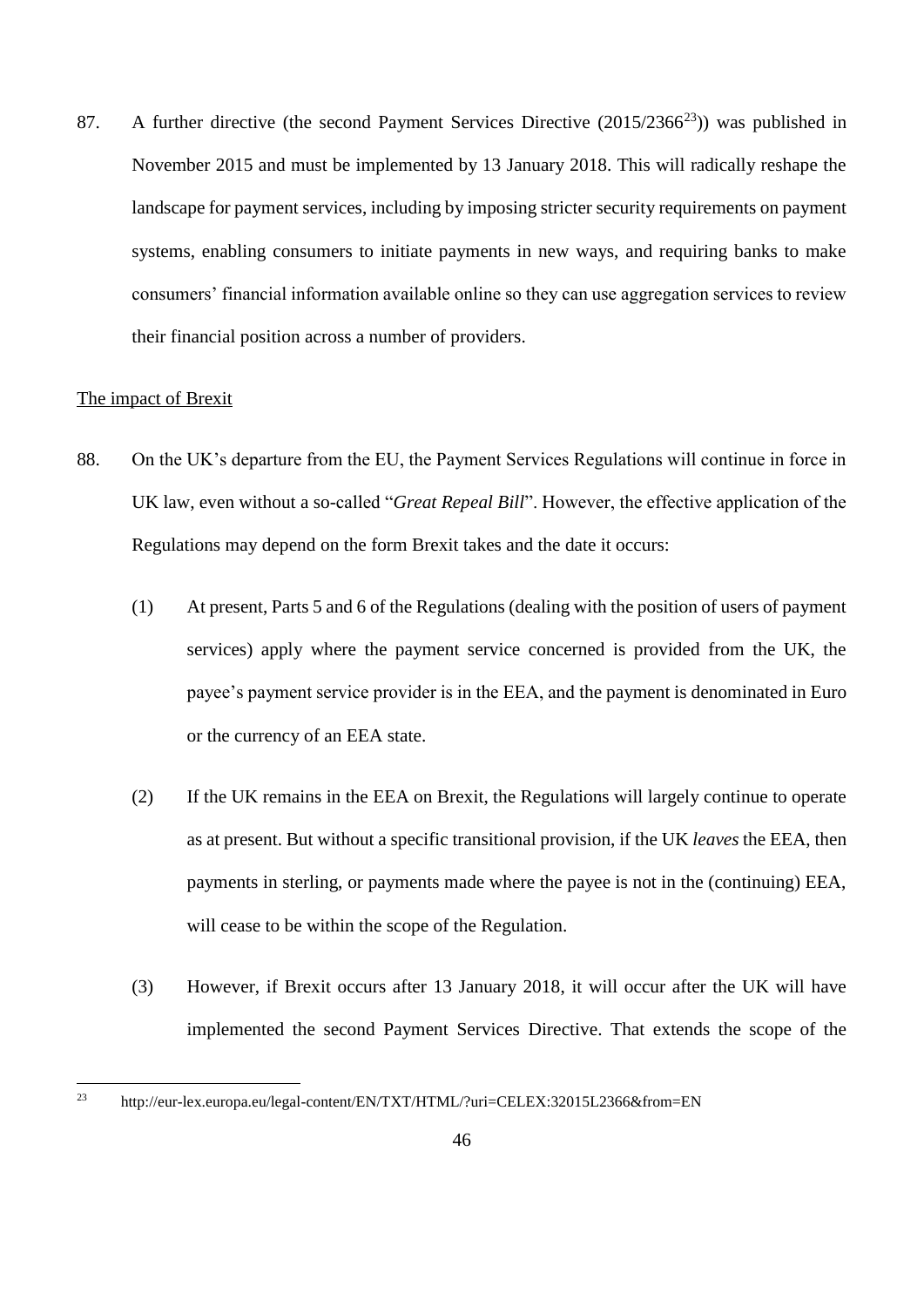87. A further directive (the second Payment Services Directive (2015/2366[23])) was published in November 2015 and must be implemented by 13 January 2018. This will radically reshape the landscape for payment services, including by imposing stricter security requirements on payment systems, enabling consumers to initiate payments in new ways, and requiring banks to make consumers' financial information available online so they can use aggregation services to review their financial position across a number of providers.

<u>The impact of Brexit</u>

88. On the UK's departure from the EU, the Payment Services Regulations will continue in force in UK law, even without a so-called "*Great Repeal Bill*". However, the effective application of the Regulations may depend on the form Brexit takes and the date it occurs:

    (1) At present, Parts 5 and 6 of the Regulations (dealing with the position of users of payment services) apply where the payment service concerned is provided from the UK, the payee's payment service provider is in the EEA, and the payment is denominated in Euro or the currency of an EEA state.

    (2) If the UK remains in the EEA on Brexit, the Regulations will largely continue to operate as at present. But without a specific transitional provision, if the UK *leaves* the EEA, then payments in sterling, or payments made where the payee is not in the (continuing) EEA, will cease to be within the scope of the Regulation.

    (3) However, if Brexit occurs after 13 January 2018, it will occur after the UK will have implemented the second Payment Services Directive. That extends the scope of the

[23] http://eur-lex.europa.eu/legal-content/EN/TXT/HTML/?uri=CELEX:32015L2366&from=EN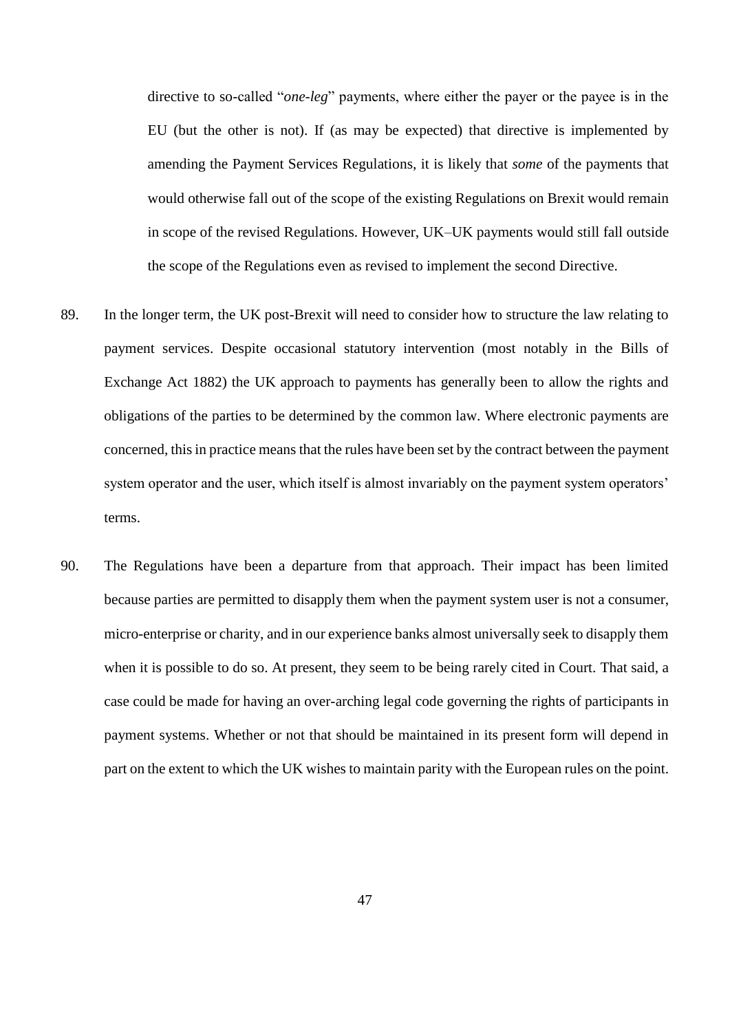directive to so-called "*one-leg*" payments, where either the payer or the payee is in the EU (but the other is not). If (as may be expected) that directive is implemented by amending the Payment Services Regulations, it is likely that *some* of the payments that would otherwise fall out of the scope of the existing Regulations on Brexit would remain in scope of the revised Regulations. However, UK–UK payments would still fall outside the scope of the Regulations even as revised to implement the second Directive.

89. In the longer term, the UK post-Brexit will need to consider how to structure the law relating to payment services. Despite occasional statutory intervention (most notably in the Bills of Exchange Act 1882) the UK approach to payments has generally been to allow the rights and obligations of the parties to be determined by the common law. Where electronic payments are concerned, this in practice means that the rules have been set by the contract between the payment system operator and the user, which itself is almost invariably on the payment system operators' terms.

90. The Regulations have been a departure from that approach. Their impact has been limited because parties are permitted to disapply them when the payment system user is not a consumer, micro-enterprise or charity, and in our experience banks almost universally seek to disapply them when it is possible to do so. At present, they seem to be being rarely cited in Court. That said, a case could be made for having an over-arching legal code governing the rights of participants in payment systems. Whether or not that should be maintained in its present form will depend in part on the extent to which the UK wishes to maintain parity with the European rules on the point.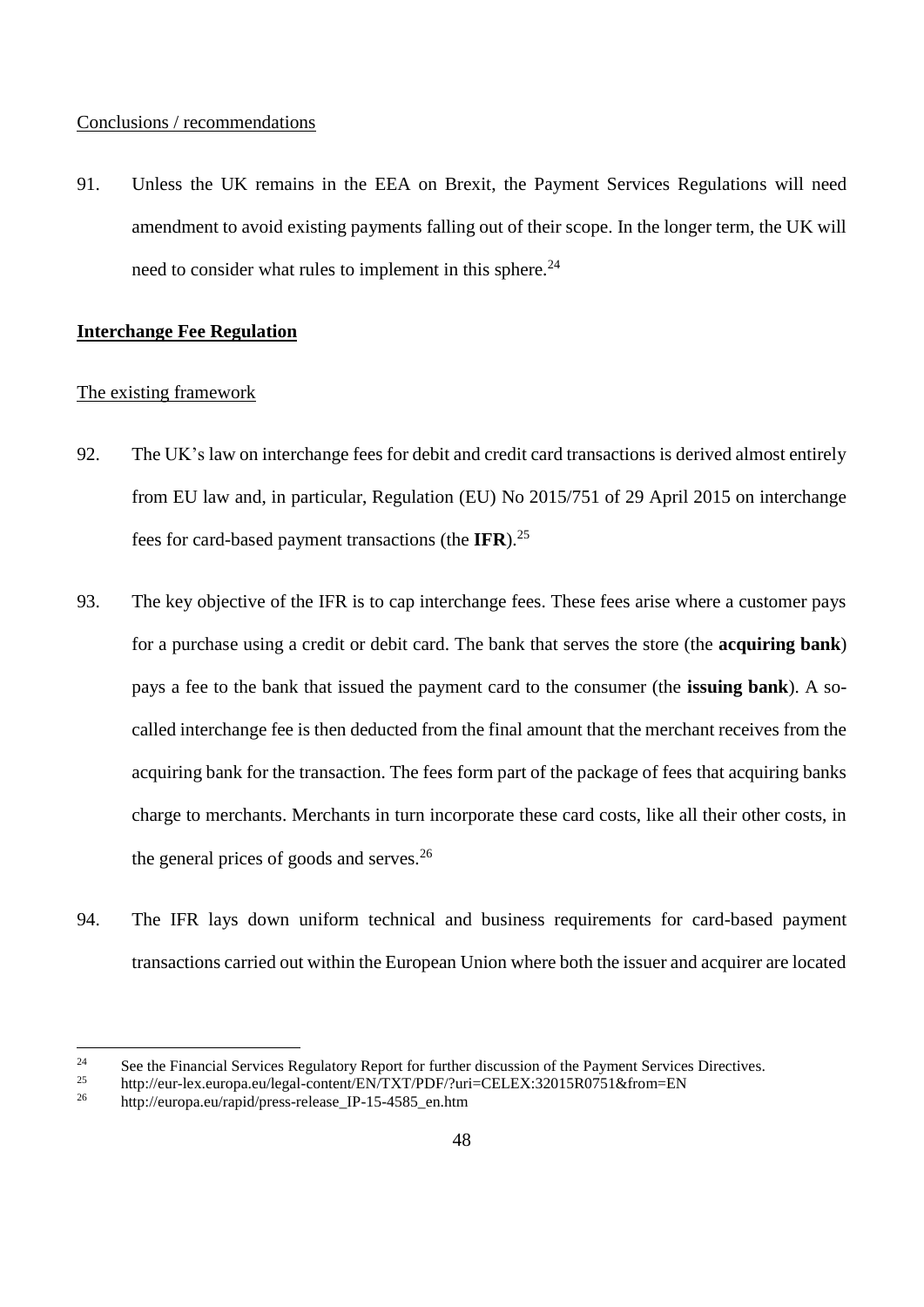Conclusions / recommendations

91. Unless the UK remains in the EEA on Brexit, the Payment Services Regulations will need amendment to avoid existing payments falling out of their scope. In the longer term, the UK will need to consider what rules to implement in this sphere.[24]

**Interchange Fee Regulation**

The existing framework

92. The UK's law on interchange fees for debit and credit card transactions is derived almost entirely from EU law and, in particular, Regulation (EU) No 2015/751 of 29 April 2015 on interchange fees for card-based payment transactions (the **IFR**).[25]

93. The key objective of the IFR is to cap interchange fees. These fees arise where a customer pays for a purchase using a credit or debit card. The bank that serves the store (the **acquiring bank**) pays a fee to the bank that issued the payment card to the consumer (the **issuing bank**). A so-called interchange fee is then deducted from the final amount that the merchant receives from the acquiring bank for the transaction. The fees form part of the package of fees that acquiring banks charge to merchants. Merchants in turn incorporate these card costs, like all their other costs, in the general prices of goods and serves.[26]

94. The IFR lays down uniform technical and business requirements for card-based payment transactions carried out within the European Union where both the issuer and acquirer are located

---

[24] See the Financial Services Regulatory Report for further discussion of the Payment Services Directives.

[25] http://eur-lex.europa.eu/legal-content/EN/TXT/PDF/?uri=CELEX:32015R0751&from=EN

[26] http://europa.eu/rapid/press-release_IP-15-4585_en.htm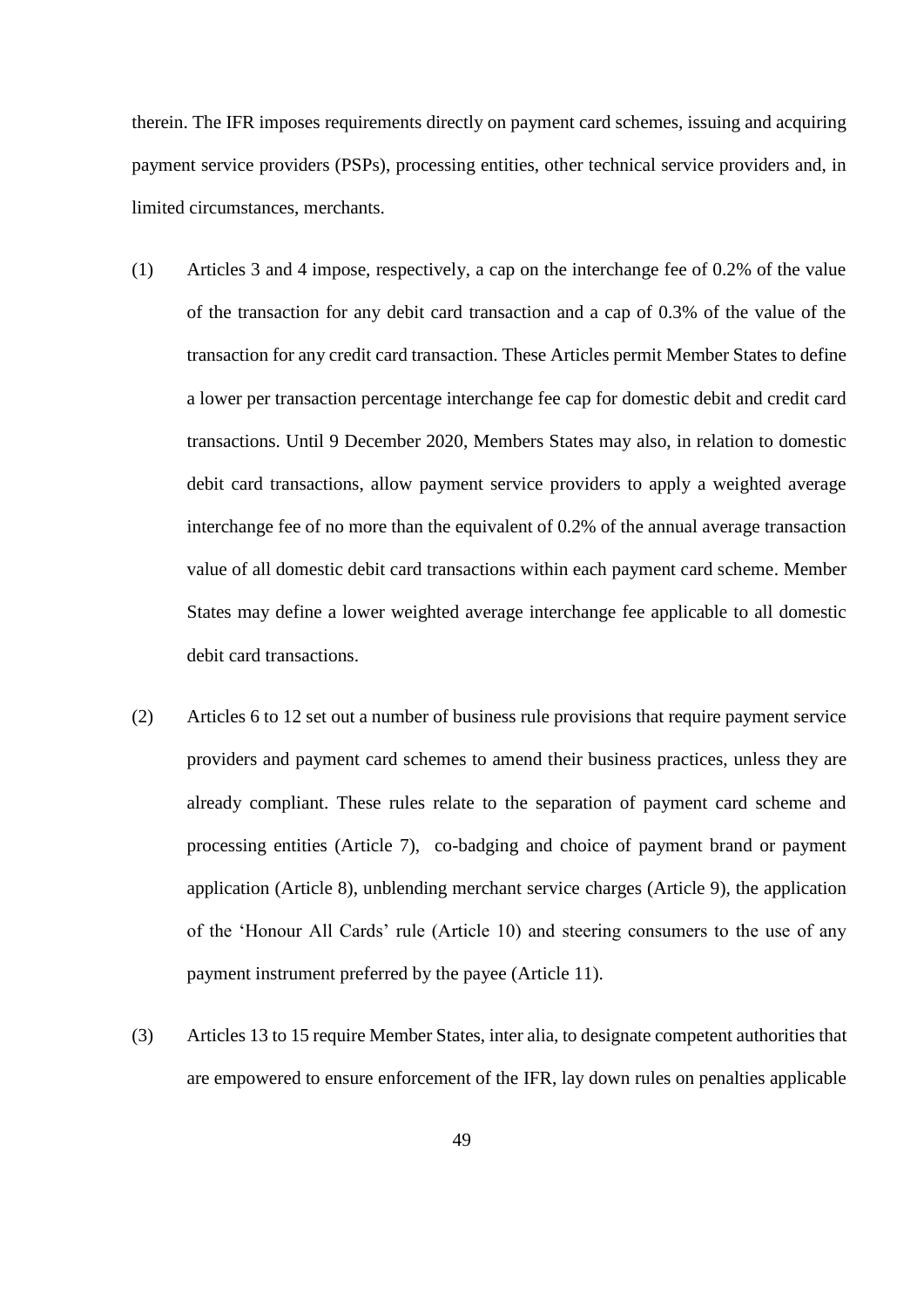therein. The IFR imposes requirements directly on payment card schemes, issuing and acquiring payment service providers (PSPs), processing entities, other technical service providers and, in limited circumstances, merchants.

(1) Articles 3 and 4 impose, respectively, a cap on the interchange fee of 0.2% of the value of the transaction for any debit card transaction and a cap of 0.3% of the value of the transaction for any credit card transaction. These Articles permit Member States to define a lower per transaction percentage interchange fee cap for domestic debit and credit card transactions. Until 9 December 2020, Members States may also, in relation to domestic debit card transactions, allow payment service providers to apply a weighted average interchange fee of no more than the equivalent of 0.2% of the annual average transaction value of all domestic debit card transactions within each payment card scheme. Member States may define a lower weighted average interchange fee applicable to all domestic debit card transactions.

(2) Articles 6 to 12 set out a number of business rule provisions that require payment service providers and payment card schemes to amend their business practices, unless they are already compliant. These rules relate to the separation of payment card scheme and processing entities (Article 7), co-badging and choice of payment brand or payment application (Article 8), unblending merchant service charges (Article 9), the application of the 'Honour All Cards' rule (Article 10) and steering consumers to the use of any payment instrument preferred by the payee (Article 11).

(3) Articles 13 to 15 require Member States, inter alia, to designate competent authorities that are empowered to ensure enforcement of the IFR, lay down rules on penalties applicable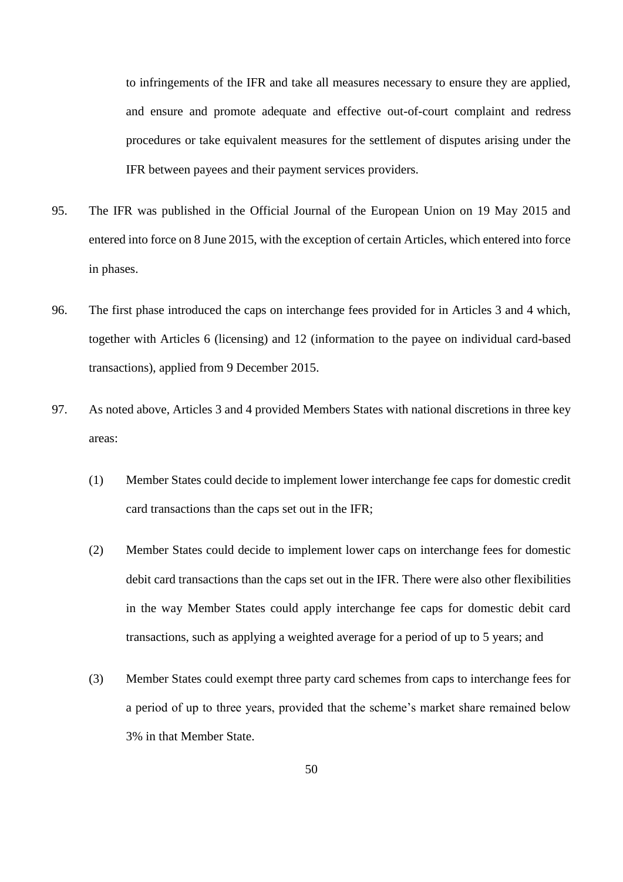to infringements of the IFR and take all measures necessary to ensure they are applied, and ensure and promote adequate and effective out-of-court complaint and redress procedures or take equivalent measures for the settlement of disputes arising under the IFR between payees and their payment services providers.

95. The IFR was published in the Official Journal of the European Union on 19 May 2015 and entered into force on 8 June 2015, with the exception of certain Articles, which entered into force in phases.

96. The first phase introduced the caps on interchange fees provided for in Articles 3 and 4 which, together with Articles 6 (licensing) and 12 (information to the payee on individual card-based transactions), applied from 9 December 2015.

97. As noted above, Articles 3 and 4 provided Members States with national discretions in three key areas:

   (1) Member States could decide to implement lower interchange fee caps for domestic credit card transactions than the caps set out in the IFR;

   (2) Member States could decide to implement lower caps on interchange fees for domestic debit card transactions than the caps set out in the IFR. There were also other flexibilities in the way Member States could apply interchange fee caps for domestic debit card transactions, such as applying a weighted average for a period of up to 5 years; and

   (3) Member States could exempt three party card schemes from caps to interchange fees for a period of up to three years, provided that the scheme's market share remained below 3% in that Member State.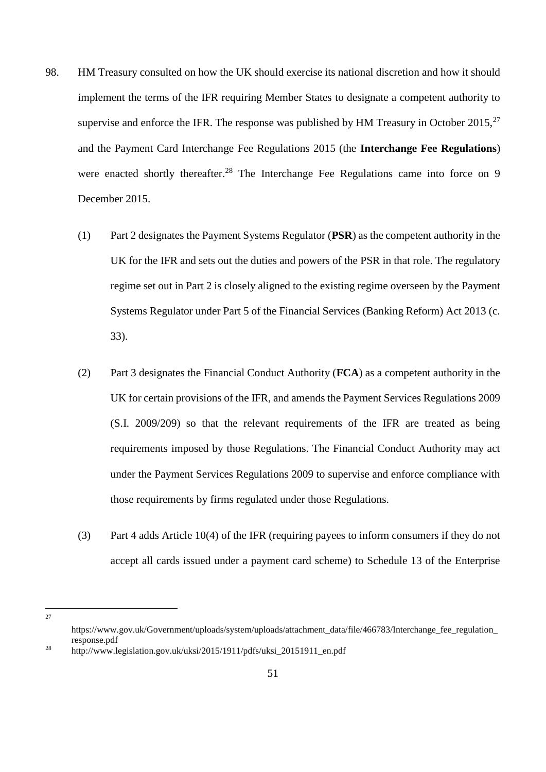98. HM Treasury consulted on how the UK should exercise its national discretion and how it should implement the terms of the IFR requiring Member States to designate a competent authority to supervise and enforce the IFR. The response was published by HM Treasury in October 2015,[27] and the Payment Card Interchange Fee Regulations 2015 (the **Interchange Fee Regulations**) were enacted shortly thereafter.[28] The Interchange Fee Regulations came into force on 9 December 2015.

   (1) Part 2 designates the Payment Systems Regulator (**PSR**) as the competent authority in the UK for the IFR and sets out the duties and powers of the PSR in that role. The regulatory regime set out in Part 2 is closely aligned to the existing regime overseen by the Payment Systems Regulator under Part 5 of the Financial Services (Banking Reform) Act 2013 (c. 33).

   (2) Part 3 designates the Financial Conduct Authority (**FCA**) as a competent authority in the UK for certain provisions of the IFR, and amends the Payment Services Regulations 2009 (S.I. 2009/209) so that the relevant requirements of the IFR are treated as being requirements imposed by those Regulations. The Financial Conduct Authority may act under the Payment Services Regulations 2009 to supervise and enforce compliance with those requirements by firms regulated under those Regulations.

   (3) Part 4 adds Article 10(4) of the IFR (requiring payees to inform consumers if they do not accept all cards issued under a payment card scheme) to Schedule 13 of the Enterprise

---

[27] https://www.gov.uk/Government/uploads/system/uploads/attachment_data/file/466783/Interchange_fee_regulation_response.pdf

[28] http://www.legislation.gov.uk/uksi/2015/1911/pdfs/uksi_20151911_en.pdf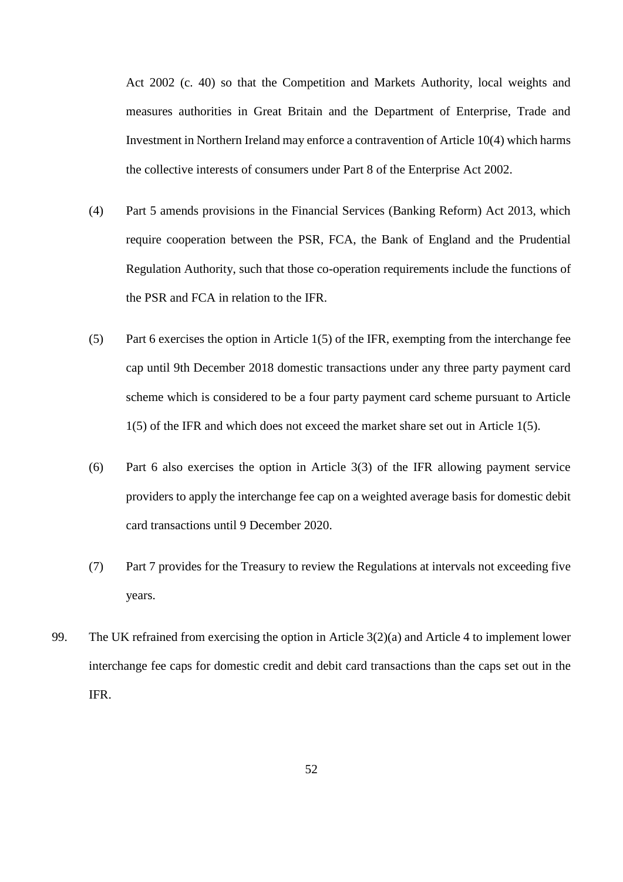Act 2002 (c. 40) so that the Competition and Markets Authority, local weights and measures authorities in Great Britain and the Department of Enterprise, Trade and Investment in Northern Ireland may enforce a contravention of Article 10(4) which harms the collective interests of consumers under Part 8 of the Enterprise Act 2002.

(4) Part 5 amends provisions in the Financial Services (Banking Reform) Act 2013, which require cooperation between the PSR, FCA, the Bank of England and the Prudential Regulation Authority, such that those co-operation requirements include the functions of the PSR and FCA in relation to the IFR.

(5) Part 6 exercises the option in Article 1(5) of the IFR, exempting from the interchange fee cap until 9th December 2018 domestic transactions under any three party payment card scheme which is considered to be a four party payment card scheme pursuant to Article 1(5) of the IFR and which does not exceed the market share set out in Article 1(5).

(6) Part 6 also exercises the option in Article 3(3) of the IFR allowing payment service providers to apply the interchange fee cap on a weighted average basis for domestic debit card transactions until 9 December 2020.

(7) Part 7 provides for the Treasury to review the Regulations at intervals not exceeding five years.

99. The UK refrained from exercising the option in Article 3(2)(a) and Article 4 to implement lower interchange fee caps for domestic credit and debit card transactions than the caps set out in the IFR.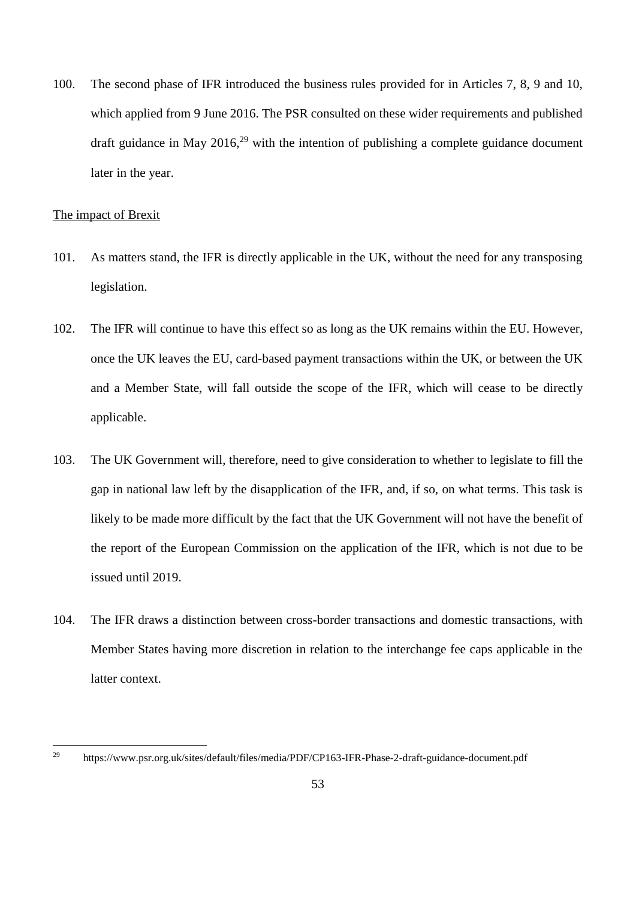100. The second phase of IFR introduced the business rules provided for in Articles 7, 8, 9 and 10, which applied from 9 June 2016. The PSR consulted on these wider requirements and published draft guidance in May 2016,[29] with the intention of publishing a complete guidance document later in the year.

<u>The impact of Brexit</u>

101. As matters stand, the IFR is directly applicable in the UK, without the need for any transposing legislation.

102. The IFR will continue to have this effect so as long as the UK remains within the EU. However, once the UK leaves the EU, card-based payment transactions within the UK, or between the UK and a Member State, will fall outside the scope of the IFR, which will cease to be directly applicable.

103. The UK Government will, therefore, need to give consideration to whether to legislate to fill the gap in national law left by the disapplication of the IFR, and, if so, on what terms. This task is likely to be made more difficult by the fact that the UK Government will not have the benefit of the report of the European Commission on the application of the IFR, which is not due to be issued until 2019.

104. The IFR draws a distinction between cross-border transactions and domestic transactions, with Member States having more discretion in relation to the interchange fee caps applicable in the latter context.

---

[29] https://www.psr.org.uk/sites/default/files/media/PDF/CP163-IFR-Phase-2-draft-guidance-document.pdf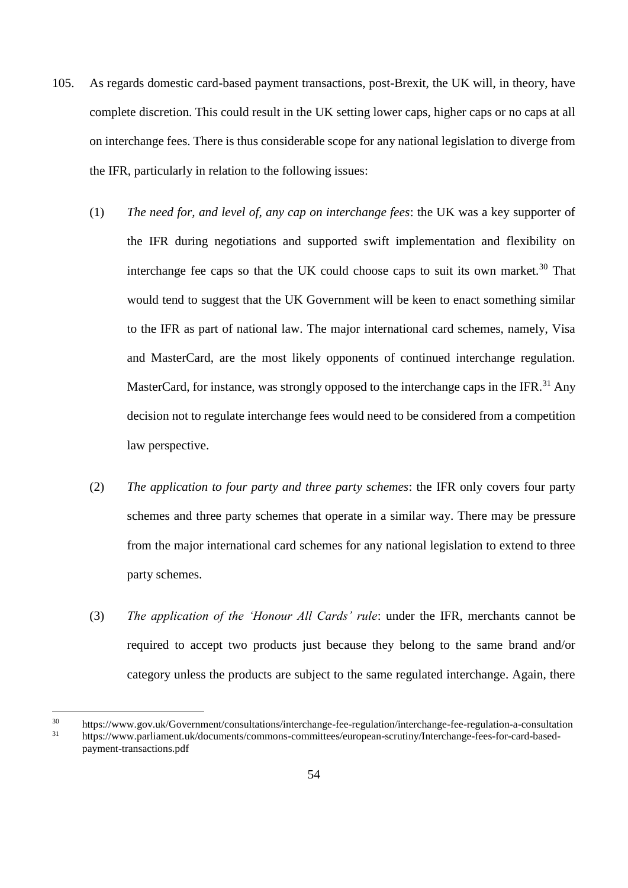105. As regards domestic card-based payment transactions, post-Brexit, the UK will, in theory, have complete discretion. This could result in the UK setting lower caps, higher caps or no caps at all on interchange fees. There is thus considerable scope for any national legislation to diverge from the IFR, particularly in relation to the following issues:

    (1) *The need for, and level of, any cap on interchange fees*: the UK was a key supporter of the IFR during negotiations and supported swift implementation and flexibility on interchange fee caps so that the UK could choose caps to suit its own market.[30] That would tend to suggest that the UK Government will be keen to enact something similar to the IFR as part of national law. The major international card schemes, namely, Visa and MasterCard, are the most likely opponents of continued interchange regulation. MasterCard, for instance, was strongly opposed to the interchange caps in the IFR.[31] Any decision not to regulate interchange fees would need to be considered from a competition law perspective.

    (2) *The application to four party and three party schemes*: the IFR only covers four party schemes and three party schemes that operate in a similar way. There may be pressure from the major international card schemes for any national legislation to extend to three party schemes.

    (3) *The application of the 'Honour All Cards' rule*: under the IFR, merchants cannot be required to accept two products just because they belong to the same brand and/or category unless the products are subject to the same regulated interchange. Again, there

---

[30] https://www.gov.uk/Government/consultations/interchange-fee-regulation/interchange-fee-regulation-a-consultation

[31] https://www.parliament.uk/documents/commons-committees/european-scrutiny/Interchange-fees-for-card-based-payment-transactions.pdf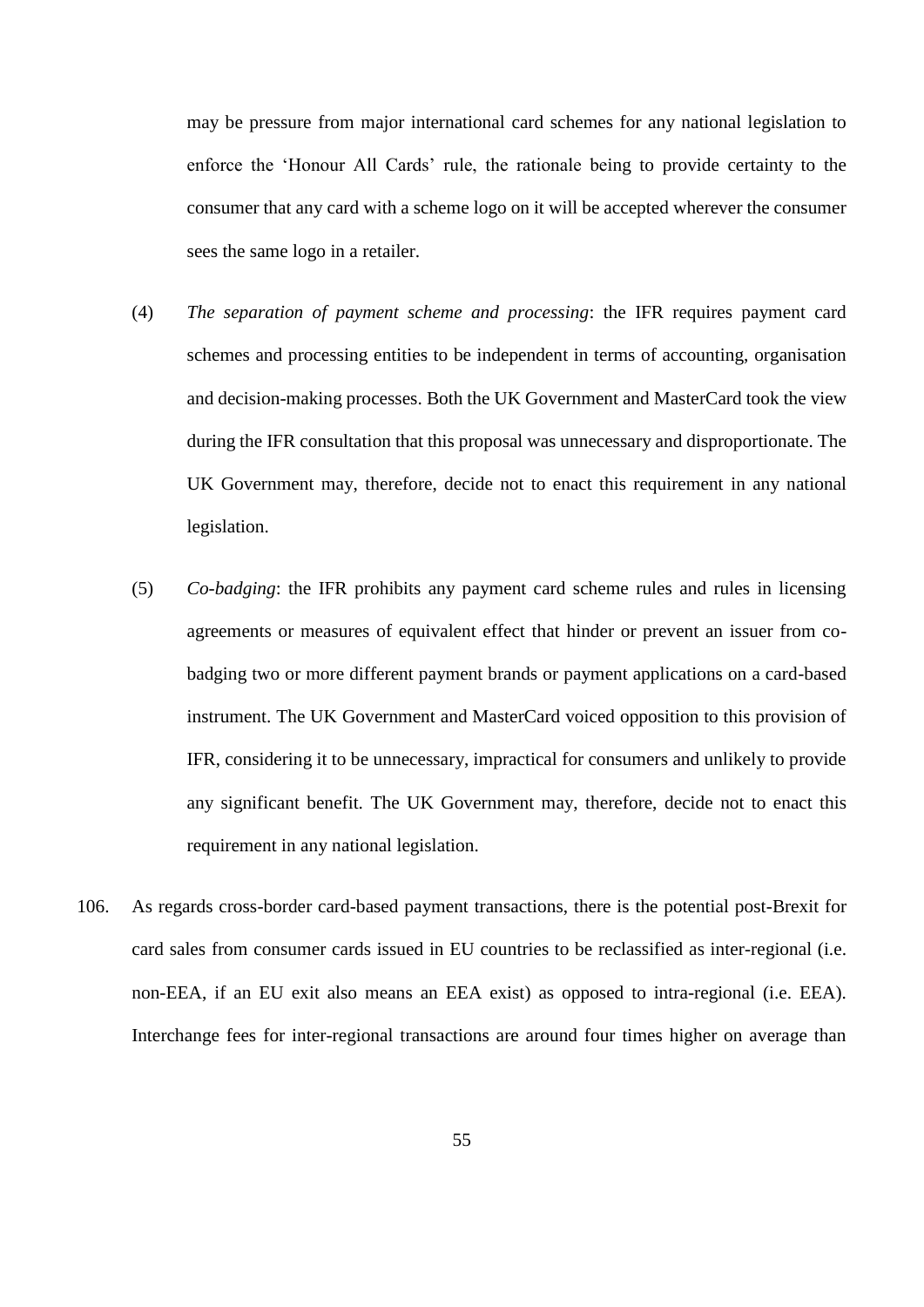may be pressure from major international card schemes for any national legislation to enforce the 'Honour All Cards' rule, the rationale being to provide certainty to the consumer that any card with a scheme logo on it will be accepted wherever the consumer sees the same logo in a retailer.

(4) *The separation of payment scheme and processing*: the IFR requires payment card schemes and processing entities to be independent in terms of accounting, organisation and decision-making processes. Both the UK Government and MasterCard took the view during the IFR consultation that this proposal was unnecessary and disproportionate. The UK Government may, therefore, decide not to enact this requirement in any national legislation.

(5) *Co-badging*: the IFR prohibits any payment card scheme rules and rules in licensing agreements or measures of equivalent effect that hinder or prevent an issuer from co-badging two or more different payment brands or payment applications on a card-based instrument. The UK Government and MasterCard voiced opposition to this provision of IFR, considering it to be unnecessary, impractical for consumers and unlikely to provide any significant benefit. The UK Government may, therefore, decide not to enact this requirement in any national legislation.

106. As regards cross-border card-based payment transactions, there is the potential post-Brexit for card sales from consumer cards issued in EU countries to be reclassified as inter-regional (i.e. non-EEA, if an EU exit also means an EEA exist) as opposed to intra-regional (i.e. EEA). Interchange fees for inter-regional transactions are around four times higher on average than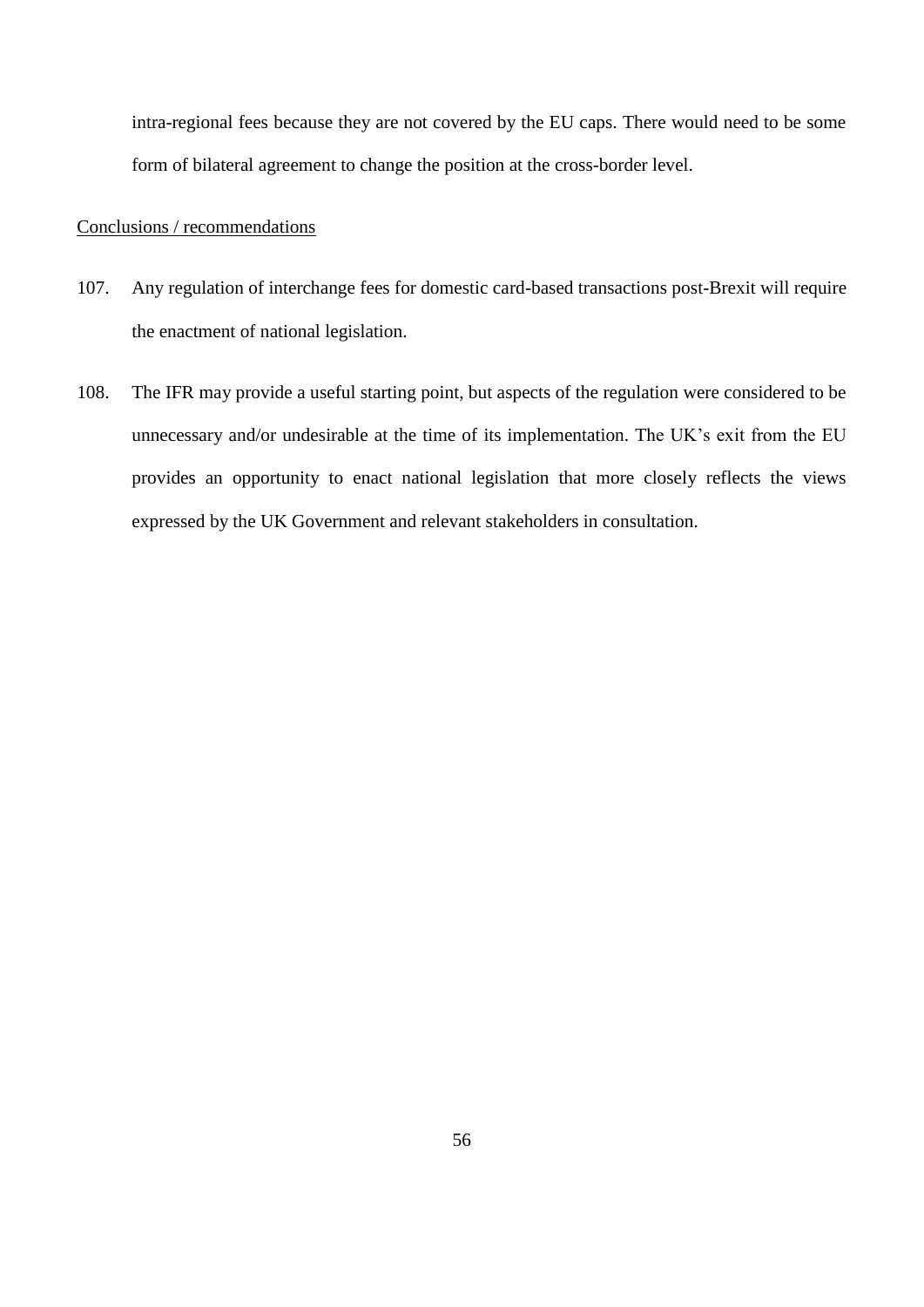intra-regional fees because they are not covered by the EU caps. There would need to be some form of bilateral agreement to change the position at the cross-border level.

Conclusions / recommendations

107. Any regulation of interchange fees for domestic card-based transactions post-Brexit will require the enactment of national legislation.

108. The IFR may provide a useful starting point, but aspects of the regulation were considered to be unnecessary and/or undesirable at the time of its implementation. The UK's exit from the EU provides an opportunity to enact national legislation that more closely reflects the views expressed by the UK Government and relevant stakeholders in consultation.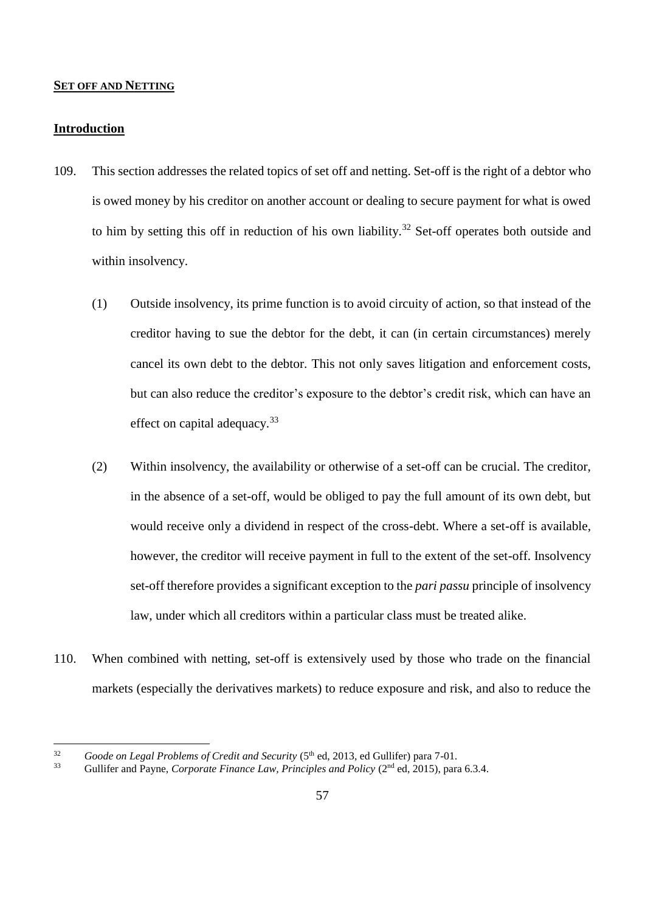## **SET OFF AND NETTING**

### **Introduction**

109. This section addresses the related topics of set off and netting. Set-off is the right of a debtor who is owed money by his creditor on another account or dealing to secure payment for what is owed to him by setting this off in reduction of his own liability.[32] Set-off operates both outside and within insolvency.

    (1) Outside insolvency, its prime function is to avoid circuity of action, so that instead of the creditor having to sue the debtor for the debt, it can (in certain circumstances) merely cancel its own debt to the debtor. This not only saves litigation and enforcement costs, but can also reduce the creditor's exposure to the debtor's credit risk, which can have an effect on capital adequacy.[33]

    (2) Within insolvency, the availability or otherwise of a set-off can be crucial. The creditor, in the absence of a set-off, would be obliged to pay the full amount of its own debt, but would receive only a dividend in respect of the cross-debt. Where a set-off is available, however, the creditor will receive payment in full to the extent of the set-off. Insolvency set-off therefore provides a significant exception to the *pari passu* principle of insolvency law, under which all creditors within a particular class must be treated alike.

110. When combined with netting, set-off is extensively used by those who trade on the financial markets (especially the derivatives markets) to reduce exposure and risk, and also to reduce the

---

[32] *Goode on Legal Problems of Credit and Security* (5th ed, 2013, ed Gullifer) para 7-01.

[33] Gullifer and Payne, *Corporate Finance Law, Principles and Policy* (2nd ed, 2015), para 6.3.4.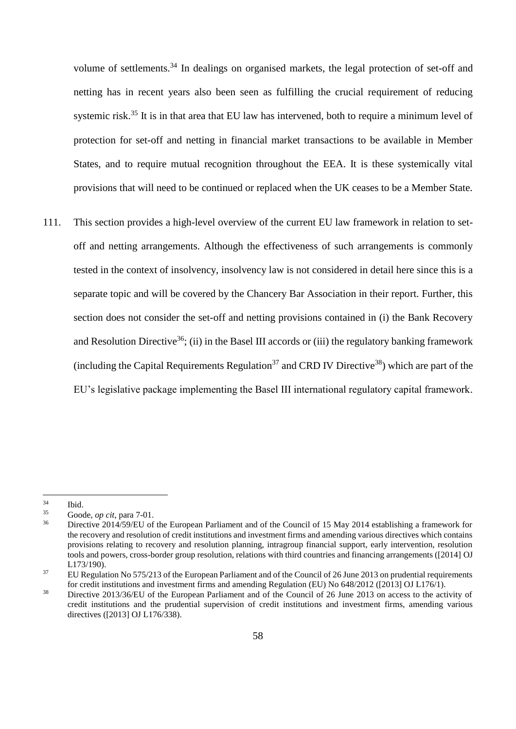volume of settlements.[34] In dealings on organised markets, the legal protection of set-off and netting has in recent years also been seen as fulfilling the crucial requirement of reducing systemic risk.[35] It is in that area that EU law has intervened, both to require a minimum level of protection for set-off and netting in financial market transactions to be available in Member States, and to require mutual recognition throughout the EEA. It is these systemically vital provisions that will need to be continued or replaced when the UK ceases to be a Member State.

111. This section provides a high-level overview of the current EU law framework in relation to set-off and netting arrangements. Although the effectiveness of such arrangements is commonly tested in the context of insolvency, insolvency law is not considered in detail here since this is a separate topic and will be covered by the Chancery Bar Association in their report. Further, this section does not consider the set-off and netting provisions contained in (i) the Bank Recovery and Resolution Directive[36]; (ii) in the Basel III accords or (iii) the regulatory banking framework (including the Capital Requirements Regulation[37] and CRD IV Directive[38]) which are part of the EU's legislative package implementing the Basel III international regulatory capital framework.

---

[34] Ibid.

[35] Goode, *op cit*, para 7-01.

[36] Directive 2014/59/EU of the European Parliament and of the Council of 15 May 2014 establishing a framework for the recovery and resolution of credit institutions and investment firms and amending various directives which contains provisions relating to recovery and resolution planning, intragroup financial support, early intervention, resolution tools and powers, cross-border group resolution, relations with third countries and financing arrangements ([2014] OJ L173/190).

[37] EU Regulation No 575/213 of the European Parliament and of the Council of 26 June 2013 on prudential requirements for credit institutions and investment firms and amending Regulation (EU) No 648/2012 ([2013] OJ L176/1).

[38] Directive 2013/36/EU of the European Parliament and of the Council of 26 June 2013 on access to the activity of credit institutions and the prudential supervision of credit institutions and investment firms, amending various directives ([2013] OJ L176/338).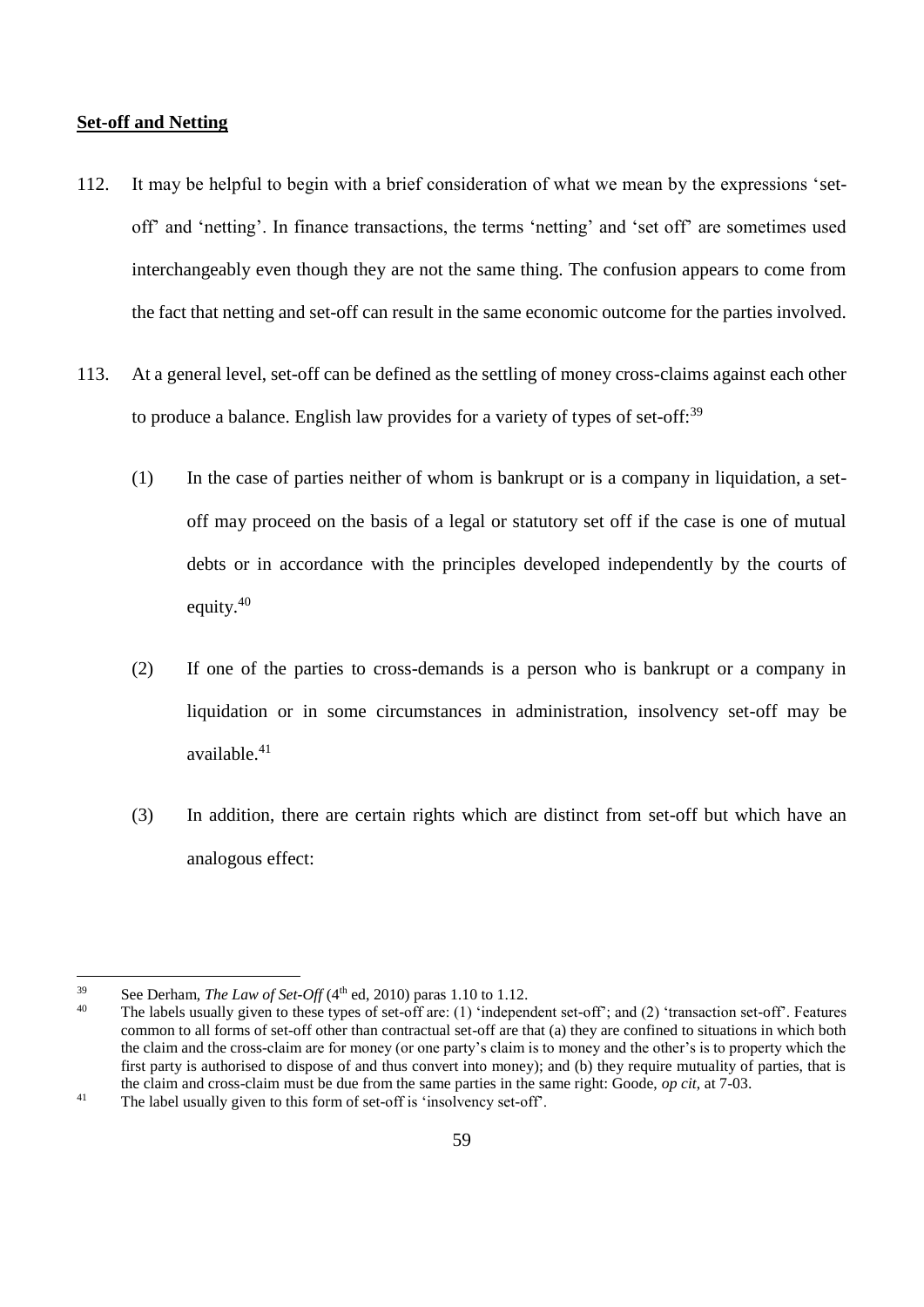**Set-off and Netting**

112. It may be helpful to begin with a brief consideration of what we mean by the expressions 'set-off' and 'netting'. In finance transactions, the terms 'netting' and 'set off' are sometimes used interchangeably even though they are not the same thing. The confusion appears to come from the fact that netting and set-off can result in the same economic outcome for the parties involved.

113. At a general level, set-off can be defined as the settling of money cross-claims against each other to produce a balance. English law provides for a variety of types of set-off:[39]

    (1) In the case of parties neither of whom is bankrupt or is a company in liquidation, a set-off may proceed on the basis of a legal or statutory set off if the case is one of mutual debts or in accordance with the principles developed independently by the courts of equity.[40]

    (2) If one of the parties to cross-demands is a person who is bankrupt or a company in liquidation or in some circumstances in administration, insolvency set-off may be available.[41]

    (3) In addition, there are certain rights which are distinct from set-off but which have an analogous effect:

---

[39] See Derham, *The Law of Set-Off* (4th ed, 2010) paras 1.10 to 1.12.

[40] The labels usually given to these types of set-off are: (1) 'independent set-off'; and (2) 'transaction set-off'. Features common to all forms of set-off other than contractual set-off are that (a) they are confined to situations in which both the claim and the cross-claim are for money (or one party's claim is to money and the other's is to property which the first party is authorised to dispose of and thus convert into money); and (b) they require mutuality of parties, that is the claim and cross-claim must be due from the same parties in the same right: Goode, *op cit*, at 7-03.

[41] The label usually given to this form of set-off is 'insolvency set-off'.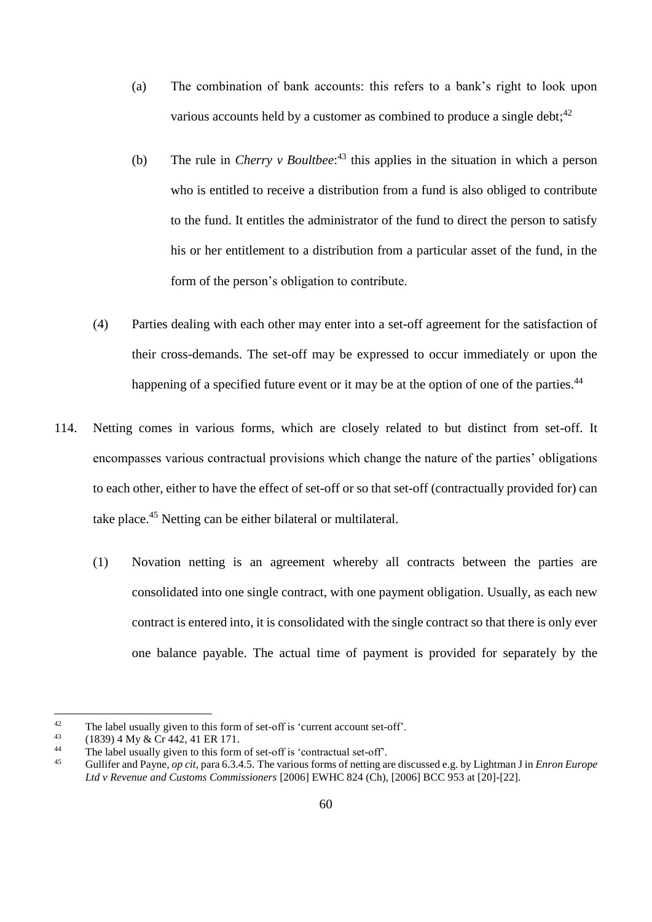(a) The combination of bank accounts: this refers to a bank's right to look upon various accounts held by a customer as combined to produce a single debt;[42]

(b) The rule in *Cherry v Boultbee*:[43] this applies in the situation in which a person who is entitled to receive a distribution from a fund is also obliged to contribute to the fund. It entitles the administrator of the fund to direct the person to satisfy his or her entitlement to a distribution from a particular asset of the fund, in the form of the person's obligation to contribute.

(4) Parties dealing with each other may enter into a set-off agreement for the satisfaction of their cross-demands. The set-off may be expressed to occur immediately or upon the happening of a specified future event or it may be at the option of one of the parties.[44]

114. Netting comes in various forms, which are closely related to but distinct from set-off. It encompasses various contractual provisions which change the nature of the parties' obligations to each other, either to have the effect of set-off or so that set-off (contractually provided for) can take place.[45] Netting can be either bilateral or multilateral.

(1) Novation netting is an agreement whereby all contracts between the parties are consolidated into one single contract, with one payment obligation. Usually, as each new contract is entered into, it is consolidated with the single contract so that there is only ever one balance payable. The actual time of payment is provided for separately by the

---

[42] The label usually given to this form of set-off is 'current account set-off'.

[43] (1839) 4 My & Cr 442, 41 ER 171.

[44] The label usually given to this form of set-off is 'contractual set-off'.

[45] Gullifer and Payne, *op cit*, para 6.3.4.5. The various forms of netting are discussed e.g. by Lightman J in *Enron Europe Ltd v Revenue and Customs Commissioners* [2006] EWHC 824 (Ch), [2006] BCC 953 at [20]-[22].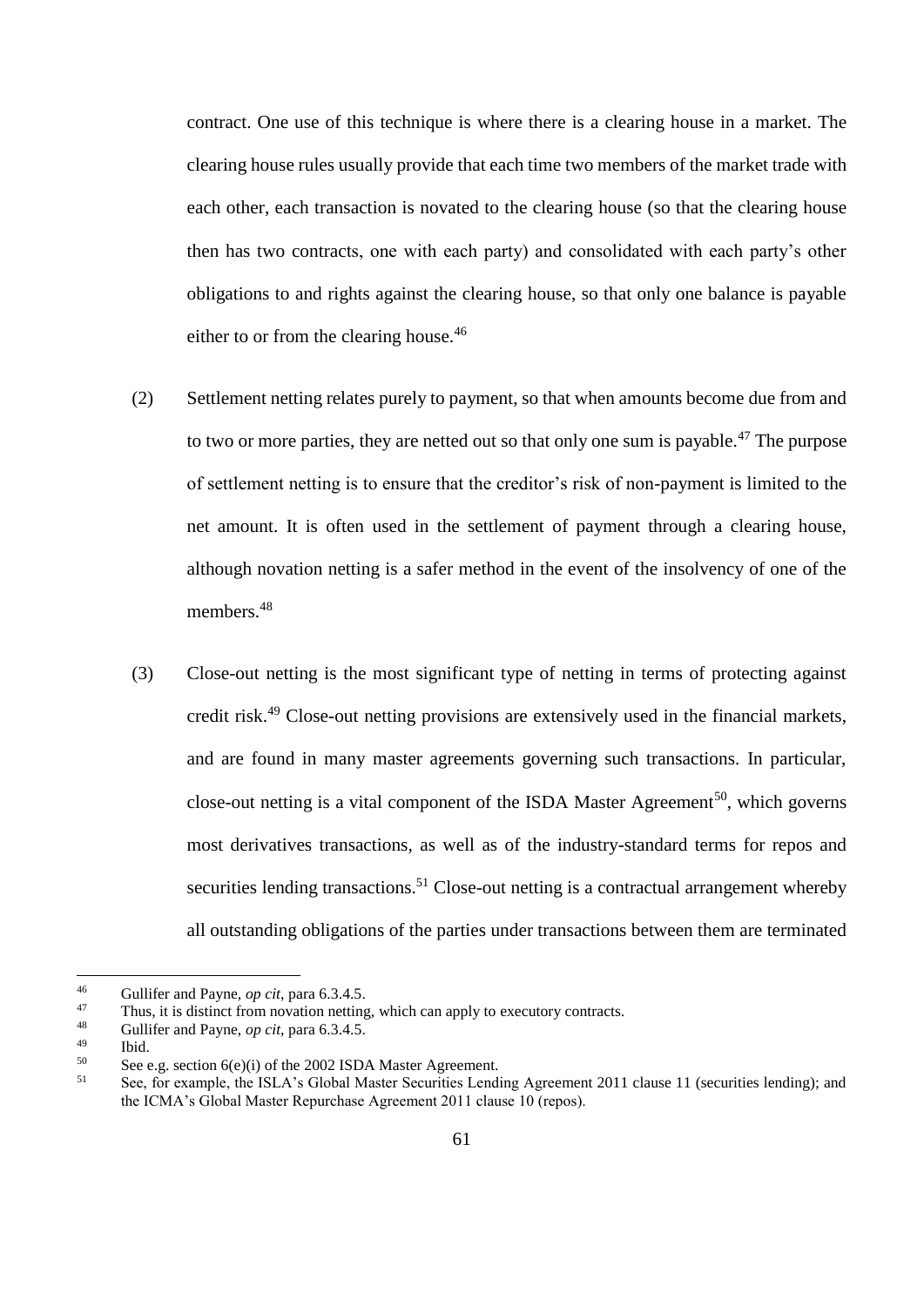contract. One use of this technique is where there is a clearing house in a market. The clearing house rules usually provide that each time two members of the market trade with each other, each transaction is novated to the clearing house (so that the clearing house then has two contracts, one with each party) and consolidated with each party's other obligations to and rights against the clearing house, so that only one balance is payable either to or from the clearing house.[46]

(2) Settlement netting relates purely to payment, so that when amounts become due from and to two or more parties, they are netted out so that only one sum is payable.[47] The purpose of settlement netting is to ensure that the creditor's risk of non-payment is limited to the net amount. It is often used in the settlement of payment through a clearing house, although novation netting is a safer method in the event of the insolvency of one of the members.[48]

(3) Close-out netting is the most significant type of netting in terms of protecting against credit risk.[49] Close-out netting provisions are extensively used in the financial markets, and are found in many master agreements governing such transactions. In particular, close-out netting is a vital component of the ISDA Master Agreement[50], which governs most derivatives transactions, as well as of the industry-standard terms for repos and securities lending transactions.[51] Close-out netting is a contractual arrangement whereby all outstanding obligations of the parties under transactions between them are terminated

---

[46] Gullifer and Payne, *op cit*, para 6.3.4.5.

[47] Thus, it is distinct from novation netting, which can apply to executory contracts.

[48] Gullifer and Payne, *op cit*, para 6.3.4.5.

[49] Ibid.

[50] See e.g. section 6(e)(i) of the 2002 ISDA Master Agreement.

[51] See, for example, the ISLA's Global Master Securities Lending Agreement 2011 clause 11 (securities lending); and the ICMA's Global Master Repurchase Agreement 2011 clause 10 (repos).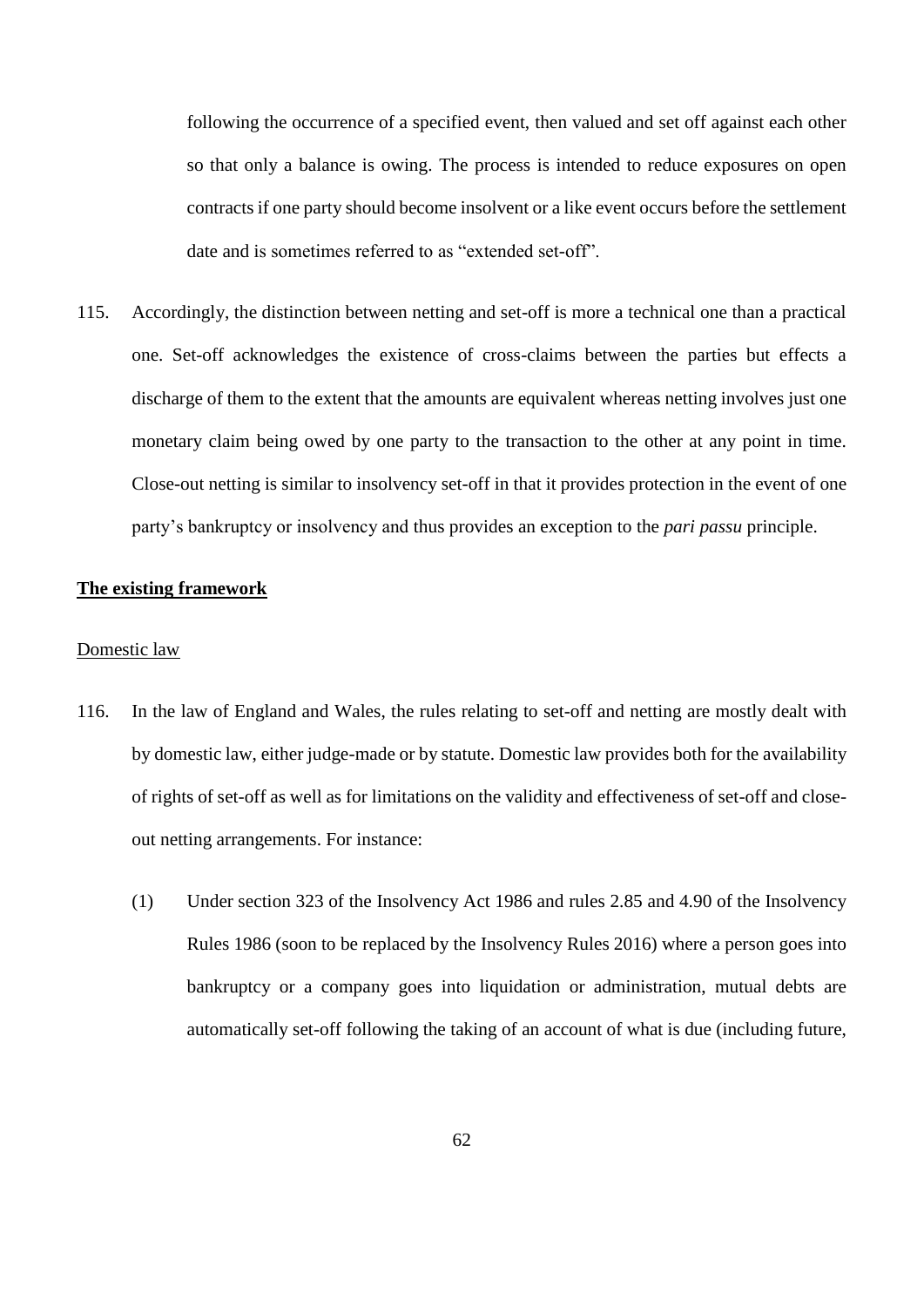following the occurrence of a specified event, then valued and set off against each other so that only a balance is owing. The process is intended to reduce exposures on open contracts if one party should become insolvent or a like event occurs before the settlement date and is sometimes referred to as "extended set-off".

115. Accordingly, the distinction between netting and set-off is more a technical one than a practical one. Set-off acknowledges the existence of cross-claims between the parties but effects a discharge of them to the extent that the amounts are equivalent whereas netting involves just one monetary claim being owed by one party to the transaction to the other at any point in time. Close-out netting is similar to insolvency set-off in that it provides protection in the event of one party's bankruptcy or insolvency and thus provides an exception to the *pari passu* principle.

## <u>**The existing framework**</u>

### <u>Domestic law</u>

116. In the law of England and Wales, the rules relating to set-off and netting are mostly dealt with by domestic law, either judge-made or by statute. Domestic law provides both for the availability of rights of set-off as well as for limitations on the validity and effectiveness of set-off and close-out netting arrangements. For instance:

    (1) Under section 323 of the Insolvency Act 1986 and rules 2.85 and 4.90 of the Insolvency Rules 1986 (soon to be replaced by the Insolvency Rules 2016) where a person goes into bankruptcy or a company goes into liquidation or administration, mutual debts are automatically set-off following the taking of an account of what is due (including future,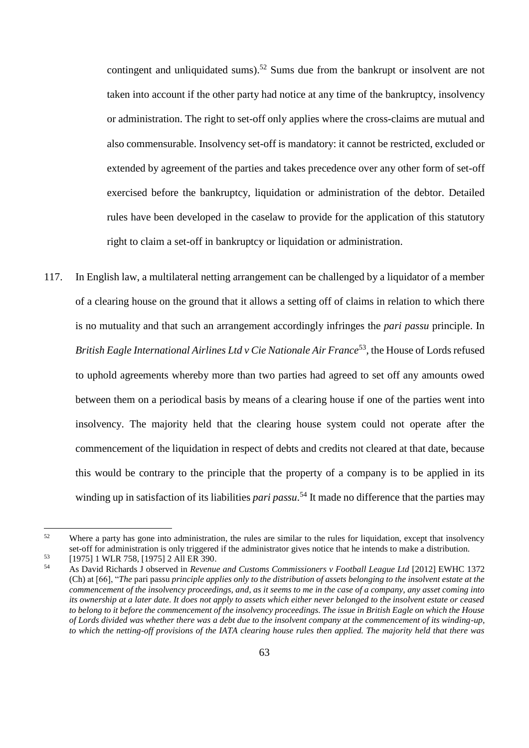contingent and unliquidated sums).[52] Sums due from the bankrupt or insolvent are not taken into account if the other party had notice at any time of the bankruptcy, insolvency or administration. The right to set-off only applies where the cross-claims are mutual and also commensurable. Insolvency set-off is mandatory: it cannot be restricted, excluded or extended by agreement of the parties and takes precedence over any other form of set-off exercised before the bankruptcy, liquidation or administration of the debtor. Detailed rules have been developed in the caselaw to provide for the application of this statutory right to claim a set-off in bankruptcy or liquidation or administration.

117. In English law, a multilateral netting arrangement can be challenged by a liquidator of a member of a clearing house on the ground that it allows a setting off of claims in relation to which there is no mutuality and that such an arrangement accordingly infringes the *pari passu* principle. In *British Eagle International Airlines Ltd v Cie Nationale Air France*[53], the House of Lords refused to uphold agreements whereby more than two parties had agreed to set off any amounts owed between them on a periodical basis by means of a clearing house if one of the parties went into insolvency. The majority held that the clearing house system could not operate after the commencement of the liquidation in respect of debts and credits not cleared at that date, because this would be contrary to the principle that the property of a company is to be applied in its winding up in satisfaction of its liabilities *pari passu*.[54] It made no difference that the parties may

---

[52] Where a party has gone into administration, the rules are similar to the rules for liquidation, except that insolvency set-off for administration is only triggered if the administrator gives notice that he intends to make a distribution.

[53] [1975] 1 WLR 758, [1975] 2 All ER 390.

[54] As David Richards J observed in *Revenue and Customs Commissioners v Football League Ltd* [2012] EWHC 1372 (Ch) at [66], "*The* pari passu *principle applies only to the distribution of assets belonging to the insolvent estate at the commencement of the insolvency proceedings, and, as it seems to me in the case of a company, any asset coming into its ownership at a later date. It does not apply to assets which either never belonged to the insolvent estate or ceased to belong to it before the commencement of the insolvency proceedings. The issue in British Eagle on which the House of Lords divided was whether there was a debt due to the insolvent company at the commencement of its winding-up, to which the netting-off provisions of the IATA clearing house rules then applied. The majority held that there was*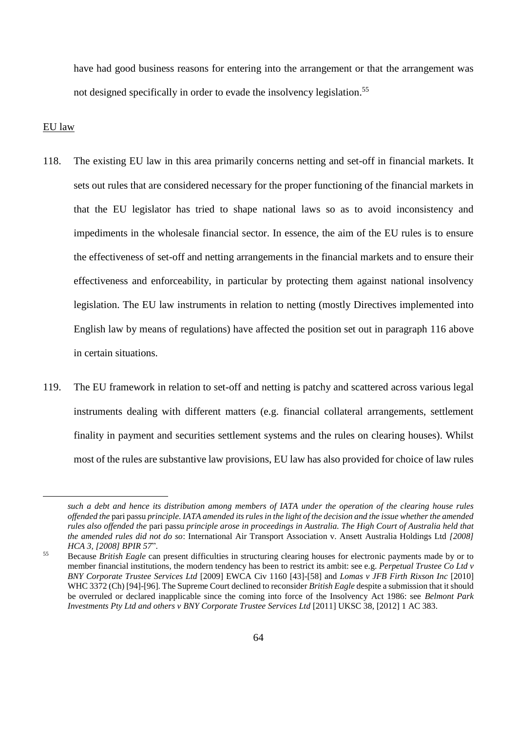have had good business reasons for entering into the arrangement or that the arrangement was not designed specifically in order to evade the insolvency legislation.[55]

EU law

118. The existing EU law in this area primarily concerns netting and set-off in financial markets. It sets out rules that are considered necessary for the proper functioning of the financial markets in that the EU legislator has tried to shape national laws so as to avoid inconsistency and impediments in the wholesale financial sector. In essence, the aim of the EU rules is to ensure the effectiveness of set-off and netting arrangements in the financial markets and to ensure their effectiveness and enforceability, in particular by protecting them against national insolvency legislation. The EU law instruments in relation to netting (mostly Directives implemented into English law by means of regulations) have affected the position set out in paragraph 116 above in certain situations.

119. The EU framework in relation to set-off and netting is patchy and scattered across various legal instruments dealing with different matters (e.g. financial collateral arrangements, settlement finality in payment and securities settlement systems and the rules on clearing houses). Whilst most of the rules are substantive law provisions, EU law has also provided for choice of law rules

---

*such a debt and hence its distribution among members of IATA under the operation of the clearing house rules offended the* pari passu *principle. IATA amended its rules in the light of the decision and the issue whether the amended rules also offended the* pari passu *principle arose in proceedings in Australia. The High Court of Australia held that the amended rules did not do so*: International Air Transport Association v. Ansett Australia Holdings Ltd *[2008] HCA 3, [2008] BPIR 57*".

[55] Because *British Eagle* can present difficulties in structuring clearing houses for electronic payments made by or to member financial institutions, the modern tendency has been to restrict its ambit: see e.g. *Perpetual Trustee Co Ltd v BNY Corporate Trustee Services Ltd* [2009] EWCA Civ 1160 [43]-[58] and *Lomas v JFB Firth Rixson Inc* [2010] WHC 3372 (Ch) [94]-[96]. The Supreme Court declined to reconsider *British Eagle* despite a submission that it should be overruled or declared inapplicable since the coming into force of the Insolvency Act 1986: see *Belmont Park Investments Pty Ltd and others v BNY Corporate Trustee Services Ltd* [2011] UKSC 38, [2012] 1 AC 383.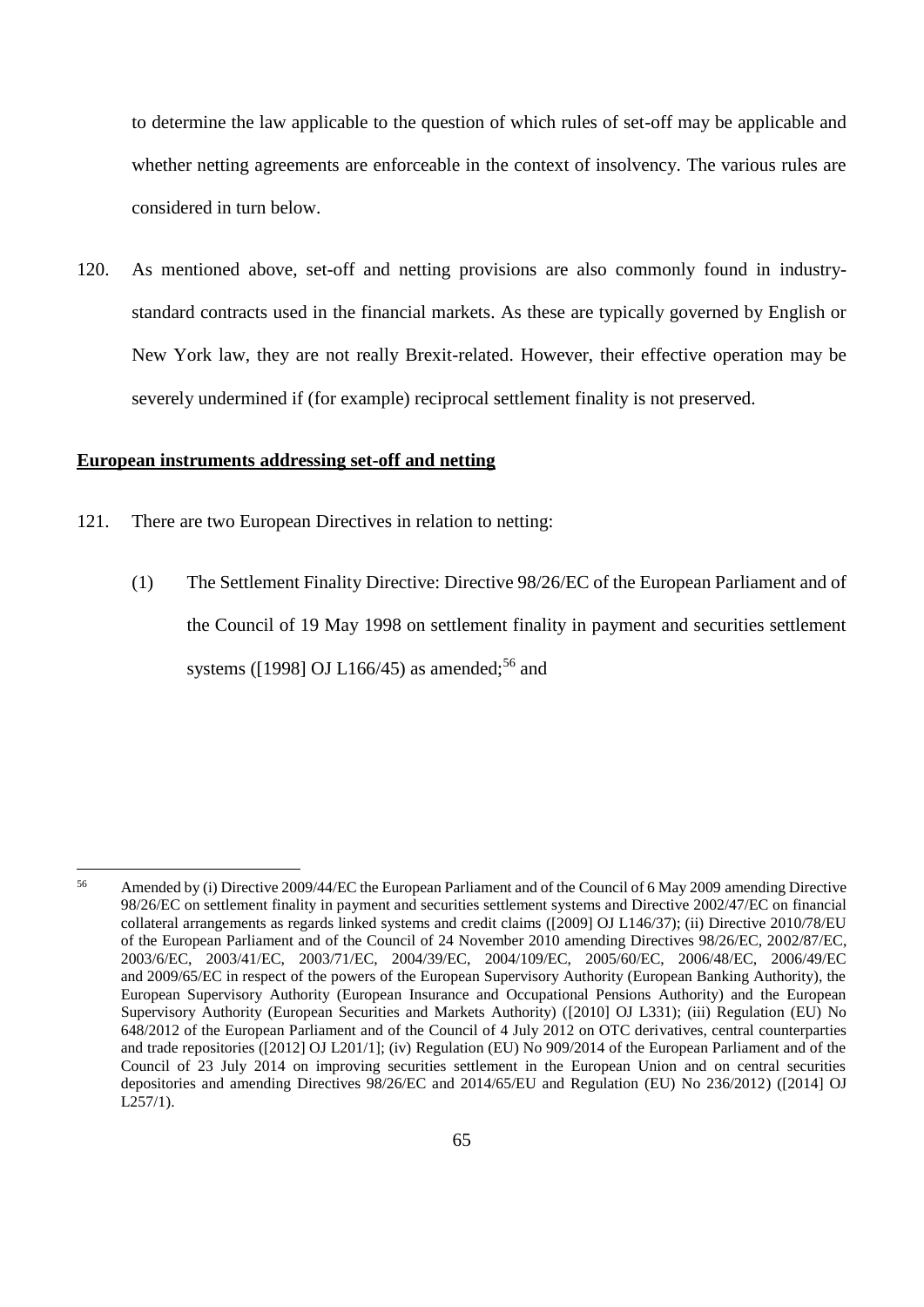to determine the law applicable to the question of which rules of set-off may be applicable and whether netting agreements are enforceable in the context of insolvency. The various rules are considered in turn below.

120. As mentioned above, set-off and netting provisions are also commonly found in industry-standard contracts used in the financial markets. As these are typically governed by English or New York law, they are not really Brexit-related. However, their effective operation may be severely undermined if (for example) reciprocal settlement finality is not preserved.

**European instruments addressing set-off and netting**

121. There are two European Directives in relation to netting:

(1) The Settlement Finality Directive: Directive 98/26/EC of the European Parliament and of the Council of 19 May 1998 on settlement finality in payment and securities settlement systems ([1998] OJ L166/45) as amended;[56] and

---

[56] Amended by (i) Directive 2009/44/EC the European Parliament and of the Council of 6 May 2009 amending Directive 98/26/EC on settlement finality in payment and securities settlement systems and Directive 2002/47/EC on financial collateral arrangements as regards linked systems and credit claims ([2009] OJ L146/37); (ii) Directive 2010/78/EU of the European Parliament and of the Council of 24 November 2010 amending Directives 98/26/EC, 2002/87/EC, 2003/6/EC, 2003/41/EC, 2003/71/EC, 2004/39/EC, 2004/109/EC, 2005/60/EC, 2006/48/EC, 2006/49/EC and 2009/65/EC in respect of the powers of the European Supervisory Authority (European Banking Authority), the European Supervisory Authority (European Insurance and Occupational Pensions Authority) and the European Supervisory Authority (European Securities and Markets Authority) ([2010] OJ L331); (iii) Regulation (EU) No 648/2012 of the European Parliament and of the Council of 4 July 2012 on OTC derivatives, central counterparties and trade repositories ([2012] OJ L201/1]; (iv) Regulation (EU) No 909/2014 of the European Parliament and of the Council of 23 July 2014 on improving securities settlement in the European Union and on central securities depositories and amending Directives 98/26/EC and 2014/65/EU and Regulation (EU) No 236/2012) ([2014] OJ L257/1).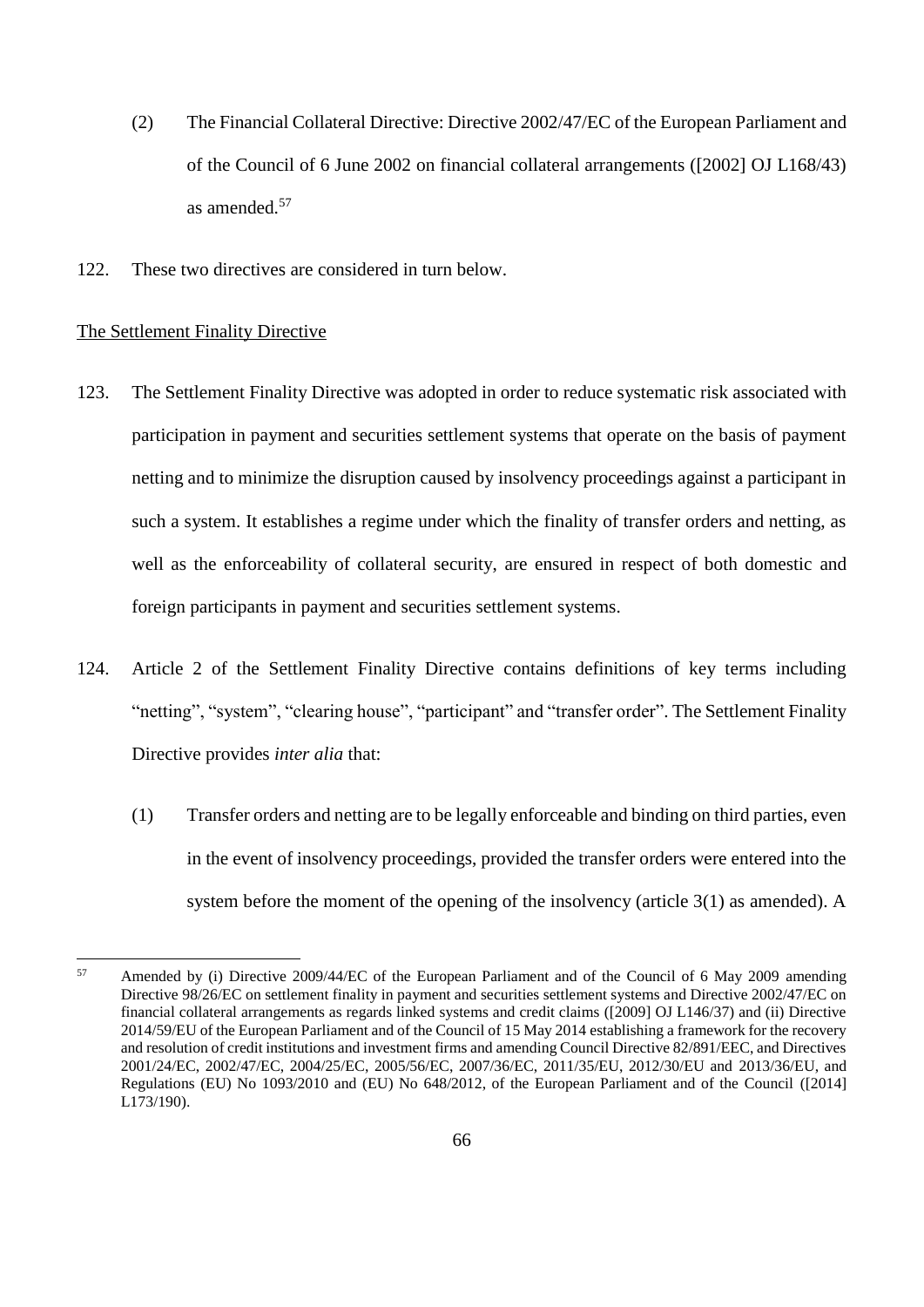(2) The Financial Collateral Directive: Directive 2002/47/EC of the European Parliament and of the Council of 6 June 2002 on financial collateral arrangements ([2002] OJ L168/43) as amended.[57]

122. These two directives are considered in turn below.

<u>The Settlement Finality Directive</u>

123. The Settlement Finality Directive was adopted in order to reduce systematic risk associated with participation in payment and securities settlement systems that operate on the basis of payment netting and to minimize the disruption caused by insolvency proceedings against a participant in such a system. It establishes a regime under which the finality of transfer orders and netting, as well as the enforceability of collateral security, are ensured in respect of both domestic and foreign participants in payment and securities settlement systems.

124. Article 2 of the Settlement Finality Directive contains definitions of key terms including "netting", "system", "clearing house", "participant" and "transfer order". The Settlement Finality Directive provides *inter alia* that:

(1) Transfer orders and netting are to be legally enforceable and binding on third parties, even in the event of insolvency proceedings, provided the transfer orders were entered into the system before the moment of the opening of the insolvency (article 3(1) as amended). A

---

[57] Amended by (i) Directive 2009/44/EC of the European Parliament and of the Council of 6 May 2009 amending Directive 98/26/EC on settlement finality in payment and securities settlement systems and Directive 2002/47/EC on financial collateral arrangements as regards linked systems and credit claims ([2009] OJ L146/37) and (ii) Directive 2014/59/EU of the European Parliament and of the Council of 15 May 2014 establishing a framework for the recovery and resolution of credit institutions and investment firms and amending Council Directive 82/891/EEC, and Directives 2001/24/EC, 2002/47/EC, 2004/25/EC, 2005/56/EC, 2007/36/EC, 2011/35/EU, 2012/30/EU and 2013/36/EU, and Regulations (EU) No 1093/2010 and (EU) No 648/2012, of the European Parliament and of the Council ([2014] L173/190).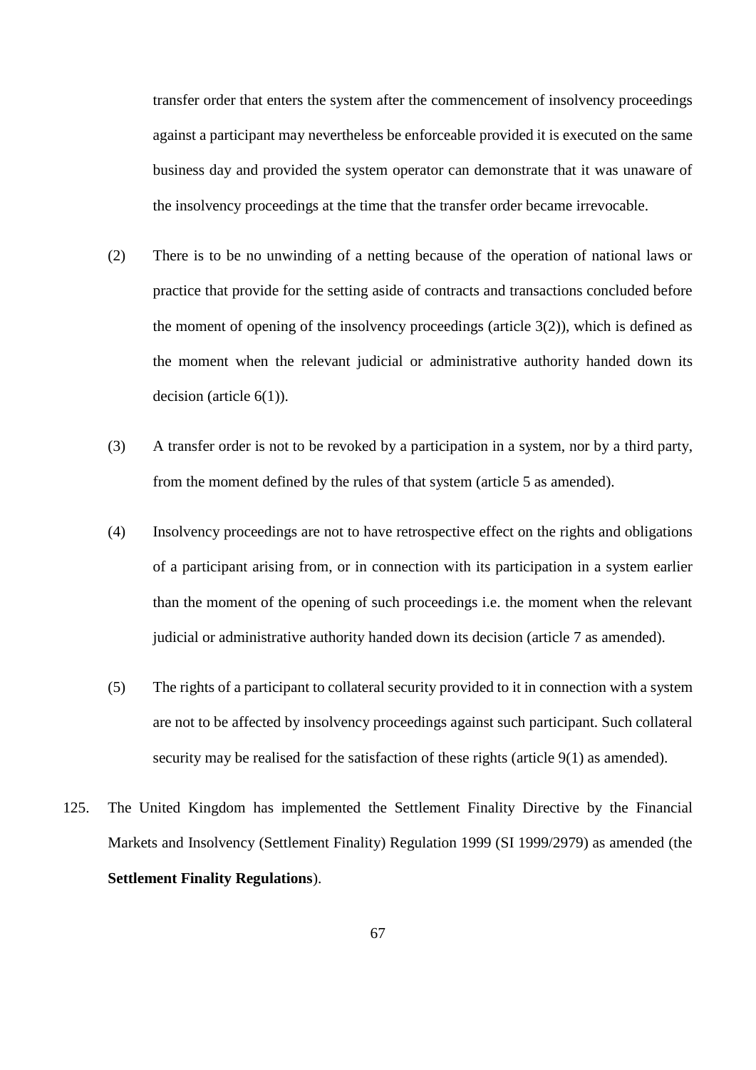transfer order that enters the system after the commencement of insolvency proceedings against a participant may nevertheless be enforceable provided it is executed on the same business day and provided the system operator can demonstrate that it was unaware of the insolvency proceedings at the time that the transfer order became irrevocable.

(2) There is to be no unwinding of a netting because of the operation of national laws or practice that provide for the setting aside of contracts and transactions concluded before the moment of opening of the insolvency proceedings (article 3(2)), which is defined as the moment when the relevant judicial or administrative authority handed down its decision (article 6(1)).

(3) A transfer order is not to be revoked by a participation in a system, nor by a third party, from the moment defined by the rules of that system (article 5 as amended).

(4) Insolvency proceedings are not to have retrospective effect on the rights and obligations of a participant arising from, or in connection with its participation in a system earlier than the moment of the opening of such proceedings i.e. the moment when the relevant judicial or administrative authority handed down its decision (article 7 as amended).

(5) The rights of a participant to collateral security provided to it in connection with a system are not to be affected by insolvency proceedings against such participant. Such collateral security may be realised for the satisfaction of these rights (article 9(1) as amended).

125. The United Kingdom has implemented the Settlement Finality Directive by the Financial Markets and Insolvency (Settlement Finality) Regulation 1999 (SI 1999/2979) as amended (the **Settlement Finality Regulations**).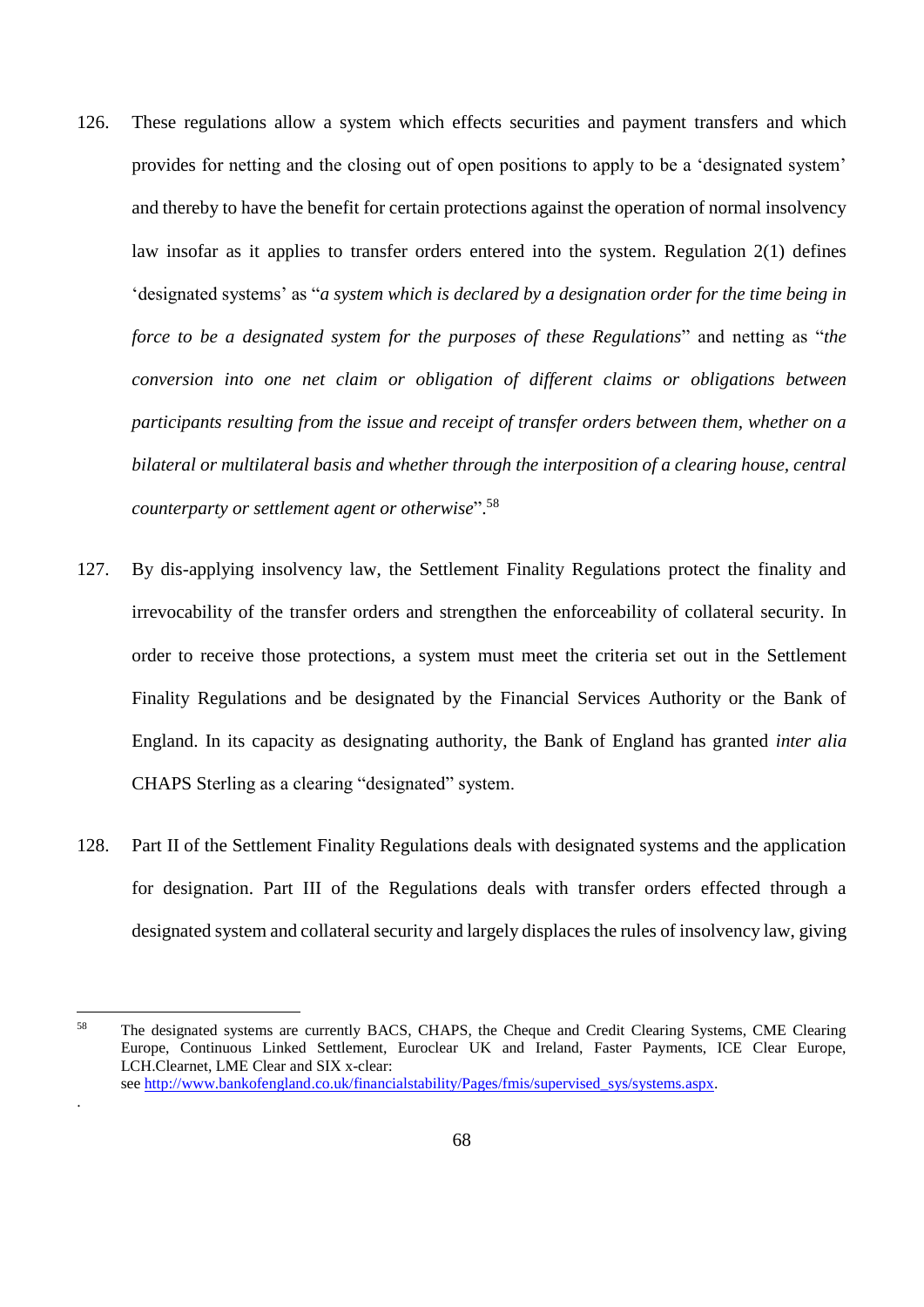126. These regulations allow a system which effects securities and payment transfers and which provides for netting and the closing out of open positions to apply to be a 'designated system' and thereby to have the benefit for certain protections against the operation of normal insolvency law insofar as it applies to transfer orders entered into the system. Regulation 2(1) defines 'designated systems' as "*a system which is declared by a designation order for the time being in force to be a designated system for the purposes of these Regulations*" and netting as "*the conversion into one net claim or obligation of different claims or obligations between participants resulting from the issue and receipt of transfer orders between them, whether on a bilateral or multilateral basis and whether through the interposition of a clearing house, central counterparty or settlement agent or otherwise*".[58]

127. By dis-applying insolvency law, the Settlement Finality Regulations protect the finality and irrevocability of the transfer orders and strengthen the enforceability of collateral security. In order to receive those protections, a system must meet the criteria set out in the Settlement Finality Regulations and be designated by the Financial Services Authority or the Bank of England. In its capacity as designating authority, the Bank of England has granted *inter alia* CHAPS Sterling as a clearing "designated" system.

128. Part II of the Settlement Finality Regulations deals with designated systems and the application for designation. Part III of the Regulations deals with transfer orders effected through a designated system and collateral security and largely displaces the rules of insolvency law, giving

---

[58] The designated systems are currently BACS, CHAPS, the Cheque and Credit Clearing Systems, CME Clearing Europe, Continuous Linked Settlement, Euroclear UK and Ireland, Faster Payments, ICE Clear Europe, LCH.Clearnet, LME Clear and SIX x-clear: see http://www.bankofengland.co.uk/financialstability/Pages/fmis/supervised_sys/systems.aspx.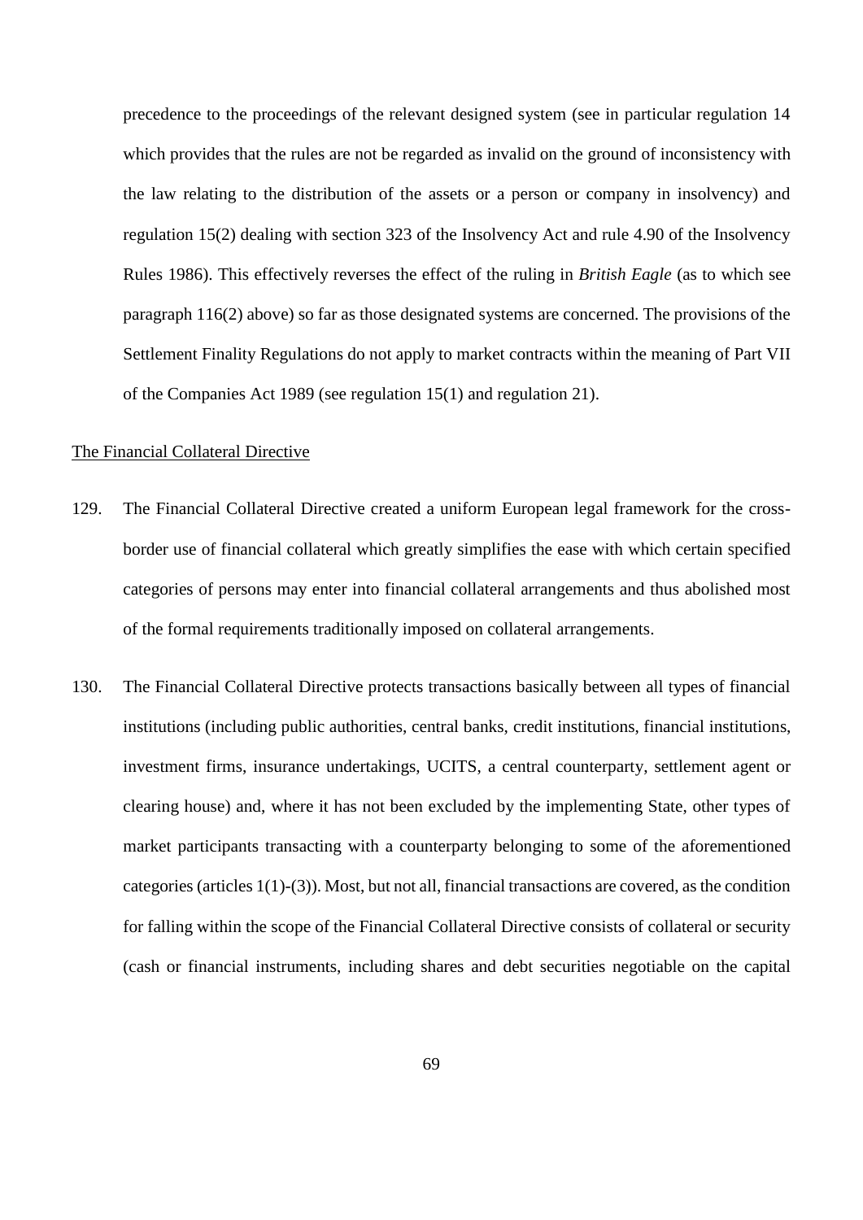precedence to the proceedings of the relevant designed system (see in particular regulation 14 which provides that the rules are not be regarded as invalid on the ground of inconsistency with the law relating to the distribution of the assets or a person or company in insolvency) and regulation 15(2) dealing with section 323 of the Insolvency Act and rule 4.90 of the Insolvency Rules 1986). This effectively reverses the effect of the ruling in *British Eagle* (as to which see paragraph 116(2) above) so far as those designated systems are concerned. The provisions of the Settlement Finality Regulations do not apply to market contracts within the meaning of Part VII of the Companies Act 1989 (see regulation 15(1) and regulation 21).

<u>The Financial Collateral Directive</u>

129. The Financial Collateral Directive created a uniform European legal framework for the cross-border use of financial collateral which greatly simplifies the ease with which certain specified categories of persons may enter into financial collateral arrangements and thus abolished most of the formal requirements traditionally imposed on collateral arrangements.

130. The Financial Collateral Directive protects transactions basically between all types of financial institutions (including public authorities, central banks, credit institutions, financial institutions, investment firms, insurance undertakings, UCITS, a central counterparty, settlement agent or clearing house) and, where it has not been excluded by the implementing State, other types of market participants transacting with a counterparty belonging to some of the aforementioned categories (articles 1(1)-(3)). Most, but not all, financial transactions are covered, as the condition for falling within the scope of the Financial Collateral Directive consists of collateral or security (cash or financial instruments, including shares and debt securities negotiable on the capital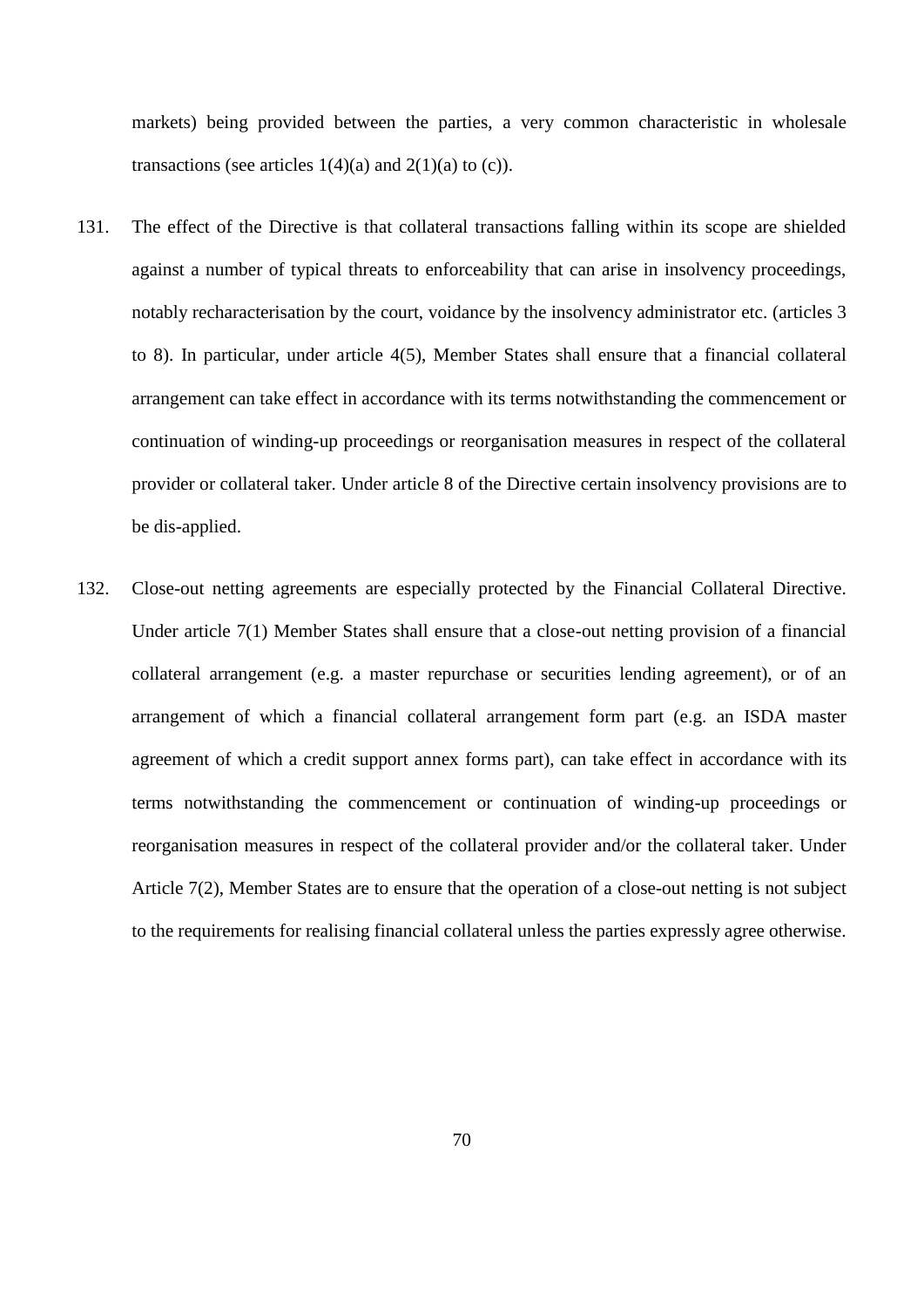markets) being provided between the parties, a very common characteristic in wholesale transactions (see articles 1(4)(a) and 2(1)(a) to (c)).

131. The effect of the Directive is that collateral transactions falling within its scope are shielded against a number of typical threats to enforceability that can arise in insolvency proceedings, notably recharacterisation by the court, voidance by the insolvency administrator etc. (articles 3 to 8). In particular, under article 4(5), Member States shall ensure that a financial collateral arrangement can take effect in accordance with its terms notwithstanding the commencement or continuation of winding-up proceedings or reorganisation measures in respect of the collateral provider or collateral taker. Under article 8 of the Directive certain insolvency provisions are to be dis-applied.

132. Close-out netting agreements are especially protected by the Financial Collateral Directive. Under article 7(1) Member States shall ensure that a close-out netting provision of a financial collateral arrangement (e.g. a master repurchase or securities lending agreement), or of an arrangement of which a financial collateral arrangement form part (e.g. an ISDA master agreement of which a credit support annex forms part), can take effect in accordance with its terms notwithstanding the commencement or continuation of winding-up proceedings or reorganisation measures in respect of the collateral provider and/or the collateral taker. Under Article 7(2), Member States are to ensure that the operation of a close-out netting is not subject to the requirements for realising financial collateral unless the parties expressly agree otherwise.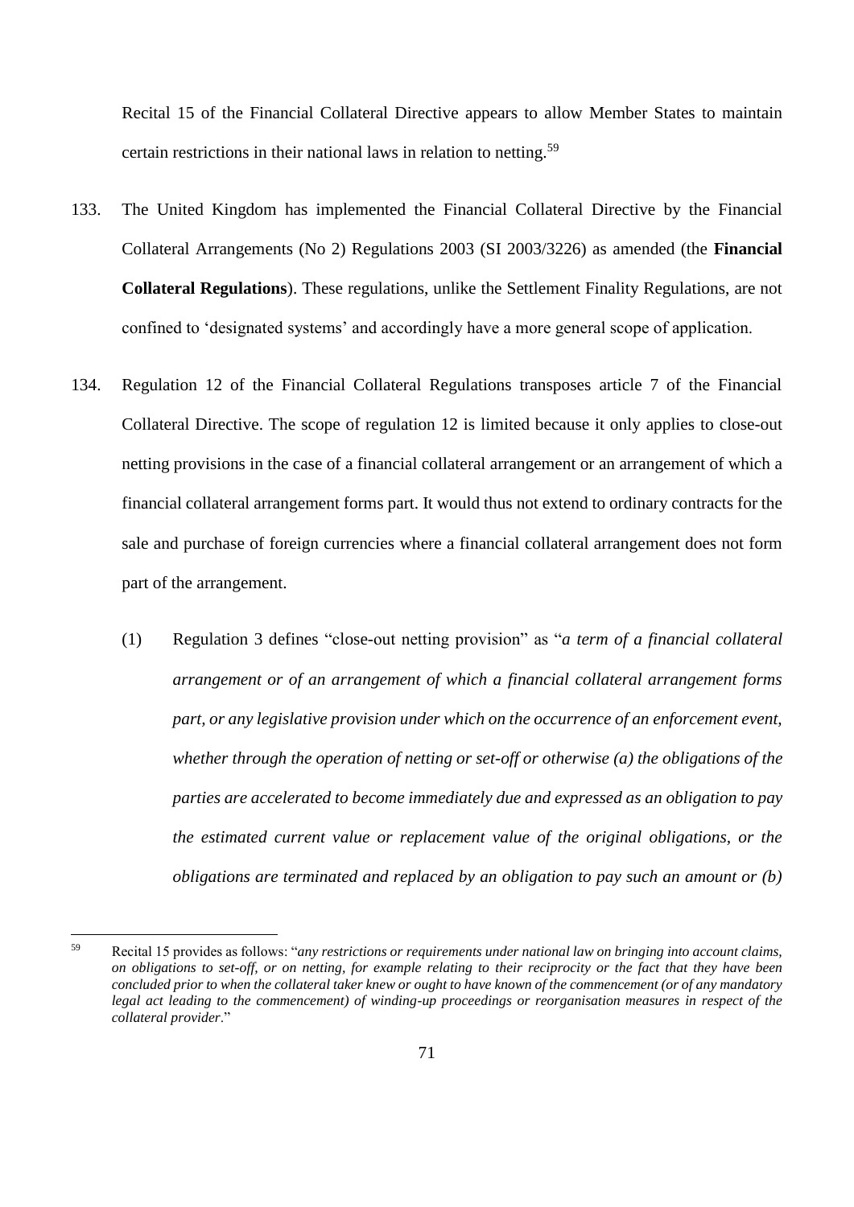Recital 15 of the Financial Collateral Directive appears to allow Member States to maintain certain restrictions in their national laws in relation to netting.[59]

133. The United Kingdom has implemented the Financial Collateral Directive by the Financial Collateral Arrangements (No 2) Regulations 2003 (SI 2003/3226) as amended (the **Financial Collateral Regulations**). These regulations, unlike the Settlement Finality Regulations, are not confined to 'designated systems' and accordingly have a more general scope of application.

134. Regulation 12 of the Financial Collateral Regulations transposes article 7 of the Financial Collateral Directive. The scope of regulation 12 is limited because it only applies to close-out netting provisions in the case of a financial collateral arrangement or an arrangement of which a financial collateral arrangement forms part. It would thus not extend to ordinary contracts for the sale and purchase of foreign currencies where a financial collateral arrangement does not form part of the arrangement.

   (1) Regulation 3 defines "close-out netting provision" as "*a term of a financial collateral arrangement or of an arrangement of which a financial collateral arrangement forms part, or any legislative provision under which on the occurrence of an enforcement event, whether through the operation of netting or set-off or otherwise (a) the obligations of the parties are accelerated to become immediately due and expressed as an obligation to pay the estimated current value or replacement value of the original obligations, or the obligations are terminated and replaced by an obligation to pay such an amount or (b)*

---

[59] Recital 15 provides as follows: "*any restrictions or requirements under national law on bringing into account claims, on obligations to set-off, or on netting, for example relating to their reciprocity or the fact that they have been concluded prior to when the collateral taker knew or ought to have known of the commencement (or of any mandatory legal act leading to the commencement) of winding-up proceedings or reorganisation measures in respect of the collateral provider*."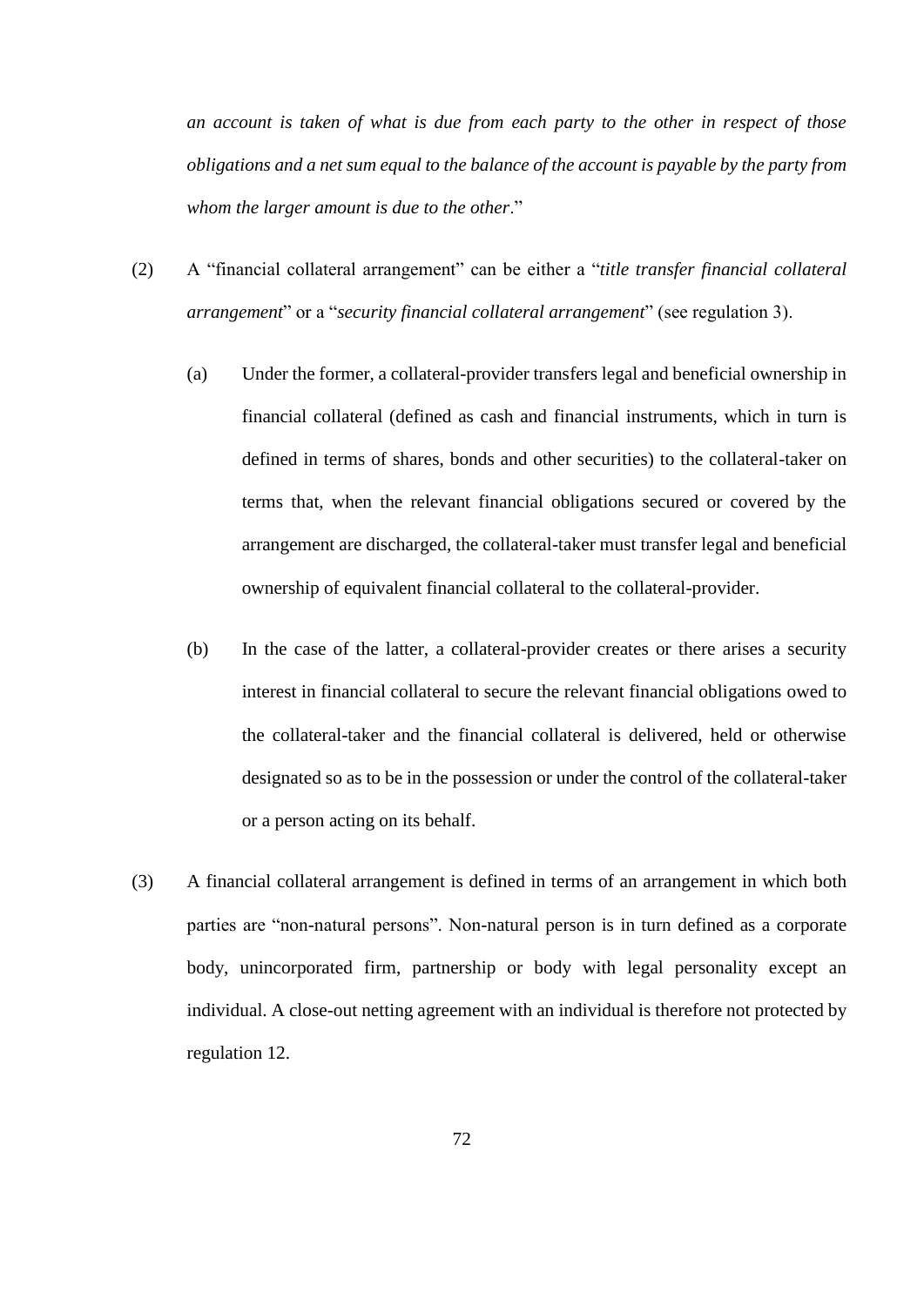*an account is taken of what is due from each party to the other in respect of those obligations and a net sum equal to the balance of the account is payable by the party from whom the larger amount is due to the other*."

(2) A "financial collateral arrangement" can be either a "*title transfer financial collateral arrangement*" or a "*security financial collateral arrangement*" (see regulation 3).

 (a) Under the former, a collateral-provider transfers legal and beneficial ownership in financial collateral (defined as cash and financial instruments, which in turn is defined in terms of shares, bonds and other securities) to the collateral-taker on terms that, when the relevant financial obligations secured or covered by the arrangement are discharged, the collateral-taker must transfer legal and beneficial ownership of equivalent financial collateral to the collateral-provider.

 (b) In the case of the latter, a collateral-provider creates or there arises a security interest in financial collateral to secure the relevant financial obligations owed to the collateral-taker and the financial collateral is delivered, held or otherwise designated so as to be in the possession or under the control of the collateral-taker or a person acting on its behalf.

(3) A financial collateral arrangement is defined in terms of an arrangement in which both parties are "non-natural persons". Non-natural person is in turn defined as a corporate body, unincorporated firm, partnership or body with legal personality except an individual. A close-out netting agreement with an individual is therefore not protected by regulation 12.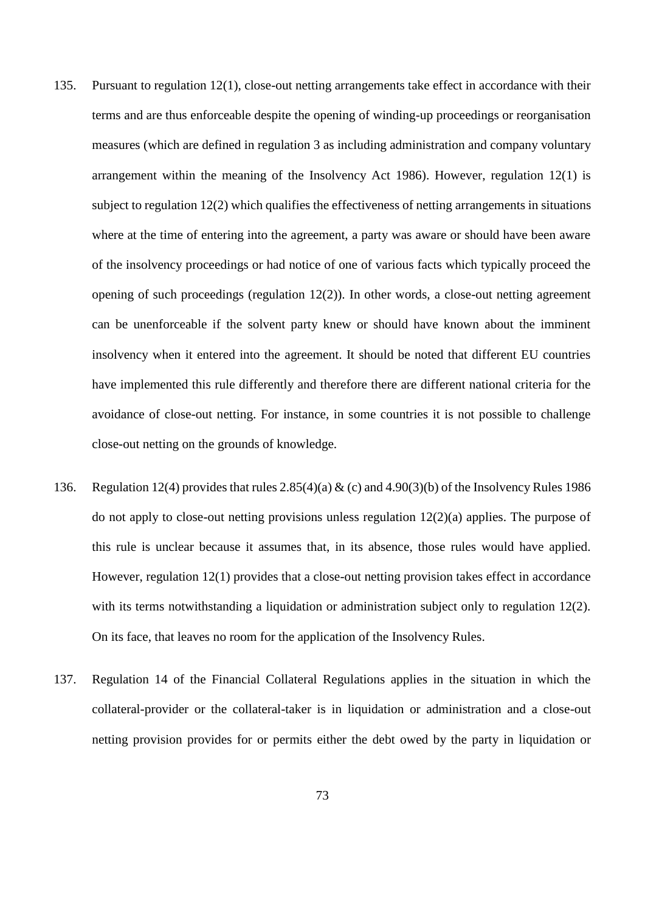135. Pursuant to regulation 12(1), close-out netting arrangements take effect in accordance with their terms and are thus enforceable despite the opening of winding-up proceedings or reorganisation measures (which are defined in regulation 3 as including administration and company voluntary arrangement within the meaning of the Insolvency Act 1986). However, regulation 12(1) is subject to regulation 12(2) which qualifies the effectiveness of netting arrangements in situations where at the time of entering into the agreement, a party was aware or should have been aware of the insolvency proceedings or had notice of one of various facts which typically proceed the opening of such proceedings (regulation 12(2)). In other words, a close-out netting agreement can be unenforceable if the solvent party knew or should have known about the imminent insolvency when it entered into the agreement. It should be noted that different EU countries have implemented this rule differently and therefore there are different national criteria for the avoidance of close-out netting. For instance, in some countries it is not possible to challenge close-out netting on the grounds of knowledge.

136. Regulation 12(4) provides that rules 2.85(4)(a) & (c) and 4.90(3)(b) of the Insolvency Rules 1986 do not apply to close-out netting provisions unless regulation 12(2)(a) applies. The purpose of this rule is unclear because it assumes that, in its absence, those rules would have applied. However, regulation 12(1) provides that a close-out netting provision takes effect in accordance with its terms notwithstanding a liquidation or administration subject only to regulation 12(2). On its face, that leaves no room for the application of the Insolvency Rules.

137. Regulation 14 of the Financial Collateral Regulations applies in the situation in which the collateral-provider or the collateral-taker is in liquidation or administration and a close-out netting provision provides for or permits either the debt owed by the party in liquidation or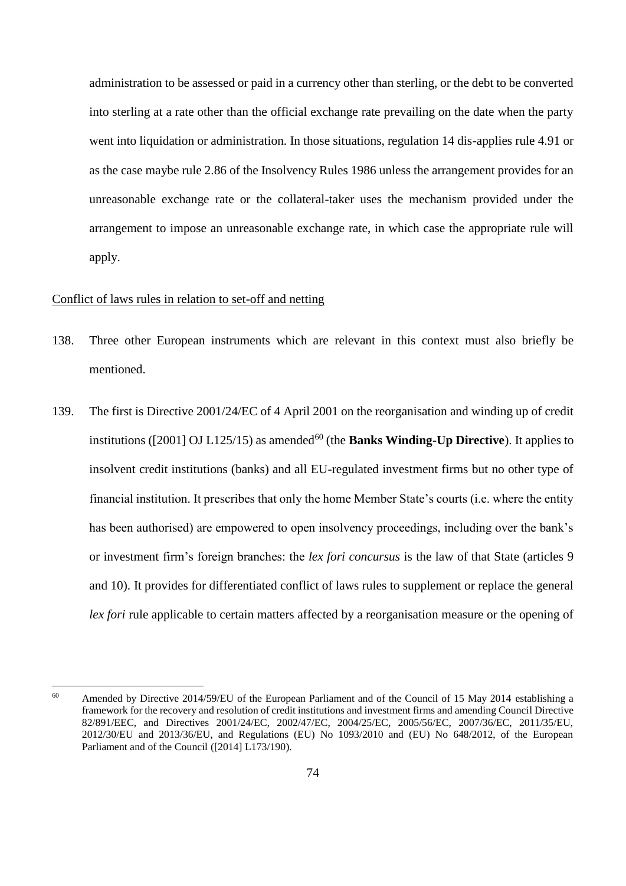administration to be assessed or paid in a currency other than sterling, or the debt to be converted into sterling at a rate other than the official exchange rate prevailing on the date when the party went into liquidation or administration. In those situations, regulation 14 dis-applies rule 4.91 or as the case maybe rule 2.86 of the Insolvency Rules 1986 unless the arrangement provides for an unreasonable exchange rate or the collateral-taker uses the mechanism provided under the arrangement to impose an unreasonable exchange rate, in which case the appropriate rule will apply.

Conflict of laws rules in relation to set-off and netting

138. Three other European instruments which are relevant in this context must also briefly be mentioned.

139. The first is Directive 2001/24/EC of 4 April 2001 on the reorganisation and winding up of credit institutions ([2001] OJ L125/15) as amended[60] (the **Banks Winding-Up Directive**). It applies to insolvent credit institutions (banks) and all EU-regulated investment firms but no other type of financial institution. It prescribes that only the home Member State's courts (i.e. where the entity has been authorised) are empowered to open insolvency proceedings, including over the bank's or investment firm's foreign branches: the *lex fori concursus* is the law of that State (articles 9 and 10). It provides for differentiated conflict of laws rules to supplement or replace the general *lex fori* rule applicable to certain matters affected by a reorganisation measure or the opening of

[60] Amended by Directive 2014/59/EU of the European Parliament and of the Council of 15 May 2014 establishing a framework for the recovery and resolution of credit institutions and investment firms and amending Council Directive 82/891/EEC, and Directives 2001/24/EC, 2002/47/EC, 2004/25/EC, 2005/56/EC, 2007/36/EC, 2011/35/EU, 2012/30/EU and 2013/36/EU, and Regulations (EU) No 1093/2010 and (EU) No 648/2012, of the European Parliament and of the Council ([2014] L173/190).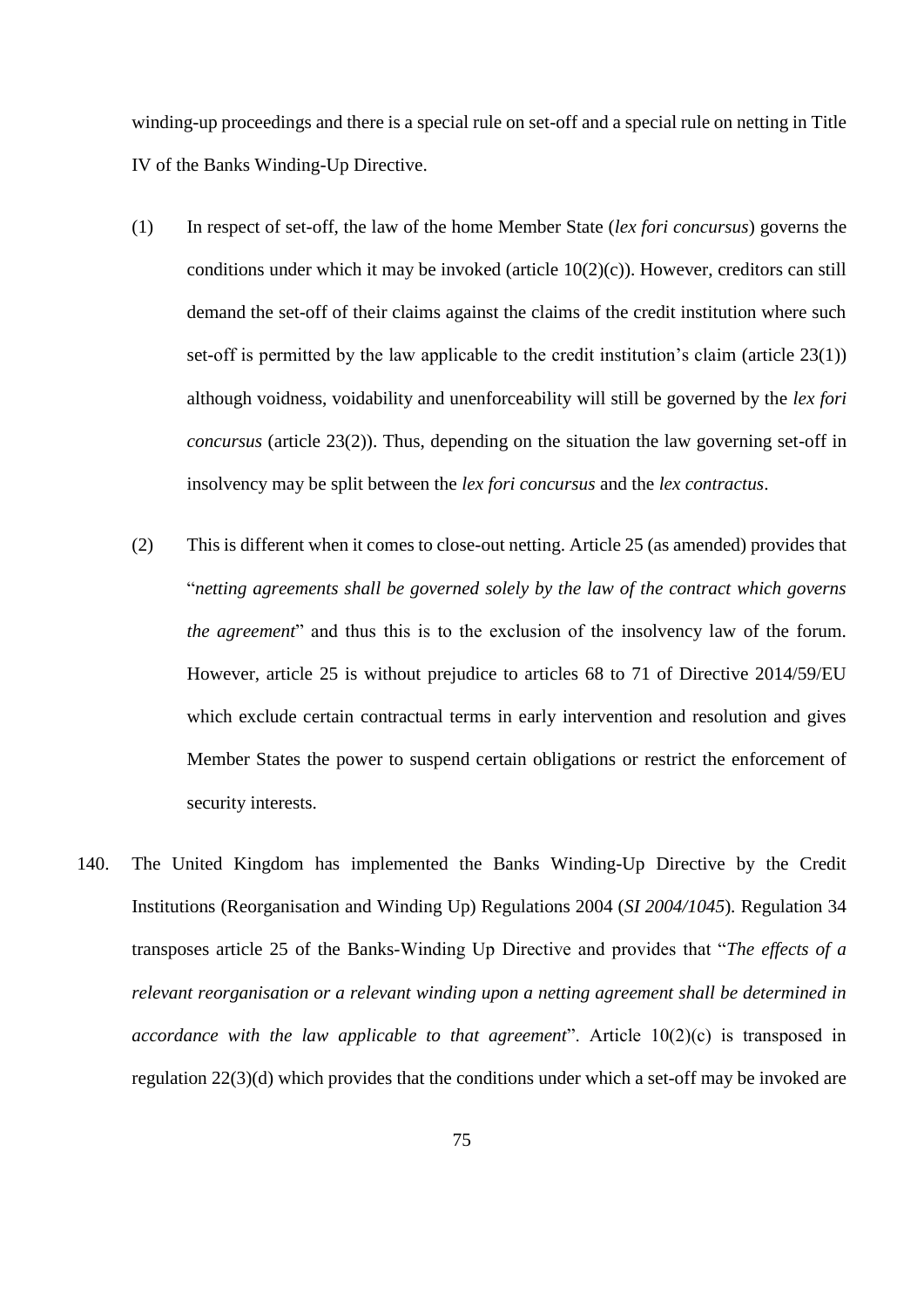winding-up proceedings and there is a special rule on set-off and a special rule on netting in Title IV of the Banks Winding-Up Directive.

(1) In respect of set-off, the law of the home Member State (*lex fori concursus*) governs the conditions under which it may be invoked (article 10(2)(c)). However, creditors can still demand the set-off of their claims against the claims of the credit institution where such set-off is permitted by the law applicable to the credit institution's claim (article 23(1)) although voidness, voidability and unenforceability will still be governed by the *lex fori concursus* (article 23(2)). Thus, depending on the situation the law governing set-off in insolvency may be split between the *lex fori concursus* and the *lex contractus*.

(2) This is different when it comes to close-out netting. Article 25 (as amended) provides that "*netting agreements shall be governed solely by the law of the contract which governs the agreement*" and thus this is to the exclusion of the insolvency law of the forum. However, article 25 is without prejudice to articles 68 to 71 of Directive 2014/59/EU which exclude certain contractual terms in early intervention and resolution and gives Member States the power to suspend certain obligations or restrict the enforcement of security interests.

140. The United Kingdom has implemented the Banks Winding-Up Directive by the Credit Institutions (Reorganisation and Winding Up) Regulations 2004 (*SI 2004/1045*). Regulation 34 transposes article 25 of the Banks-Winding Up Directive and provides that "*The effects of a relevant reorganisation or a relevant winding upon a netting agreement shall be determined in accordance with the law applicable to that agreement*". Article 10(2)(c) is transposed in regulation 22(3)(d) which provides that the conditions under which a set-off may be invoked are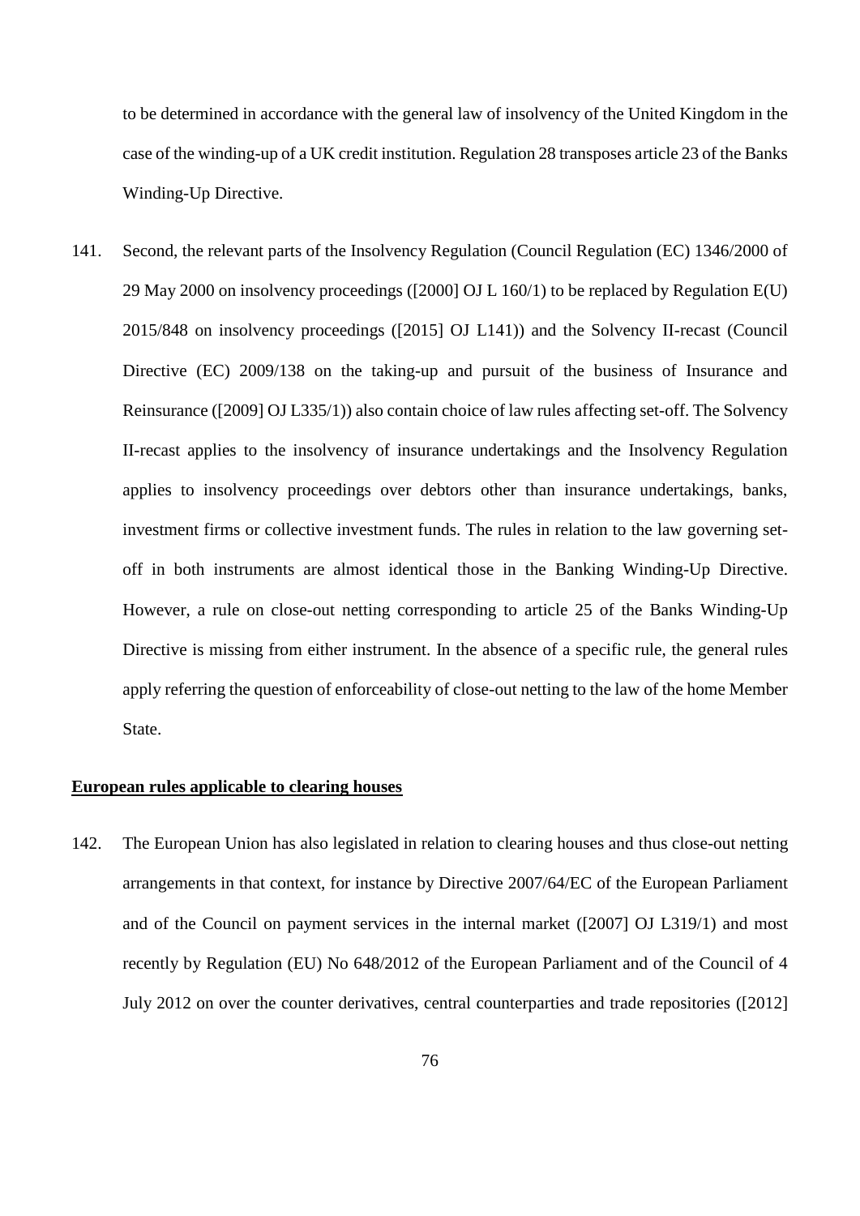to be determined in accordance with the general law of insolvency of the United Kingdom in the case of the winding-up of a UK credit institution. Regulation 28 transposes article 23 of the Banks Winding-Up Directive.

141. Second, the relevant parts of the Insolvency Regulation (Council Regulation (EC) 1346/2000 of 29 May 2000 on insolvency proceedings ([2000] OJ L 160/1) to be replaced by Regulation E(U) 2015/848 on insolvency proceedings ([2015] OJ L141)) and the Solvency II-recast (Council Directive (EC) 2009/138 on the taking-up and pursuit of the business of Insurance and Reinsurance ([2009] OJ L335/1)) also contain choice of law rules affecting set-off. The Solvency II-recast applies to the insolvency of insurance undertakings and the Insolvency Regulation applies to insolvency proceedings over debtors other than insurance undertakings, banks, investment firms or collective investment funds. The rules in relation to the law governing set-off in both instruments are almost identical those in the Banking Winding-Up Directive. However, a rule on close-out netting corresponding to article 25 of the Banks Winding-Up Directive is missing from either instrument. In the absence of a specific rule, the general rules apply referring the question of enforceability of close-out netting to the law of the home Member State.

**European rules applicable to clearing houses**

142. The European Union has also legislated in relation to clearing houses and thus close-out netting arrangements in that context, for instance by Directive 2007/64/EC of the European Parliament and of the Council on payment services in the internal market ([2007] OJ L319/1) and most recently by Regulation (EU) No 648/2012 of the European Parliament and of the Council of 4 July 2012 on over the counter derivatives, central counterparties and trade repositories ([2012]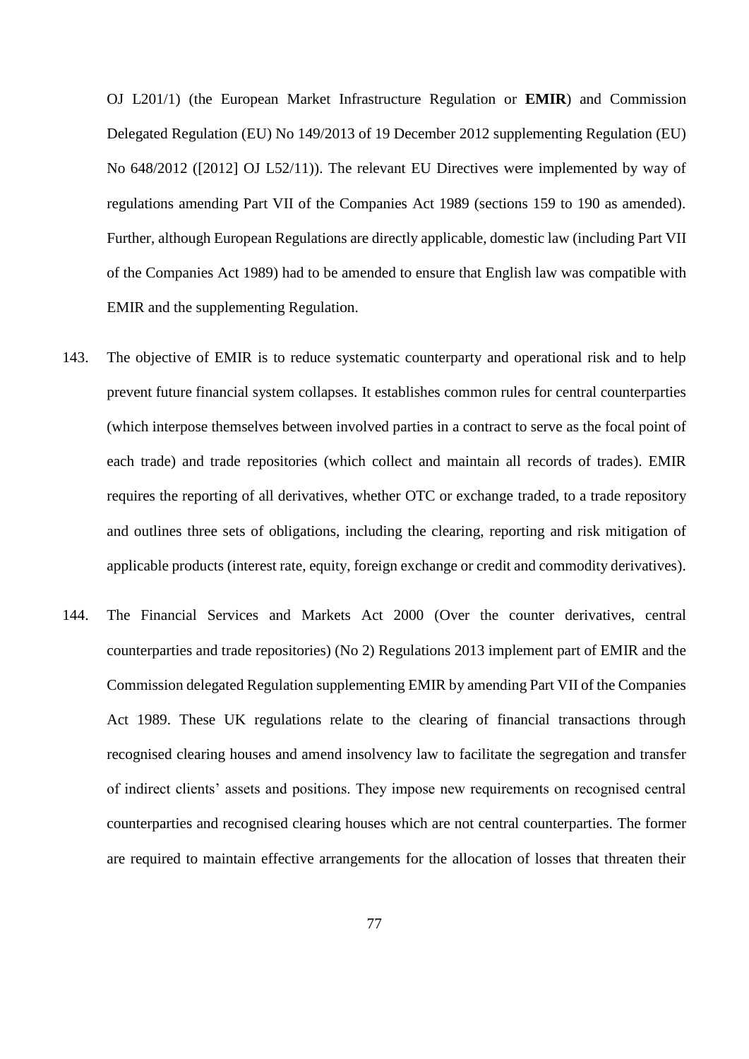OJ L201/1) (the European Market Infrastructure Regulation or **EMIR**) and Commission Delegated Regulation (EU) No 149/2013 of 19 December 2012 supplementing Regulation (EU) No 648/2012 ([2012] OJ L52/11)). The relevant EU Directives were implemented by way of regulations amending Part VII of the Companies Act 1989 (sections 159 to 190 as amended). Further, although European Regulations are directly applicable, domestic law (including Part VII of the Companies Act 1989) had to be amended to ensure that English law was compatible with EMIR and the supplementing Regulation.

143. The objective of EMIR is to reduce systematic counterparty and operational risk and to help prevent future financial system collapses. It establishes common rules for central counterparties (which interpose themselves between involved parties in a contract to serve as the focal point of each trade) and trade repositories (which collect and maintain all records of trades). EMIR requires the reporting of all derivatives, whether OTC or exchange traded, to a trade repository and outlines three sets of obligations, including the clearing, reporting and risk mitigation of applicable products (interest rate, equity, foreign exchange or credit and commodity derivatives).

144. The Financial Services and Markets Act 2000 (Over the counter derivatives, central counterparties and trade repositories) (No 2) Regulations 2013 implement part of EMIR and the Commission delegated Regulation supplementing EMIR by amending Part VII of the Companies Act 1989. These UK regulations relate to the clearing of financial transactions through recognised clearing houses and amend insolvency law to facilitate the segregation and transfer of indirect clients' assets and positions. They impose new requirements on recognised central counterparties and recognised clearing houses which are not central counterparties. The former are required to maintain effective arrangements for the allocation of losses that threaten their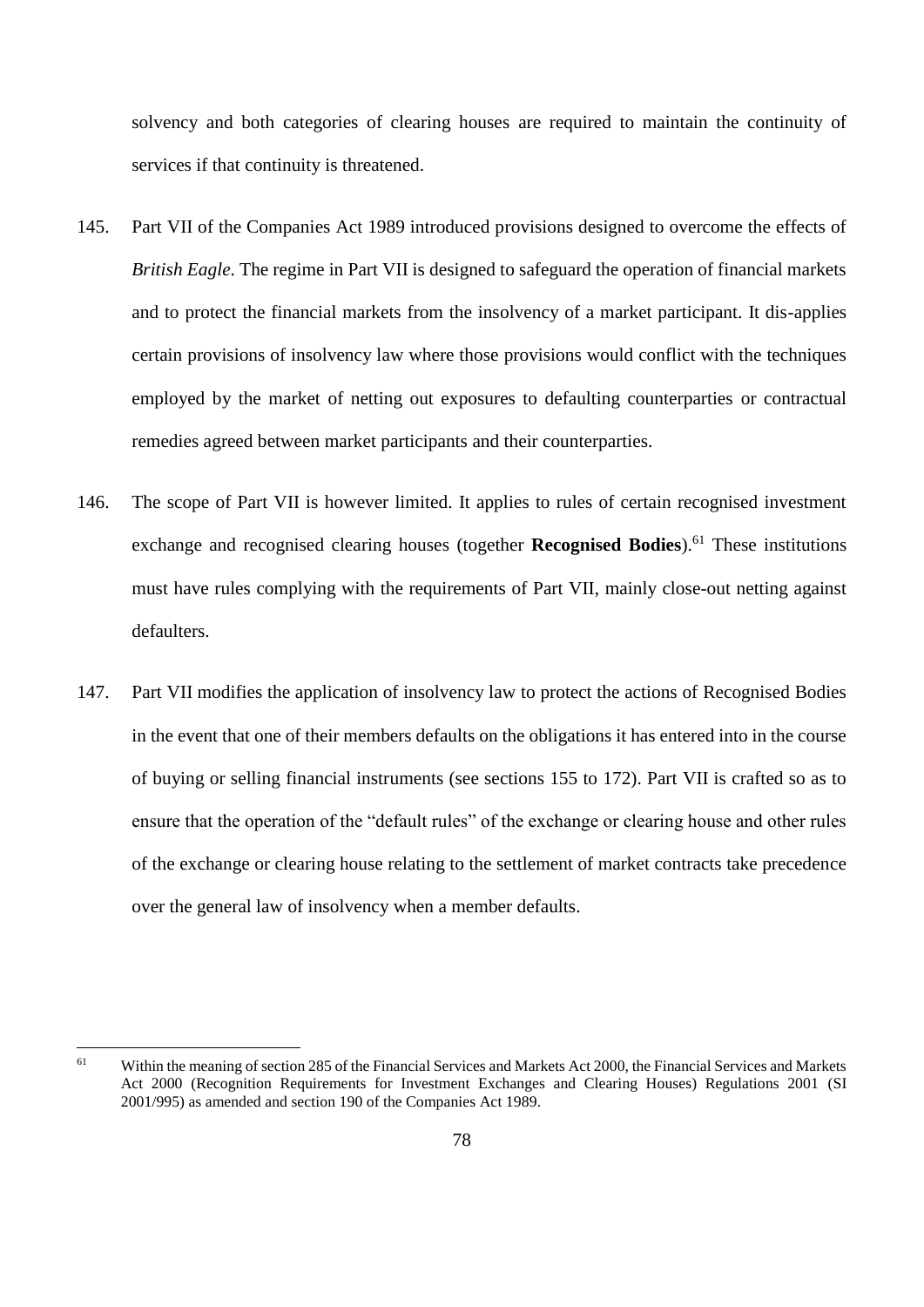solvency and both categories of clearing houses are required to maintain the continuity of services if that continuity is threatened.

145. Part VII of the Companies Act 1989 introduced provisions designed to overcome the effects of *British Eagle*. The regime in Part VII is designed to safeguard the operation of financial markets and to protect the financial markets from the insolvency of a market participant. It dis-applies certain provisions of insolvency law where those provisions would conflict with the techniques employed by the market of netting out exposures to defaulting counterparties or contractual remedies agreed between market participants and their counterparties.

146. The scope of Part VII is however limited. It applies to rules of certain recognised investment exchange and recognised clearing houses (together **Recognised Bodies**).[61] These institutions must have rules complying with the requirements of Part VII, mainly close-out netting against defaulters.

147. Part VII modifies the application of insolvency law to protect the actions of Recognised Bodies in the event that one of their members defaults on the obligations it has entered into in the course of buying or selling financial instruments (see sections 155 to 172). Part VII is crafted so as to ensure that the operation of the "default rules" of the exchange or clearing house and other rules of the exchange or clearing house relating to the settlement of market contracts take precedence over the general law of insolvency when a member defaults.

---

[61] Within the meaning of section 285 of the Financial Services and Markets Act 2000, the Financial Services and Markets Act 2000 (Recognition Requirements for Investment Exchanges and Clearing Houses) Regulations 2001 (SI 2001/995) as amended and section 190 of the Companies Act 1989.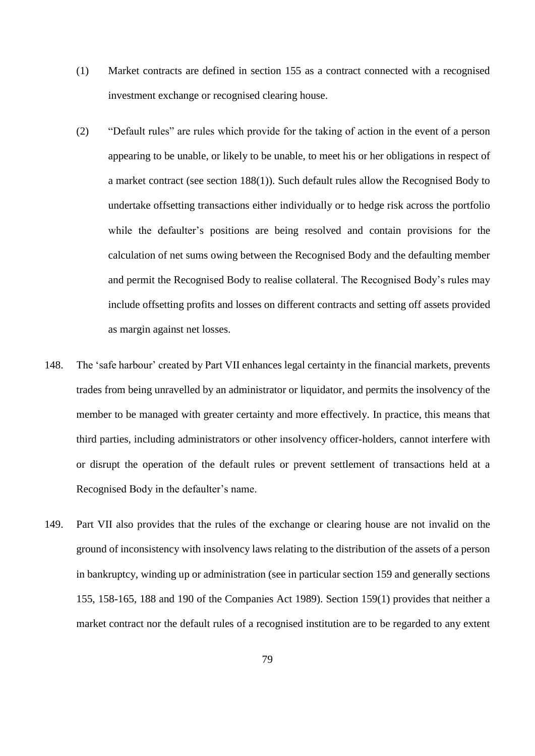(1) Market contracts are defined in section 155 as a contract connected with a recognised investment exchange or recognised clearing house.

(2) "Default rules" are rules which provide for the taking of action in the event of a person appearing to be unable, or likely to be unable, to meet his or her obligations in respect of a market contract (see section 188(1)). Such default rules allow the Recognised Body to undertake offsetting transactions either individually or to hedge risk across the portfolio while the defaulter's positions are being resolved and contain provisions for the calculation of net sums owing between the Recognised Body and the defaulting member and permit the Recognised Body to realise collateral. The Recognised Body's rules may include offsetting profits and losses on different contracts and setting off assets provided as margin against net losses.

148. The 'safe harbour' created by Part VII enhances legal certainty in the financial markets, prevents trades from being unravelled by an administrator or liquidator, and permits the insolvency of the member to be managed with greater certainty and more effectively. In practice, this means that third parties, including administrators or other insolvency officer-holders, cannot interfere with or disrupt the operation of the default rules or prevent settlement of transactions held at a Recognised Body in the defaulter's name.

149. Part VII also provides that the rules of the exchange or clearing house are not invalid on the ground of inconsistency with insolvency laws relating to the distribution of the assets of a person in bankruptcy, winding up or administration (see in particular section 159 and generally sections 155, 158-165, 188 and 190 of the Companies Act 1989). Section 159(1) provides that neither a market contract nor the default rules of a recognised institution are to be regarded to any extent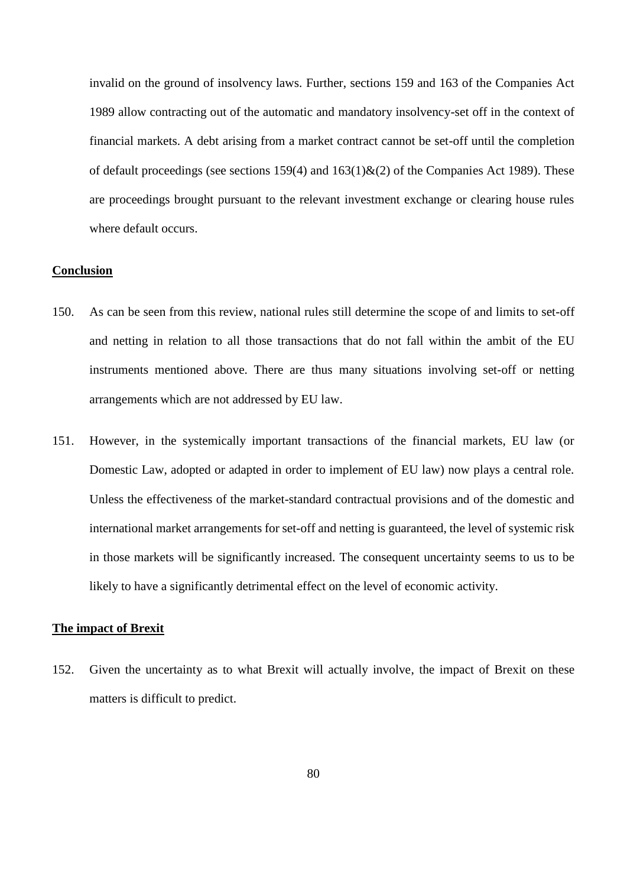invalid on the ground of insolvency laws. Further, sections 159 and 163 of the Companies Act 1989 allow contracting out of the automatic and mandatory insolvency-set off in the context of financial markets. A debt arising from a market contract cannot be set-off until the completion of default proceedings (see sections 159(4) and 163(1)&(2) of the Companies Act 1989). These are proceedings brought pursuant to the relevant investment exchange or clearing house rules where default occurs.

**Conclusion**

150. As can be seen from this review, national rules still determine the scope of and limits to set-off and netting in relation to all those transactions that do not fall within the ambit of the EU instruments mentioned above. There are thus many situations involving set-off or netting arrangements which are not addressed by EU law.

151. However, in the systemically important transactions of the financial markets, EU law (or Domestic Law, adopted or adapted in order to implement of EU law) now plays a central role. Unless the effectiveness of the market-standard contractual provisions and of the domestic and international market arrangements for set-off and netting is guaranteed, the level of systemic risk in those markets will be significantly increased. The consequent uncertainty seems to us to be likely to have a significantly detrimental effect on the level of economic activity.

**The impact of Brexit**

152. Given the uncertainty as to what Brexit will actually involve, the impact of Brexit on these matters is difficult to predict.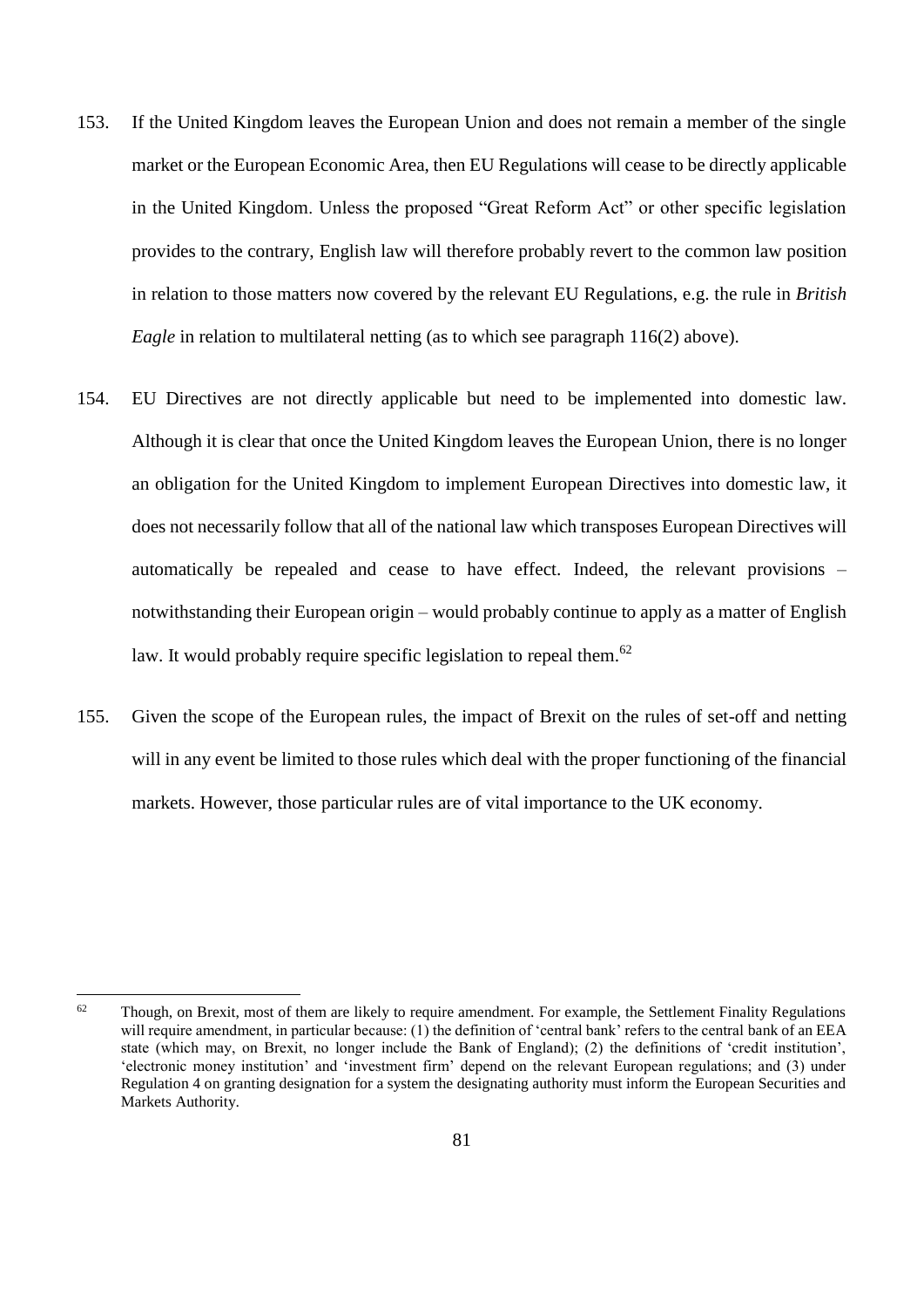153. If the United Kingdom leaves the European Union and does not remain a member of the single market or the European Economic Area, then EU Regulations will cease to be directly applicable in the United Kingdom. Unless the proposed "Great Reform Act" or other specific legislation provides to the contrary, English law will therefore probably revert to the common law position in relation to those matters now covered by the relevant EU Regulations, e.g. the rule in *British Eagle* in relation to multilateral netting (as to which see paragraph 116(2) above).

154. EU Directives are not directly applicable but need to be implemented into domestic law. Although it is clear that once the United Kingdom leaves the European Union, there is no longer an obligation for the United Kingdom to implement European Directives into domestic law, it does not necessarily follow that all of the national law which transposes European Directives will automatically be repealed and cease to have effect. Indeed, the relevant provisions – notwithstanding their European origin – would probably continue to apply as a matter of English law. It would probably require specific legislation to repeal them.[62]

155. Given the scope of the European rules, the impact of Brexit on the rules of set-off and netting will in any event be limited to those rules which deal with the proper functioning of the financial markets. However, those particular rules are of vital importance to the UK economy.

---

[62] Though, on Brexit, most of them are likely to require amendment. For example, the Settlement Finality Regulations will require amendment, in particular because: (1) the definition of 'central bank' refers to the central bank of an EEA state (which may, on Brexit, no longer include the Bank of England); (2) the definitions of 'credit institution', 'electronic money institution' and 'investment firm' depend on the relevant European regulations; and (3) under Regulation 4 on granting designation for a system the designating authority must inform the European Securities and Markets Authority.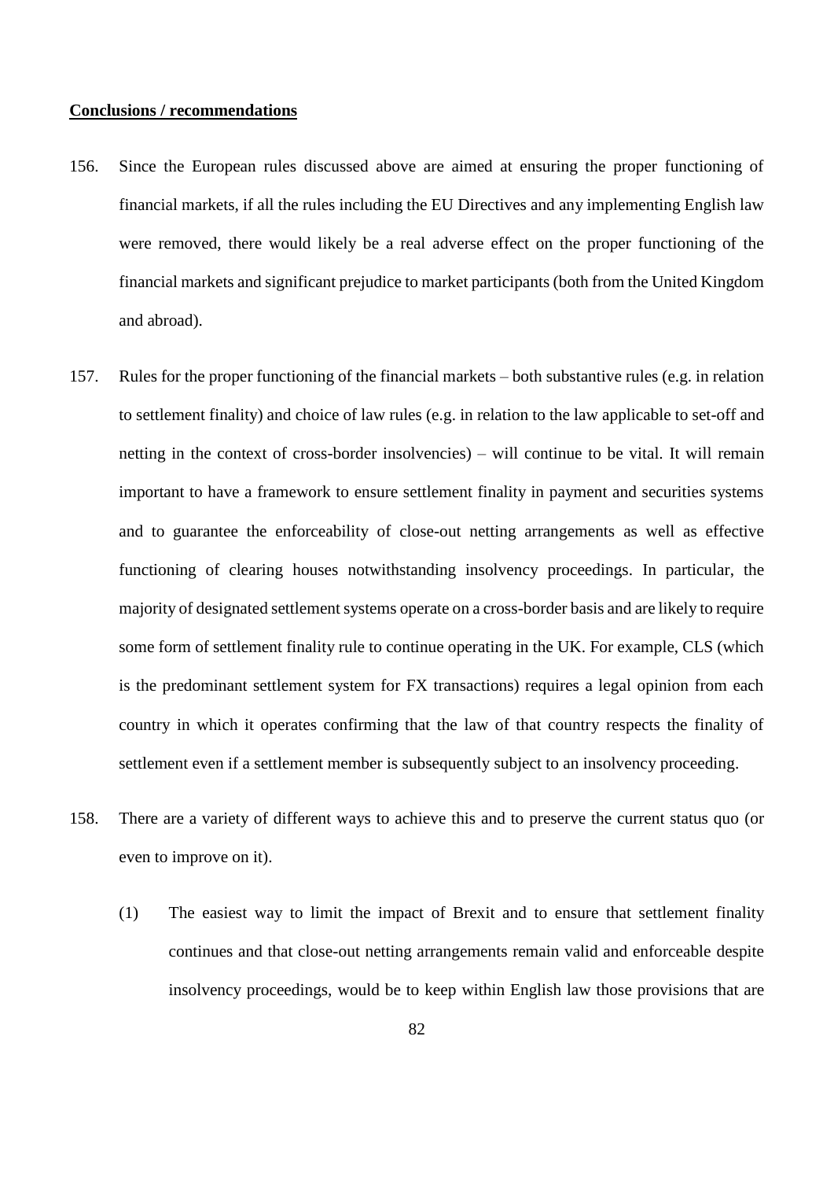**Conclusions / recommendations**

156. Since the European rules discussed above are aimed at ensuring the proper functioning of financial markets, if all the rules including the EU Directives and any implementing English law were removed, there would likely be a real adverse effect on the proper functioning of the financial markets and significant prejudice to market participants (both from the United Kingdom and abroad).

157. Rules for the proper functioning of the financial markets – both substantive rules (e.g. in relation to settlement finality) and choice of law rules (e.g. in relation to the law applicable to set-off and netting in the context of cross-border insolvencies) – will continue to be vital. It will remain important to have a framework to ensure settlement finality in payment and securities systems and to guarantee the enforceability of close-out netting arrangements as well as effective functioning of clearing houses notwithstanding insolvency proceedings. In particular, the majority of designated settlement systems operate on a cross-border basis and are likely to require some form of settlement finality rule to continue operating in the UK. For example, CLS (which is the predominant settlement system for FX transactions) requires a legal opinion from each country in which it operates confirming that the law of that country respects the finality of settlement even if a settlement member is subsequently subject to an insolvency proceeding.

158. There are a variety of different ways to achieve this and to preserve the current status quo (or even to improve on it).

    (1) The easiest way to limit the impact of Brexit and to ensure that settlement finality continues and that close-out netting arrangements remain valid and enforceable despite insolvency proceedings, would be to keep within English law those provisions that are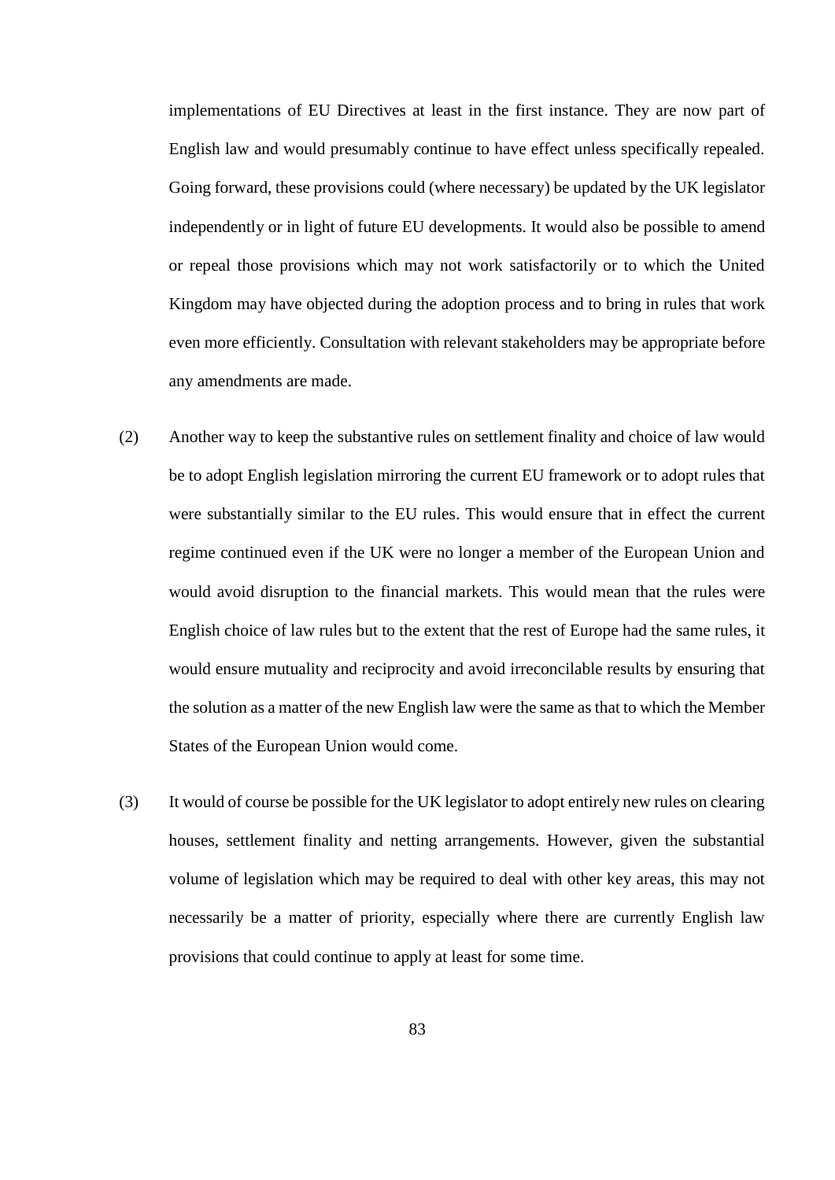implementations of EU Directives at least in the first instance. They are now part of English law and would presumably continue to have effect unless specifically repealed. Going forward, these provisions could (where necessary) be updated by the UK legislator independently or in light of future EU developments. It would also be possible to amend or repeal those provisions which may not work satisfactorily or to which the United Kingdom may have objected during the adoption process and to bring in rules that work even more efficiently. Consultation with relevant stakeholders may be appropriate before any amendments are made.

(2) Another way to keep the substantive rules on settlement finality and choice of law would be to adopt English legislation mirroring the current EU framework or to adopt rules that were substantially similar to the EU rules. This would ensure that in effect the current regime continued even if the UK were no longer a member of the European Union and would avoid disruption to the financial markets. This would mean that the rules were English choice of law rules but to the extent that the rest of Europe had the same rules, it would ensure mutuality and reciprocity and avoid irreconcilable results by ensuring that the solution as a matter of the new English law were the same as that to which the Member States of the European Union would come.

(3) It would of course be possible for the UK legislator to adopt entirely new rules on clearing houses, settlement finality and netting arrangements. However, given the substantial volume of legislation which may be required to deal with other key areas, this may not necessarily be a matter of priority, especially where there are currently English law provisions that could continue to apply at least for some time.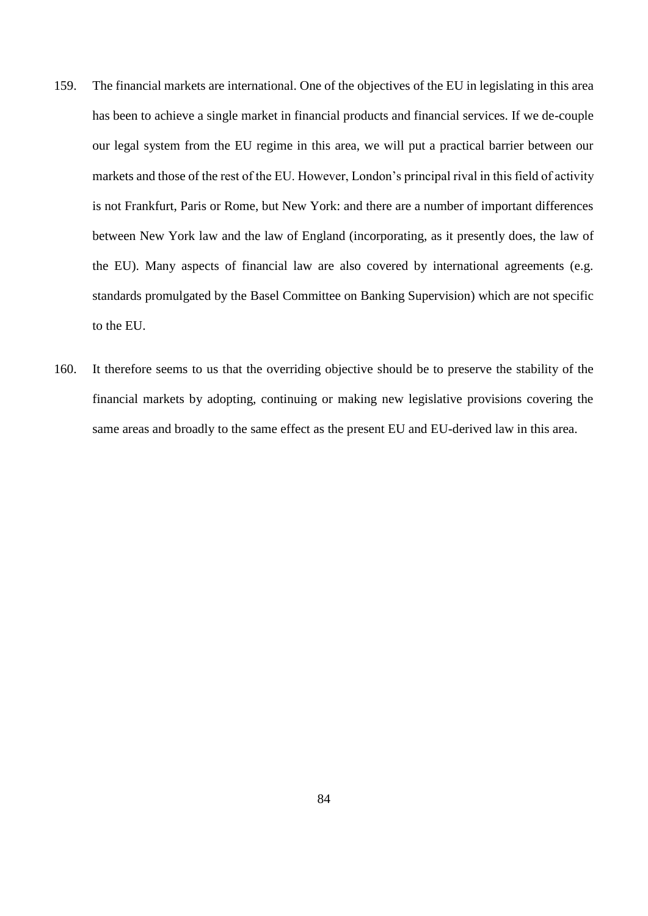159. The financial markets are international. One of the objectives of the EU in legislating in this area has been to achieve a single market in financial products and financial services. If we de-couple our legal system from the EU regime in this area, we will put a practical barrier between our markets and those of the rest of the EU. However, London's principal rival in this field of activity is not Frankfurt, Paris or Rome, but New York: and there are a number of important differences between New York law and the law of England (incorporating, as it presently does, the law of the EU). Many aspects of financial law are also covered by international agreements (e.g. standards promulgated by the Basel Committee on Banking Supervision) which are not specific to the EU.

160. It therefore seems to us that the overriding objective should be to preserve the stability of the financial markets by adopting, continuing or making new legislative provisions covering the same areas and broadly to the same effect as the present EU and EU-derived law in this area.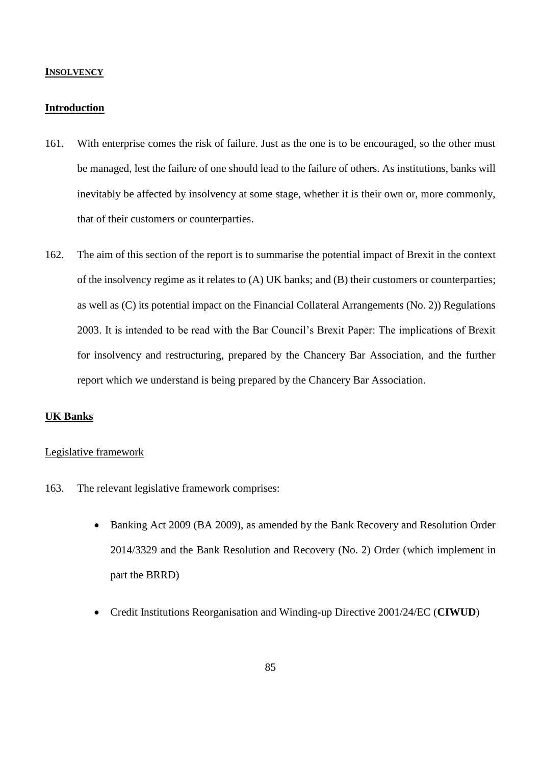## INSOLVENCY

### Introduction

161. With enterprise comes the risk of failure. Just as the one is to be encouraged, so the other must be managed, lest the failure of one should lead to the failure of others. As institutions, banks will inevitably be affected by insolvency at some stage, whether it is their own or, more commonly, that of their customers or counterparties.

162. The aim of this section of the report is to summarise the potential impact of Brexit in the context of the insolvency regime as it relates to (A) UK banks; and (B) their customers or counterparties; as well as (C) its potential impact on the Financial Collateral Arrangements (No. 2)) Regulations 2003. It is intended to be read with the Bar Council's Brexit Paper: The implications of Brexit for insolvency and restructuring, prepared by the Chancery Bar Association, and the further report which we understand is being prepared by the Chancery Bar Association.

### UK Banks

#### Legislative framework

163. The relevant legislative framework comprises:

- Banking Act 2009 (BA 2009), as amended by the Bank Recovery and Resolution Order 2014/3329 and the Bank Resolution and Recovery (No. 2) Order (which implement in part the BRRD)
- Credit Institutions Reorganisation and Winding-up Directive 2001/24/EC (**CIWUD**)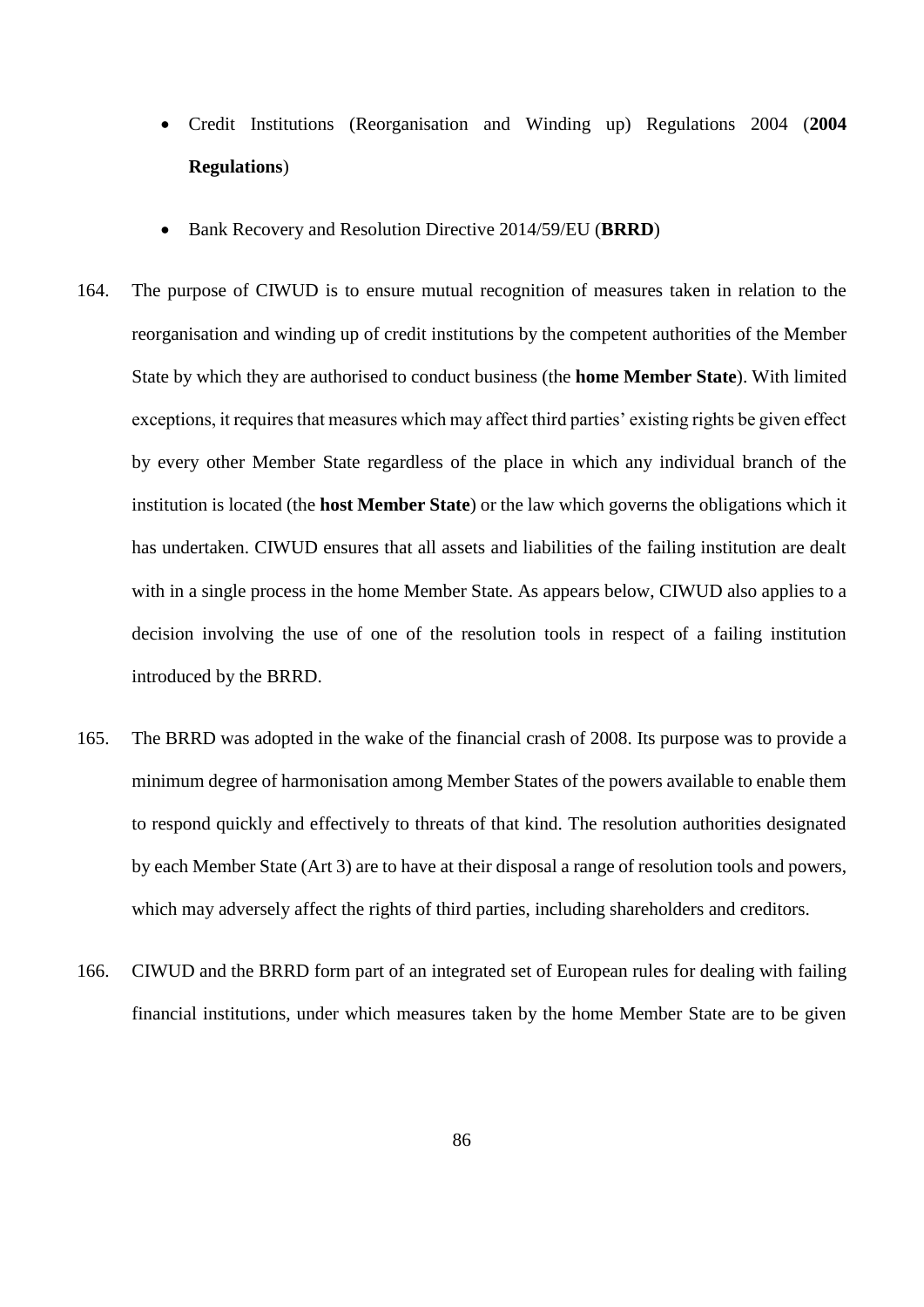- Credit Institutions (Reorganisation and Winding up) Regulations 2004 (**2004 Regulations**)

- Bank Recovery and Resolution Directive 2014/59/EU (**BRRD**)

164. The purpose of CIWUD is to ensure mutual recognition of measures taken in relation to the reorganisation and winding up of credit institutions by the competent authorities of the Member State by which they are authorised to conduct business (the **home Member State**). With limited exceptions, it requires that measures which may affect third parties' existing rights be given effect by every other Member State regardless of the place in which any individual branch of the institution is located (the **host Member State**) or the law which governs the obligations which it has undertaken. CIWUD ensures that all assets and liabilities of the failing institution are dealt with in a single process in the home Member State. As appears below, CIWUD also applies to a decision involving the use of one of the resolution tools in respect of a failing institution introduced by the BRRD.

165. The BRRD was adopted in the wake of the financial crash of 2008. Its purpose was to provide a minimum degree of harmonisation among Member States of the powers available to enable them to respond quickly and effectively to threats of that kind. The resolution authorities designated by each Member State (Art 3) are to have at their disposal a range of resolution tools and powers, which may adversely affect the rights of third parties, including shareholders and creditors.

166. CIWUD and the BRRD form part of an integrated set of European rules for dealing with failing financial institutions, under which measures taken by the home Member State are to be given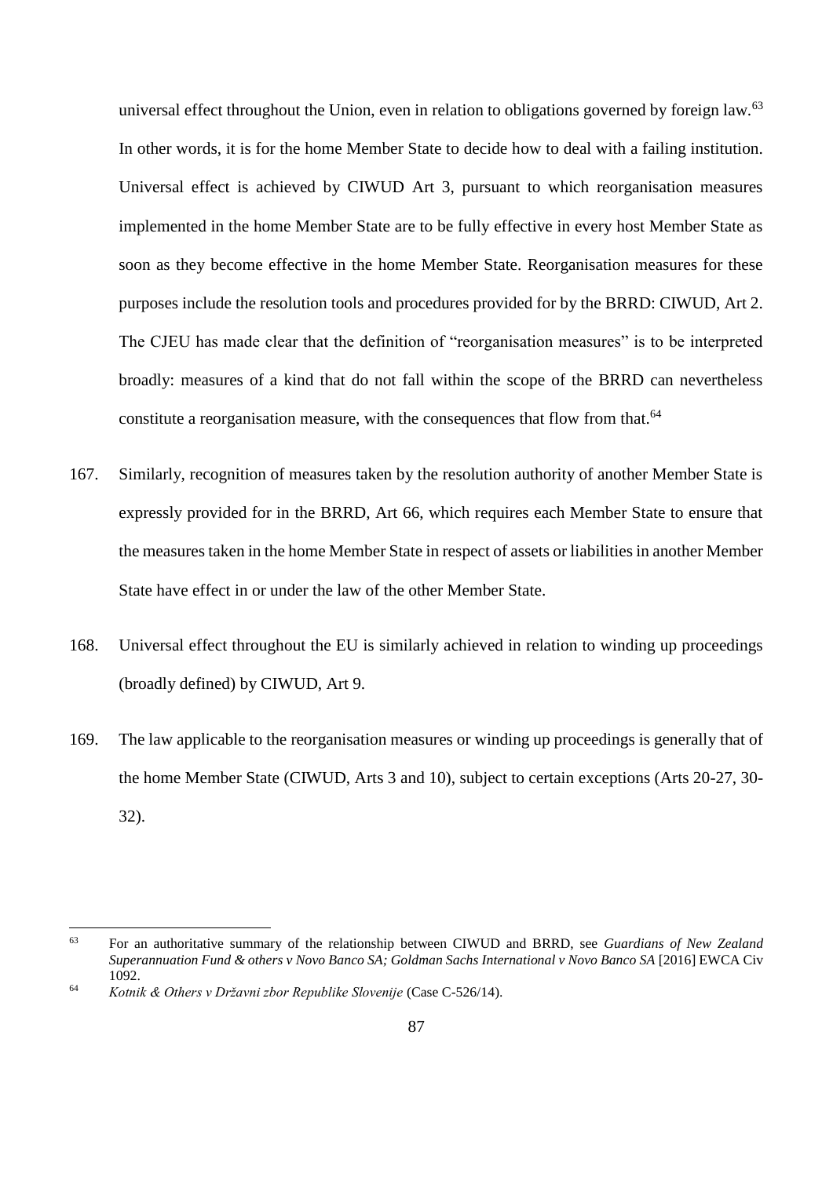universal effect throughout the Union, even in relation to obligations governed by foreign law.[63] In other words, it is for the home Member State to decide how to deal with a failing institution. Universal effect is achieved by CIWUD Art 3, pursuant to which reorganisation measures implemented in the home Member State are to be fully effective in every host Member State as soon as they become effective in the home Member State. Reorganisation measures for these purposes include the resolution tools and procedures provided for by the BRRD: CIWUD, Art 2. The CJEU has made clear that the definition of "reorganisation measures" is to be interpreted broadly: measures of a kind that do not fall within the scope of the BRRD can nevertheless constitute a reorganisation measure, with the consequences that flow from that.[64]

167. Similarly, recognition of measures taken by the resolution authority of another Member State is expressly provided for in the BRRD, Art 66, which requires each Member State to ensure that the measures taken in the home Member State in respect of assets or liabilities in another Member State have effect in or under the law of the other Member State.

168. Universal effect throughout the EU is similarly achieved in relation to winding up proceedings (broadly defined) by CIWUD, Art 9.

169. The law applicable to the reorganisation measures or winding up proceedings is generally that of the home Member State (CIWUD, Arts 3 and 10), subject to certain exceptions (Arts 20-27, 30-32).

---

[63] For an authoritative summary of the relationship between CIWUD and BRRD, see *Guardians of New Zealand Superannuation Fund & others v Novo Banco SA; Goldman Sachs International v Novo Banco SA* [2016] EWCA Civ 1092.

[64] *Kotnik & Others v Državni zbor Republike Slovenije* (Case C-526/14).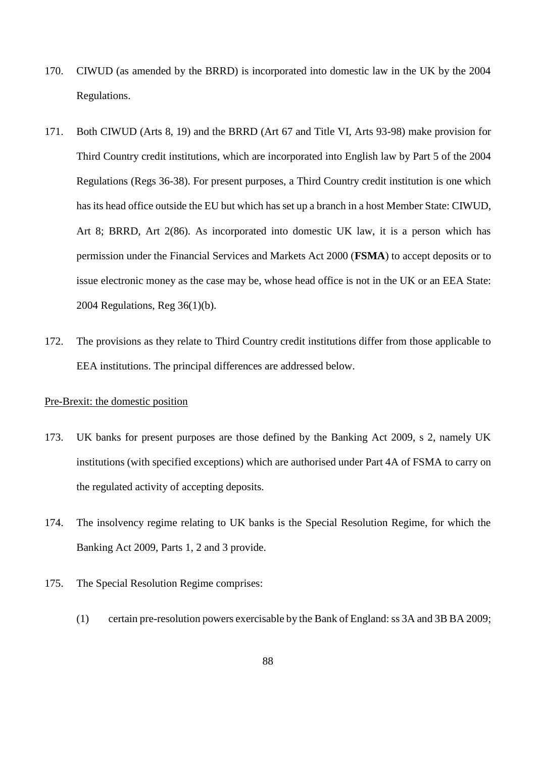170. CIWUD (as amended by the BRRD) is incorporated into domestic law in the UK by the 2004 Regulations.

171. Both CIWUD (Arts 8, 19) and the BRRD (Art 67 and Title VI, Arts 93-98) make provision for Third Country credit institutions, which are incorporated into English law by Part 5 of the 2004 Regulations (Regs 36-38). For present purposes, a Third Country credit institution is one which has its head office outside the EU but which has set up a branch in a host Member State: CIWUD, Art 8; BRRD, Art 2(86). As incorporated into domestic UK law, it is a person which has permission under the Financial Services and Markets Act 2000 (**FSMA**) to accept deposits or to issue electronic money as the case may be, whose head office is not in the UK or an EEA State: 2004 Regulations, Reg 36(1)(b).

172. The provisions as they relate to Third Country credit institutions differ from those applicable to EEA institutions. The principal differences are addressed below.

<u>Pre-Brexit: the domestic position</u>

173. UK banks for present purposes are those defined by the Banking Act 2009, s 2, namely UK institutions (with specified exceptions) which are authorised under Part 4A of FSMA to carry on the regulated activity of accepting deposits.

174. The insolvency regime relating to UK banks is the Special Resolution Regime, for which the Banking Act 2009, Parts 1, 2 and 3 provide.

175. The Special Resolution Regime comprises:

    (1) certain pre-resolution powers exercisable by the Bank of England: ss 3A and 3B BA 2009;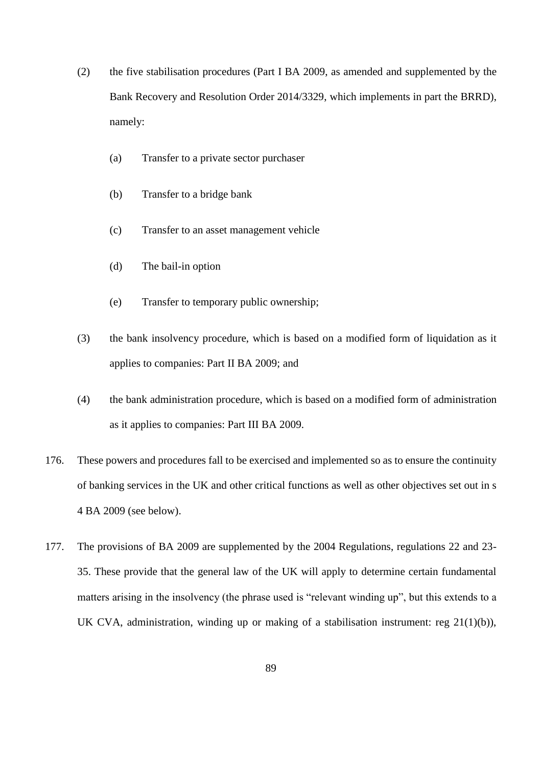(2) the five stabilisation procedures (Part I BA 2009, as amended and supplemented by the Bank Recovery and Resolution Order 2014/3329, which implements in part the BRRD), namely:

   (a) Transfer to a private sector purchaser

   (b) Transfer to a bridge bank

   (c) Transfer to an asset management vehicle

   (d) The bail-in option

   (e) Transfer to temporary public ownership;

(3) the bank insolvency procedure, which is based on a modified form of liquidation as it applies to companies: Part II BA 2009; and

(4) the bank administration procedure, which is based on a modified form of administration as it applies to companies: Part III BA 2009.

176. These powers and procedures fall to be exercised and implemented so as to ensure the continuity of banking services in the UK and other critical functions as well as other objectives set out in s 4 BA 2009 (see below).

177. The provisions of BA 2009 are supplemented by the 2004 Regulations, regulations 22 and 23-35. These provide that the general law of the UK will apply to determine certain fundamental matters arising in the insolvency (the phrase used is "relevant winding up", but this extends to a UK CVA, administration, winding up or making of a stabilisation instrument: reg 21(1)(b)),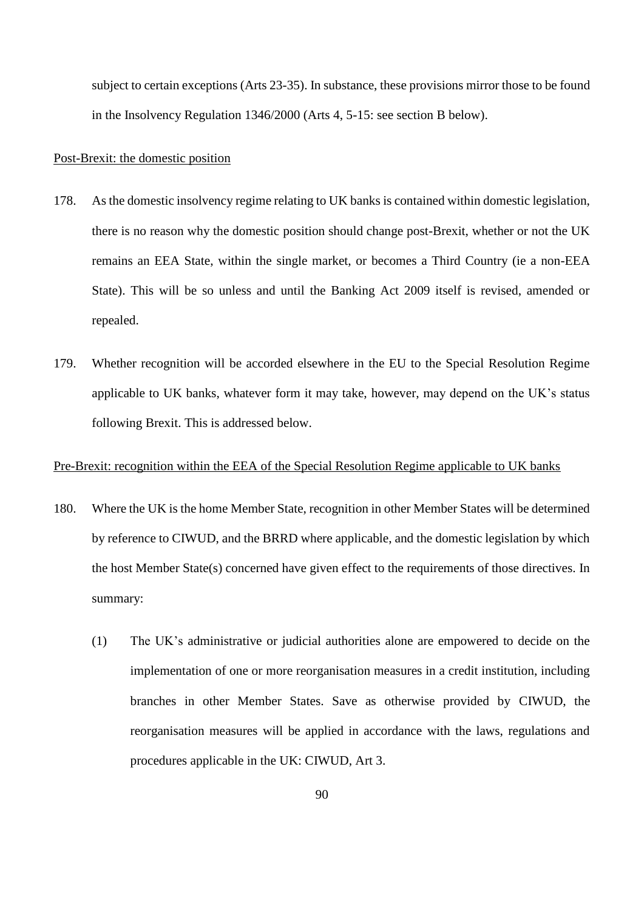subject to certain exceptions (Arts 23-35). In substance, these provisions mirror those to be found in the Insolvency Regulation 1346/2000 (Arts 4, 5-15: see section B below).

<u>Post-Brexit: the domestic position</u>

178. As the domestic insolvency regime relating to UK banks is contained within domestic legislation, there is no reason why the domestic position should change post-Brexit, whether or not the UK remains an EEA State, within the single market, or becomes a Third Country (ie a non-EEA State). This will be so unless and until the Banking Act 2009 itself is revised, amended or repealed.

179. Whether recognition will be accorded elsewhere in the EU to the Special Resolution Regime applicable to UK banks, whatever form it may take, however, may depend on the UK's status following Brexit. This is addressed below.

<u>Pre-Brexit: recognition within the EEA of the Special Resolution Regime applicable to UK banks</u>

180. Where the UK is the home Member State, recognition in other Member States will be determined by reference to CIWUD, and the BRRD where applicable, and the domestic legislation by which the host Member State(s) concerned have given effect to the requirements of those directives. In summary:

    (1) The UK's administrative or judicial authorities alone are empowered to decide on the implementation of one or more reorganisation measures in a credit institution, including branches in other Member States. Save as otherwise provided by CIWUD, the reorganisation measures will be applied in accordance with the laws, regulations and procedures applicable in the UK: CIWUD, Art 3.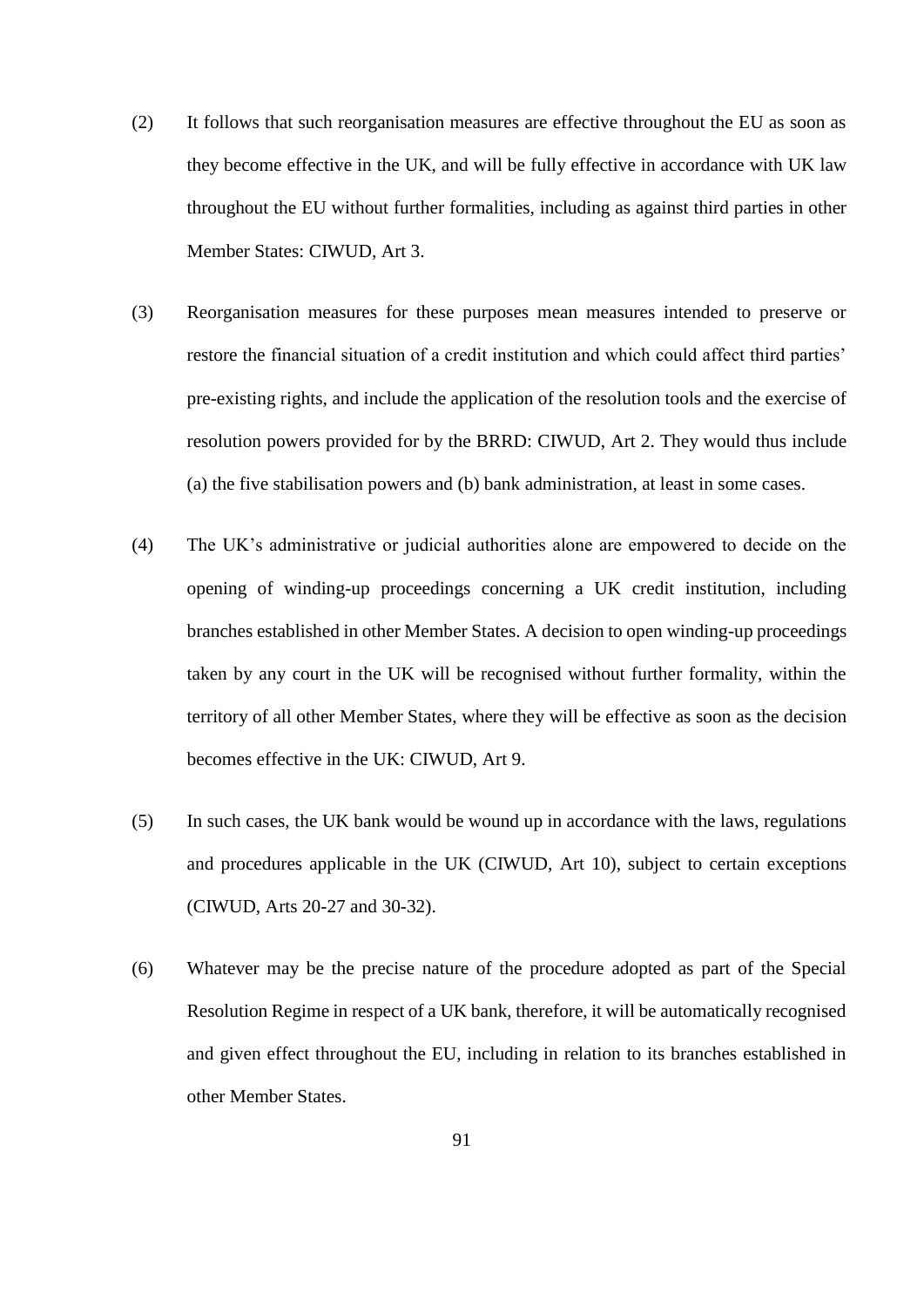(2) It follows that such reorganisation measures are effective throughout the EU as soon as they become effective in the UK, and will be fully effective in accordance with UK law throughout the EU without further formalities, including as against third parties in other Member States: CIWUD, Art 3.

(3) Reorganisation measures for these purposes mean measures intended to preserve or restore the financial situation of a credit institution and which could affect third parties' pre-existing rights, and include the application of the resolution tools and the exercise of resolution powers provided for by the BRRD: CIWUD, Art 2. They would thus include (a) the five stabilisation powers and (b) bank administration, at least in some cases.

(4) The UK's administrative or judicial authorities alone are empowered to decide on the opening of winding-up proceedings concerning a UK credit institution, including branches established in other Member States. A decision to open winding-up proceedings taken by any court in the UK will be recognised without further formality, within the territory of all other Member States, where they will be effective as soon as the decision becomes effective in the UK: CIWUD, Art 9.

(5) In such cases, the UK bank would be wound up in accordance with the laws, regulations and procedures applicable in the UK (CIWUD, Art 10), subject to certain exceptions (CIWUD, Arts 20-27 and 30-32).

(6) Whatever may be the precise nature of the procedure adopted as part of the Special Resolution Regime in respect of a UK bank, therefore, it will be automatically recognised and given effect throughout the EU, including in relation to its branches established in other Member States.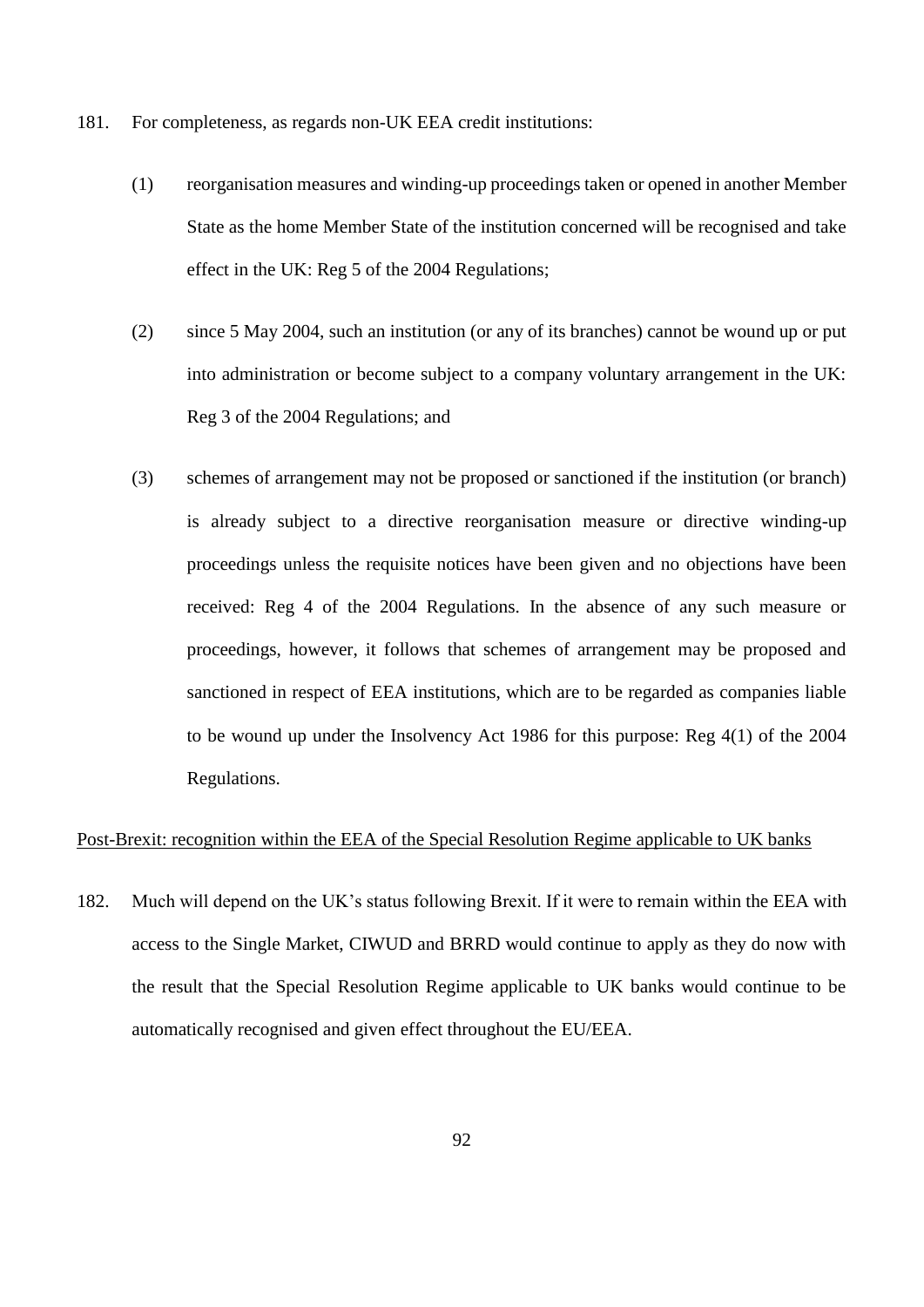181. For completeness, as regards non-UK EEA credit institutions:

(1) reorganisation measures and winding-up proceedings taken or opened in another Member State as the home Member State of the institution concerned will be recognised and take effect in the UK: Reg 5 of the 2004 Regulations;

(2) since 5 May 2004, such an institution (or any of its branches) cannot be wound up or put into administration or become subject to a company voluntary arrangement in the UK: Reg 3 of the 2004 Regulations; and

(3) schemes of arrangement may not be proposed or sanctioned if the institution (or branch) is already subject to a directive reorganisation measure or directive winding-up proceedings unless the requisite notices have been given and no objections have been received: Reg 4 of the 2004 Regulations. In the absence of any such measure or proceedings, however, it follows that schemes of arrangement may be proposed and sanctioned in respect of EEA institutions, which are to be regarded as companies liable to be wound up under the Insolvency Act 1986 for this purpose: Reg 4(1) of the 2004 Regulations.

<u>Post-Brexit: recognition within the EEA of the Special Resolution Regime applicable to UK banks</u>

182. Much will depend on the UK's status following Brexit. If it were to remain within the EEA with access to the Single Market, CIWUD and BRRD would continue to apply as they do now with the result that the Special Resolution Regime applicable to UK banks would continue to be automatically recognised and given effect throughout the EU/EEA.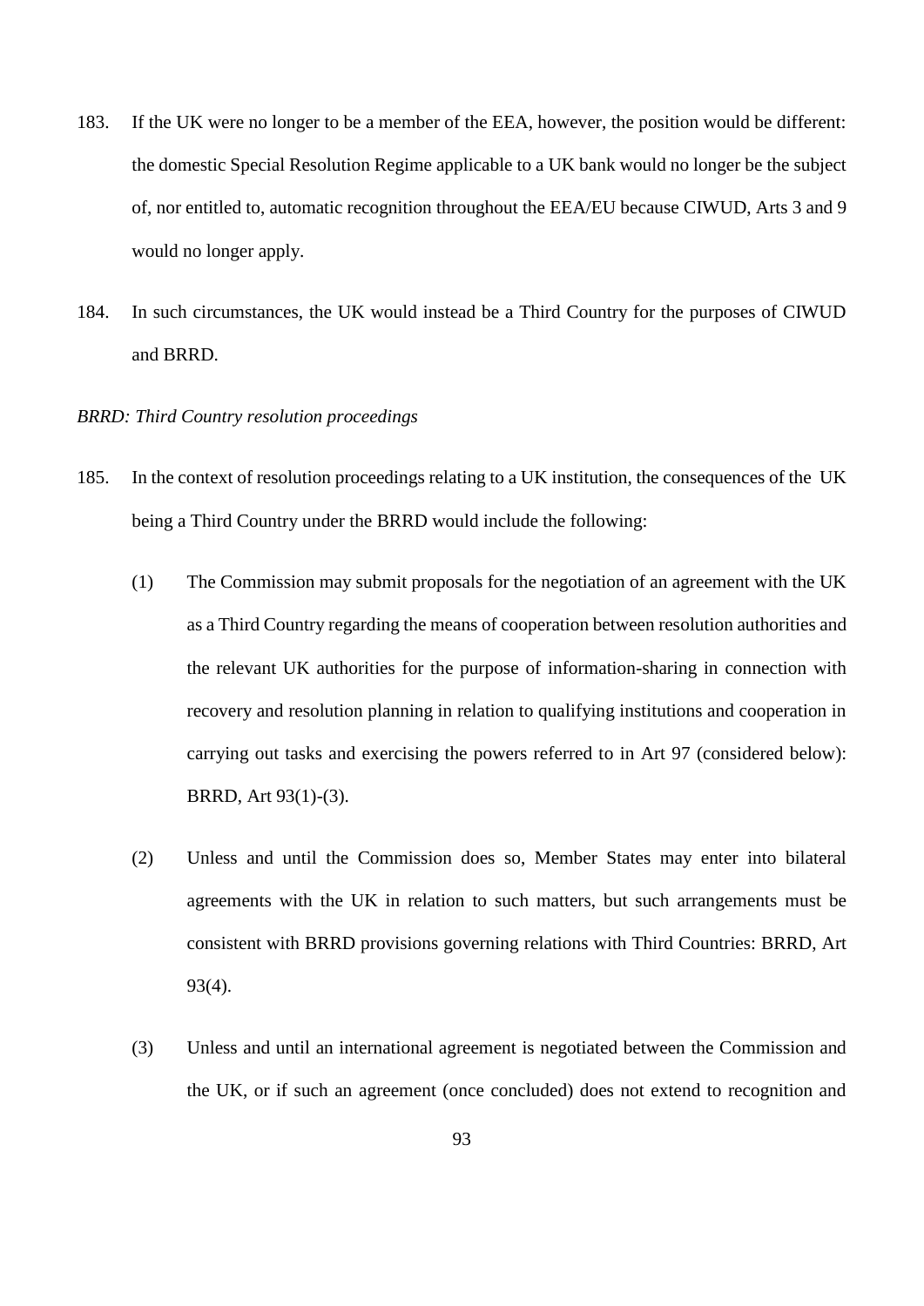183. If the UK were no longer to be a member of the EEA, however, the position would be different: the domestic Special Resolution Regime applicable to a UK bank would no longer be the subject of, nor entitled to, automatic recognition throughout the EEA/EU because CIWUD, Arts 3 and 9 would no longer apply.

184. In such circumstances, the UK would instead be a Third Country for the purposes of CIWUD and BRRD.

*BRRD: Third Country resolution proceedings*

185. In the context of resolution proceedings relating to a UK institution, the consequences of the UK being a Third Country under the BRRD would include the following:

   (1) The Commission may submit proposals for the negotiation of an agreement with the UK as a Third Country regarding the means of cooperation between resolution authorities and the relevant UK authorities for the purpose of information-sharing in connection with recovery and resolution planning in relation to qualifying institutions and cooperation in carrying out tasks and exercising the powers referred to in Art 97 (considered below): BRRD, Art 93(1)-(3).

   (2) Unless and until the Commission does so, Member States may enter into bilateral agreements with the UK in relation to such matters, but such arrangements must be consistent with BRRD provisions governing relations with Third Countries: BRRD, Art 93(4).

   (3) Unless and until an international agreement is negotiated between the Commission and the UK, or if such an agreement (once concluded) does not extend to recognition and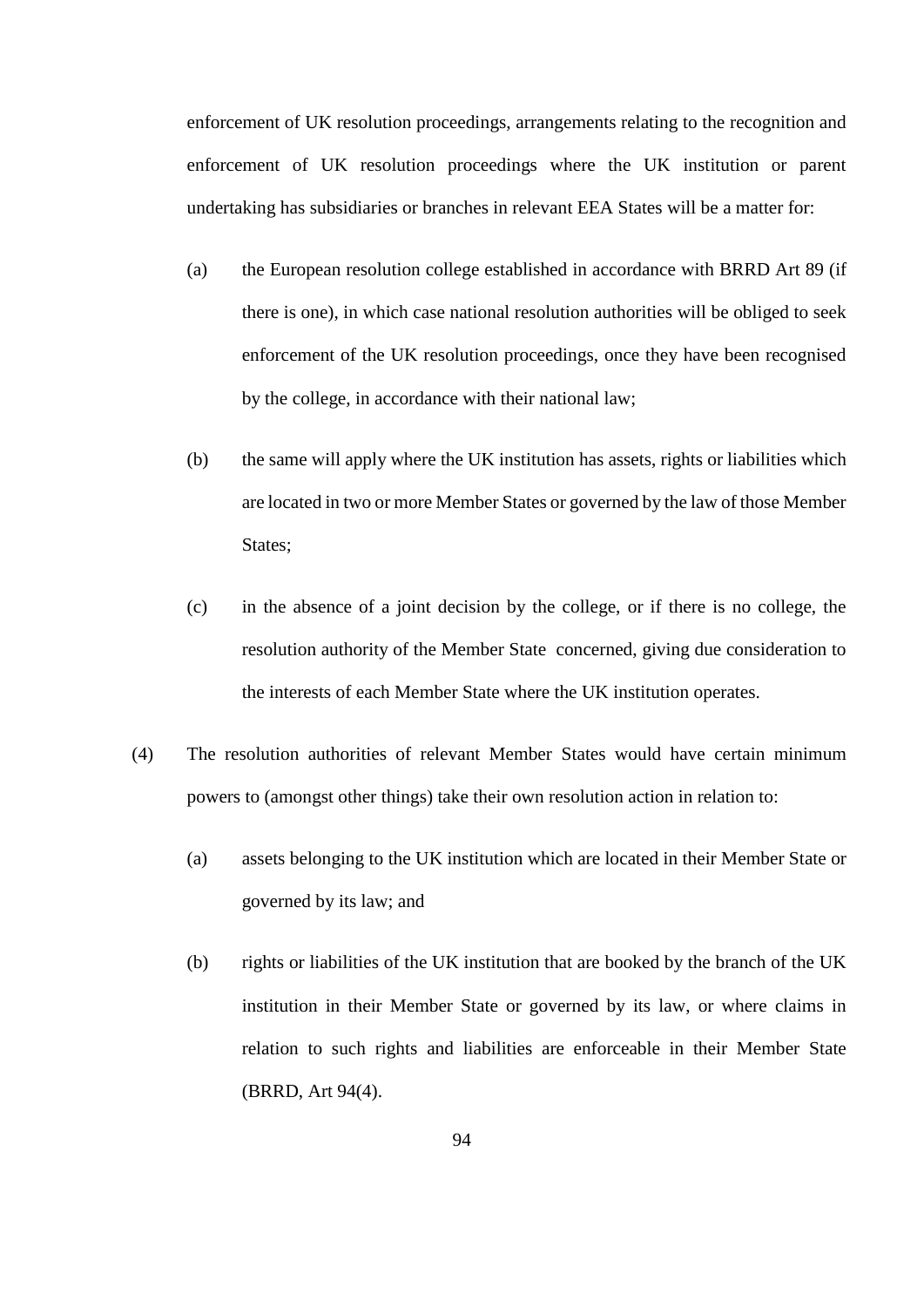enforcement of UK resolution proceedings, arrangements relating to the recognition and enforcement of UK resolution proceedings where the UK institution or parent undertaking has subsidiaries or branches in relevant EEA States will be a matter for:

(a) the European resolution college established in accordance with BRRD Art 89 (if there is one), in which case national resolution authorities will be obliged to seek enforcement of the UK resolution proceedings, once they have been recognised by the college, in accordance with their national law;

(b) the same will apply where the UK institution has assets, rights or liabilities which are located in two or more Member States or governed by the law of those Member States;

(c) in the absence of a joint decision by the college, or if there is no college, the resolution authority of the Member State concerned, giving due consideration to the interests of each Member State where the UK institution operates.

(4) The resolution authorities of relevant Member States would have certain minimum powers to (amongst other things) take their own resolution action in relation to:

(a) assets belonging to the UK institution which are located in their Member State or governed by its law; and

(b) rights or liabilities of the UK institution that are booked by the branch of the UK institution in their Member State or governed by its law, or where claims in relation to such rights and liabilities are enforceable in their Member State (BRRD, Art 94(4).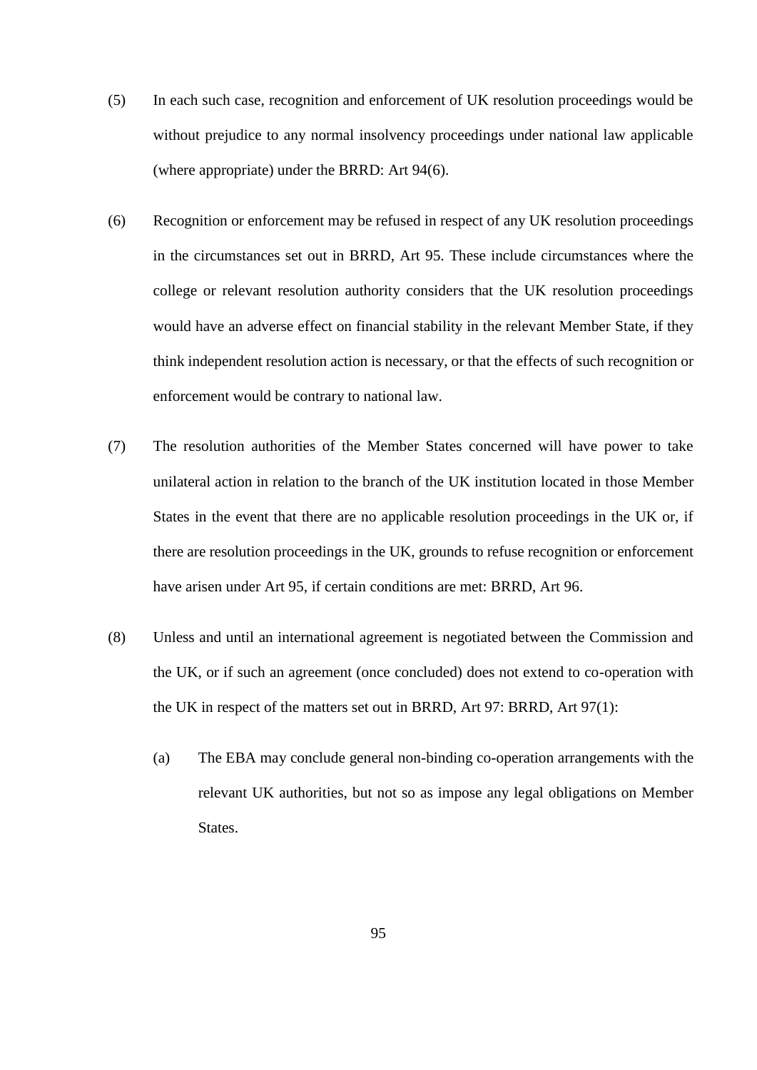(5) In each such case, recognition and enforcement of UK resolution proceedings would be without prejudice to any normal insolvency proceedings under national law applicable (where appropriate) under the BRRD: Art 94(6).

(6) Recognition or enforcement may be refused in respect of any UK resolution proceedings in the circumstances set out in BRRD, Art 95. These include circumstances where the college or relevant resolution authority considers that the UK resolution proceedings would have an adverse effect on financial stability in the relevant Member State, if they think independent resolution action is necessary, or that the effects of such recognition or enforcement would be contrary to national law.

(7) The resolution authorities of the Member States concerned will have power to take unilateral action in relation to the branch of the UK institution located in those Member States in the event that there are no applicable resolution proceedings in the UK or, if there are resolution proceedings in the UK, grounds to refuse recognition or enforcement have arisen under Art 95, if certain conditions are met: BRRD, Art 96.

(8) Unless and until an international agreement is negotiated between the Commission and the UK, or if such an agreement (once concluded) does not extend to co-operation with the UK in respect of the matters set out in BRRD, Art 97: BRRD, Art 97(1):

  (a) The EBA may conclude general non-binding co-operation arrangements with the relevant UK authorities, but not so as impose any legal obligations on Member States.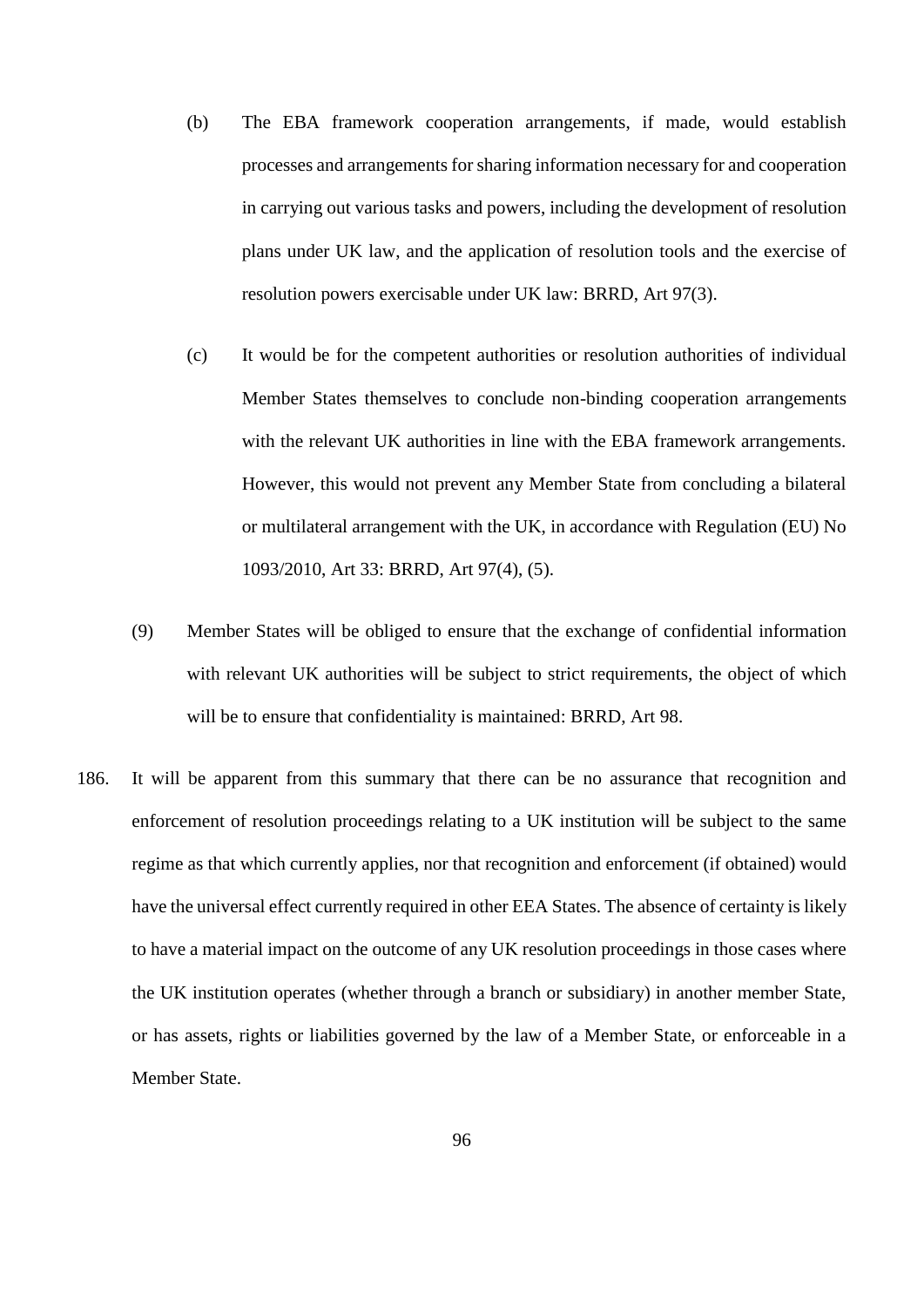(b) The EBA framework cooperation arrangements, if made, would establish processes and arrangements for sharing information necessary for and cooperation in carrying out various tasks and powers, including the development of resolution plans under UK law, and the application of resolution tools and the exercise of resolution powers exercisable under UK law: BRRD, Art 97(3).

(c) It would be for the competent authorities or resolution authorities of individual Member States themselves to conclude non-binding cooperation arrangements with the relevant UK authorities in line with the EBA framework arrangements. However, this would not prevent any Member State from concluding a bilateral or multilateral arrangement with the UK, in accordance with Regulation (EU) No 1093/2010, Art 33: BRRD, Art 97(4), (5).

(9) Member States will be obliged to ensure that the exchange of confidential information with relevant UK authorities will be subject to strict requirements, the object of which will be to ensure that confidentiality is maintained: BRRD, Art 98.

186. It will be apparent from this summary that there can be no assurance that recognition and enforcement of resolution proceedings relating to a UK institution will be subject to the same regime as that which currently applies, nor that recognition and enforcement (if obtained) would have the universal effect currently required in other EEA States. The absence of certainty is likely to have a material impact on the outcome of any UK resolution proceedings in those cases where the UK institution operates (whether through a branch or subsidiary) in another member State, or has assets, rights or liabilities governed by the law of a Member State, or enforceable in a Member State.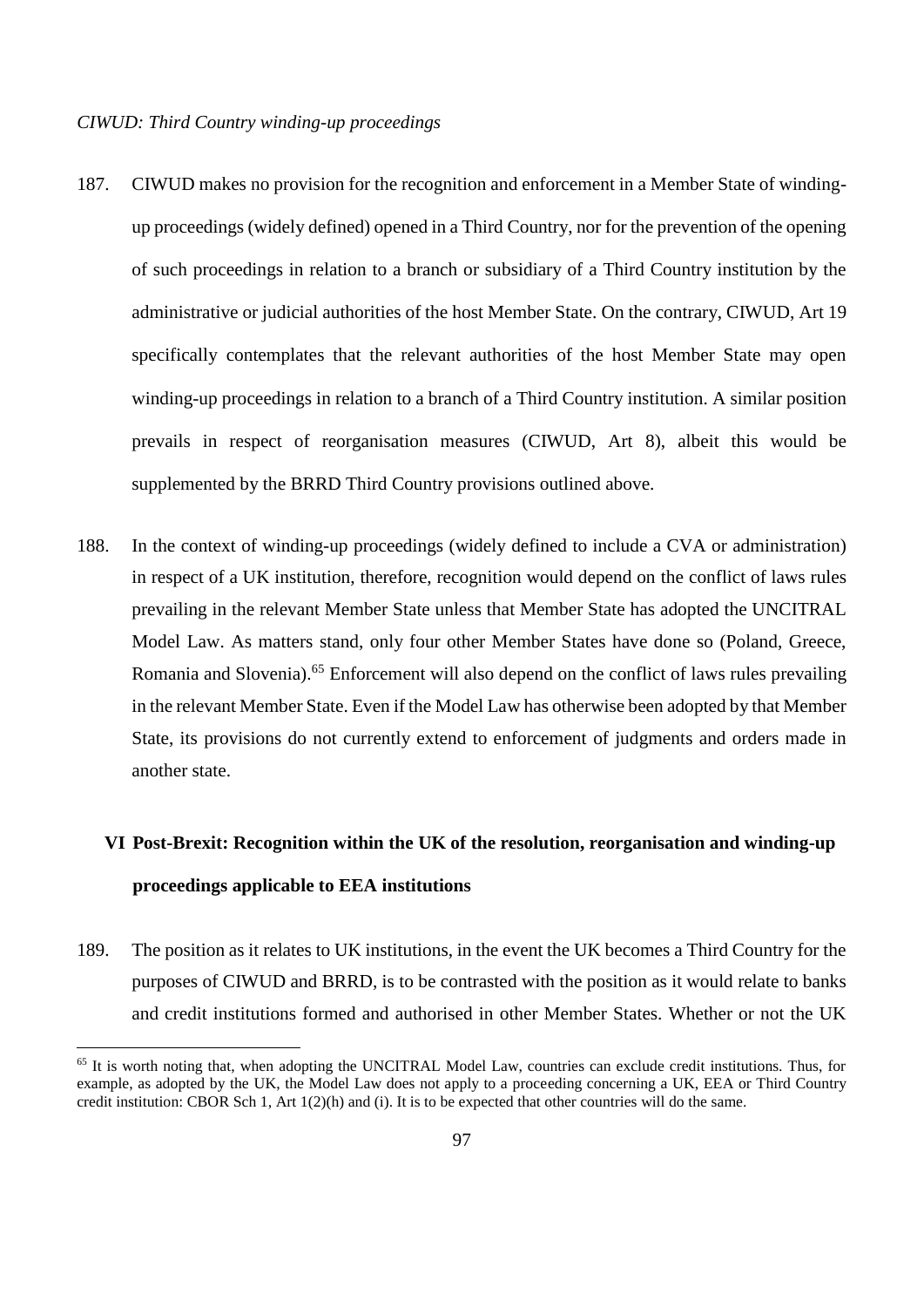*CIWUD: Third Country winding-up proceedings*

187. CIWUD makes no provision for the recognition and enforcement in a Member State of winding-up proceedings (widely defined) opened in a Third Country, nor for the prevention of the opening of such proceedings in relation to a branch or subsidiary of a Third Country institution by the administrative or judicial authorities of the host Member State. On the contrary, CIWUD, Art 19 specifically contemplates that the relevant authorities of the host Member State may open winding-up proceedings in relation to a branch of a Third Country institution. A similar position prevails in respect of reorganisation measures (CIWUD, Art 8), albeit this would be supplemented by the BRRD Third Country provisions outlined above.

188. In the context of winding-up proceedings (widely defined to include a CVA or administration) in respect of a UK institution, therefore, recognition would depend on the conflict of laws rules prevailing in the relevant Member State unless that Member State has adopted the UNCITRAL Model Law. As matters stand, only four other Member States have done so (Poland, Greece, Romania and Slovenia).[65] Enforcement will also depend on the conflict of laws rules prevailing in the relevant Member State. Even if the Model Law has otherwise been adopted by that Member State, its provisions do not currently extend to enforcement of judgments and orders made in another state.

## VI Post-Brexit: Recognition within the UK of the resolution, reorganisation and winding-up proceedings applicable to EEA institutions

189. The position as it relates to UK institutions, in the event the UK becomes a Third Country for the purposes of CIWUD and BRRD, is to be contrasted with the position as it would relate to banks and credit institutions formed and authorised in other Member States. Whether or not the UK

---

[65] It is worth noting that, when adopting the UNCITRAL Model Law, countries can exclude credit institutions. Thus, for example, as adopted by the UK, the Model Law does not apply to a proceeding concerning a UK, EEA or Third Country credit institution: CBOR Sch 1, Art 1(2)(h) and (i). It is to be expected that other countries will do the same.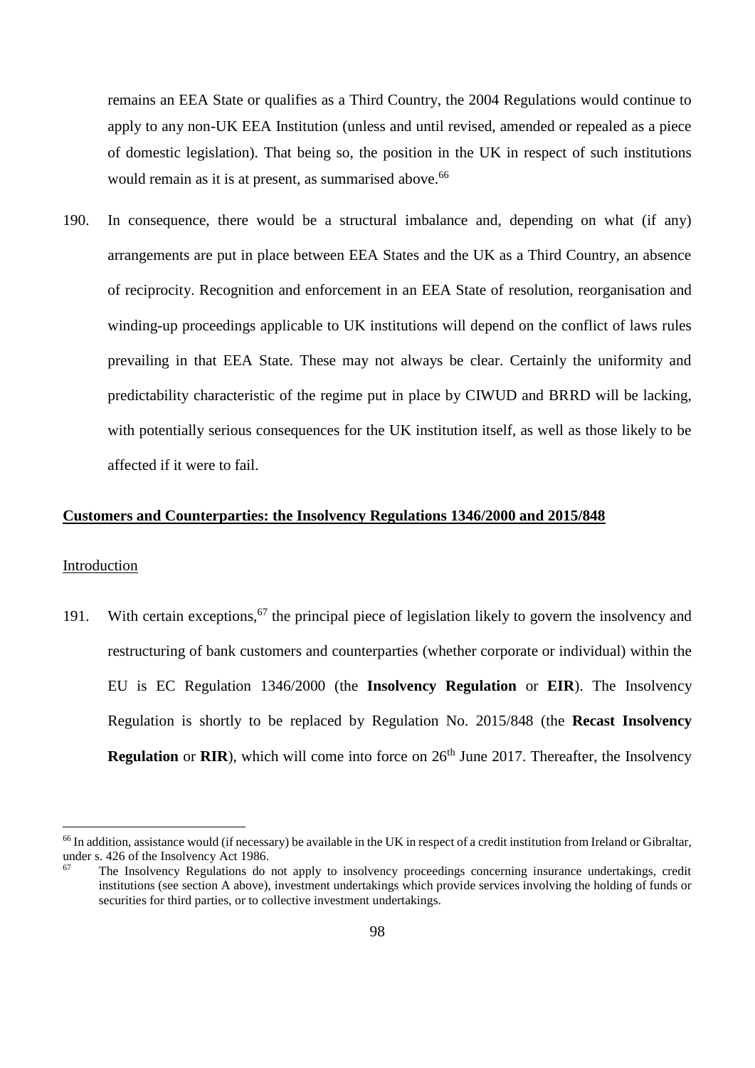remains an EEA State or qualifies as a Third Country, the 2004 Regulations would continue to apply to any non-UK EEA Institution (unless and until revised, amended or repealed as a piece of domestic legislation). That being so, the position in the UK in respect of such institutions would remain as it is at present, as summarised above.[66]

190. In consequence, there would be a structural imbalance and, depending on what (if any) arrangements are put in place between EEA States and the UK as a Third Country, an absence of reciprocity. Recognition and enforcement in an EEA State of resolution, reorganisation and winding-up proceedings applicable to UK institutions will depend on the conflict of laws rules prevailing in that EEA State. These may not always be clear. Certainly the uniformity and predictability characteristic of the regime put in place by CIWUD and BRRD will be lacking, with potentially serious consequences for the UK institution itself, as well as those likely to be affected if it were to fail.

**Customers and Counterparties: the Insolvency Regulations 1346/2000 and 2015/848**

Introduction

191. With certain exceptions,[67] the principal piece of legislation likely to govern the insolvency and restructuring of bank customers and counterparties (whether corporate or individual) within the EU is EC Regulation 1346/2000 (the **Insolvency Regulation** or **EIR**). The Insolvency Regulation is shortly to be replaced by Regulation No. 2015/848 (the **Recast Insolvency Regulation** or **RIR**), which will come into force on 26th June 2017. Thereafter, the Insolvency

---

[66] In addition, assistance would (if necessary) be available in the UK in respect of a credit institution from Ireland or Gibraltar, under s. 426 of the Insolvency Act 1986.

[67] The Insolvency Regulations do not apply to insolvency proceedings concerning insurance undertakings, credit institutions (see section A above), investment undertakings which provide services involving the holding of funds or securities for third parties, or to collective investment undertakings.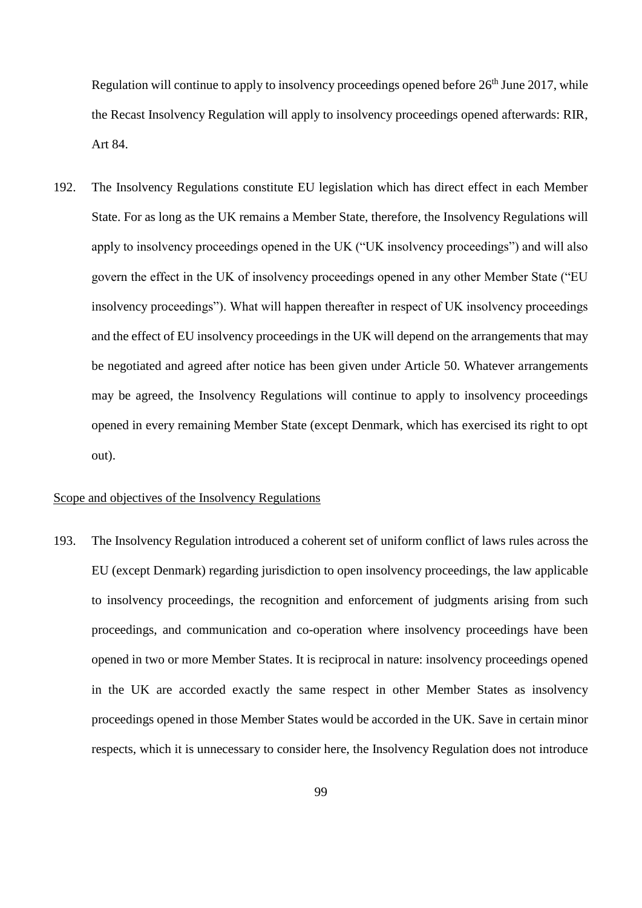Regulation will continue to apply to insolvency proceedings opened before 26th June 2017, while the Recast Insolvency Regulation will apply to insolvency proceedings opened afterwards: RIR, Art 84.

192. The Insolvency Regulations constitute EU legislation which has direct effect in each Member State. For as long as the UK remains a Member State, therefore, the Insolvency Regulations will apply to insolvency proceedings opened in the UK ("UK insolvency proceedings") and will also govern the effect in the UK of insolvency proceedings opened in any other Member State ("EU insolvency proceedings"). What will happen thereafter in respect of UK insolvency proceedings and the effect of EU insolvency proceedings in the UK will depend on the arrangements that may be negotiated and agreed after notice has been given under Article 50. Whatever arrangements may be agreed, the Insolvency Regulations will continue to apply to insolvency proceedings opened in every remaining Member State (except Denmark, which has exercised its right to opt out).

<u>Scope and objectives of the Insolvency Regulations</u>

193. The Insolvency Regulation introduced a coherent set of uniform conflict of laws rules across the EU (except Denmark) regarding jurisdiction to open insolvency proceedings, the law applicable to insolvency proceedings, the recognition and enforcement of judgments arising from such proceedings, and communication and co-operation where insolvency proceedings have been opened in two or more Member States. It is reciprocal in nature: insolvency proceedings opened in the UK are accorded exactly the same respect in other Member States as insolvency proceedings opened in those Member States would be accorded in the UK. Save in certain minor respects, which it is unnecessary to consider here, the Insolvency Regulation does not introduce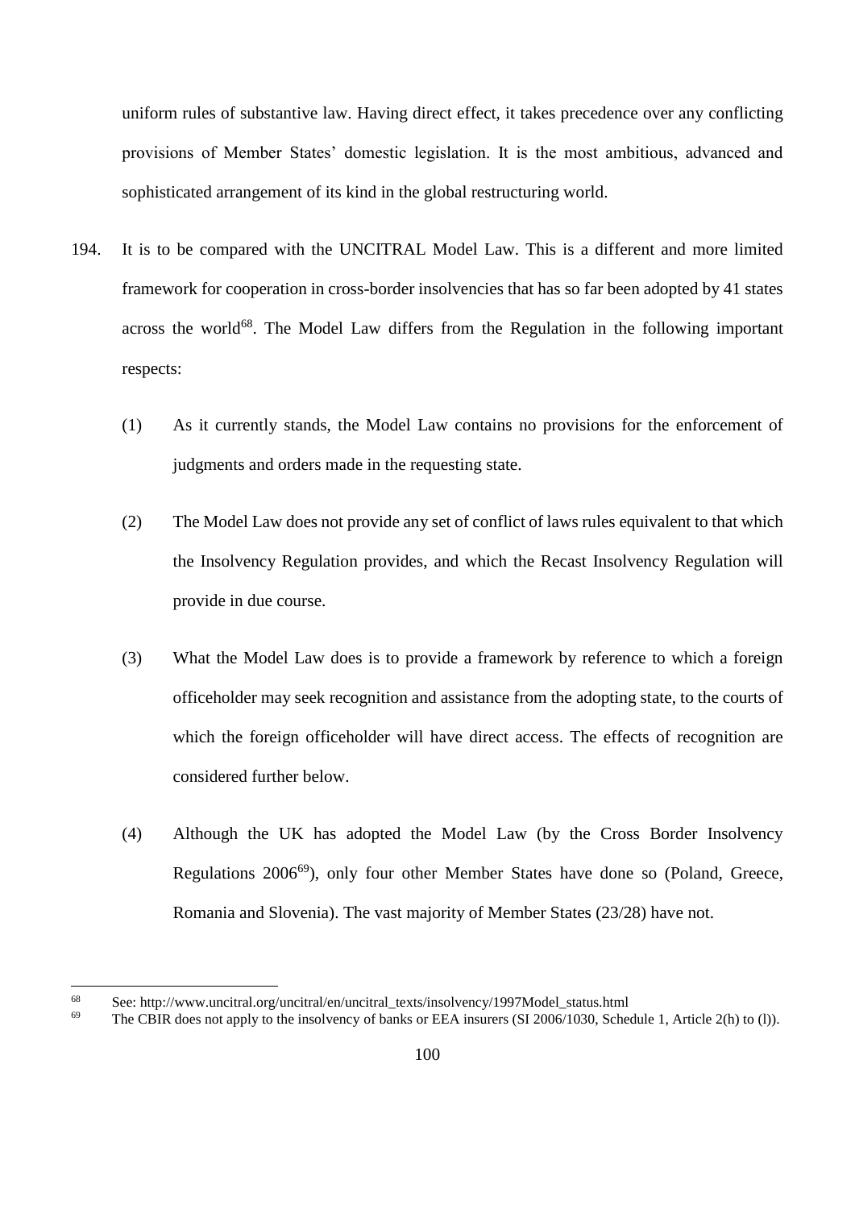uniform rules of substantive law. Having direct effect, it takes precedence over any conflicting provisions of Member States' domestic legislation. It is the most ambitious, advanced and sophisticated arrangement of its kind in the global restructuring world.

194. It is to be compared with the UNCITRAL Model Law. This is a different and more limited framework for cooperation in cross-border insolvencies that has so far been adopted by 41 states across the world[68]. The Model Law differs from the Regulation in the following important respects:

   (1) As it currently stands, the Model Law contains no provisions for the enforcement of judgments and orders made in the requesting state.

   (2) The Model Law does not provide any set of conflict of laws rules equivalent to that which the Insolvency Regulation provides, and which the Recast Insolvency Regulation will provide in due course.

   (3) What the Model Law does is to provide a framework by reference to which a foreign officeholder may seek recognition and assistance from the adopting state, to the courts of which the foreign officeholder will have direct access. The effects of recognition are considered further below.

   (4) Although the UK has adopted the Model Law (by the Cross Border Insolvency Regulations 2006[69]), only four other Member States have done so (Poland, Greece, Romania and Slovenia). The vast majority of Member States (23/28) have not.

---

[68] See: http://www.uncitral.org/uncitral/en/uncitral_texts/insolvency/1997Model_status.html

[69] The CBIR does not apply to the insolvency of banks or EEA insurers (SI 2006/1030, Schedule 1, Article 2(h) to (l)).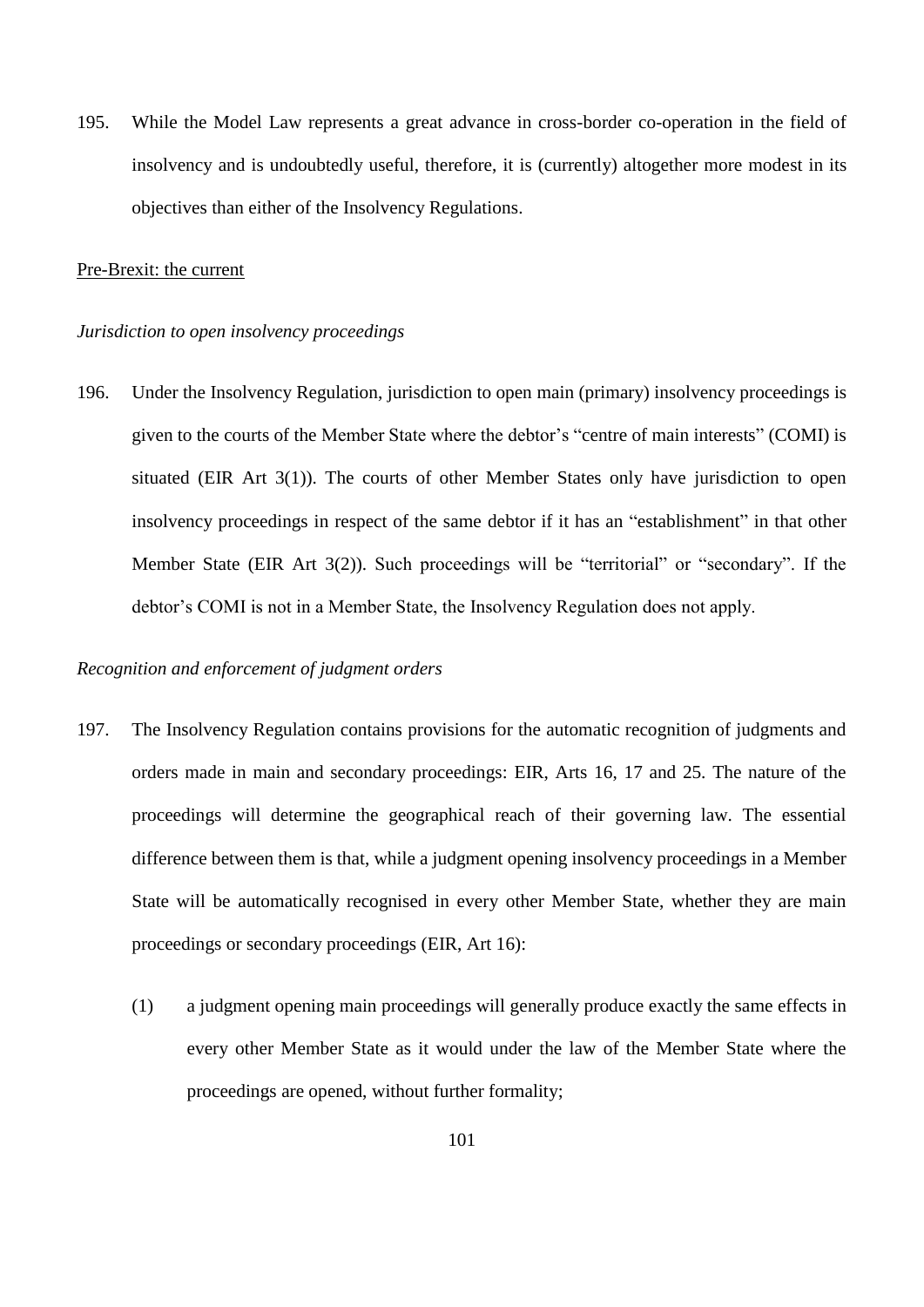195. While the Model Law represents a great advance in cross-border co-operation in the field of insolvency and is undoubtedly useful, therefore, it is (currently) altogether more modest in its objectives than either of the Insolvency Regulations.

Pre-Brexit: the current

*Jurisdiction to open insolvency proceedings*

196. Under the Insolvency Regulation, jurisdiction to open main (primary) insolvency proceedings is given to the courts of the Member State where the debtor's "centre of main interests" (COMI) is situated (EIR Art 3(1)). The courts of other Member States only have jurisdiction to open insolvency proceedings in respect of the same debtor if it has an "establishment" in that other Member State (EIR Art 3(2)). Such proceedings will be "territorial" or "secondary". If the debtor's COMI is not in a Member State, the Insolvency Regulation does not apply.

*Recognition and enforcement of judgment orders*

197. The Insolvency Regulation contains provisions for the automatic recognition of judgments and orders made in main and secondary proceedings: EIR, Arts 16, 17 and 25. The nature of the proceedings will determine the geographical reach of their governing law. The essential difference between them is that, while a judgment opening insolvency proceedings in a Member State will be automatically recognised in every other Member State, whether they are main proceedings or secondary proceedings (EIR, Art 16):

   (1) a judgment opening main proceedings will generally produce exactly the same effects in every other Member State as it would under the law of the Member State where the proceedings are opened, without further formality;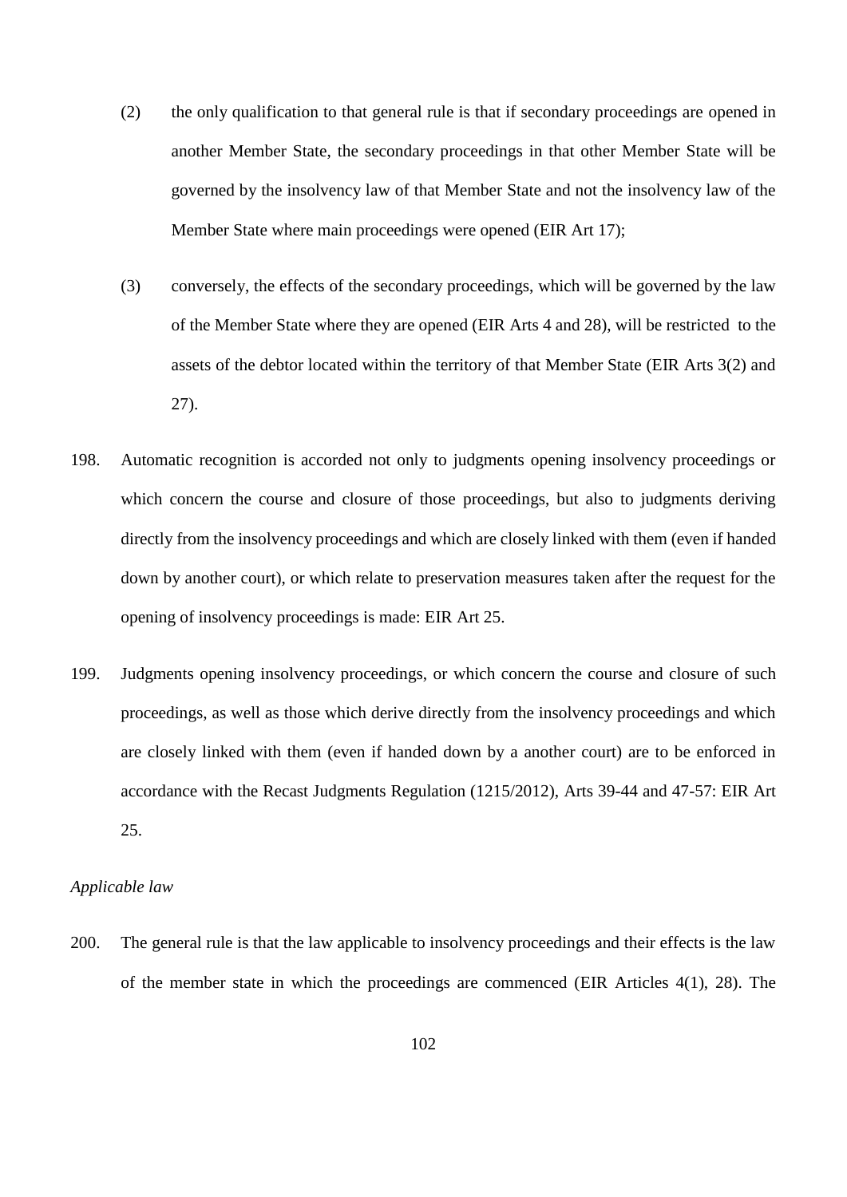(2) the only qualification to that general rule is that if secondary proceedings are opened in another Member State, the secondary proceedings in that other Member State will be governed by the insolvency law of that Member State and not the insolvency law of the Member State where main proceedings were opened (EIR Art 17);

(3) conversely, the effects of the secondary proceedings, which will be governed by the law of the Member State where they are opened (EIR Arts 4 and 28), will be restricted to the assets of the debtor located within the territory of that Member State (EIR Arts 3(2) and 27).

198. Automatic recognition is accorded not only to judgments opening insolvency proceedings or which concern the course and closure of those proceedings, but also to judgments deriving directly from the insolvency proceedings and which are closely linked with them (even if handed down by another court), or which relate to preservation measures taken after the request for the opening of insolvency proceedings is made: EIR Art 25.

199. Judgments opening insolvency proceedings, or which concern the course and closure of such proceedings, as well as those which derive directly from the insolvency proceedings and which are closely linked with them (even if handed down by a another court) are to be enforced in accordance with the Recast Judgments Regulation (1215/2012), Arts 39-44 and 47-57: EIR Art 25.

*Applicable law*

200. The general rule is that the law applicable to insolvency proceedings and their effects is the law of the member state in which the proceedings are commenced (EIR Articles 4(1), 28). The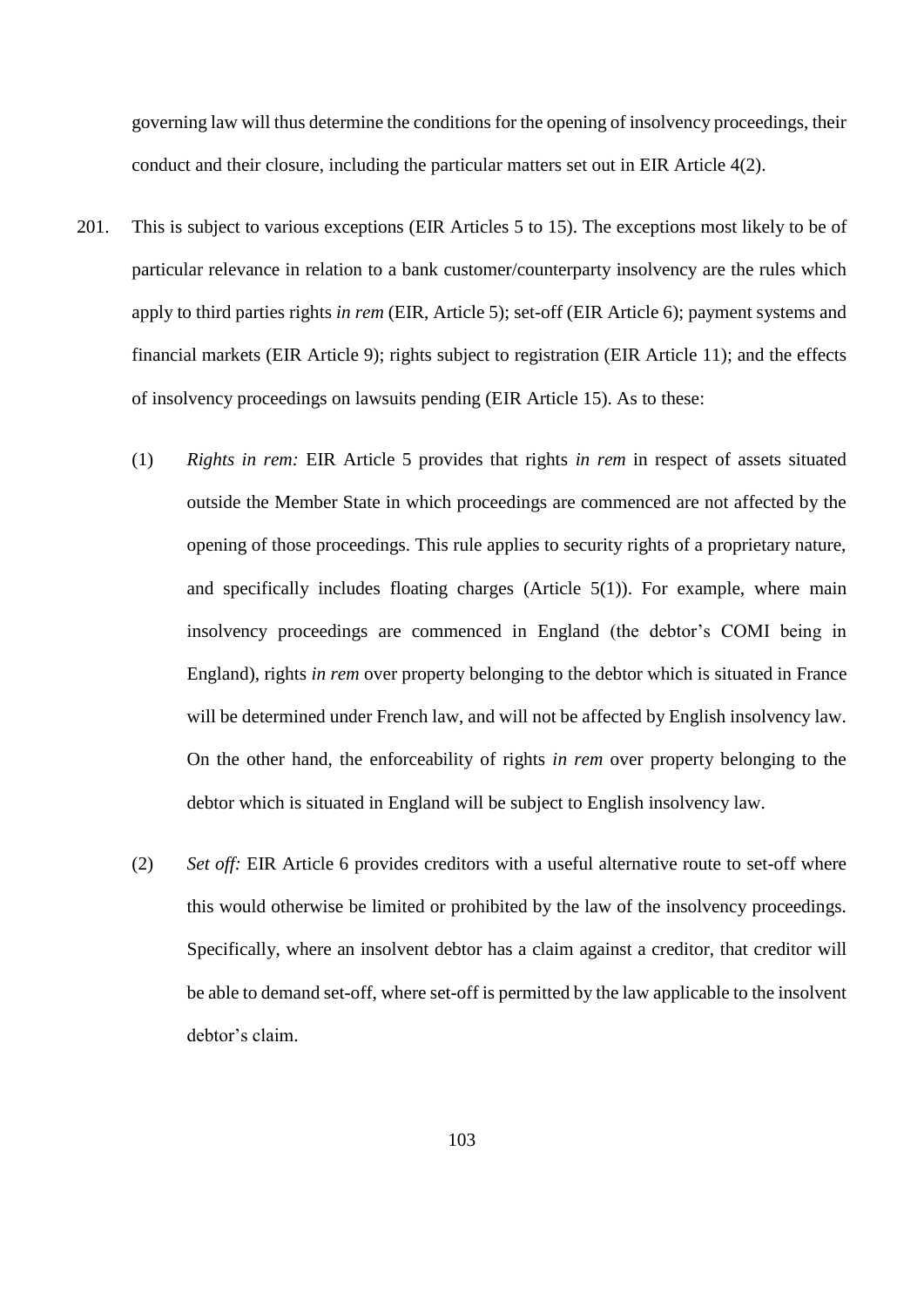governing law will thus determine the conditions for the opening of insolvency proceedings, their conduct and their closure, including the particular matters set out in EIR Article 4(2).

201. This is subject to various exceptions (EIR Articles 5 to 15). The exceptions most likely to be of particular relevance in relation to a bank customer/counterparty insolvency are the rules which apply to third parties rights *in rem* (EIR, Article 5); set-off (EIR Article 6); payment systems and financial markets (EIR Article 9); rights subject to registration (EIR Article 11); and the effects of insolvency proceedings on lawsuits pending (EIR Article 15). As to these:

   (1) *Rights in rem:* EIR Article 5 provides that rights *in rem* in respect of assets situated outside the Member State in which proceedings are commenced are not affected by the opening of those proceedings. This rule applies to security rights of a proprietary nature, and specifically includes floating charges (Article 5(1)). For example, where main insolvency proceedings are commenced in England (the debtor's COMI being in England), rights *in rem* over property belonging to the debtor which is situated in France will be determined under French law, and will not be affected by English insolvency law. On the other hand, the enforceability of rights *in rem* over property belonging to the debtor which is situated in England will be subject to English insolvency law.

   (2) *Set off:* EIR Article 6 provides creditors with a useful alternative route to set-off where this would otherwise be limited or prohibited by the law of the insolvency proceedings. Specifically, where an insolvent debtor has a claim against a creditor, that creditor will be able to demand set-off, where set-off is permitted by the law applicable to the insolvent debtor's claim.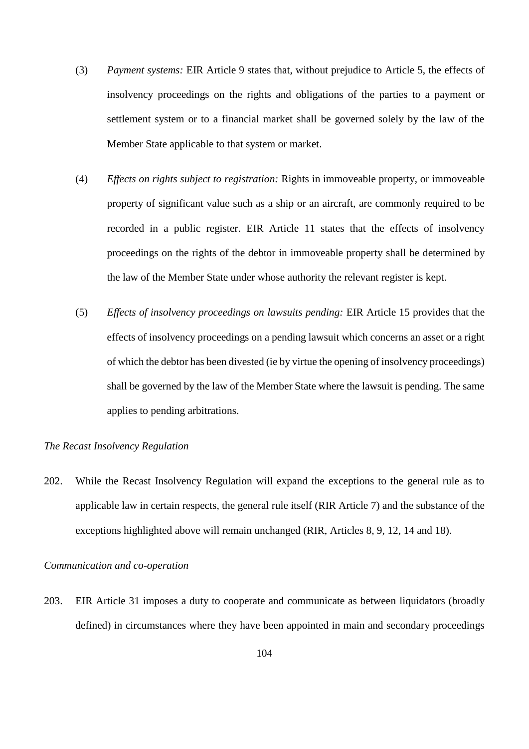(3) *Payment systems:* EIR Article 9 states that, without prejudice to Article 5, the effects of insolvency proceedings on the rights and obligations of the parties to a payment or settlement system or to a financial market shall be governed solely by the law of the Member State applicable to that system or market.

(4) *Effects on rights subject to registration:* Rights in immoveable property, or immoveable property of significant value such as a ship or an aircraft, are commonly required to be recorded in a public register. EIR Article 11 states that the effects of insolvency proceedings on the rights of the debtor in immoveable property shall be determined by the law of the Member State under whose authority the relevant register is kept.

(5) *Effects of insolvency proceedings on lawsuits pending:* EIR Article 15 provides that the effects of insolvency proceedings on a pending lawsuit which concerns an asset or a right of which the debtor has been divested (ie by virtue the opening of insolvency proceedings) shall be governed by the law of the Member State where the lawsuit is pending. The same applies to pending arbitrations.

*The Recast Insolvency Regulation*

202. While the Recast Insolvency Regulation will expand the exceptions to the general rule as to applicable law in certain respects, the general rule itself (RIR Article 7) and the substance of the exceptions highlighted above will remain unchanged (RIR, Articles 8, 9, 12, 14 and 18).

*Communication and co-operation*

203. EIR Article 31 imposes a duty to cooperate and communicate as between liquidators (broadly defined) in circumstances where they have been appointed in main and secondary proceedings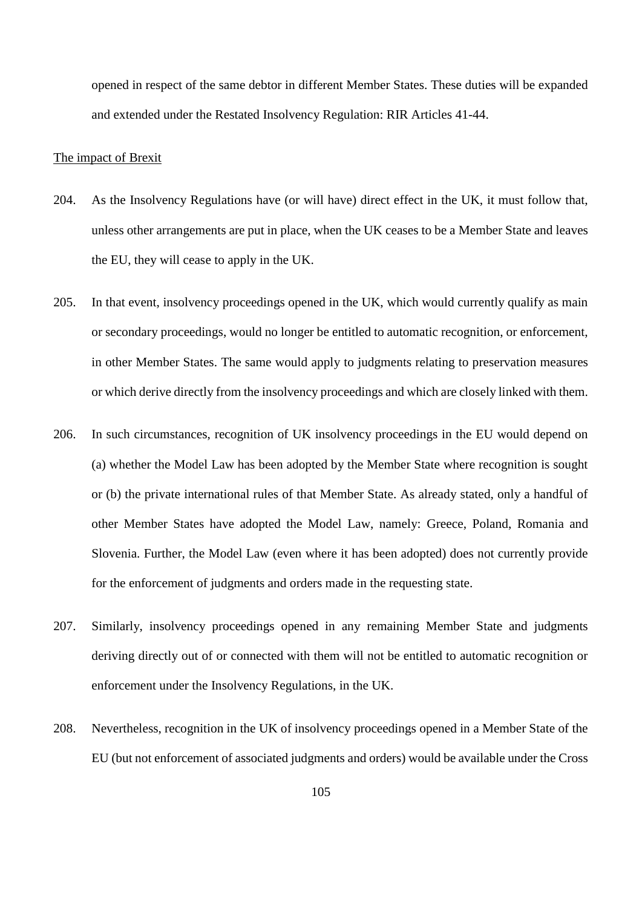opened in respect of the same debtor in different Member States. These duties will be expanded and extended under the Restated Insolvency Regulation: RIR Articles 41-44.

<u>The impact of Brexit</u>

204. As the Insolvency Regulations have (or will have) direct effect in the UK, it must follow that, unless other arrangements are put in place, when the UK ceases to be a Member State and leaves the EU, they will cease to apply in the UK.

205. In that event, insolvency proceedings opened in the UK, which would currently qualify as main or secondary proceedings, would no longer be entitled to automatic recognition, or enforcement, in other Member States. The same would apply to judgments relating to preservation measures or which derive directly from the insolvency proceedings and which are closely linked with them.

206. In such circumstances, recognition of UK insolvency proceedings in the EU would depend on (a) whether the Model Law has been adopted by the Member State where recognition is sought or (b) the private international rules of that Member State. As already stated, only a handful of other Member States have adopted the Model Law, namely: Greece, Poland, Romania and Slovenia. Further, the Model Law (even where it has been adopted) does not currently provide for the enforcement of judgments and orders made in the requesting state.

207. Similarly, insolvency proceedings opened in any remaining Member State and judgments deriving directly out of or connected with them will not be entitled to automatic recognition or enforcement under the Insolvency Regulations, in the UK.

208. Nevertheless, recognition in the UK of insolvency proceedings opened in a Member State of the EU (but not enforcement of associated judgments and orders) would be available under the Cross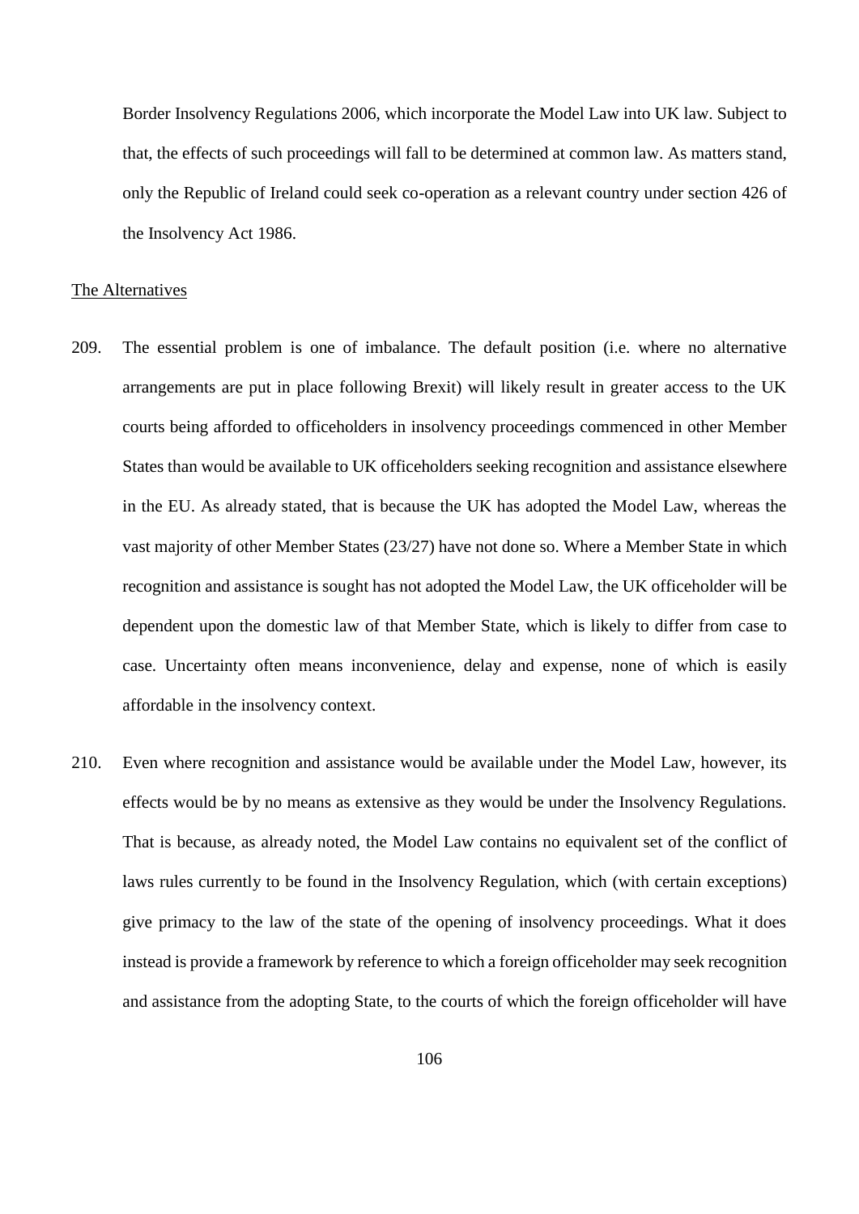Border Insolvency Regulations 2006, which incorporate the Model Law into UK law. Subject to that, the effects of such proceedings will fall to be determined at common law. As matters stand, only the Republic of Ireland could seek co-operation as a relevant country under section 426 of the Insolvency Act 1986.

## The Alternatives

209. The essential problem is one of imbalance. The default position (i.e. where no alternative arrangements are put in place following Brexit) will likely result in greater access to the UK courts being afforded to officeholders in insolvency proceedings commenced in other Member States than would be available to UK officeholders seeking recognition and assistance elsewhere in the EU. As already stated, that is because the UK has adopted the Model Law, whereas the vast majority of other Member States (23/27) have not done so. Where a Member State in which recognition and assistance is sought has not adopted the Model Law, the UK officeholder will be dependent upon the domestic law of that Member State, which is likely to differ from case to case. Uncertainty often means inconvenience, delay and expense, none of which is easily affordable in the insolvency context.

210. Even where recognition and assistance would be available under the Model Law, however, its effects would be by no means as extensive as they would be under the Insolvency Regulations. That is because, as already noted, the Model Law contains no equivalent set of the conflict of laws rules currently to be found in the Insolvency Regulation, which (with certain exceptions) give primacy to the law of the state of the opening of insolvency proceedings. What it does instead is provide a framework by reference to which a foreign officeholder may seek recognition and assistance from the adopting State, to the courts of which the foreign officeholder will have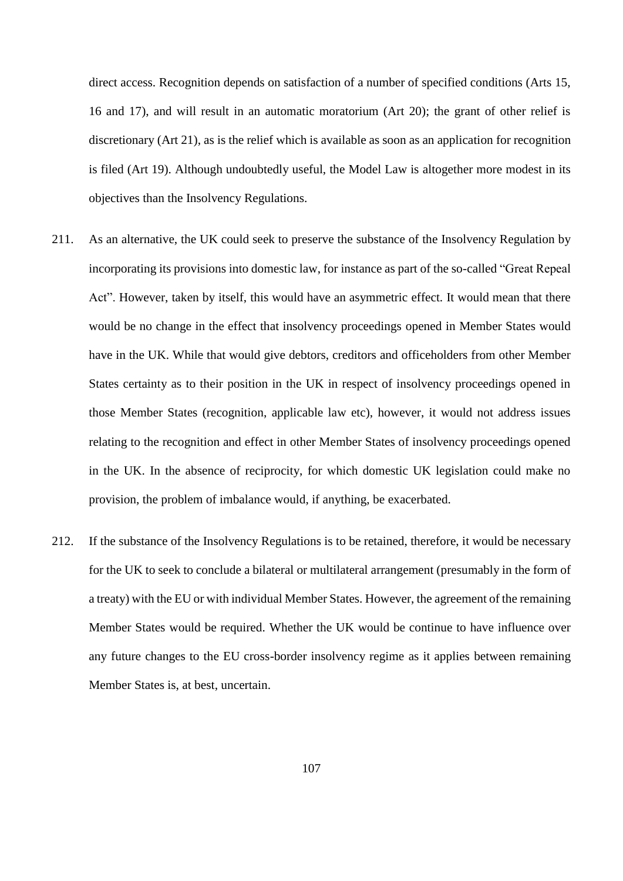direct access. Recognition depends on satisfaction of a number of specified conditions (Arts 15, 16 and 17), and will result in an automatic moratorium (Art 20); the grant of other relief is discretionary (Art 21), as is the relief which is available as soon as an application for recognition is filed (Art 19). Although undoubtedly useful, the Model Law is altogether more modest in its objectives than the Insolvency Regulations.

211. As an alternative, the UK could seek to preserve the substance of the Insolvency Regulation by incorporating its provisions into domestic law, for instance as part of the so-called "Great Repeal Act". However, taken by itself, this would have an asymmetric effect. It would mean that there would be no change in the effect that insolvency proceedings opened in Member States would have in the UK. While that would give debtors, creditors and officeholders from other Member States certainty as to their position in the UK in respect of insolvency proceedings opened in those Member States (recognition, applicable law etc), however, it would not address issues relating to the recognition and effect in other Member States of insolvency proceedings opened in the UK. In the absence of reciprocity, for which domestic UK legislation could make no provision, the problem of imbalance would, if anything, be exacerbated.

212. If the substance of the Insolvency Regulations is to be retained, therefore, it would be necessary for the UK to seek to conclude a bilateral or multilateral arrangement (presumably in the form of a treaty) with the EU or with individual Member States. However, the agreement of the remaining Member States would be required. Whether the UK would be continue to have influence over any future changes to the EU cross-border insolvency regime as it applies between remaining Member States is, at best, uncertain.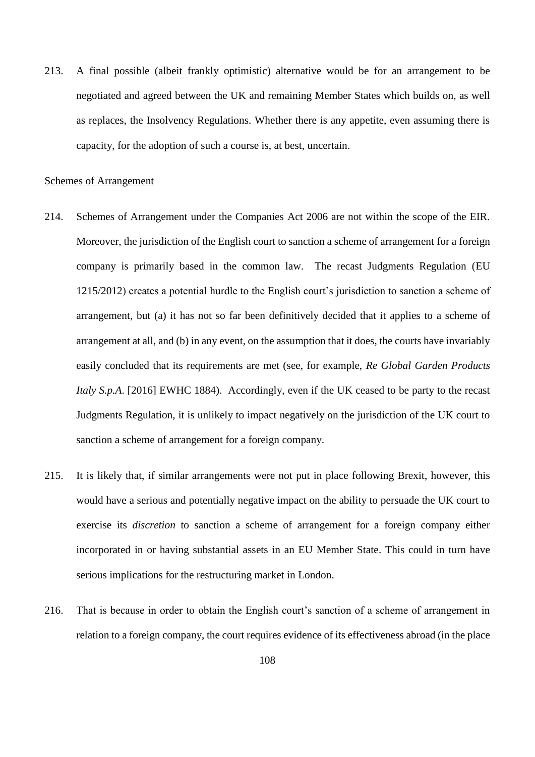213. A final possible (albeit frankly optimistic) alternative would be for an arrangement to be negotiated and agreed between the UK and remaining Member States which builds on, as well as replaces, the Insolvency Regulations. Whether there is any appetite, even assuming there is capacity, for the adoption of such a course is, at best, uncertain.

<u>Schemes of Arrangement</u>

214. Schemes of Arrangement under the Companies Act 2006 are not within the scope of the EIR. Moreover, the jurisdiction of the English court to sanction a scheme of arrangement for a foreign company is primarily based in the common law. The recast Judgments Regulation (EU 1215/2012) creates a potential hurdle to the English court's jurisdiction to sanction a scheme of arrangement, but (a) it has not so far been definitively decided that it applies to a scheme of arrangement at all, and (b) in any event, on the assumption that it does, the courts have invariably easily concluded that its requirements are met (see, for example, *Re Global Garden Products Italy S.p.A.* [2016] EWHC 1884). Accordingly, even if the UK ceased to be party to the recast Judgments Regulation, it is unlikely to impact negatively on the jurisdiction of the UK court to sanction a scheme of arrangement for a foreign company.

215. It is likely that, if similar arrangements were not put in place following Brexit, however, this would have a serious and potentially negative impact on the ability to persuade the UK court to exercise its *discretion* to sanction a scheme of arrangement for a foreign company either incorporated in or having substantial assets in an EU Member State. This could in turn have serious implications for the restructuring market in London.

216. That is because in order to obtain the English court's sanction of a scheme of arrangement in relation to a foreign company, the court requires evidence of its effectiveness abroad (in the place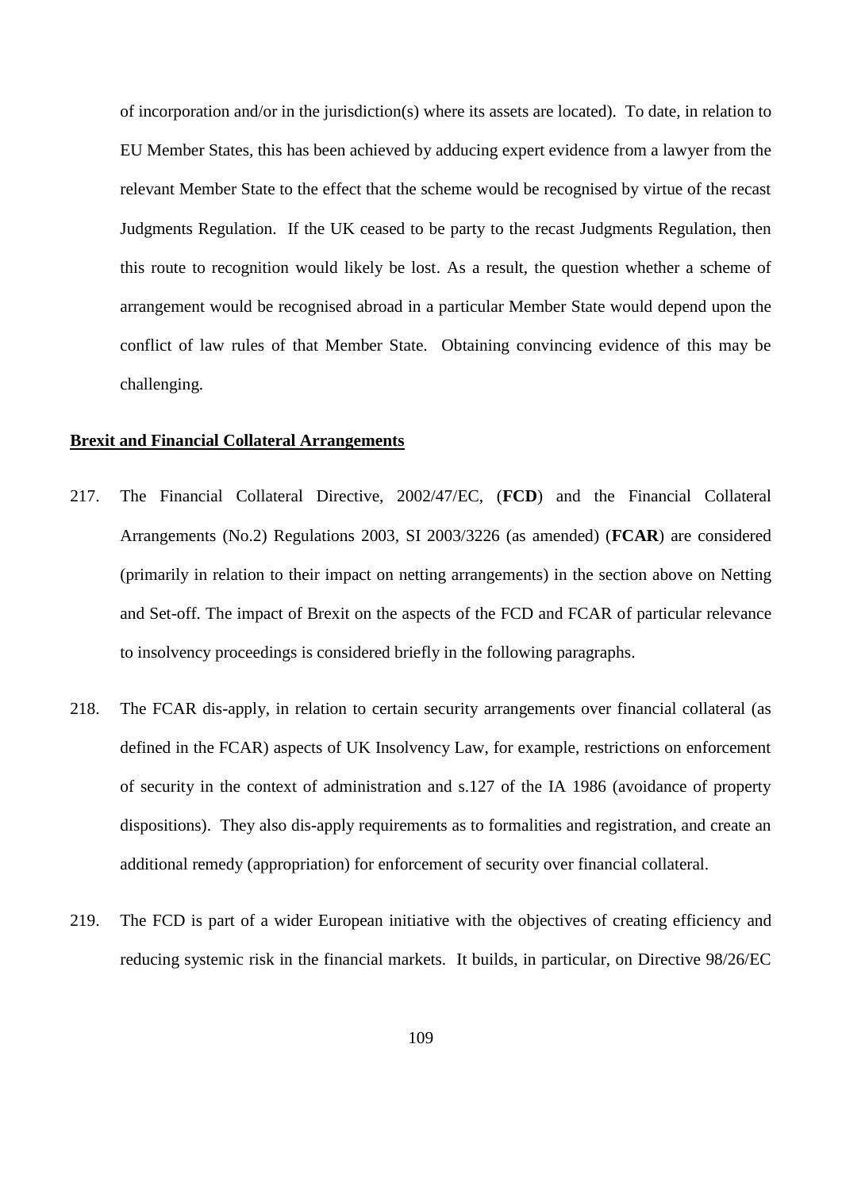of incorporation and/or in the jurisdiction(s) where its assets are located). To date, in relation to EU Member States, this has been achieved by adducing expert evidence from a lawyer from the relevant Member State to the effect that the scheme would be recognised by virtue of the recast Judgments Regulation. If the UK ceased to be party to the recast Judgments Regulation, then this route to recognition would likely be lost. As a result, the question whether a scheme of arrangement would be recognised abroad in a particular Member State would depend upon the conflict of law rules of that Member State. Obtaining convincing evidence of this may be challenging.

**Brexit and Financial Collateral Arrangements**

217. The Financial Collateral Directive, 2002/47/EC, (**FCD**) and the Financial Collateral Arrangements (No.2) Regulations 2003, SI 2003/3226 (as amended) (**FCAR**) are considered (primarily in relation to their impact on netting arrangements) in the section above on Netting and Set-off. The impact of Brexit on the aspects of the FCD and FCAR of particular relevance to insolvency proceedings is considered briefly in the following paragraphs.

218. The FCAR dis-apply, in relation to certain security arrangements over financial collateral (as defined in the FCAR) aspects of UK Insolvency Law, for example, restrictions on enforcement of security in the context of administration and s.127 of the IA 1986 (avoidance of property dispositions). They also dis-apply requirements as to formalities and registration, and create an additional remedy (appropriation) for enforcement of security over financial collateral.

219. The FCD is part of a wider European initiative with the objectives of creating efficiency and reducing systemic risk in the financial markets. It builds, in particular, on Directive 98/26/EC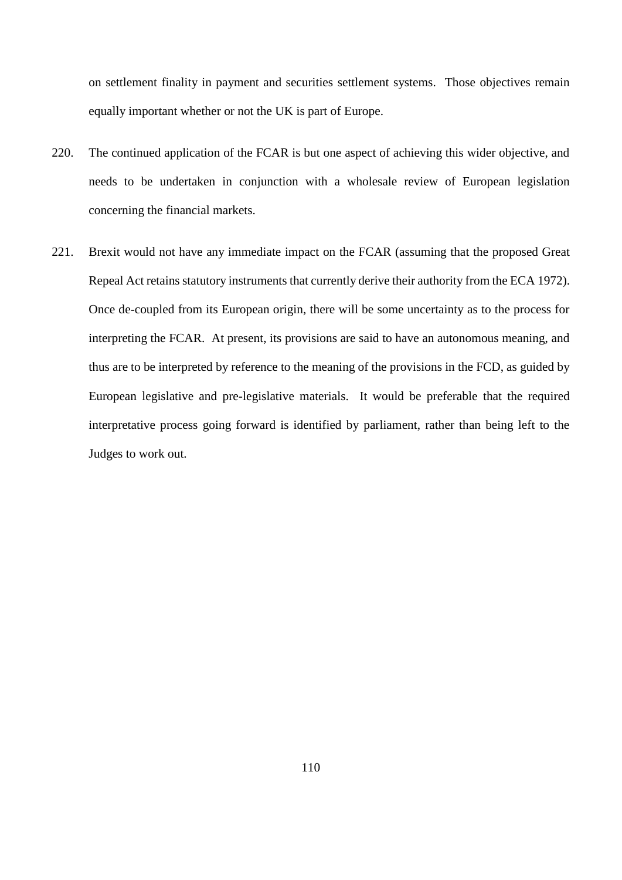on settlement finality in payment and securities settlement systems. Those objectives remain equally important whether or not the UK is part of Europe.

220. The continued application of the FCAR is but one aspect of achieving this wider objective, and needs to be undertaken in conjunction with a wholesale review of European legislation concerning the financial markets.

221. Brexit would not have any immediate impact on the FCAR (assuming that the proposed Great Repeal Act retains statutory instruments that currently derive their authority from the ECA 1972). Once de-coupled from its European origin, there will be some uncertainty as to the process for interpreting the FCAR. At present, its provisions are said to have an autonomous meaning, and thus are to be interpreted by reference to the meaning of the provisions in the FCD, as guided by European legislative and pre-legislative materials. It would be preferable that the required interpretative process going forward is identified by parliament, rather than being left to the Judges to work out.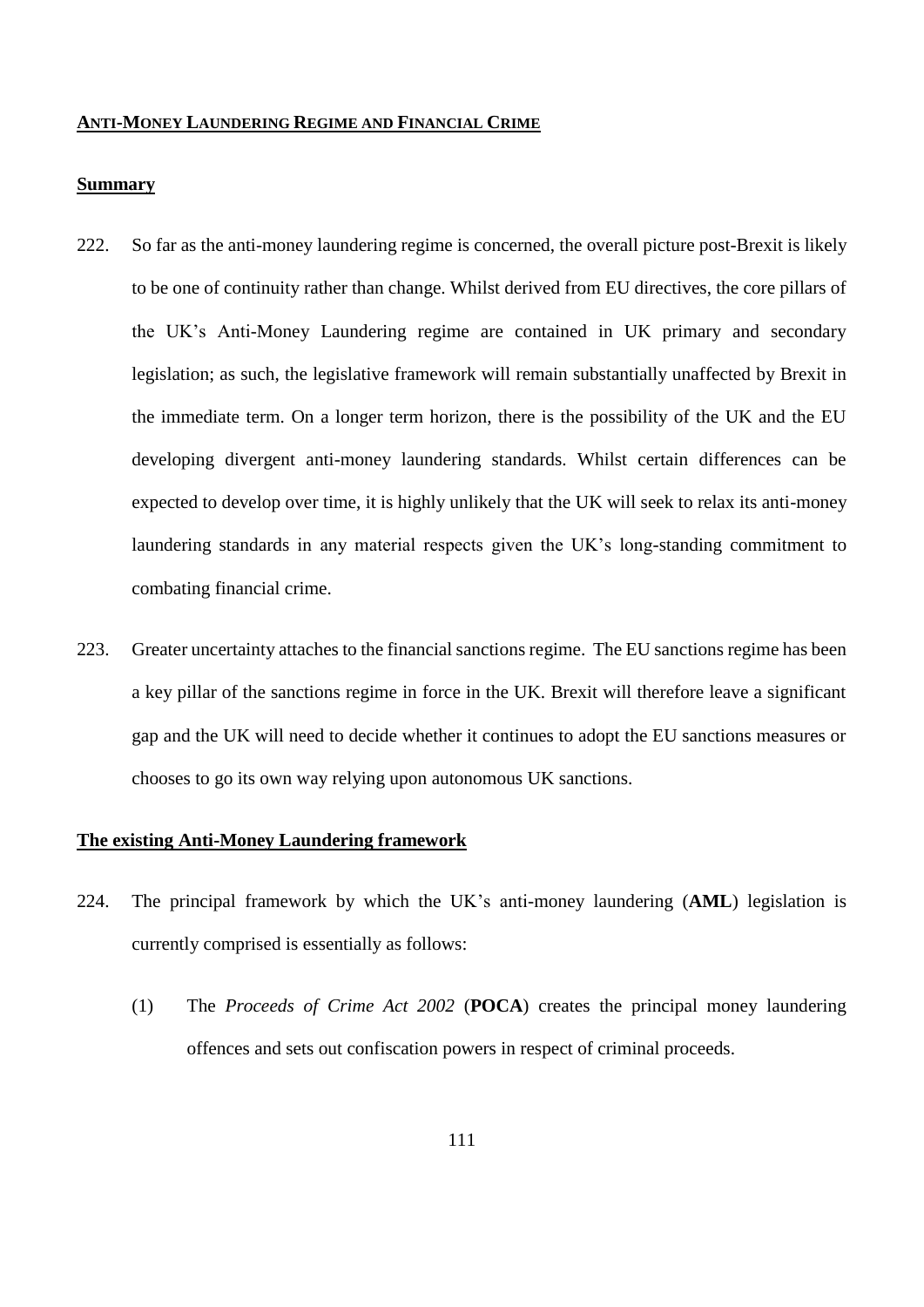## ANTI-MONEY LAUNDERING REGIME AND FINANCIAL CRIME

### Summary

222. So far as the anti-money laundering regime is concerned, the overall picture post-Brexit is likely to be one of continuity rather than change. Whilst derived from EU directives, the core pillars of the UK's Anti-Money Laundering regime are contained in UK primary and secondary legislation; as such, the legislative framework will remain substantially unaffected by Brexit in the immediate term. On a longer term horizon, there is the possibility of the UK and the EU developing divergent anti-money laundering standards. Whilst certain differences can be expected to develop over time, it is highly unlikely that the UK will seek to relax its anti-money laundering standards in any material respects given the UK's long-standing commitment to combating financial crime.

223. Greater uncertainty attaches to the financial sanctions regime. The EU sanctions regime has been a key pillar of the sanctions regime in force in the UK. Brexit will therefore leave a significant gap and the UK will need to decide whether it continues to adopt the EU sanctions measures or chooses to go its own way relying upon autonomous UK sanctions.

### The existing Anti-Money Laundering framework

224. The principal framework by which the UK's anti-money laundering (**AML**) legislation is currently comprised is essentially as follows:

    (1) The *Proceeds of Crime Act 2002* (**POCA**) creates the principal money laundering offences and sets out confiscation powers in respect of criminal proceeds.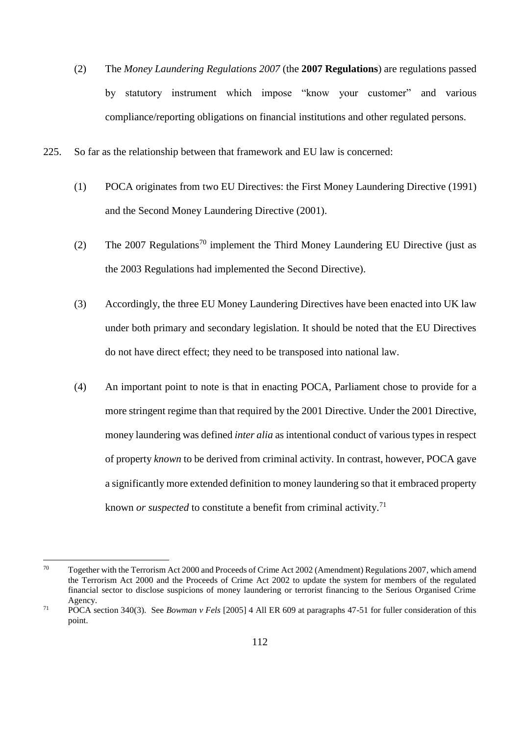(2) The *Money Laundering Regulations 2007* (the **2007 Regulations**) are regulations passed by statutory instrument which impose "know your customer" and various compliance/reporting obligations on financial institutions and other regulated persons.

225. So far as the relationship between that framework and EU law is concerned:

(1) POCA originates from two EU Directives: the First Money Laundering Directive (1991) and the Second Money Laundering Directive (2001).

(2) The 2007 Regulations[70] implement the Third Money Laundering EU Directive (just as the 2003 Regulations had implemented the Second Directive).

(3) Accordingly, the three EU Money Laundering Directives have been enacted into UK law under both primary and secondary legislation. It should be noted that the EU Directives do not have direct effect; they need to be transposed into national law.

(4) An important point to note is that in enacting POCA, Parliament chose to provide for a more stringent regime than that required by the 2001 Directive. Under the 2001 Directive, money laundering was defined *inter alia* as intentional conduct of various types in respect of property *known* to be derived from criminal activity. In contrast, however, POCA gave a significantly more extended definition to money laundering so that it embraced property known *or suspected* to constitute a benefit from criminal activity.[71]

---

[70] Together with the Terrorism Act 2000 and Proceeds of Crime Act 2002 (Amendment) Regulations 2007, which amend the Terrorism Act 2000 and the Proceeds of Crime Act 2002 to update the system for members of the regulated financial sector to disclose suspicions of money laundering or terrorist financing to the Serious Organised Crime Agency.

[71] POCA section 340(3). See *Bowman v Fels* [2005] 4 All ER 609 at paragraphs 47-51 for fuller consideration of this point.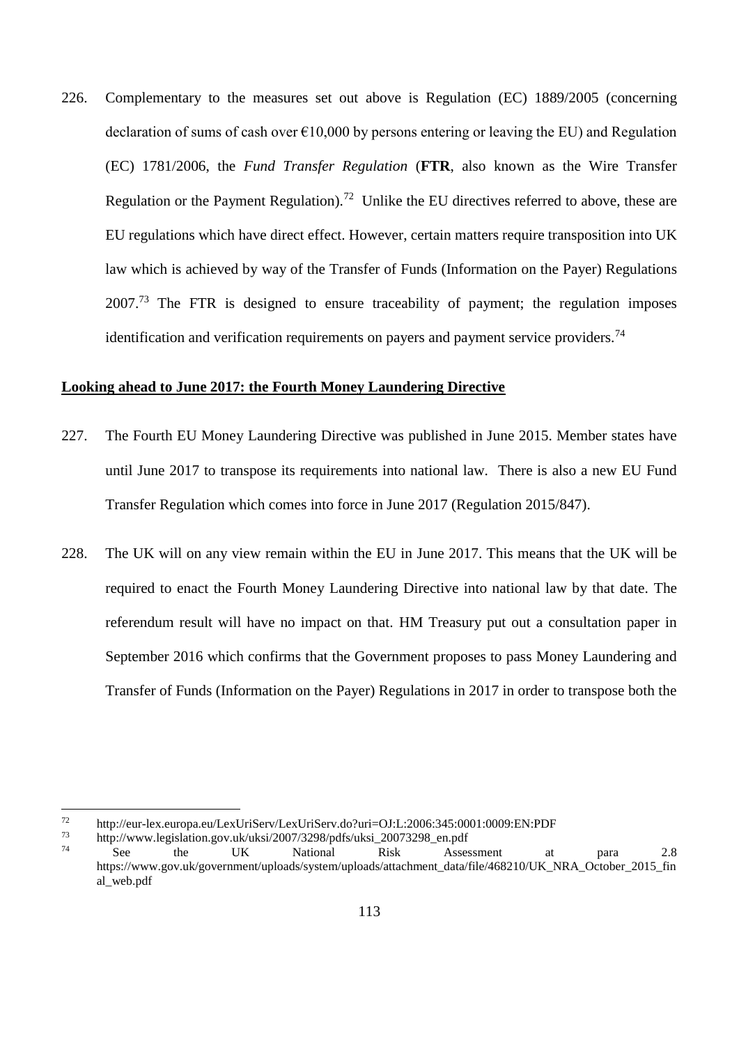226. Complementary to the measures set out above is Regulation (EC) 1889/2005 (concerning declaration of sums of cash over €10,000 by persons entering or leaving the EU) and Regulation (EC) 1781/2006, the *Fund Transfer Regulation* (**FTR**, also known as the Wire Transfer Regulation or the Payment Regulation).[72] Unlike the EU directives referred to above, these are EU regulations which have direct effect. However, certain matters require transposition into UK law which is achieved by way of the Transfer of Funds (Information on the Payer) Regulations 2007.[73] The FTR is designed to ensure traceability of payment; the regulation imposes identification and verification requirements on payers and payment service providers.[74]

**Looking ahead to June 2017: the Fourth Money Laundering Directive**

227. The Fourth EU Money Laundering Directive was published in June 2015. Member states have until June 2017 to transpose its requirements into national law. There is also a new EU Fund Transfer Regulation which comes into force in June 2017 (Regulation 2015/847).

228. The UK will on any view remain within the EU in June 2017. This means that the UK will be required to enact the Fourth Money Laundering Directive into national law by that date. The referendum result will have no impact on that. HM Treasury put out a consultation paper in September 2016 which confirms that the Government proposes to pass Money Laundering and Transfer of Funds (Information on the Payer) Regulations in 2017 in order to transpose both the

---

[72] http://eur-lex.europa.eu/LexUriServ/LexUriServ.do?uri=OJ:L:2006:345:0001:0009:EN:PDF

[73] http://www.legislation.gov.uk/uksi/2007/3298/pdfs/uksi_20073298_en.pdf

[74] See the UK National Risk Assessment at para 2.8 https://www.gov.uk/government/uploads/system/uploads/attachment_data/file/468210/UK_NRA_October_2015_final_web.pdf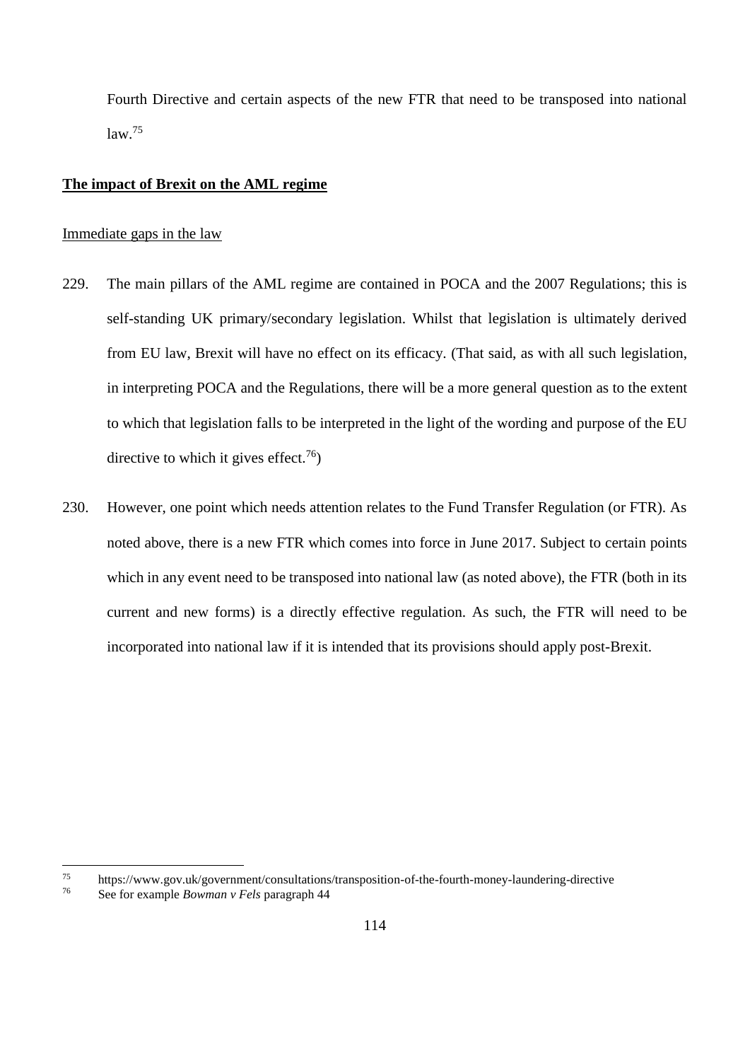Fourth Directive and certain aspects of the new FTR that need to be transposed into national law.[75]

**The impact of Brexit on the AML regime**

Immediate gaps in the law

229. The main pillars of the AML regime are contained in POCA and the 2007 Regulations; this is self-standing UK primary/secondary legislation. Whilst that legislation is ultimately derived from EU law, Brexit will have no effect on its efficacy. (That said, as with all such legislation, in interpreting POCA and the Regulations, there will be a more general question as to the extent to which that legislation falls to be interpreted in the light of the wording and purpose of the EU directive to which it gives effect.[76])

230. However, one point which needs attention relates to the Fund Transfer Regulation (or FTR). As noted above, there is a new FTR which comes into force in June 2017. Subject to certain points which in any event need to be transposed into national law (as noted above), the FTR (both in its current and new forms) is a directly effective regulation. As such, the FTR will need to be incorporated into national law if it is intended that its provisions should apply post-Brexit.

---

[75] https://www.gov.uk/government/consultations/transposition-of-the-fourth-money-laundering-directive

[76] See for example *Bowman v Fels* paragraph 44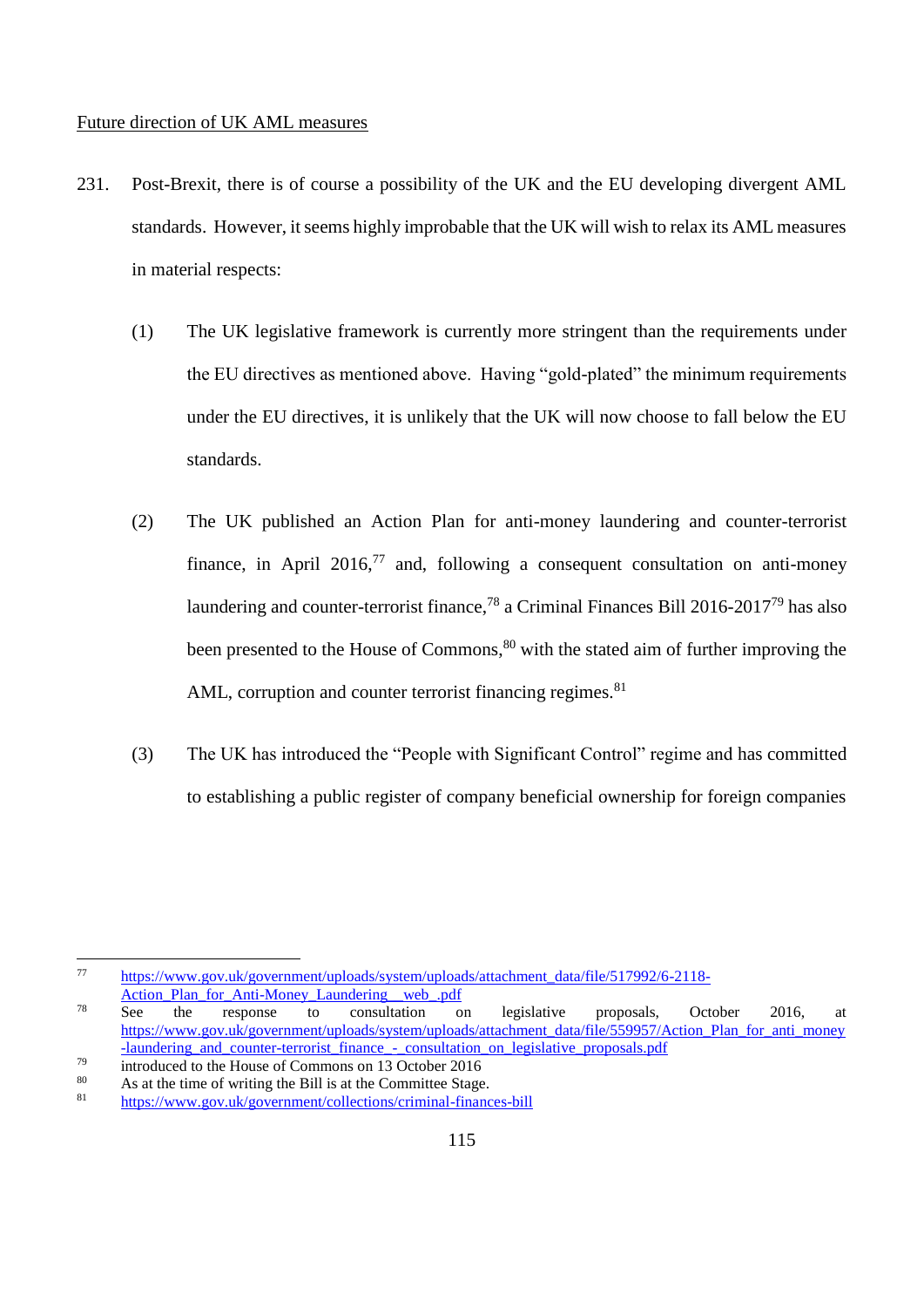Future direction of UK AML measures

231. Post-Brexit, there is of course a possibility of the UK and the EU developing divergent AML standards. However, it seems highly improbable that the UK will wish to relax its AML measures in material respects:

(1) The UK legislative framework is currently more stringent than the requirements under the EU directives as mentioned above. Having "gold-plated" the minimum requirements under the EU directives, it is unlikely that the UK will now choose to fall below the EU standards.

(2) The UK published an Action Plan for anti-money laundering and counter-terrorist finance, in April 2016,[77] and, following a consequent consultation on anti-money laundering and counter-terrorist finance,[78] a Criminal Finances Bill 2016-2017[79] has also been presented to the House of Commons,[80] with the stated aim of further improving the AML, corruption and counter terrorist financing regimes.[81]

(3) The UK has introduced the "People with Significant Control" regime and has committed to establishing a public register of company beneficial ownership for foreign companies

---

[77] https://www.gov.uk/government/uploads/system/uploads/attachment_data/file/517992/6-2118-Action_Plan_for_Anti-Money_Laundering__web_.pdf

[78] See the response to consultation on legislative proposals, October 2016, at https://www.gov.uk/government/uploads/system/uploads/attachment_data/file/559957/Action_Plan_for_anti_money-laundering_and_counter-terrorist_finance_-_consultation_on_legislative_proposals.pdf

[79] introduced to the House of Commons on 13 October 2016

[80] As at the time of writing the Bill is at the Committee Stage.

[81] https://www.gov.uk/government/collections/criminal-finances-bill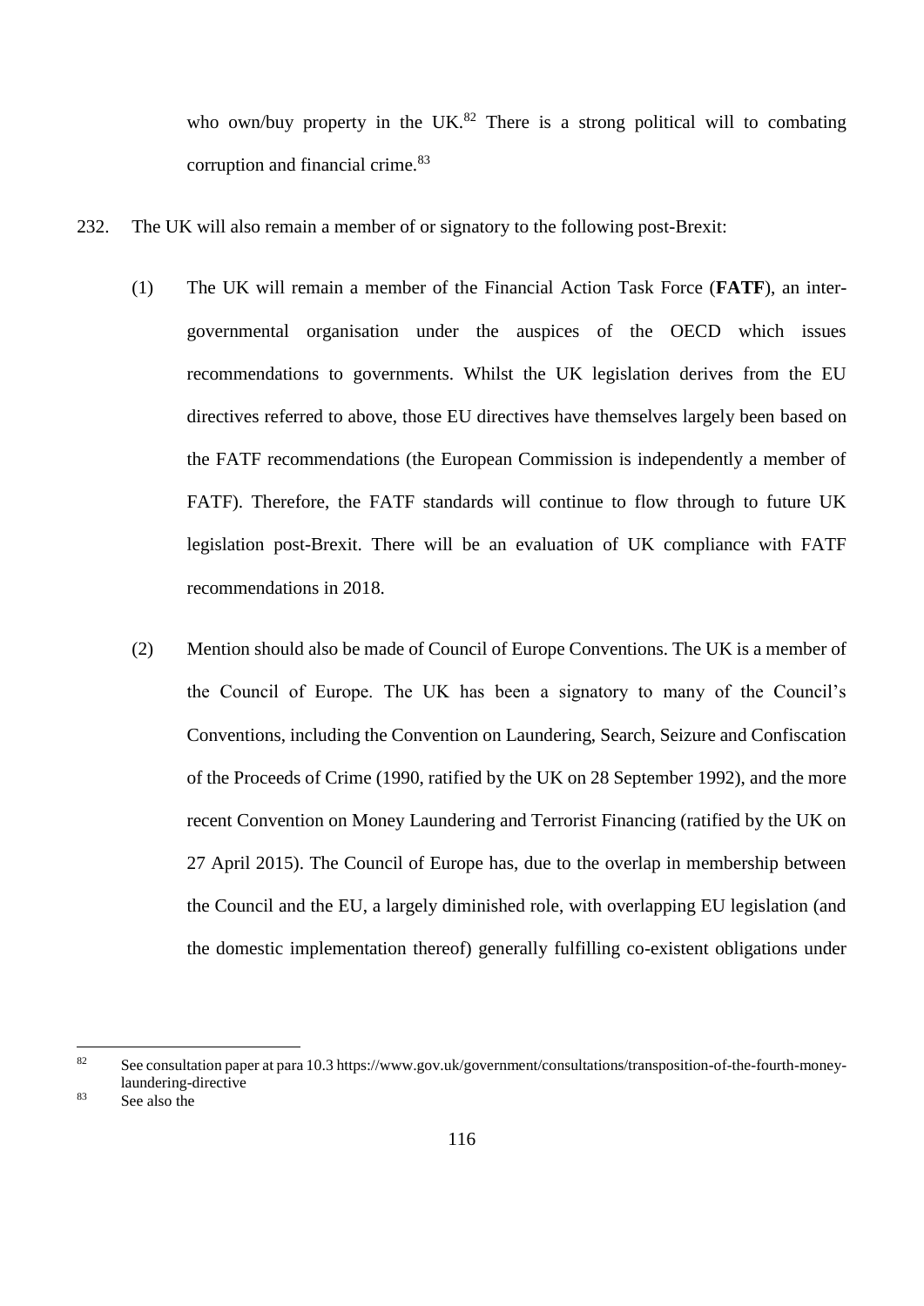who own/buy property in the UK.[82] There is a strong political will to combating corruption and financial crime.[83]

232. The UK will also remain a member of or signatory to the following post-Brexit:

(1) The UK will remain a member of the Financial Action Task Force (**FATF**), an inter-governmental organisation under the auspices of the OECD which issues recommendations to governments. Whilst the UK legislation derives from the EU directives referred to above, those EU directives have themselves largely been based on the FATF recommendations (the European Commission is independently a member of FATF). Therefore, the FATF standards will continue to flow through to future UK legislation post-Brexit. There will be an evaluation of UK compliance with FATF recommendations in 2018.

(2) Mention should also be made of Council of Europe Conventions. The UK is a member of the Council of Europe. The UK has been a signatory to many of the Council's Conventions, including the Convention on Laundering, Search, Seizure and Confiscation of the Proceeds of Crime (1990, ratified by the UK on 28 September 1992), and the more recent Convention on Money Laundering and Terrorist Financing (ratified by the UK on 27 April 2015). The Council of Europe has, due to the overlap in membership between the Council and the EU, a largely diminished role, with overlapping EU legislation (and the domestic implementation thereof) generally fulfilling co-existent obligations under

---

[82] See consultation paper at para 10.3 https://www.gov.uk/government/consultations/transposition-of-the-fourth-money-laundering-directive

[83] See also the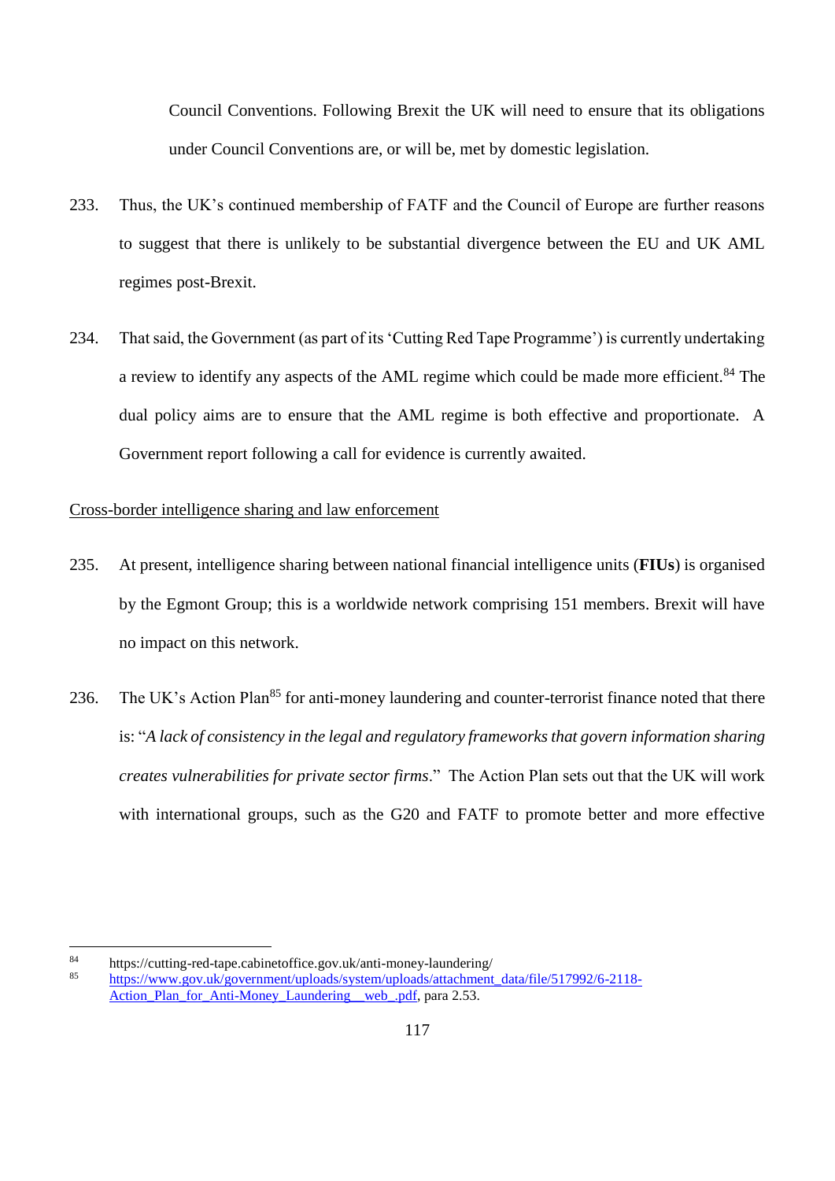Council Conventions. Following Brexit the UK will need to ensure that its obligations under Council Conventions are, or will be, met by domestic legislation.

233. Thus, the UK's continued membership of FATF and the Council of Europe are further reasons to suggest that there is unlikely to be substantial divergence between the EU and UK AML regimes post-Brexit.

234. That said, the Government (as part of its 'Cutting Red Tape Programme') is currently undertaking a review to identify any aspects of the AML regime which could be made more efficient.[84] The dual policy aims are to ensure that the AML regime is both effective and proportionate. A Government report following a call for evidence is currently awaited.

Cross-border intelligence sharing and law enforcement

235. At present, intelligence sharing between national financial intelligence units (**FIUs**) is organised by the Egmont Group; this is a worldwide network comprising 151 members. Brexit will have no impact on this network.

236. The UK's Action Plan[85] for anti-money laundering and counter-terrorist finance noted that there is: "*A lack of consistency in the legal and regulatory frameworks that govern information sharing creates vulnerabilities for private sector firms*." The Action Plan sets out that the UK will work with international groups, such as the G20 and FATF to promote better and more effective

[84] https://cutting-red-tape.cabinetoffice.gov.uk/anti-money-laundering/

[85] https://www.gov.uk/government/uploads/system/uploads/attachment_data/file/517992/6-2118-Action_Plan_for_Anti-Money_Laundering__web_.pdf, para 2.53.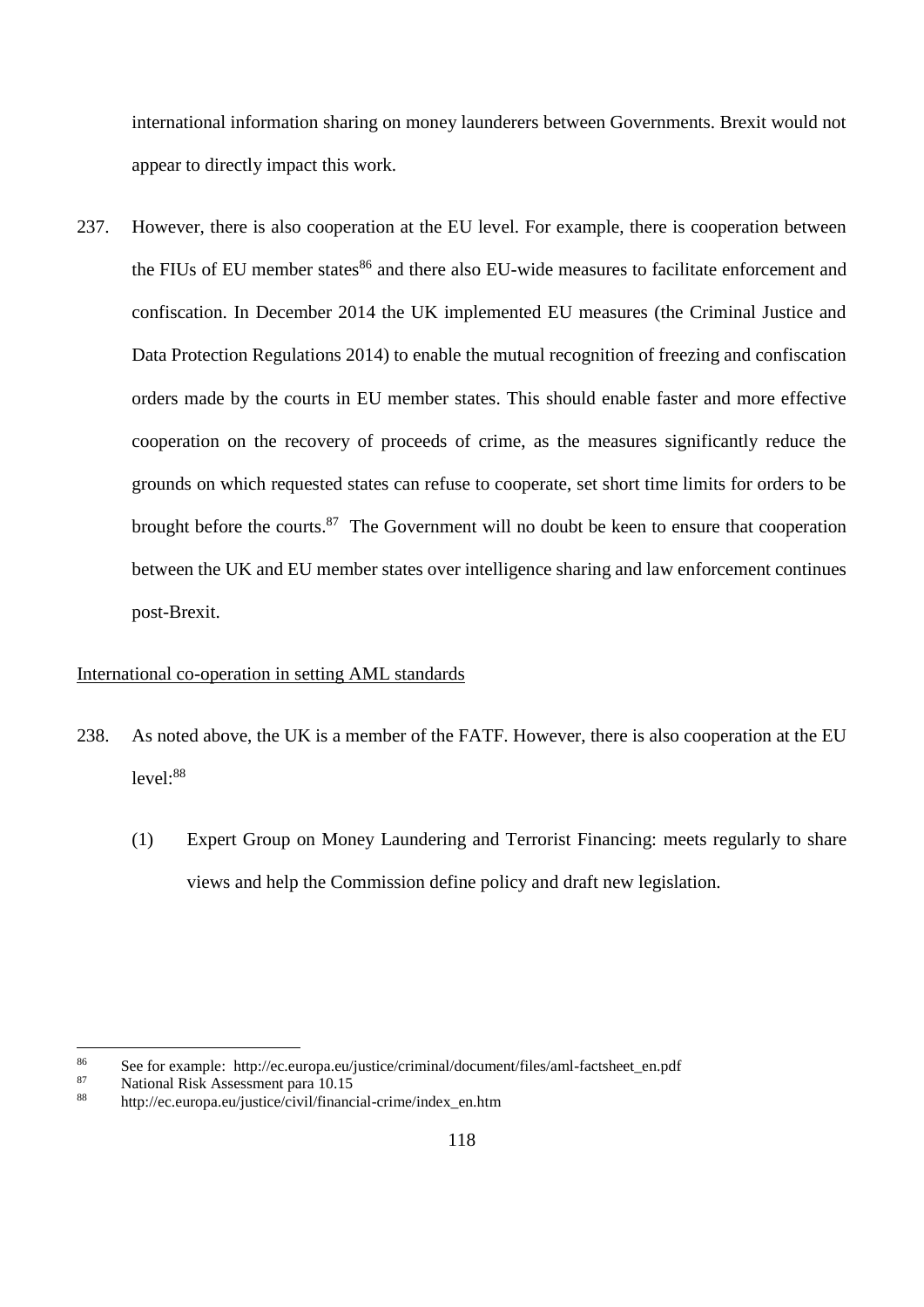international information sharing on money launderers between Governments. Brexit would not appear to directly impact this work.

237. However, there is also cooperation at the EU level. For example, there is cooperation between the FIUs of EU member states[86] and there also EU-wide measures to facilitate enforcement and confiscation. In December 2014 the UK implemented EU measures (the Criminal Justice and Data Protection Regulations 2014) to enable the mutual recognition of freezing and confiscation orders made by the courts in EU member states. This should enable faster and more effective cooperation on the recovery of proceeds of crime, as the measures significantly reduce the grounds on which requested states can refuse to cooperate, set short time limits for orders to be brought before the courts.[87] The Government will no doubt be keen to ensure that cooperation between the UK and EU member states over intelligence sharing and law enforcement continues post-Brexit.

<u>International co-operation in setting AML standards</u>

238. As noted above, the UK is a member of the FATF. However, there is also cooperation at the EU level:[88]

 (1) Expert Group on Money Laundering and Terrorist Financing: meets regularly to share views and help the Commission define policy and draft new legislation.

---

[86] See for example: http://ec.europa.eu/justice/criminal/document/files/aml-factsheet_en.pdf

[87] National Risk Assessment para 10.15

[88] http://ec.europa.eu/justice/civil/financial-crime/index_en.htm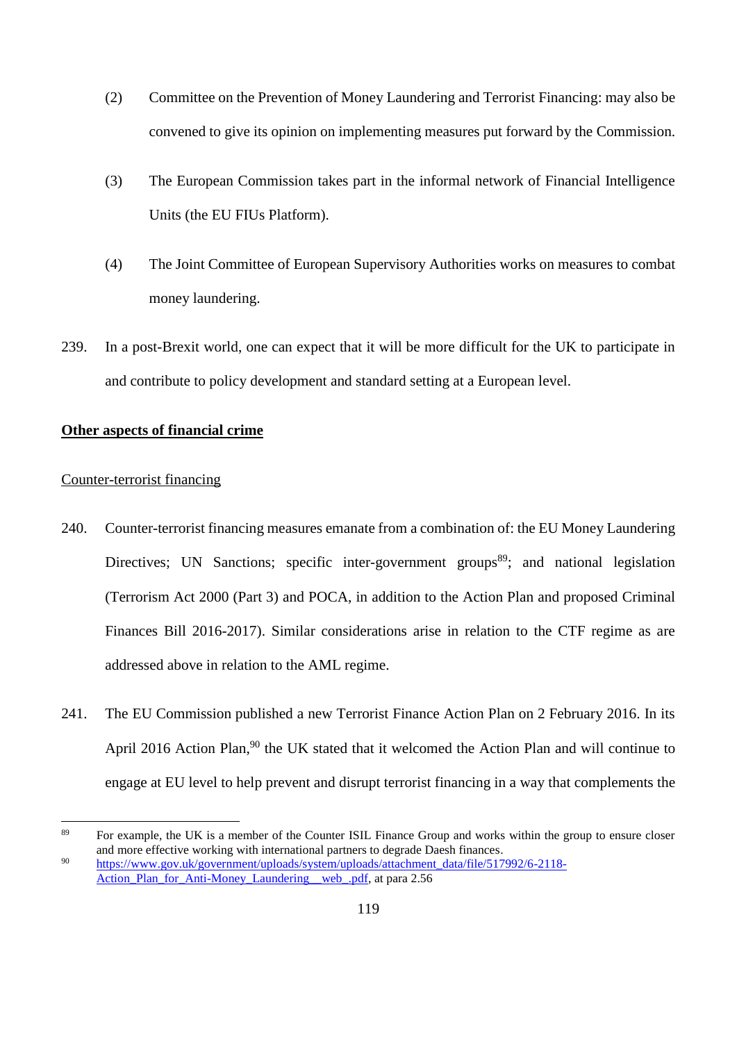(2) Committee on the Prevention of Money Laundering and Terrorist Financing: may also be convened to give its opinion on implementing measures put forward by the Commission.

(3) The European Commission takes part in the informal network of Financial Intelligence Units (the EU FIUs Platform).

(4) The Joint Committee of European Supervisory Authorities works on measures to combat money laundering.

239. In a post-Brexit world, one can expect that it will be more difficult for the UK to participate in and contribute to policy development and standard setting at a European level.

**<u>Other aspects of financial crime</u>**

<u>Counter-terrorist financing</u>

240. Counter-terrorist financing measures emanate from a combination of: the EU Money Laundering Directives; UN Sanctions; specific inter-government groups[89]; and national legislation (Terrorism Act 2000 (Part 3) and POCA, in addition to the Action Plan and proposed Criminal Finances Bill 2016-2017). Similar considerations arise in relation to the CTF regime as are addressed above in relation to the AML regime.

241. The EU Commission published a new Terrorist Finance Action Plan on 2 February 2016. In its April 2016 Action Plan,[90] the UK stated that it welcomed the Action Plan and will continue to engage at EU level to help prevent and disrupt terrorist financing in a way that complements the

---

[89] For example, the UK is a member of the Counter ISIL Finance Group and works within the group to ensure closer and more effective working with international partners to degrade Daesh finances.

[90] https://www.gov.uk/government/uploads/system/uploads/attachment_data/file/517992/6-2118-Action_Plan_for_Anti-Money_Laundering__web_.pdf, at para 2.56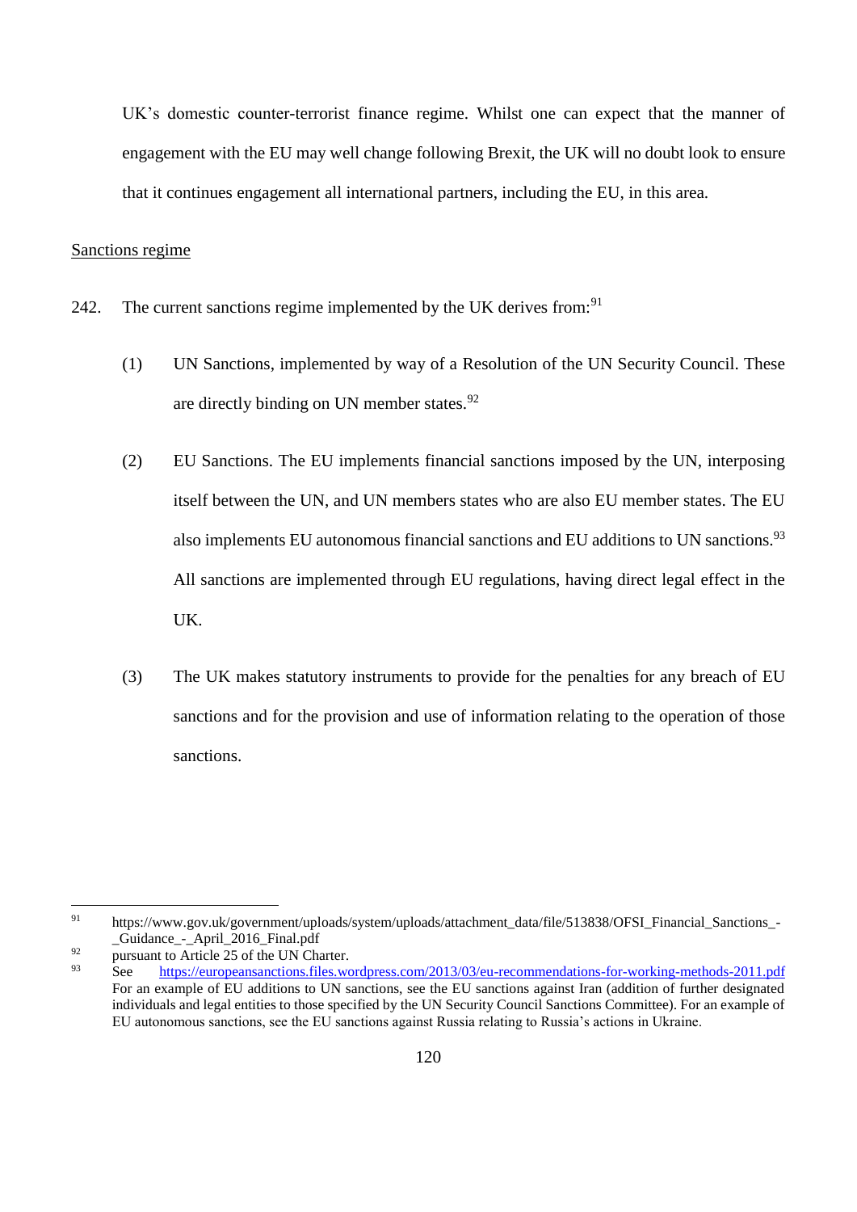UK's domestic counter-terrorist finance regime. Whilst one can expect that the manner of engagement with the EU may well change following Brexit, the UK will no doubt look to ensure that it continues engagement all international partners, including the EU, in this area.

<u>Sanctions regime</u>

242. The current sanctions regime implemented by the UK derives from:[91]

   (1) UN Sanctions, implemented by way of a Resolution of the UN Security Council. These are directly binding on UN member states.[92]

   (2) EU Sanctions. The EU implements financial sanctions imposed by the UN, interposing itself between the UN, and UN members states who are also EU member states. The EU also implements EU autonomous financial sanctions and EU additions to UN sanctions.[93] All sanctions are implemented through EU regulations, having direct legal effect in the UK.

   (3) The UK makes statutory instruments to provide for the penalties for any breach of EU sanctions and for the provision and use of information relating to the operation of those sanctions.

---

[91] https://www.gov.uk/government/uploads/system/uploads/attachment_data/file/513838/OFSI_Financial_Sanctions_-_Guidance_-_April_2016_Final.pdf

[92] pursuant to Article 25 of the UN Charter.

[93] See https://europeansanctions.files.wordpress.com/2013/03/eu-recommendations-for-working-methods-2011.pdf For an example of EU additions to UN sanctions, see the EU sanctions against Iran (addition of further designated individuals and legal entities to those specified by the UN Security Council Sanctions Committee). For an example of EU autonomous sanctions, see the EU sanctions against Russia relating to Russia's actions in Ukraine.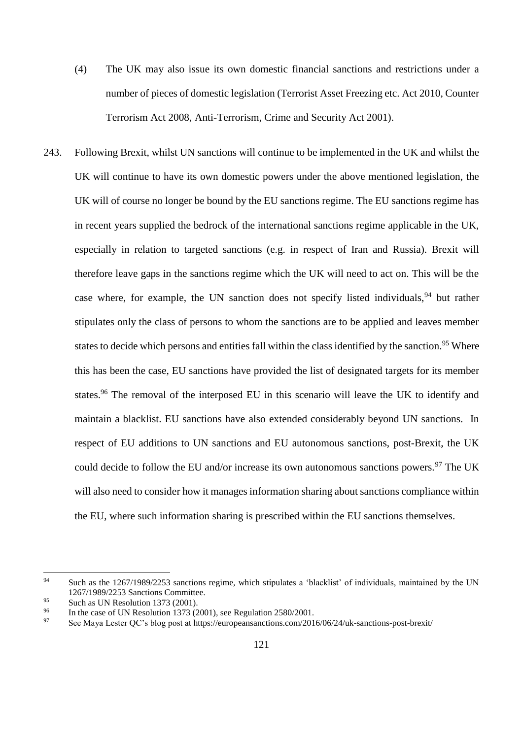(4) The UK may also issue its own domestic financial sanctions and restrictions under a number of pieces of domestic legislation (Terrorist Asset Freezing etc. Act 2010, Counter Terrorism Act 2008, Anti-Terrorism, Crime and Security Act 2001).

243. Following Brexit, whilst UN sanctions will continue to be implemented in the UK and whilst the UK will continue to have its own domestic powers under the above mentioned legislation, the UK will of course no longer be bound by the EU sanctions regime. The EU sanctions regime has in recent years supplied the bedrock of the international sanctions regime applicable in the UK, especially in relation to targeted sanctions (e.g. in respect of Iran and Russia). Brexit will therefore leave gaps in the sanctions regime which the UK will need to act on. This will be the case where, for example, the UN sanction does not specify listed individuals,[94] but rather stipulates only the class of persons to whom the sanctions are to be applied and leaves member states to decide which persons and entities fall within the class identified by the sanction.[95] Where this has been the case, EU sanctions have provided the list of designated targets for its member states.[96] The removal of the interposed EU in this scenario will leave the UK to identify and maintain a blacklist. EU sanctions have also extended considerably beyond UN sanctions. In respect of EU additions to UN sanctions and EU autonomous sanctions, post-Brexit, the UK could decide to follow the EU and/or increase its own autonomous sanctions powers.[97] The UK will also need to consider how it manages information sharing about sanctions compliance within the EU, where such information sharing is prescribed within the EU sanctions themselves.

---

[94] Such as the 1267/1989/2253 sanctions regime, which stipulates a 'blacklist' of individuals, maintained by the UN 1267/1989/2253 Sanctions Committee.

[95] Such as UN Resolution 1373 (2001).

[96] In the case of UN Resolution 1373 (2001), see Regulation 2580/2001.

[97] See Maya Lester QC's blog post at https://europeansanctions.com/2016/06/24/uk-sanctions-post-brexit/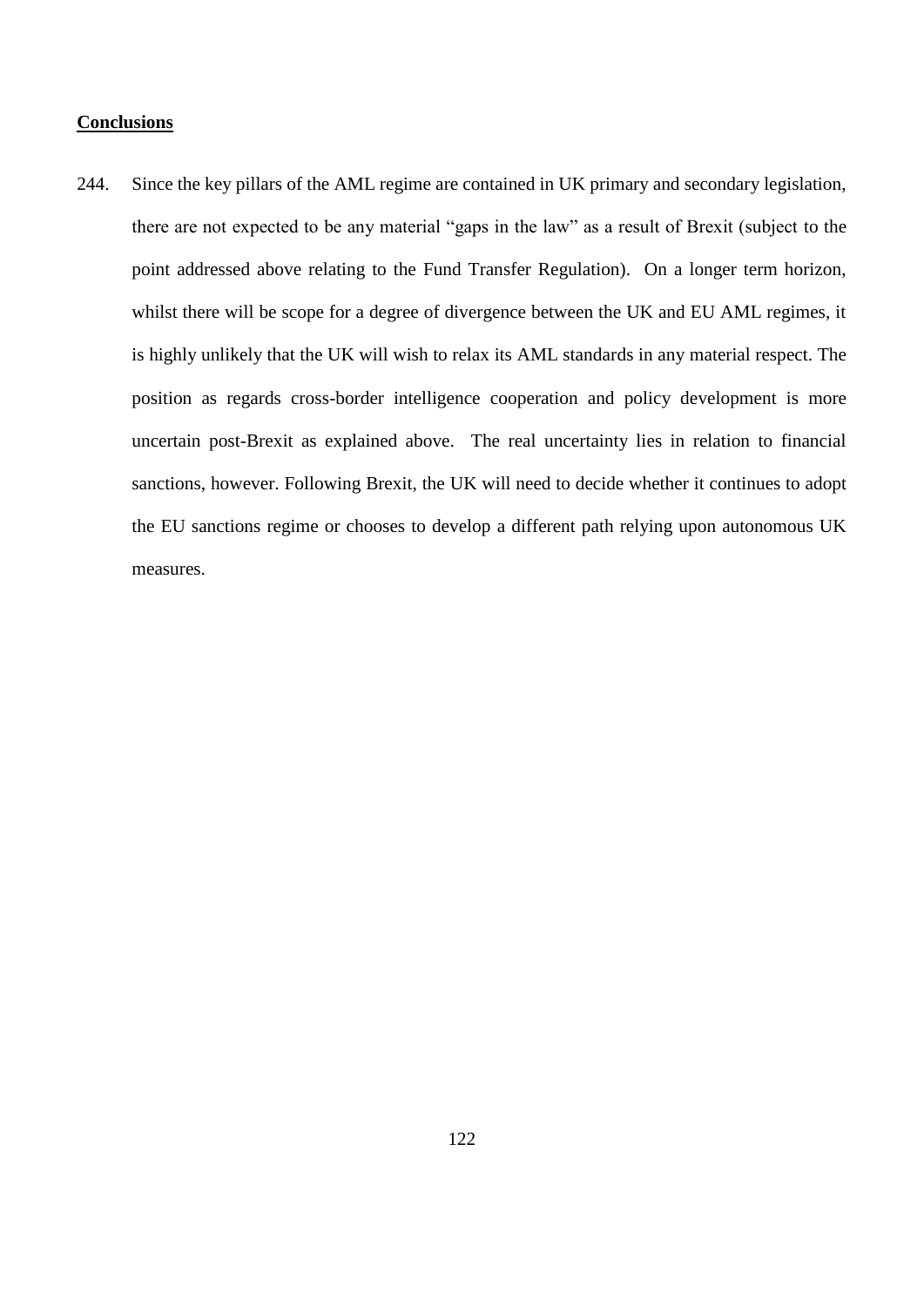## **Conclusions**

244. Since the key pillars of the AML regime are contained in UK primary and secondary legislation, there are not expected to be any material "gaps in the law" as a result of Brexit (subject to the point addressed above relating to the Fund Transfer Regulation). On a longer term horizon, whilst there will be scope for a degree of divergence between the UK and EU AML regimes, it is highly unlikely that the UK will wish to relax its AML standards in any material respect. The position as regards cross-border intelligence cooperation and policy development is more uncertain post-Brexit as explained above. The real uncertainty lies in relation to financial sanctions, however. Following Brexit, the UK will need to decide whether it continues to adopt the EU sanctions regime or chooses to develop a different path relying upon autonomous UK measures.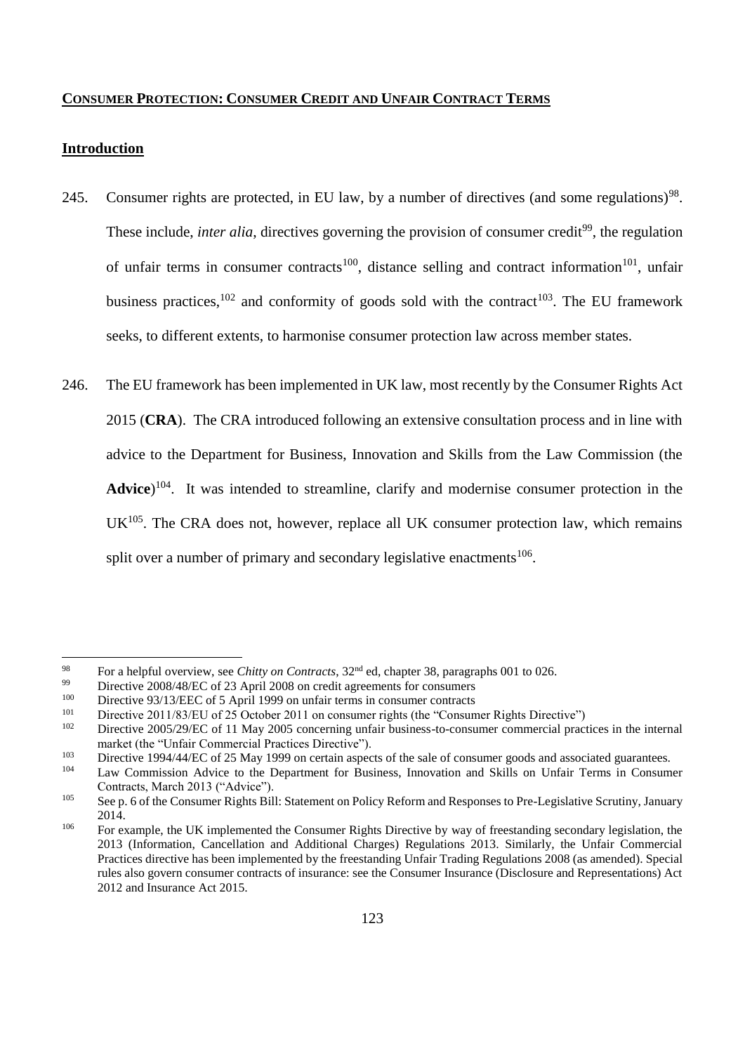**CONSUMER PROTECTION: CONSUMER CREDIT AND UNFAIR CONTRACT TERMS**

**Introduction**

245. Consumer rights are protected, in EU law, by a number of directives (and some regulations)[98]. These include, *inter alia*, directives governing the provision of consumer credit[99], the regulation of unfair terms in consumer contracts[100], distance selling and contract information[101], unfair business practices,[102] and conformity of goods sold with the contract[103]. The EU framework seeks, to different extents, to harmonise consumer protection law across member states.

246. The EU framework has been implemented in UK law, most recently by the Consumer Rights Act 2015 (**CRA**). The CRA introduced following an extensive consultation process and in line with advice to the Department for Business, Innovation and Skills from the Law Commission (the **Advice**)[104]. It was intended to streamline, clarify and modernise consumer protection in the UK[105]. The CRA does not, however, replace all UK consumer protection law, which remains split over a number of primary and secondary legislative enactments[106].

---

[98] For a helpful overview, see *Chitty on Contracts*, 32nd ed, chapter 38, paragraphs 001 to 026.

[99] Directive 2008/48/EC of 23 April 2008 on credit agreements for consumers

[100] Directive 93/13/EEC of 5 April 1999 on unfair terms in consumer contracts

[101] Directive 2011/83/EU of 25 October 2011 on consumer rights (the "Consumer Rights Directive")

[102] Directive 2005/29/EC of 11 May 2005 concerning unfair business-to-consumer commercial practices in the internal market (the "Unfair Commercial Practices Directive").

[103] Directive 1994/44/EC of 25 May 1999 on certain aspects of the sale of consumer goods and associated guarantees.

[104] Law Commission Advice to the Department for Business, Innovation and Skills on Unfair Terms in Consumer Contracts, March 2013 ("Advice").

[105] See p. 6 of the Consumer Rights Bill: Statement on Policy Reform and Responses to Pre-Legislative Scrutiny, January 2014.

[106] For example, the UK implemented the Consumer Rights Directive by way of freestanding secondary legislation, the 2013 (Information, Cancellation and Additional Charges) Regulations 2013. Similarly, the Unfair Commercial Practices directive has been implemented by the freestanding Unfair Trading Regulations 2008 (as amended). Special rules also govern consumer contracts of insurance: see the Consumer Insurance (Disclosure and Representations) Act 2012 and Insurance Act 2015.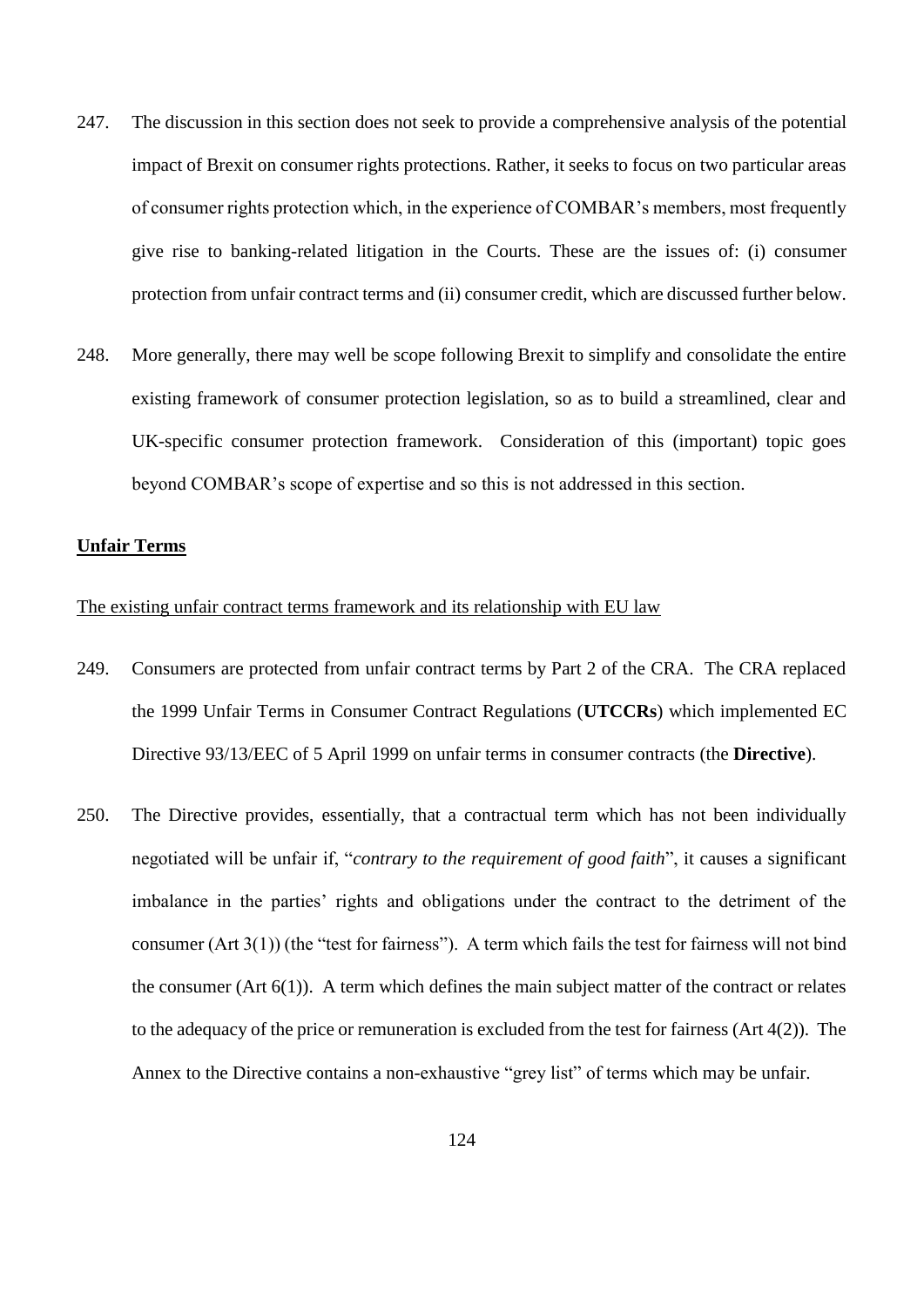247. The discussion in this section does not seek to provide a comprehensive analysis of the potential impact of Brexit on consumer rights protections. Rather, it seeks to focus on two particular areas of consumer rights protection which, in the experience of COMBAR's members, most frequently give rise to banking-related litigation in the Courts. These are the issues of: (i) consumer protection from unfair contract terms and (ii) consumer credit, which are discussed further below.

248. More generally, there may well be scope following Brexit to simplify and consolidate the entire existing framework of consumer protection legislation, so as to build a streamlined, clear and UK-specific consumer protection framework. Consideration of this (important) topic goes beyond COMBAR's scope of expertise and so this is not addressed in this section.

## Unfair Terms

### The existing unfair contract terms framework and its relationship with EU law

249. Consumers are protected from unfair contract terms by Part 2 of the CRA. The CRA replaced the 1999 Unfair Terms in Consumer Contract Regulations (**UTCCRs**) which implemented EC Directive 93/13/EEC of 5 April 1999 on unfair terms in consumer contracts (the **Directive**).

250. The Directive provides, essentially, that a contractual term which has not been individually negotiated will be unfair if, "*contrary to the requirement of good faith*", it causes a significant imbalance in the parties' rights and obligations under the contract to the detriment of the consumer (Art 3(1)) (the "test for fairness"). A term which fails the test for fairness will not bind the consumer (Art 6(1)). A term which defines the main subject matter of the contract or relates to the adequacy of the price or remuneration is excluded from the test for fairness (Art 4(2)). The Annex to the Directive contains a non-exhaustive "grey list" of terms which may be unfair.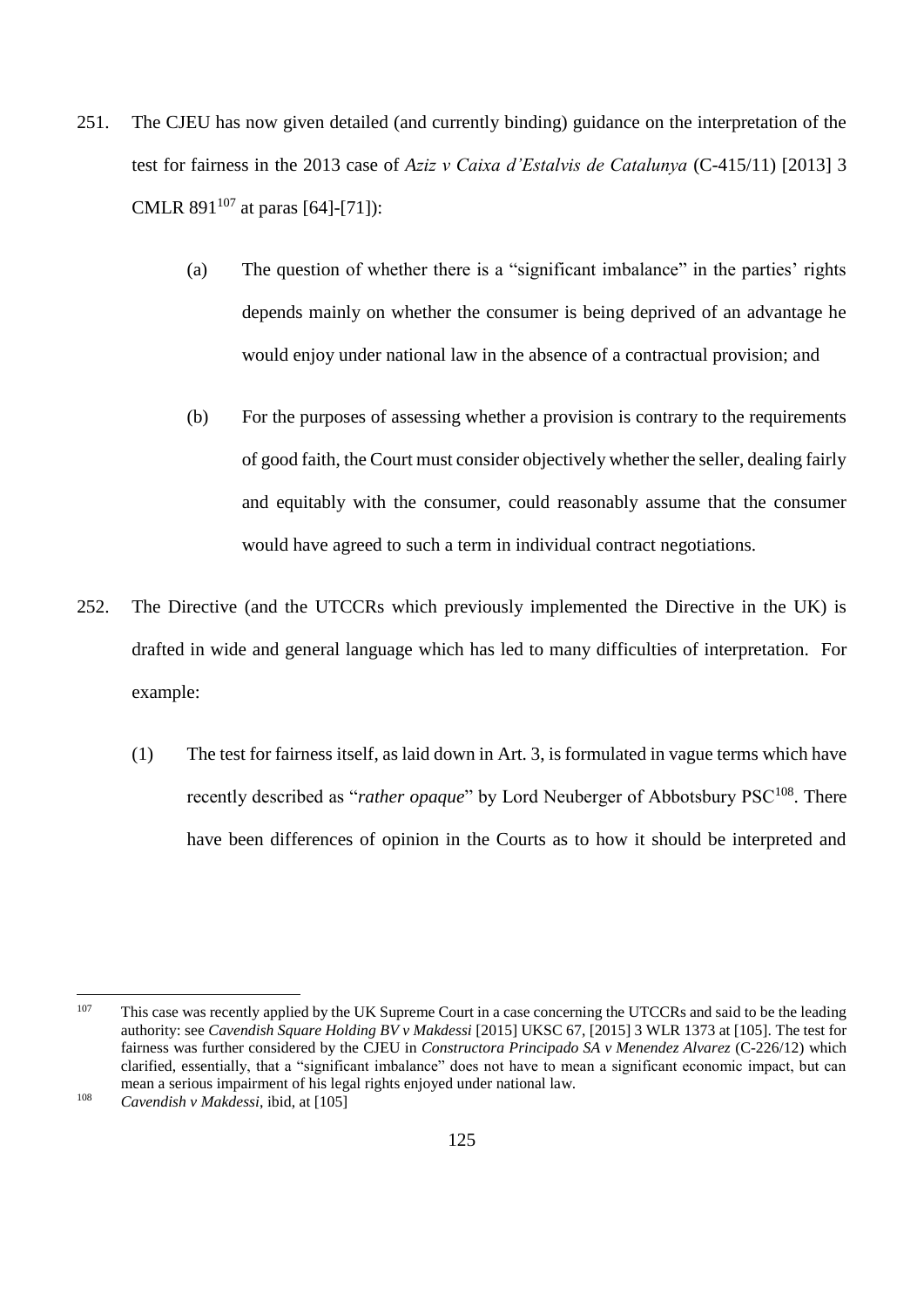251. The CJEU has now given detailed (and currently binding) guidance on the interpretation of the test for fairness in the 2013 case of *Aziz v Caixa d'Estalvis de Catalunya* (C-415/11) [2013] 3 CMLR 891[107] at paras [64]-[71]):

   (a) The question of whether there is a "significant imbalance" in the parties' rights depends mainly on whether the consumer is being deprived of an advantage he would enjoy under national law in the absence of a contractual provision; and

   (b) For the purposes of assessing whether a provision is contrary to the requirements of good faith, the Court must consider objectively whether the seller, dealing fairly and equitably with the consumer, could reasonably assume that the consumer would have agreed to such a term in individual contract negotiations.

252. The Directive (and the UTCCRs which previously implemented the Directive in the UK) is drafted in wide and general language which has led to many difficulties of interpretation. For example:

   (1) The test for fairness itself, as laid down in Art. 3, is formulated in vague terms which have recently described as "*rather opaque*" by Lord Neuberger of Abbotsbury PSC[108]. There have been differences of opinion in the Courts as to how it should be interpreted and

---

[107] This case was recently applied by the UK Supreme Court in a case concerning the UTCCRs and said to be the leading authority: see *Cavendish Square Holding BV v Makdessi* [2015] UKSC 67, [2015] 3 WLR 1373 at [105]. The test for fairness was further considered by the CJEU in *Constructora Principado SA v Menendez Alvarez* (C-226/12) which clarified, essentially, that a "significant imbalance" does not have to mean a significant economic impact, but can mean a serious impairment of his legal rights enjoyed under national law.

[108] *Cavendish v Makdessi*, ibid, at [105]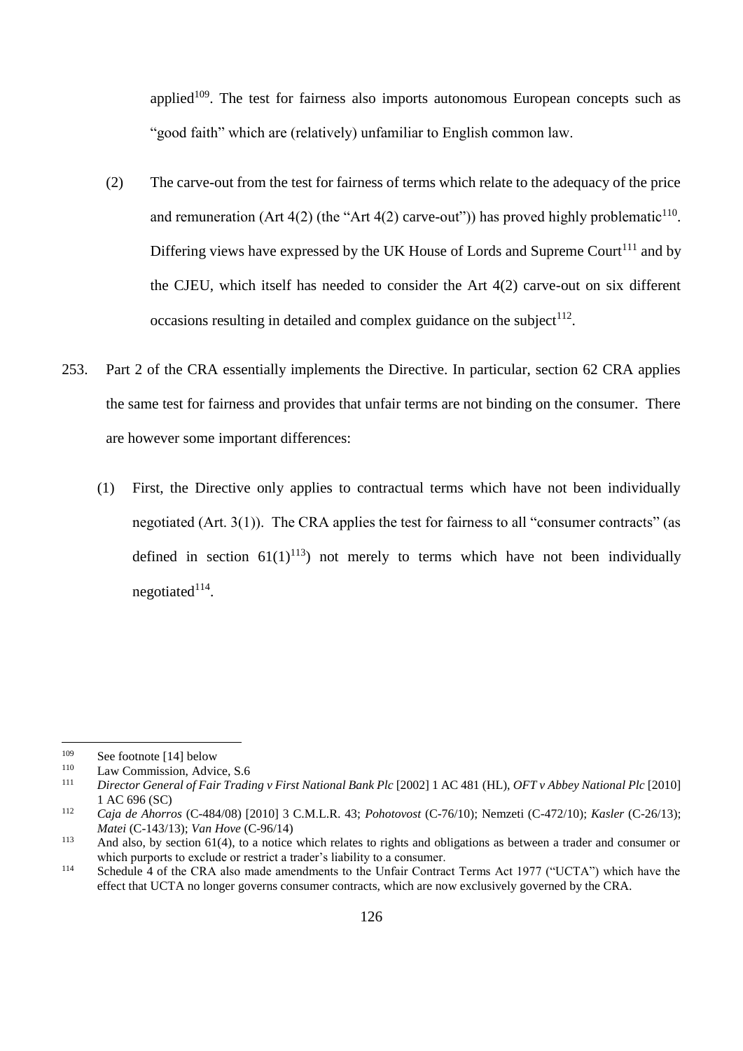applied[109]. The test for fairness also imports autonomous European concepts such as "good faith" which are (relatively) unfamiliar to English common law.

(2) The carve-out from the test for fairness of terms which relate to the adequacy of the price and remuneration (Art 4(2) (the "Art 4(2) carve-out")) has proved highly problematic[110]. Differing views have expressed by the UK House of Lords and Supreme Court[111] and by the CJEU, which itself has needed to consider the Art 4(2) carve-out on six different occasions resulting in detailed and complex guidance on the subject[112].

253. Part 2 of the CRA essentially implements the Directive. In particular, section 62 CRA applies the same test for fairness and provides that unfair terms are not binding on the consumer. There are however some important differences:

(1) First, the Directive only applies to contractual terms which have not been individually negotiated (Art. 3(1)). The CRA applies the test for fairness to all "consumer contracts" (as defined in section 61(1)[113]) not merely to terms which have not been individually negotiated[114].

---

[109] See footnote [14] below

[110] Law Commission, Advice, S.6

[111] *Director General of Fair Trading v First National Bank Plc* [2002] 1 AC 481 (HL), *OFT v Abbey National Plc* [2010] 1 AC 696 (SC)

[112] *Caja de Ahorros* (C-484/08) [2010] 3 C.M.L.R. 43; *Pohotovost* (C-76/10); Nemzeti (C-472/10); *Kasler* (C-26/13); *Matei* (C-143/13); *Van Hove* (C-96/14)

[113] And also, by section 61(4), to a notice which relates to rights and obligations as between a trader and consumer or which purports to exclude or restrict a trader's liability to a consumer.

[114] Schedule 4 of the CRA also made amendments to the Unfair Contract Terms Act 1977 ("UCTA") which have the effect that UCTA no longer governs consumer contracts, which are now exclusively governed by the CRA.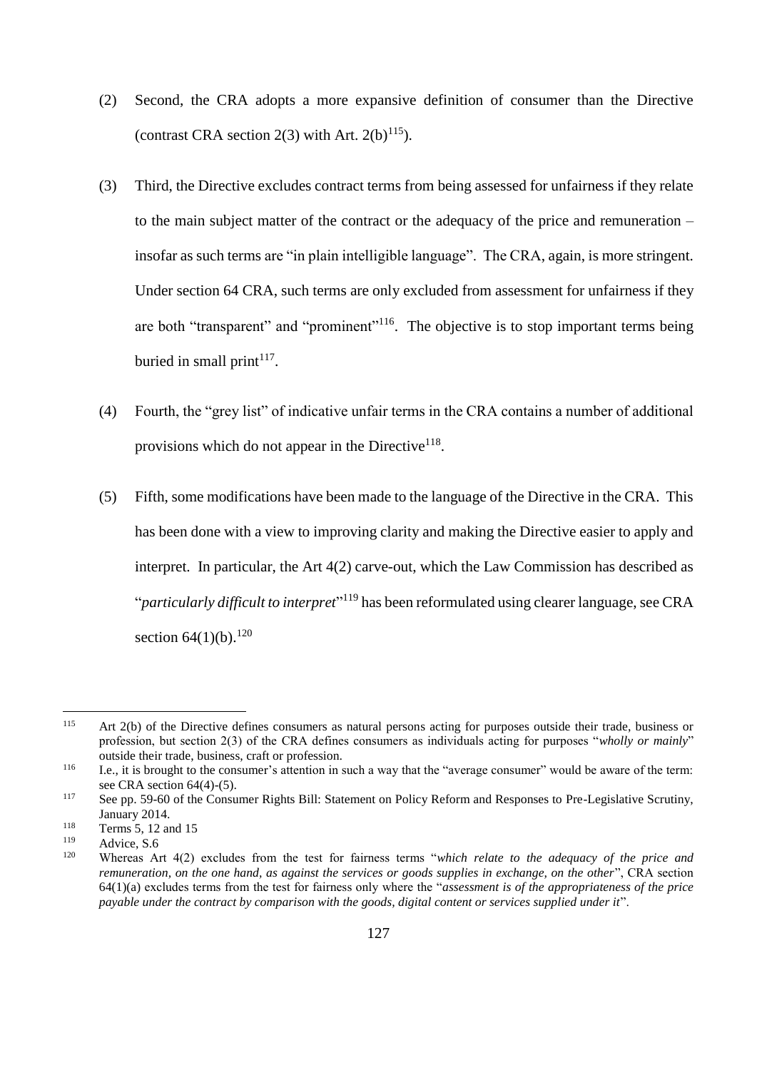(2) Second, the CRA adopts a more expansive definition of consumer than the Directive (contrast CRA section 2(3) with Art. 2(b)[115]).

(3) Third, the Directive excludes contract terms from being assessed for unfairness if they relate to the main subject matter of the contract or the adequacy of the price and remuneration – insofar as such terms are "in plain intelligible language". The CRA, again, is more stringent. Under section 64 CRA, such terms are only excluded from assessment for unfairness if they are both "transparent" and "prominent"[116]. The objective is to stop important terms being buried in small print[117].

(4) Fourth, the "grey list" of indicative unfair terms in the CRA contains a number of additional provisions which do not appear in the Directive[118].

(5) Fifth, some modifications have been made to the language of the Directive in the CRA. This has been done with a view to improving clarity and making the Directive easier to apply and interpret. In particular, the Art 4(2) carve-out, which the Law Commission has described as "*particularly difficult to interpret*"[119] has been reformulated using clearer language, see CRA section 64(1)(b).[120]

---

[115] Art 2(b) of the Directive defines consumers as natural persons acting for purposes outside their trade, business or profession, but section 2(3) of the CRA defines consumers as individuals acting for purposes "*wholly or mainly*" outside their trade, business, craft or profession.

[116] I.e., it is brought to the consumer's attention in such a way that the "average consumer" would be aware of the term: see CRA section 64(4)-(5).

[117] See pp. 59-60 of the Consumer Rights Bill: Statement on Policy Reform and Responses to Pre-Legislative Scrutiny, January 2014.

[118] Terms 5, 12 and 15

[119] Advice, S.6

[120] Whereas Art 4(2) excludes from the test for fairness terms "*which relate to the adequacy of the price and remuneration, on the one hand, as against the services or goods supplies in exchange, on the other*", CRA section 64(1)(a) excludes terms from the test for fairness only where the "*assessment is of the appropriateness of the price payable under the contract by comparison with the goods, digital content or services supplied under it*".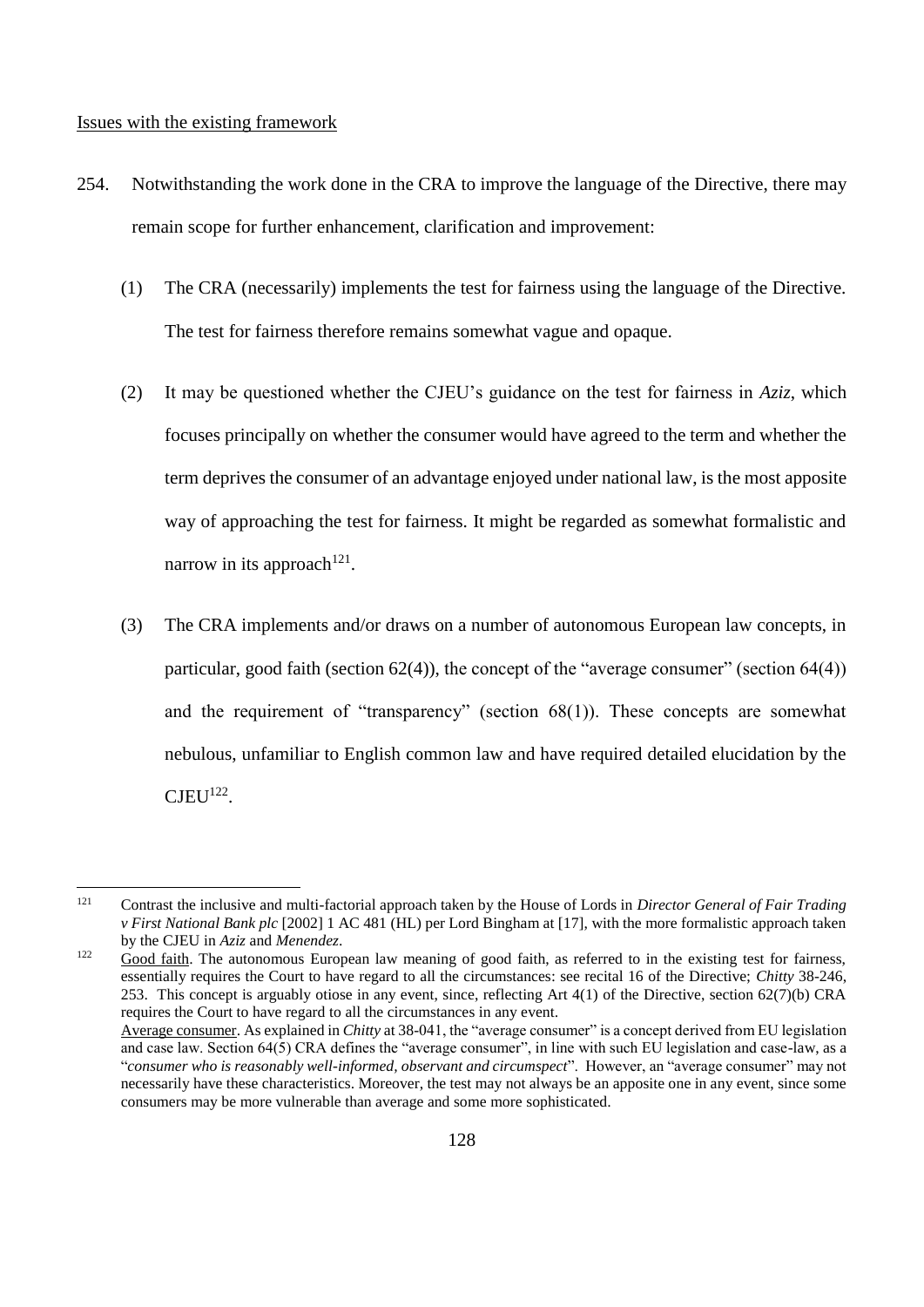Issues with the existing framework

254. Notwithstanding the work done in the CRA to improve the language of the Directive, there may remain scope for further enhancement, clarification and improvement:

(1) The CRA (necessarily) implements the test for fairness using the language of the Directive. The test for fairness therefore remains somewhat vague and opaque.

(2) It may be questioned whether the CJEU's guidance on the test for fairness in *Aziz*, which focuses principally on whether the consumer would have agreed to the term and whether the term deprives the consumer of an advantage enjoyed under national law, is the most apposite way of approaching the test for fairness. It might be regarded as somewhat formalistic and narrow in its approach[121].

(3) The CRA implements and/or draws on a number of autonomous European law concepts, in particular, good faith (section 62(4)), the concept of the "average consumer" (section 64(4)) and the requirement of "transparency" (section 68(1)). These concepts are somewhat nebulous, unfamiliar to English common law and have required detailed elucidation by the CJEU[122].

---

[121] Contrast the inclusive and multi-factorial approach taken by the House of Lords in *Director General of Fair Trading v First National Bank plc* [2002] 1 AC 481 (HL) per Lord Bingham at [17], with the more formalistic approach taken by the CJEU in *Aziz* and *Menendez*.

[122] Good faith. The autonomous European law meaning of good faith, as referred to in the existing test for fairness, essentially requires the Court to have regard to all the circumstances: see recital 16 of the Directive; *Chitty* 38-246, 253. This concept is arguably otiose in any event, since, reflecting Art 4(1) of the Directive, section 62(7)(b) CRA requires the Court to have regard to all the circumstances in any event.
Average consumer. As explained in *Chitty* at 38-041, the "average consumer" is a concept derived from EU legislation and case law. Section 64(5) CRA defines the "average consumer", in line with such EU legislation and case-law, as a "*consumer who is reasonably well-informed, observant and circumspect*". However, an "average consumer" may not necessarily have these characteristics. Moreover, the test may not always be an apposite one in any event, since some consumers may be more vulnerable than average and some more sophisticated.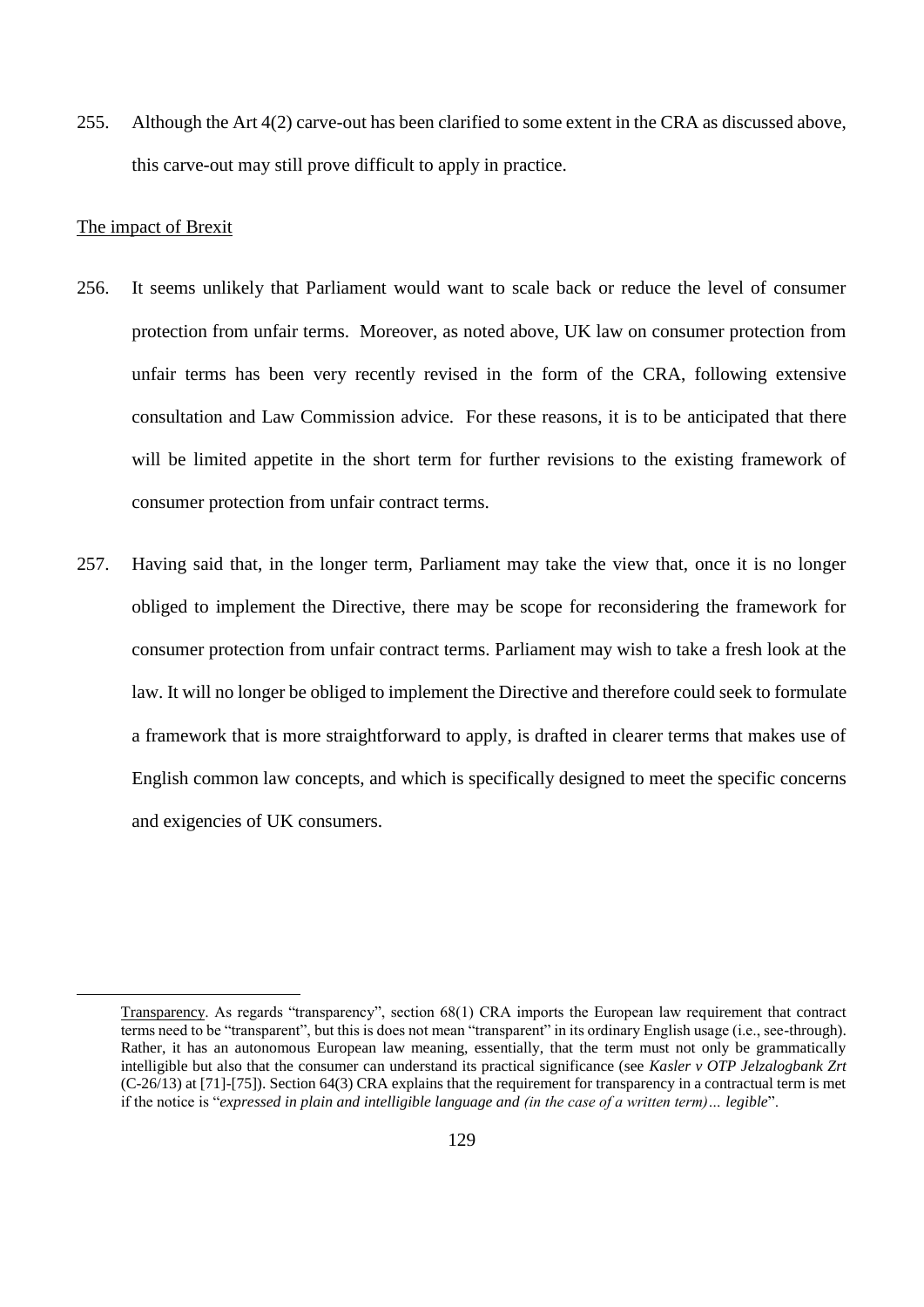255. Although the Art 4(2) carve-out has been clarified to some extent in the CRA as discussed above, this carve-out may still prove difficult to apply in practice.

<u>The impact of Brexit</u>

256. It seems unlikely that Parliament would want to scale back or reduce the level of consumer protection from unfair terms. Moreover, as noted above, UK law on consumer protection from unfair terms has been very recently revised in the form of the CRA, following extensive consultation and Law Commission advice. For these reasons, it is to be anticipated that there will be limited appetite in the short term for further revisions to the existing framework of consumer protection from unfair contract terms.

257. Having said that, in the longer term, Parliament may take the view that, once it is no longer obliged to implement the Directive, there may be scope for reconsidering the framework for consumer protection from unfair contract terms. Parliament may wish to take a fresh look at the law. It will no longer be obliged to implement the Directive and therefore could seek to formulate a framework that is more straightforward to apply, is drafted in clearer terms that makes use of English common law concepts, and which is specifically designed to meet the specific concerns and exigencies of UK consumers.

---

<u>Transparency</u>. As regards "transparency", section 68(1) CRA imports the European law requirement that contract terms need to be "transparent", but this is does not mean "transparent" in its ordinary English usage (i.e., see-through). Rather, it has an autonomous European law meaning, essentially, that the term must not only be grammatically intelligible but also that the consumer can understand its practical significance (see *Kasler v OTP Jelzalogbank Zrt* (C-26/13) at [71]-[75]). Section 64(3) CRA explains that the requirement for transparency in a contractual term is met if the notice is "*expressed in plain and intelligible language and (in the case of a written term)… legible*".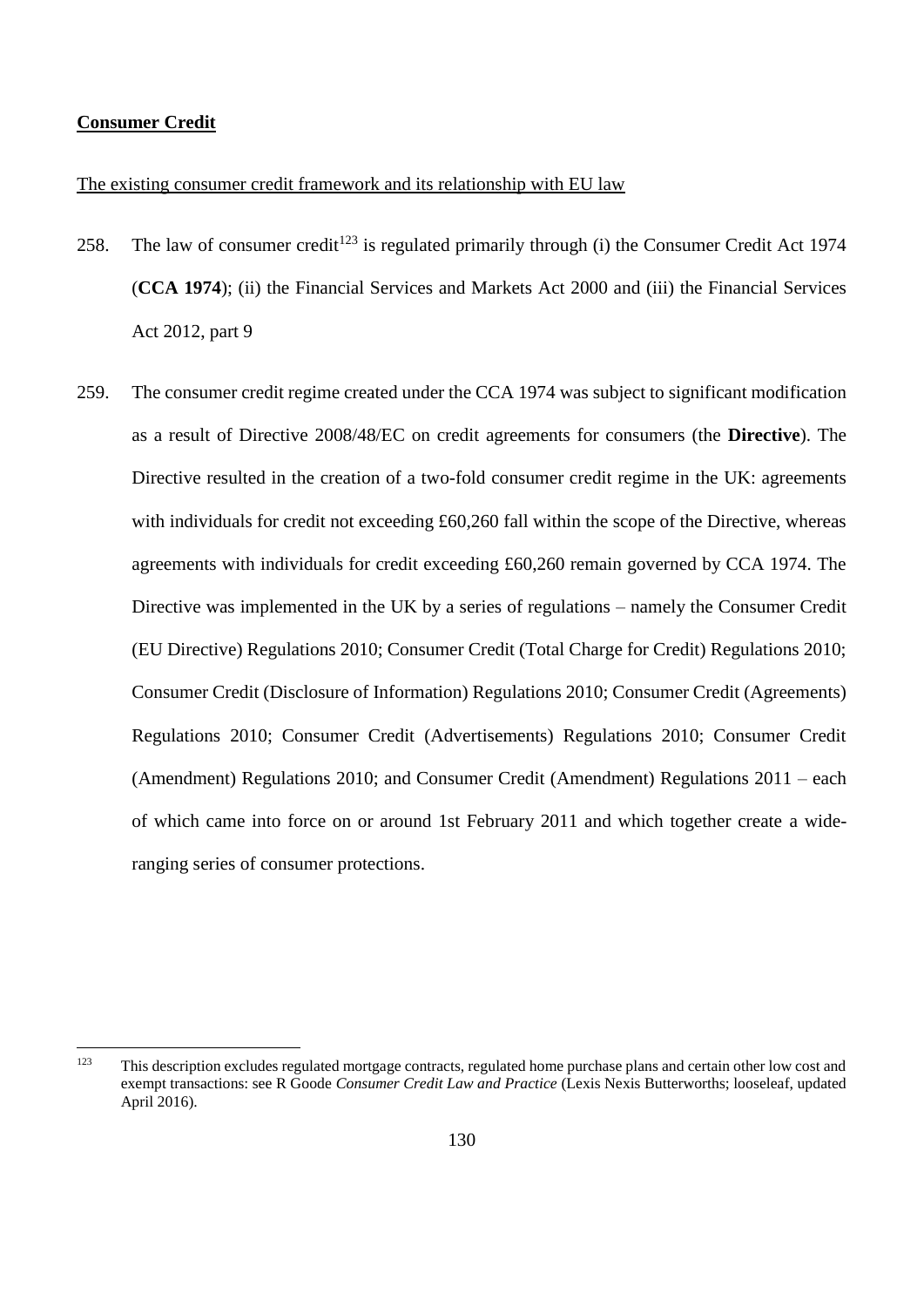**Consumer Credit**

The existing consumer credit framework and its relationship with EU law

258. The law of consumer credit[123] is regulated primarily through (i) the Consumer Credit Act 1974 (**CCA 1974**); (ii) the Financial Services and Markets Act 2000 and (iii) the Financial Services Act 2012, part 9

259. The consumer credit regime created under the CCA 1974 was subject to significant modification as a result of Directive 2008/48/EC on credit agreements for consumers (the **Directive**). The Directive resulted in the creation of a two-fold consumer credit regime in the UK: agreements with individuals for credit not exceeding £60,260 fall within the scope of the Directive, whereas agreements with individuals for credit exceeding £60,260 remain governed by CCA 1974. The Directive was implemented in the UK by a series of regulations – namely the Consumer Credit (EU Directive) Regulations 2010; Consumer Credit (Total Charge for Credit) Regulations 2010; Consumer Credit (Disclosure of Information) Regulations 2010; Consumer Credit (Agreements) Regulations 2010; Consumer Credit (Advertisements) Regulations 2010; Consumer Credit (Amendment) Regulations 2010; and Consumer Credit (Amendment) Regulations 2011 – each of which came into force on or around 1st February 2011 and which together create a wide-ranging series of consumer protections.

[123] This description excludes regulated mortgage contracts, regulated home purchase plans and certain other low cost and exempt transactions: see R Goode *Consumer Credit Law and Practice* (Lexis Nexis Butterworths; looseleaf, updated April 2016).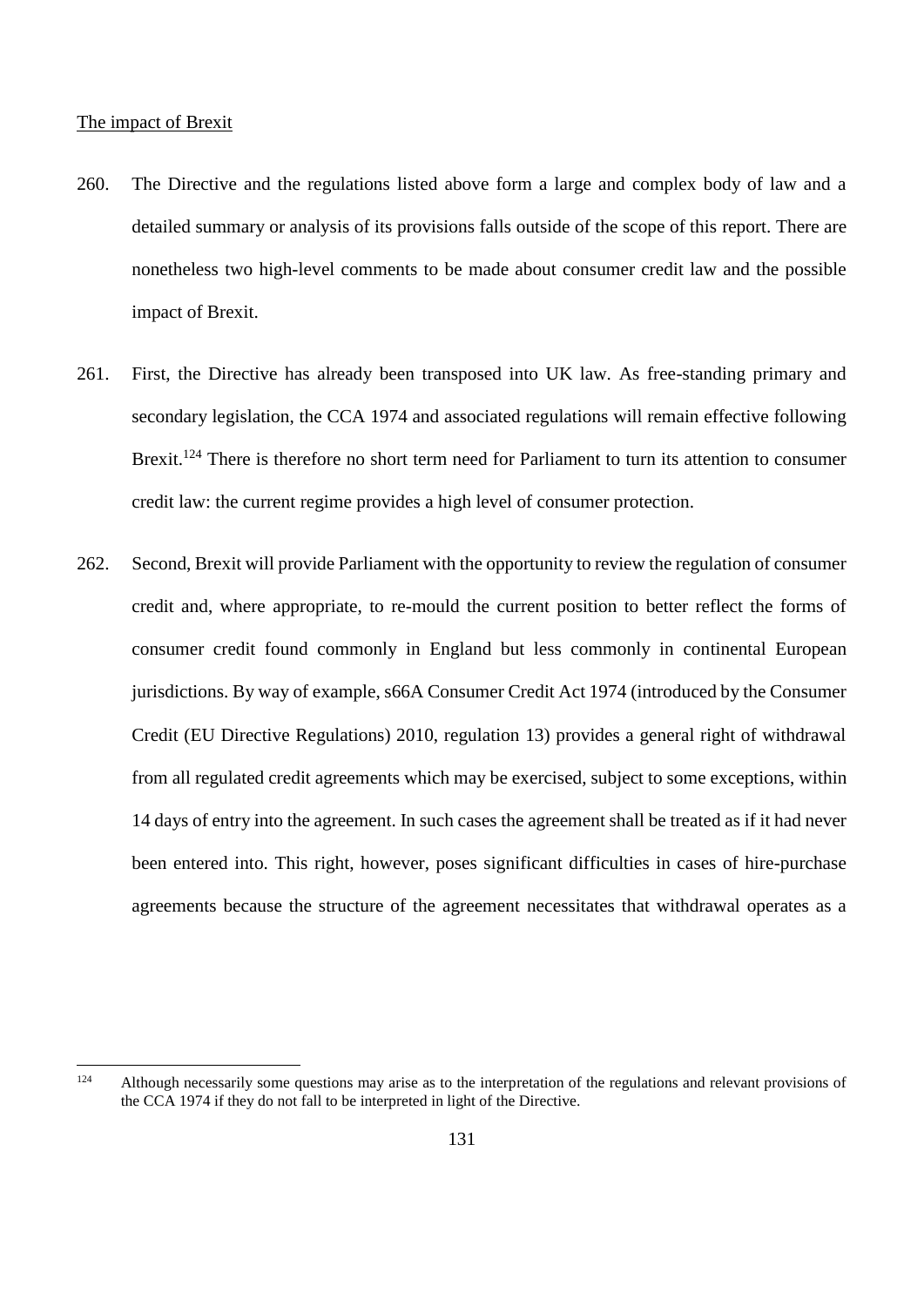<u>The impact of Brexit</u>

260. The Directive and the regulations listed above form a large and complex body of law and a detailed summary or analysis of its provisions falls outside of the scope of this report. There are nonetheless two high-level comments to be made about consumer credit law and the possible impact of Brexit.

261. First, the Directive has already been transposed into UK law. As free-standing primary and secondary legislation, the CCA 1974 and associated regulations will remain effective following Brexit.[124] There is therefore no short term need for Parliament to turn its attention to consumer credit law: the current regime provides a high level of consumer protection.

262. Second, Brexit will provide Parliament with the opportunity to review the regulation of consumer credit and, where appropriate, to re-mould the current position to better reflect the forms of consumer credit found commonly in England but less commonly in continental European jurisdictions. By way of example, s66A Consumer Credit Act 1974 (introduced by the Consumer Credit (EU Directive Regulations) 2010, regulation 13) provides a general right of withdrawal from all regulated credit agreements which may be exercised, subject to some exceptions, within 14 days of entry into the agreement. In such cases the agreement shall be treated as if it had never been entered into. This right, however, poses significant difficulties in cases of hire-purchase agreements because the structure of the agreement necessitates that withdrawal operates as a

---

[124] Although necessarily some questions may arise as to the interpretation of the regulations and relevant provisions of the CCA 1974 if they do not fall to be interpreted in light of the Directive.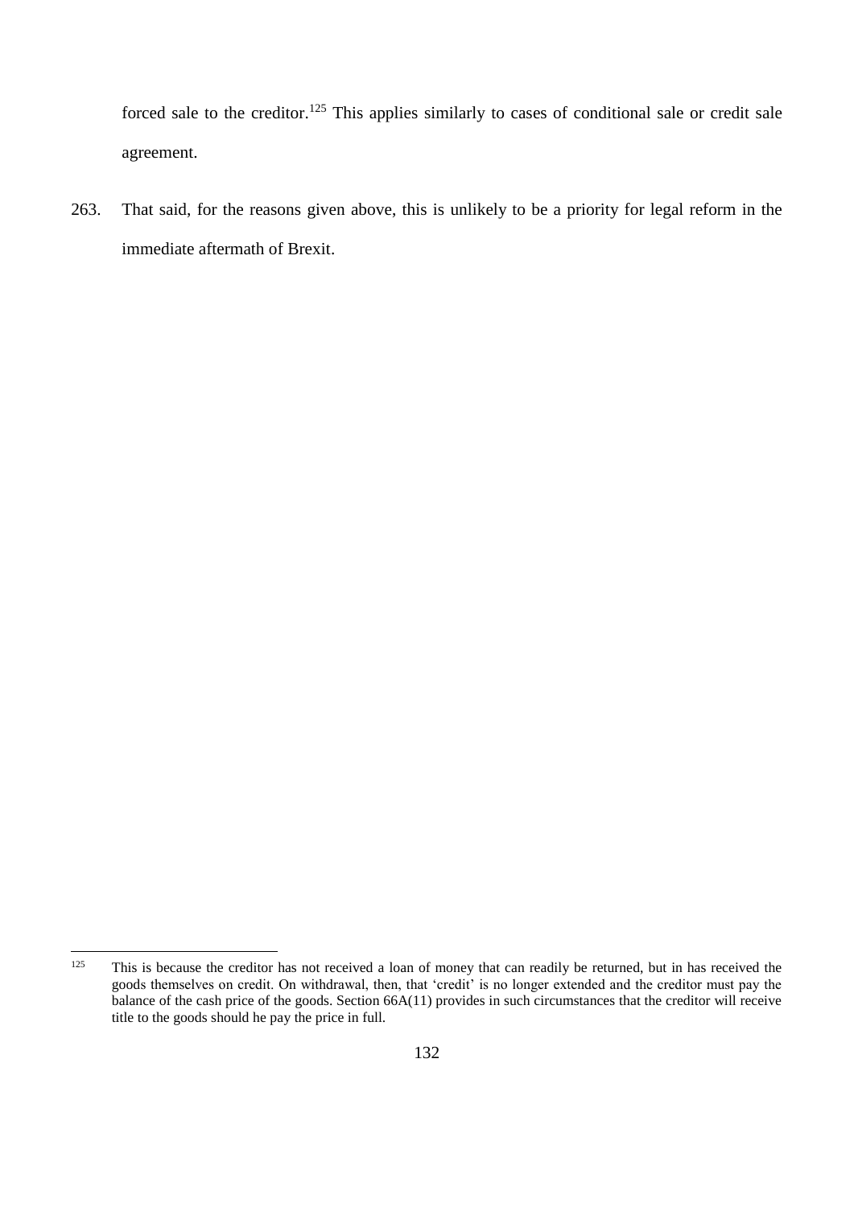forced sale to the creditor.[125] This applies similarly to cases of conditional sale or credit sale agreement.

263. That said, for the reasons given above, this is unlikely to be a priority for legal reform in the immediate aftermath of Brexit.

---

[125] This is because the creditor has not received a loan of money that can readily be returned, but in has received the goods themselves on credit. On withdrawal, then, that 'credit' is no longer extended and the creditor must pay the balance of the cash price of the goods. Section 66A(11) provides in such circumstances that the creditor will receive title to the goods should he pay the price in full.